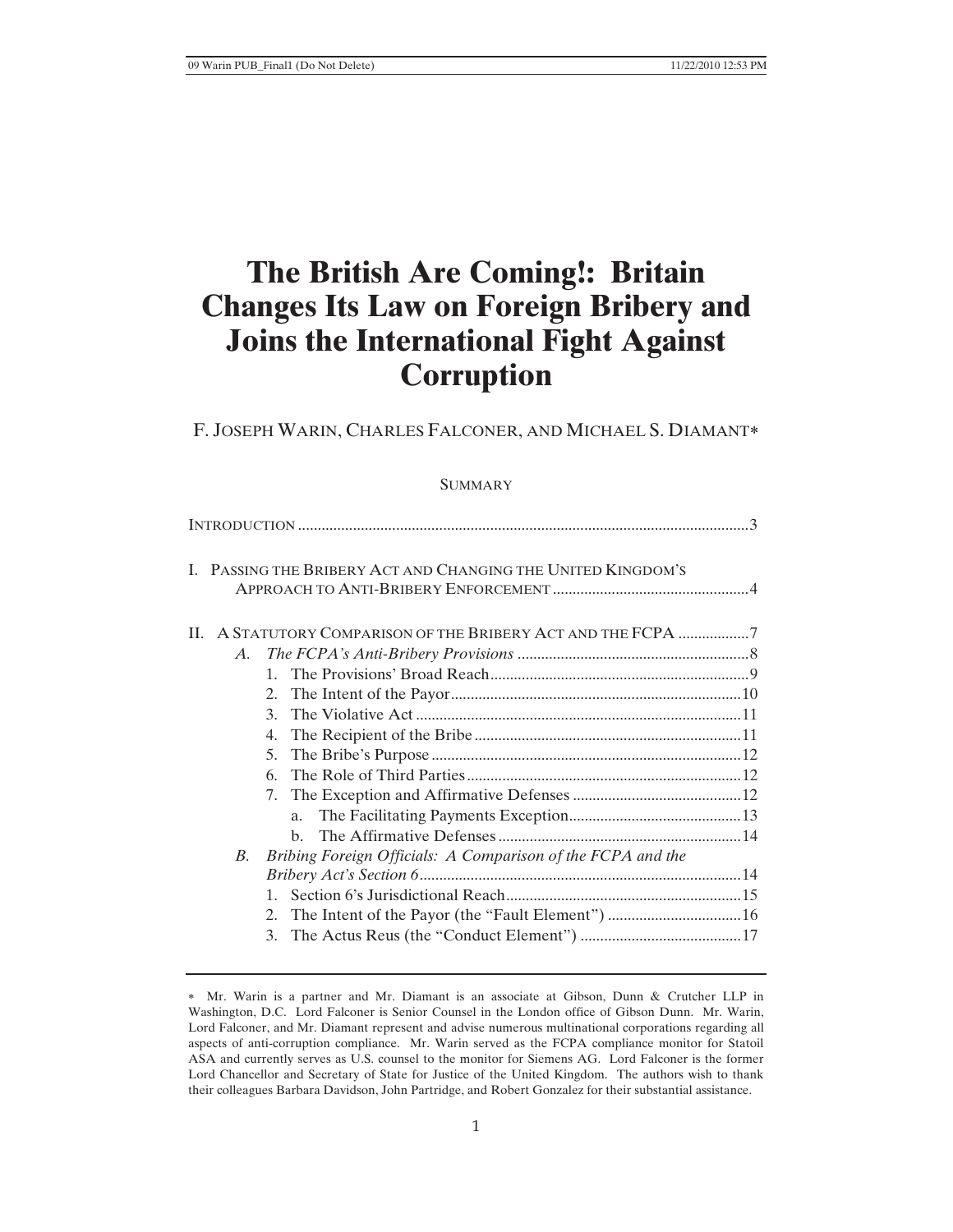# The British Are Coming!: Britain Changes Its Law on Foreign Bribery and Joins the International Fight Against Corruption

F. JOSEPH WARIN, CHARLES FALCONER, AND MICHAEL S. DIAMANT*

SUMMARY

INTRODUCTION .......... 3

I. PASSING THE BRIBERY ACT AND CHANGING THE UNITED KINGDOM'S APPROACH TO ANTI-BRIBERY ENFORCEMENT .......... 4

II. A STATUTORY COMPARISON OF THE BRIBERY ACT AND THE FCPA .......... 7

- *A. The FCPA's Anti-Bribery Provisions* .......... 8
  1. The Provisions' Broad Reach .......... 9
  2. The Intent of the Payor .......... 10
  3. The Violative Act .......... 11
  4. The Recipient of the Bribe .......... 11
  5. The Bribe's Purpose .......... 12
  6. The Role of Third Parties .......... 12
  7. The Exception and Affirmative Defenses .......... 12
     - a. The Facilitating Payments Exception .......... 13
     - b. The Affirmative Defenses .......... 14
- *B. Bribing Foreign Officials: A Comparison of the FCPA and the Bribery Act's Section 6* .......... 14
  1. Section 6's Jurisdictional Reach .......... 15
  2. The Intent of the Payor (the "Fault Element") .......... 16
  3. The Actus Reus (the "Conduct Element") .......... 17

---

\* Mr. Warin is a partner and Mr. Diamant is an associate at Gibson, Dunn & Crutcher LLP in Washington, D.C. Lord Falconer is Senior Counsel in the London office of Gibson Dunn. Mr. Warin, Lord Falconer, and Mr. Diamant represent and advise numerous multinational corporations regarding all aspects of anti-corruption compliance. Mr. Warin served as the FCPA compliance monitor for Statoil ASA and currently serves as U.S. counsel to the monitor for Siemens AG. Lord Falconer is the former Lord Chancellor and Secretary of State for Justice of the United Kingdom. The authors wish to thank their colleagues Barbara Davidson, John Partridge, and Robert Gonzalez for their substantial assistance.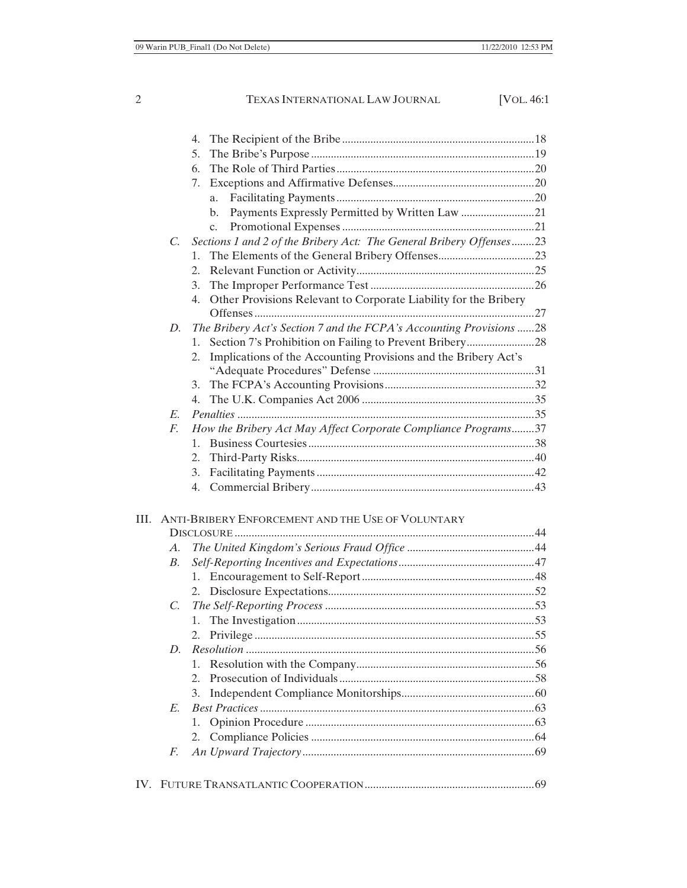4. The Recipient of the Bribe ... 18
5. The Bribe's Purpose ... 19
6. The Role of Third Parties ... 20
7. Exceptions and Affirmative Defenses ... 20
   - a. Facilitating Payments ... 20
   - b. Payments Expressly Permitted by Written Law ... 21
   - c. Promotional Expenses ... 21

*C. Sections 1 and 2 of the Bribery Act: The General Bribery Offenses* ... 23

1. The Elements of the General Bribery Offenses ... 23
2. Relevant Function or Activity ... 25
3. The Improper Performance Test ... 26
4. Other Provisions Relevant to Corporate Liability for the Bribery Offenses ... 27

*D. The Bribery Act's Section 7 and the FCPA's Accounting Provisions* ... 28

1. Section 7's Prohibition on Failing to Prevent Bribery ... 28
2. Implications of the Accounting Provisions and the Bribery Act's "Adequate Procedures" Defense ... 31
3. The FCPA's Accounting Provisions ... 32
4. The U.K. Companies Act 2006 ... 35

*E. Penalties* ... 35

*F. How the Bribery Act May Affect Corporate Compliance Programs* ... 37

1. Business Courtesies ... 38
2. Third-Party Risks ... 40
3. Facilitating Payments ... 42
4. Commercial Bribery ... 43

III. ANTI-BRIBERY ENFORCEMENT AND THE USE OF VOLUNTARY DISCLOSURE ... 44

*A. The United Kingdom's Serious Fraud Office* ... 44

*B. Self-Reporting Incentives and Expectations* ... 47

1. Encouragement to Self-Report ... 48
2. Disclosure Expectations ... 52

*C. The Self-Reporting Process* ... 53

1. The Investigation ... 53
2. Privilege ... 55

*D. Resolution* ... 56

1. Resolution with the Company ... 56
2. Prosecution of Individuals ... 58
3. Independent Compliance Monitorships ... 60

*E. Best Practices* ... 63

1. Opinion Procedure ... 63
2. Compliance Policies ... 64

*F. An Upward Trajectory* ... 69

IV. FUTURE TRANSATLANTIC COOPERATION ... 69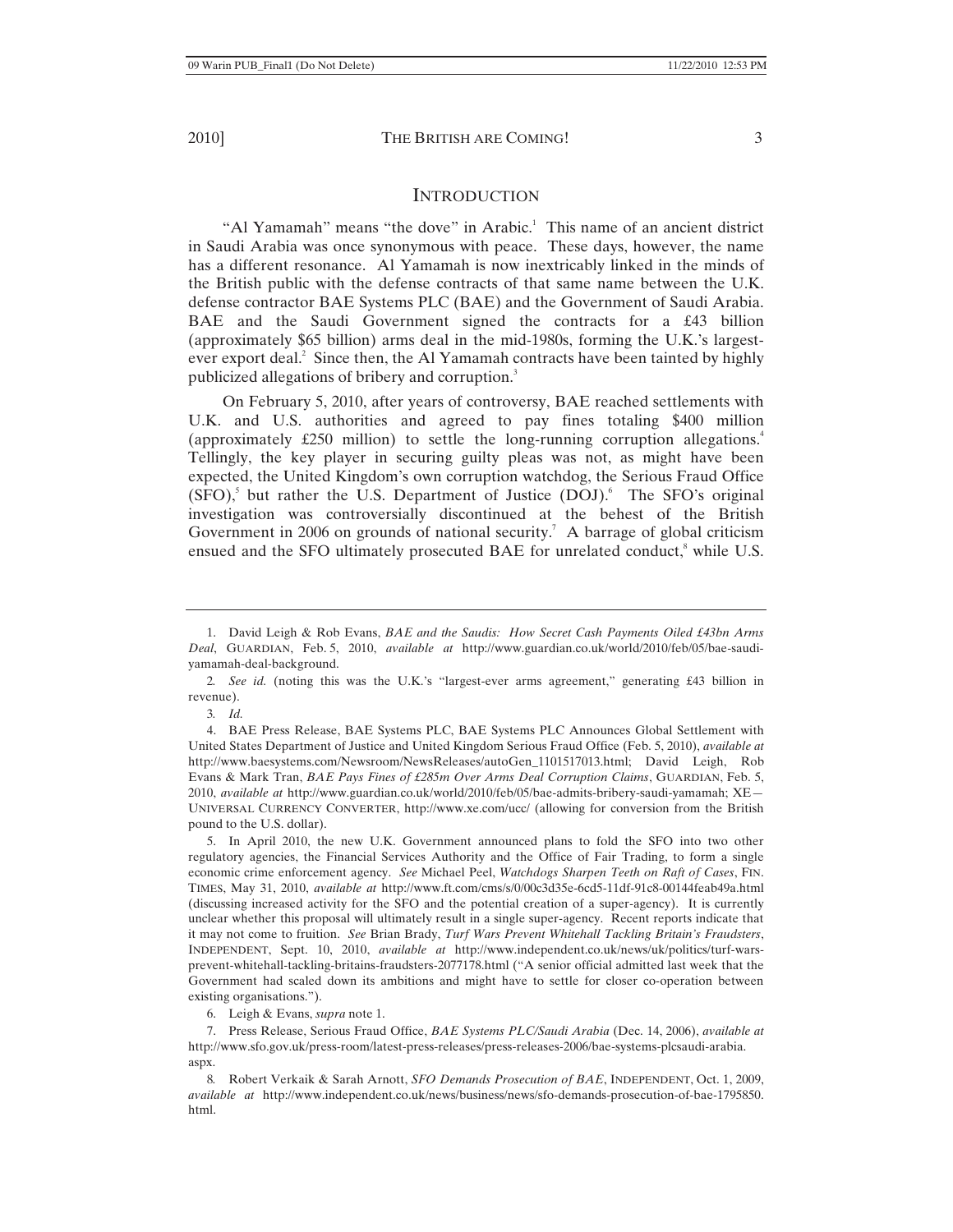# INTRODUCTION

"Al Yamamah" means "the dove" in Arabic.[1] This name of an ancient district in Saudi Arabia was once synonymous with peace. These days, however, the name has a different resonance. Al Yamamah is now inextricably linked in the minds of the British public with the defense contracts of that same name between the U.K. defense contractor BAE Systems PLC (BAE) and the Government of Saudi Arabia. BAE and the Saudi Government signed the contracts for a £43 billion (approximately $65 billion) arms deal in the mid-1980s, forming the U.K.'s largest-ever export deal.[2] Since then, the Al Yamamah contracts have been tainted by highly publicized allegations of bribery and corruption.[3]

On February 5, 2010, after years of controversy, BAE reached settlements with U.K. and U.S. authorities and agreed to pay fines totaling $400 million (approximately £250 million) to settle the long-running corruption allegations.[4] Tellingly, the key player in securing guilty pleas was not, as might have been expected, the United Kingdom's own corruption watchdog, the Serious Fraud Office (SFO),[5] but rather the U.S. Department of Justice (DOJ).[6] The SFO's original investigation was controversially discontinued at the behest of the British Government in 2006 on grounds of national security.[7] A barrage of global criticism ensued and the SFO ultimately prosecuted BAE for unrelated conduct,[8] while U.S.

---

1. David Leigh & Rob Evans, *BAE and the Saudis: How Secret Cash Payments Oiled £43bn Arms Deal*, GUARDIAN, Feb. 5, 2010, *available at* http://www.guardian.co.uk/world/2010/feb/05/bae-saudi-yamamah-deal-background.

2. *See id.* (noting this was the U.K.'s "largest-ever arms agreement," generating £43 billion in revenue).

3. *Id.*

4. BAE Press Release, BAE Systems PLC, BAE Systems PLC Announces Global Settlement with United States Department of Justice and United Kingdom Serious Fraud Office (Feb. 5, 2010), *available at* http://www.baesystems.com/Newsroom/NewsReleases/autoGen_1101517013.html; David Leigh, Rob Evans & Mark Tran, *BAE Pays Fines of £285m Over Arms Deal Corruption Claims*, GUARDIAN, Feb. 5, 2010, *available at* http://www.guardian.co.uk/world/2010/feb/05/bae-admits-bribery-saudi-yamamah; XE—UNIVERSAL CURRENCY CONVERTER, http://www.xe.com/ucc/ (allowing for conversion from the British pound to the U.S. dollar).

5. In April 2010, the new U.K. Government announced plans to fold the SFO into two other regulatory agencies, the Financial Services Authority and the Office of Fair Trading, to form a single economic crime enforcement agency. *See* Michael Peel, *Watchdogs Sharpen Teeth on Raft of Cases*, FIN. TIMES, May 31, 2010, *available at* http://www.ft.com/cms/s/0/00c3d35e-6cd5-11df-91c8-00144feab49a.html (discussing increased activity for the SFO and the potential creation of a super-agency). It is currently unclear whether this proposal will ultimately result in a single super-agency. Recent reports indicate that it may not come to fruition. *See* Brian Brady, *Turf Wars Prevent Whitehall Tackling Britain's Fraudsters*, INDEPENDENT, Sept. 10, 2010, *available at* http://www.independent.co.uk/news/uk/politics/turf-wars-prevent-whitehall-tackling-britains-fraudsters-2077178.html ("A senior official admitted last week that the Government had scaled down its ambitions and might have to settle for closer co-operation between existing organisations.").

6. Leigh & Evans, *supra* note 1.

7. Press Release, Serious Fraud Office, *BAE Systems PLC/Saudi Arabia* (Dec. 14, 2006), *available at* http://www.sfo.gov.uk/press-room/latest-press-releases/press-releases-2006/bae-systems-plcsaudi-arabia.aspx.

8. Robert Verkaik & Sarah Arnott, *SFO Demands Prosecution of BAE*, INDEPENDENT, Oct. 1, 2009, *available at* http://www.independent.co.uk/news/business/news/sfo-demands-prosecution-of-bae-1795850.html.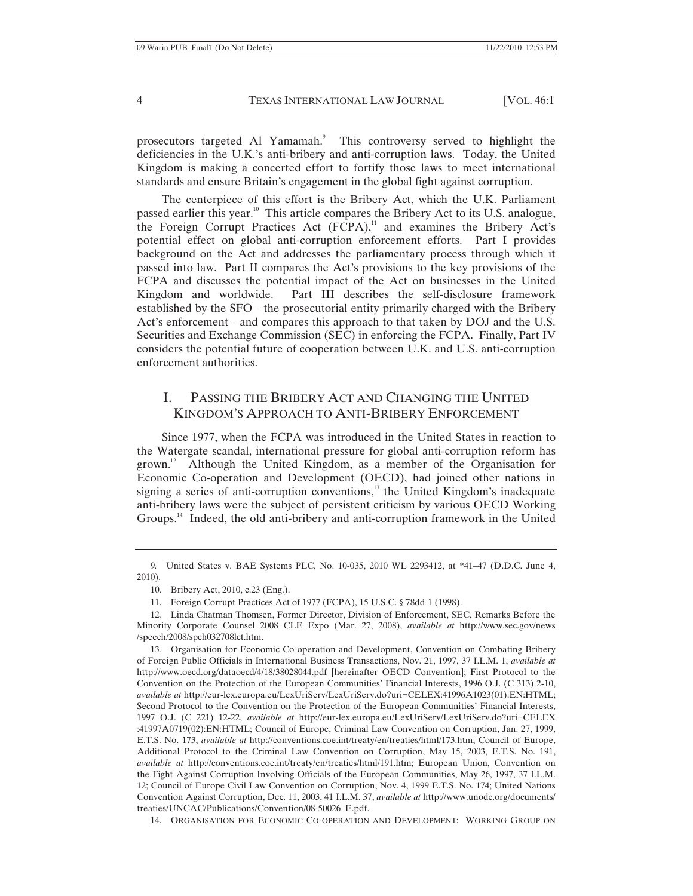prosecutors targeted Al Yamamah.[9] This controversy served to highlight the deficiencies in the U.K.'s anti-bribery and anti-corruption laws. Today, the United Kingdom is making a concerted effort to fortify those laws to meet international standards and ensure Britain's engagement in the global fight against corruption.

The centerpiece of this effort is the Bribery Act, which the U.K. Parliament passed earlier this year.[10] This article compares the Bribery Act to its U.S. analogue, the Foreign Corrupt Practices Act (FCPA),[11] and examines the Bribery Act's potential effect on global anti-corruption enforcement efforts. Part I provides background on the Act and addresses the parliamentary process through which it passed into law. Part II compares the Act's provisions to the key provisions of the FCPA and discusses the potential impact of the Act on businesses in the United Kingdom and worldwide. Part III describes the self-disclosure framework established by the SFO—the prosecutorial entity primarily charged with the Bribery Act's enforcement—and compares this approach to that taken by DOJ and the U.S. Securities and Exchange Commission (SEC) in enforcing the FCPA. Finally, Part IV considers the potential future of cooperation between U.K. and U.S. anti-corruption enforcement authorities.

## I. PASSING THE BRIBERY ACT AND CHANGING THE UNITED KINGDOM'S APPROACH TO ANTI-BRIBERY ENFORCEMENT

Since 1977, when the FCPA was introduced in the United States in reaction to the Watergate scandal, international pressure for global anti-corruption reform has grown.[12] Although the United Kingdom, as a member of the Organisation for Economic Co-operation and Development (OECD), had joined other nations in signing a series of anti-corruption conventions,[13] the United Kingdom's inadequate anti-bribery laws were the subject of persistent criticism by various OECD Working Groups.[14] Indeed, the old anti-bribery and anti-corruption framework in the United

---

9. United States v. BAE Systems PLC, No. 10-035, 2010 WL 2293412, at *41–47 (D.D.C. June 4, 2010).

10. Bribery Act, 2010, c.23 (Eng.).

11. Foreign Corrupt Practices Act of 1977 (FCPA), 15 U.S.C. § 78dd-1 (1998).

12. Linda Chatman Thomsen, Former Director, Division of Enforcement, SEC, Remarks Before the Minority Corporate Counsel 2008 CLE Expo (Mar. 27, 2008), *available at* http://www.sec.gov/news/speech/2008/spch032708lct.htm.

13. Organisation for Economic Co-operation and Development, Convention on Combating Bribery of Foreign Public Officials in International Business Transactions, Nov. 21, 1997, 37 I.L.M. 1, *available at* http://www.oecd.org/dataoecd/4/18/38028044.pdf [hereinafter OECD Convention]; First Protocol to the Convention on the Protection of the European Communities' Financial Interests, 1996 O.J. (C 313) 2-10, *available at* http://eur-lex.europa.eu/LexUriServ/LexUriServ.do?uri=CELEX:41996A1023(01):EN:HTML; Second Protocol to the Convention on the Protection of the European Communities' Financial Interests, 1997 O.J. (C 221) 12-22, *available at* http://eur-lex.europa.eu/LexUriServ/LexUriServ.do?uri=CELEX:41997A0719(02):EN:HTML; Council of Europe, Criminal Law Convention on Corruption, Jan. 27, 1999, E.T.S. No. 173, *available at* http://conventions.coe.int/treaty/en/treaties/html/173.htm; Council of Europe, Additional Protocol to the Criminal Law Convention on Corruption, May 15, 2003, E.T.S. No. 191, *available at* http://conventions.coe.int/treaty/en/treaties/html/191.htm; European Union, Convention on the Fight Against Corruption Involving Officials of the European Communities, May 26, 1997, 37 I.L.M. 12; Council of Europe Civil Law Convention on Corruption, Nov. 4, 1999 E.T.S. No. 174; United Nations Convention Against Corruption, Dec. 11, 2003, 41 I.L.M. 37, *available at* http://www.unodc.org/documents/treaties/UNCAC/Publications/Convention/08-50026_E.pdf.

14. ORGANISATION FOR ECONOMIC CO-OPERATION AND DEVELOPMENT: WORKING GROUP ON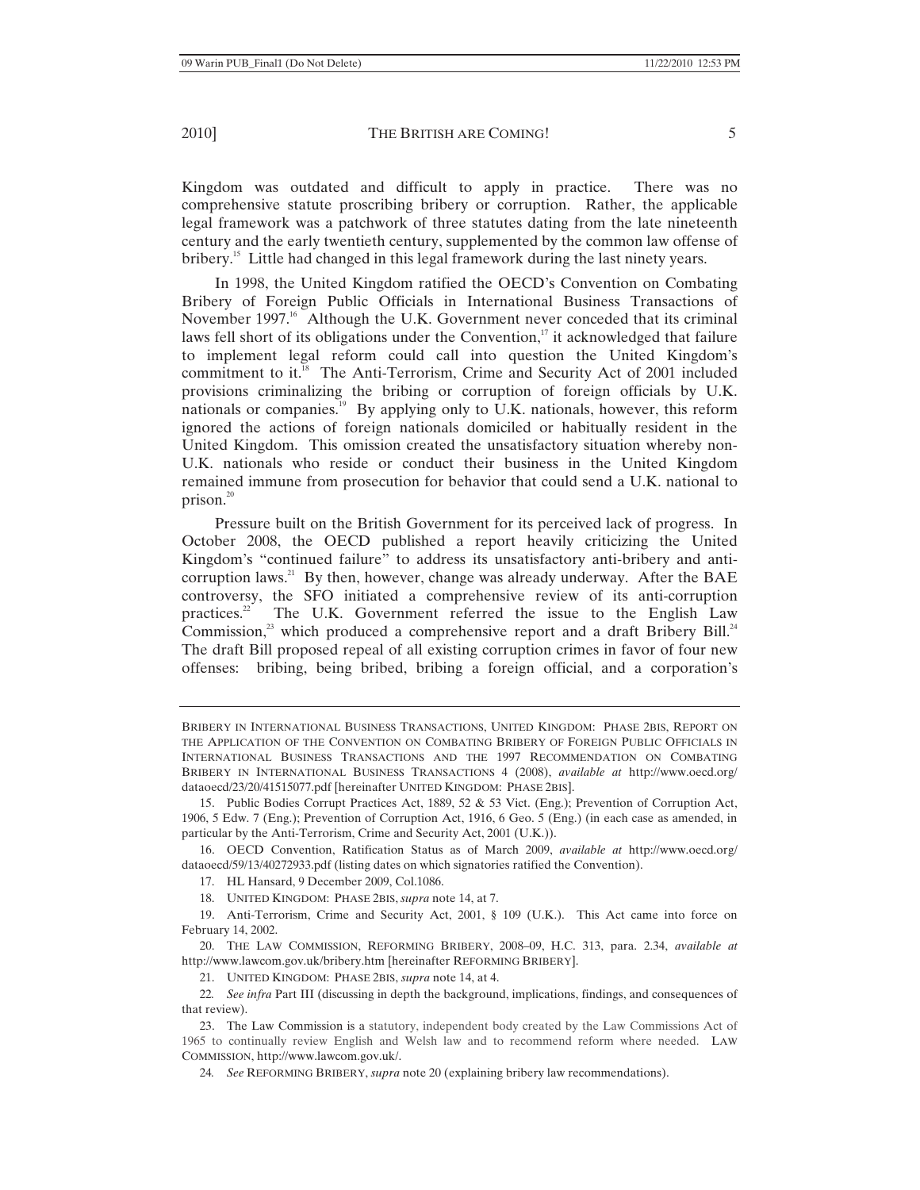Kingdom was outdated and difficult to apply in practice. There was no comprehensive statute proscribing bribery or corruption. Rather, the applicable legal framework was a patchwork of three statutes dating from the late nineteenth century and the early twentieth century, supplemented by the common law offense of bribery.[15] Little had changed in this legal framework during the last ninety years.

In 1998, the United Kingdom ratified the OECD's Convention on Combating Bribery of Foreign Public Officials in International Business Transactions of November 1997.[16] Although the U.K. Government never conceded that its criminal laws fell short of its obligations under the Convention,[17] it acknowledged that failure to implement legal reform could call into question the United Kingdom's commitment to it.[18] The Anti-Terrorism, Crime and Security Act of 2001 included provisions criminalizing the bribing or corruption of foreign officials by U.K. nationals or companies.[19] By applying only to U.K. nationals, however, this reform ignored the actions of foreign nationals domiciled or habitually resident in the United Kingdom. This omission created the unsatisfactory situation whereby non-U.K. nationals who reside or conduct their business in the United Kingdom remained immune from prosecution for behavior that could send a U.K. national to prison.[20]

Pressure built on the British Government for its perceived lack of progress. In October 2008, the OECD published a report heavily criticizing the United Kingdom's "continued failure" to address its unsatisfactory anti-bribery and anti-corruption laws.[21] By then, however, change was already underway. After the BAE controversy, the SFO initiated a comprehensive review of its anti-corruption practices.[22] The U.K. Government referred the issue to the English Law Commission,[23] which produced a comprehensive report and a draft Bribery Bill.[24] The draft Bill proposed repeal of all existing corruption crimes in favor of four new offenses: bribing, being bribed, bribing a foreign official, and a corporation's

---

BRIBERY IN INTERNATIONAL BUSINESS TRANSACTIONS, UNITED KINGDOM: PHASE 2BIS, REPORT ON THE APPLICATION OF THE CONVENTION ON COMBATING BRIBERY OF FOREIGN PUBLIC OFFICIALS IN INTERNATIONAL BUSINESS TRANSACTIONS AND THE 1997 RECOMMENDATION ON COMBATING BRIBERY IN INTERNATIONAL BUSINESS TRANSACTIONS 4 (2008), *available at* http://www.oecd.org/dataoecd/23/20/41515077.pdf [hereinafter UNITED KINGDOM: PHASE 2BIS].

15. Public Bodies Corrupt Practices Act, 1889, 52 & 53 Vict. (Eng.); Prevention of Corruption Act, 1906, 5 Edw. 7 (Eng.); Prevention of Corruption Act, 1916, 6 Geo. 5 (Eng.) (in each case as amended, in particular by the Anti-Terrorism, Crime and Security Act, 2001 (U.K.)).

16. OECD Convention, Ratification Status as of March 2009, *available at* http://www.oecd.org/dataoecd/59/13/40272933.pdf (listing dates on which signatories ratified the Convention).

17. HL Hansard, 9 December 2009, Col.1086.

18. UNITED KINGDOM: PHASE 2BIS, *supra* note 14, at 7.

19. Anti-Terrorism, Crime and Security Act, 2001, § 109 (U.K.). This Act came into force on February 14, 2002.

20. THE LAW COMMISSION, REFORMING BRIBERY, 2008–09, H.C. 313, para. 2.34, *available at* http://www.lawcom.gov.uk/bribery.htm [hereinafter REFORMING BRIBERY].

21. UNITED KINGDOM: PHASE 2BIS, *supra* note 14, at 4.

22. *See infra* Part III (discussing in depth the background, implications, findings, and consequences of that review).

23. The Law Commission is a statutory, independent body created by the Law Commissions Act of 1965 to continually review English and Welsh law and to recommend reform where needed. LAW COMMISSION, http://www.lawcom.gov.uk/.

24. *See* REFORMING BRIBERY, *supra* note 20 (explaining bribery law recommendations).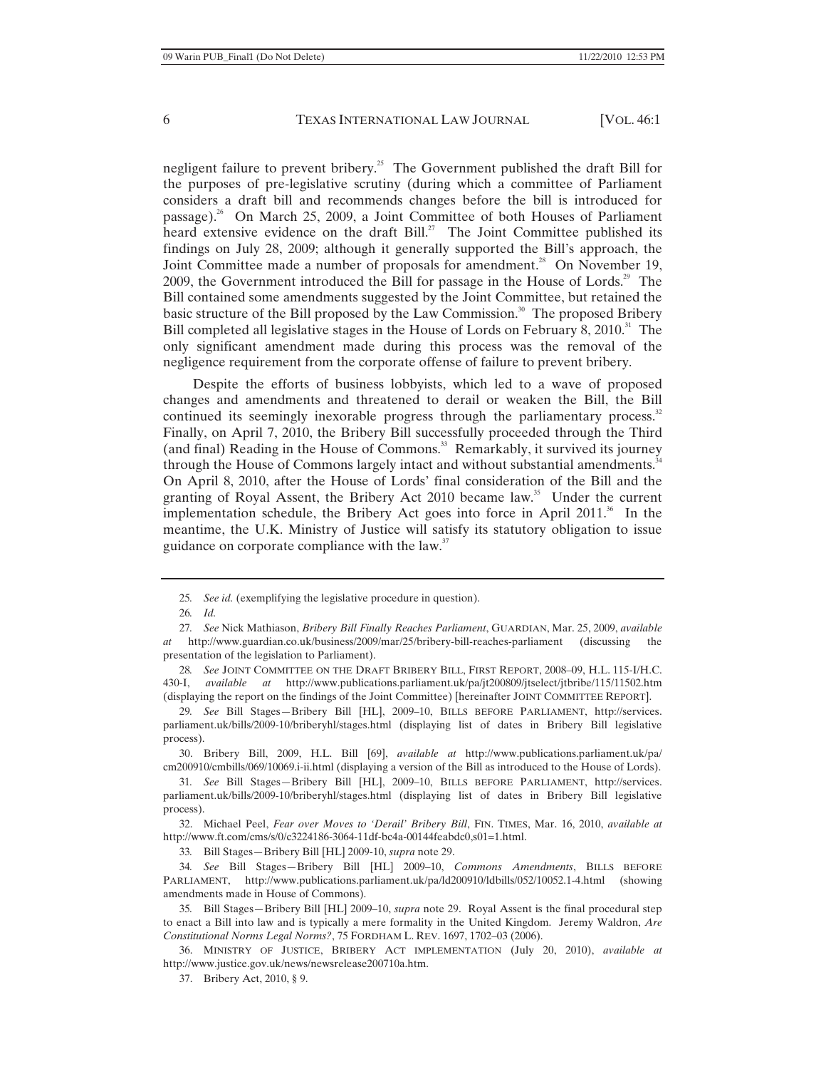negligent failure to prevent bribery.[25] The Government published the draft Bill for the purposes of pre-legislative scrutiny (during which a committee of Parliament considers a draft bill and recommends changes before the bill is introduced for passage).[26] On March 25, 2009, a Joint Committee of both Houses of Parliament heard extensive evidence on the draft Bill.[27] The Joint Committee published its findings on July 28, 2009; although it generally supported the Bill's approach, the Joint Committee made a number of proposals for amendment.[28] On November 19, 2009, the Government introduced the Bill for passage in the House of Lords.[29] The Bill contained some amendments suggested by the Joint Committee, but retained the basic structure of the Bill proposed by the Law Commission.[30] The proposed Bribery Bill completed all legislative stages in the House of Lords on February 8, 2010.[31] The only significant amendment made during this process was the removal of the negligence requirement from the corporate offense of failure to prevent bribery.

Despite the efforts of business lobbyists, which led to a wave of proposed changes and amendments and threatened to derail or weaken the Bill, the Bill continued its seemingly inexorable progress through the parliamentary process.[32] Finally, on April 7, 2010, the Bribery Bill successfully proceeded through the Third (and final) Reading in the House of Commons.[33] Remarkably, it survived its journey through the House of Commons largely intact and without substantial amendments.[34] On April 8, 2010, after the House of Lords' final consideration of the Bill and the granting of Royal Assent, the Bribery Act 2010 became law.[35] Under the current implementation schedule, the Bribery Act goes into force in April 2011.[36] In the meantime, the U.K. Ministry of Justice will satisfy its statutory obligation to issue guidance on corporate compliance with the law.[37]

---

25. *See id.* (exemplifying the legislative procedure in question).

26. *Id.*

27. *See* Nick Mathiason, *Bribery Bill Finally Reaches Parliament*, GUARDIAN, Mar. 25, 2009, *available at* http://www.guardian.co.uk/business/2009/mar/25/bribery-bill-reaches-parliament (discussing the presentation of the legislation to Parliament).

28. *See* JOINT COMMITTEE ON THE DRAFT BRIBERY BILL, FIRST REPORT, 2008–09, H.L. 115-I/H.C. 430-I, *available at* http://www.publications.parliament.uk/pa/jt200809/jtselect/jtbribe/115/11502.htm (displaying the report on the findings of the Joint Committee) [hereinafter JOINT COMMITTEE REPORT].

29. *See* Bill Stages—Bribery Bill [HL], 2009–10, BILLS BEFORE PARLIAMENT, http://services.parliament.uk/bills/2009-10/briberyhl/stages.html (displaying list of dates in Bribery Bill legislative process).

30. Bribery Bill, 2009, H.L. Bill [69], *available at* http://www.publications.parliament.uk/pa/cm200910/cmbills/069/10069.i-ii.html (displaying a version of the Bill as introduced to the House of Lords).

31. *See* Bill Stages—Bribery Bill [HL], 2009–10, BILLS BEFORE PARLIAMENT, http://services.parliament.uk/bills/2009-10/briberyhl/stages.html (displaying list of dates in Bribery Bill legislative process).

32. Michael Peel, *Fear over Moves to 'Derail' Bribery Bill*, FIN. TIMES, Mar. 16, 2010, *available at* http://www.ft.com/cms/s/0/c3224186-3064-11df-bc4a-00144feabdc0,s01=1.html.

33. Bill Stages—Bribery Bill [HL] 2009-10, *supra* note 29.

34. *See* Bill Stages—Bribery Bill [HL] 2009–10, *Commons Amendments*, BILLS BEFORE PARLIAMENT, http://www.publications.parliament.uk/pa/ld200910/ldbills/052/10052.1-4.html (showing amendments made in House of Commons).

35. Bill Stages—Bribery Bill [HL] 2009–10, *supra* note 29. Royal Assent is the final procedural step to enact a Bill into law and is typically a mere formality in the United Kingdom. Jeremy Waldron, *Are Constitutional Norms Legal Norms?*, 75 FORDHAM L. REV. 1697, 1702–03 (2006).

36. MINISTRY OF JUSTICE, BRIBERY ACT IMPLEMENTATION (July 20, 2010), *available at* http://www.justice.gov.uk/news/newsrelease200710a.htm.

37. Bribery Act, 2010, § 9.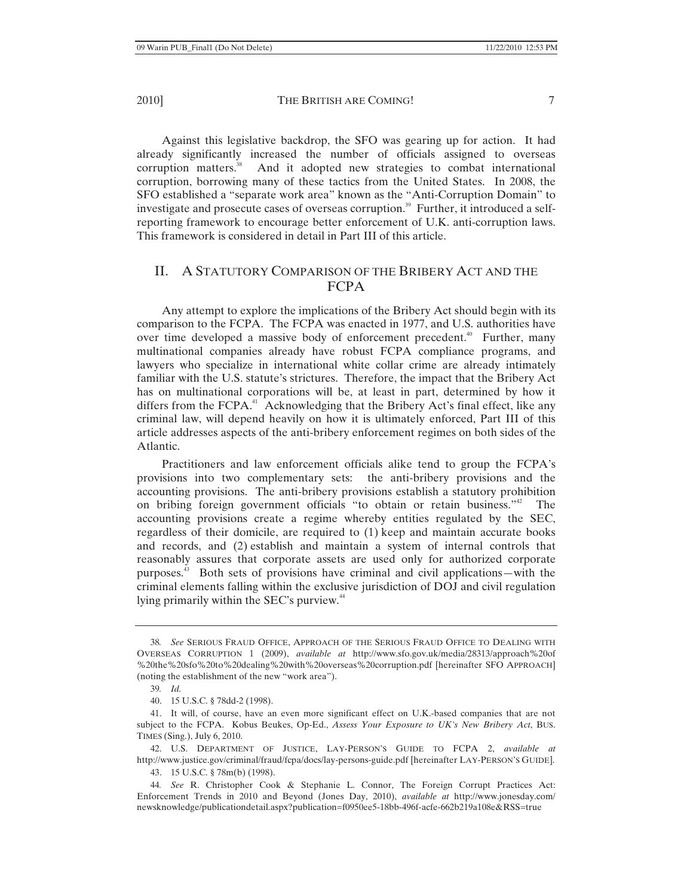Against this legislative backdrop, the SFO was gearing up for action. It had already significantly increased the number of officials assigned to overseas corruption matters.[38] And it adopted new strategies to combat international corruption, borrowing many of these tactics from the United States. In 2008, the SFO established a "separate work area" known as the "Anti-Corruption Domain" to investigate and prosecute cases of overseas corruption.[39] Further, it introduced a self-reporting framework to encourage better enforcement of U.K. anti-corruption laws. This framework is considered in detail in Part III of this article.

## II. A Statutory Comparison of the Bribery Act and the FCPA

Any attempt to explore the implications of the Bribery Act should begin with its comparison to the FCPA. The FCPA was enacted in 1977, and U.S. authorities have over time developed a massive body of enforcement precedent.[40] Further, many multinational companies already have robust FCPA compliance programs, and lawyers who specialize in international white collar crime are already intimately familiar with the U.S. statute's strictures. Therefore, the impact that the Bribery Act has on multinational corporations will be, at least in part, determined by how it differs from the FCPA.[41] Acknowledging that the Bribery Act's final effect, like any criminal law, will depend heavily on how it is ultimately enforced, Part III of this article addresses aspects of the anti-bribery enforcement regimes on both sides of the Atlantic.

Practitioners and law enforcement officials alike tend to group the FCPA's provisions into two complementary sets: the anti-bribery provisions and the accounting provisions. The anti-bribery provisions establish a statutory prohibition on bribing foreign government officials "to obtain or retain business."[42] The accounting provisions create a regime whereby entities regulated by the SEC, regardless of their domicile, are required to (1) keep and maintain accurate books and records, and (2) establish and maintain a system of internal controls that reasonably assures that corporate assets are used only for authorized corporate purposes.[43] Both sets of provisions have criminal and civil applications—with the criminal elements falling within the exclusive jurisdiction of DOJ and civil regulation lying primarily within the SEC's purview.[44]

---

38. *See* SERIOUS FRAUD OFFICE, APPROACH OF THE SERIOUS FRAUD OFFICE TO DEALING WITH OVERSEAS CORRUPTION 1 (2009), *available at* http://www.sfo.gov.uk/media/28313/approach%20of%20the%20sfo%20to%20dealing%20with%20overseas%20corruption.pdf [hereinafter SFO APPROACH] (noting the establishment of the new "work area").

39. *Id.*

40. 15 U.S.C. § 78dd-2 (1998).

41. It will, of course, have an even more significant effect on U.K.-based companies that are not subject to the FCPA. Kobus Beukes, Op-Ed., *Assess Your Exposure to UK's New Bribery Act*, BUS. TIMES (Sing.), July 6, 2010.

42. U.S. DEPARTMENT OF JUSTICE, LAY-PERSON'S GUIDE TO FCPA 2, *available at* http://www.justice.gov/criminal/fraud/fcpa/docs/lay-persons-guide.pdf [hereinafter LAY-PERSON'S GUIDE].

43. 15 U.S.C. § 78m(b) (1998).

44. *See* R. Christopher Cook & Stephanie L. Connor, The Foreign Corrupt Practices Act: Enforcement Trends in 2010 and Beyond (Jones Day, 2010), *available at* http://www.jonesday.com/newsknowledge/publicationdetail.aspx?publication=f0950ee5-18bb-496f-acfe-662b219a108e&RSS=true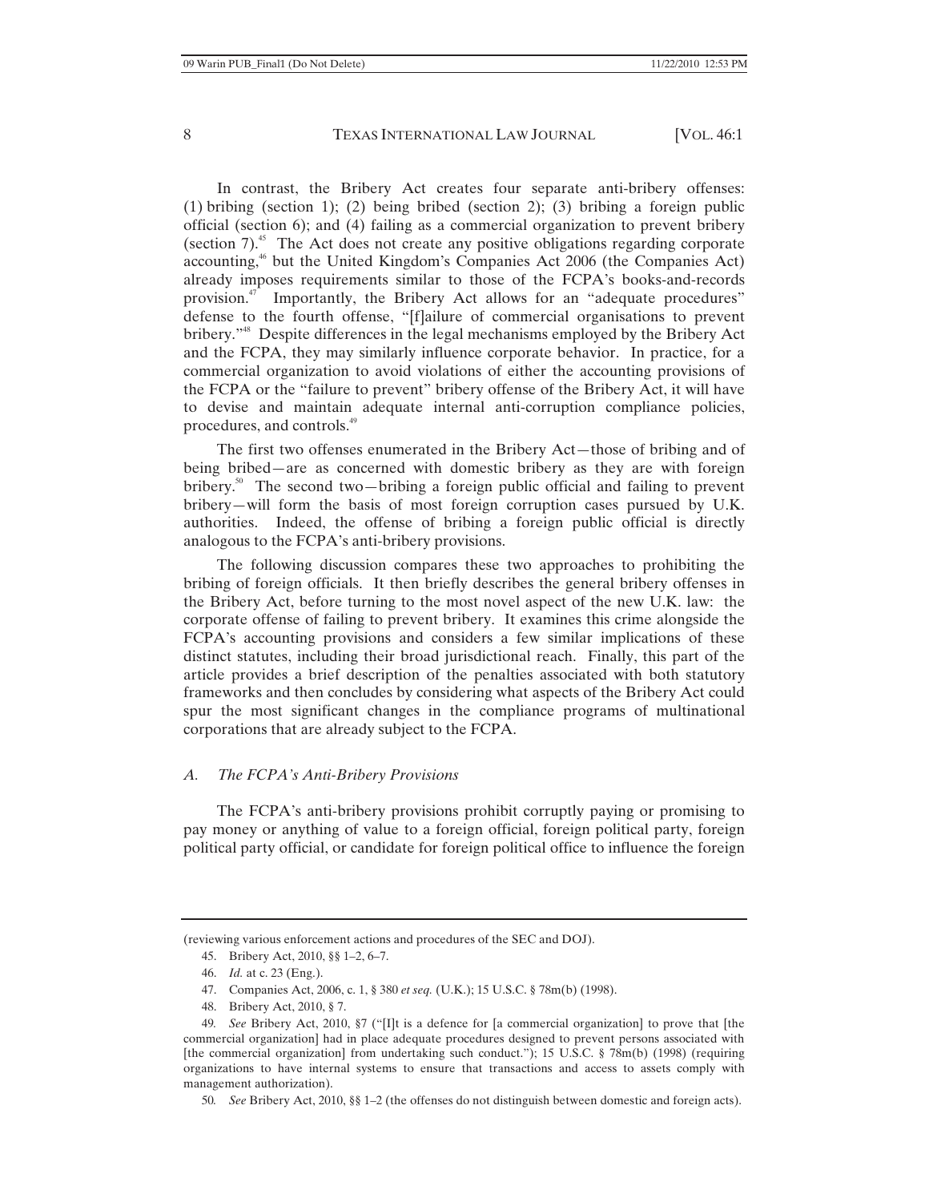In contrast, the Bribery Act creates four separate anti-bribery offenses: (1) bribing (section 1); (2) being bribed (section 2); (3) bribing a foreign public official (section 6); and (4) failing as a commercial organization to prevent bribery (section 7).[45] The Act does not create any positive obligations regarding corporate accounting,[46] but the United Kingdom's Companies Act 2006 (the Companies Act) already imposes requirements similar to those of the FCPA's books-and-records provision.[47] Importantly, the Bribery Act allows for an "adequate procedures" defense to the fourth offense, "[f]ailure of commercial organisations to prevent bribery."[48] Despite differences in the legal mechanisms employed by the Bribery Act and the FCPA, they may similarly influence corporate behavior. In practice, for a commercial organization to avoid violations of either the accounting provisions of the FCPA or the "failure to prevent" bribery offense of the Bribery Act, it will have to devise and maintain adequate internal anti-corruption compliance policies, procedures, and controls.[49]

The first two offenses enumerated in the Bribery Act—those of bribing and of being bribed—are as concerned with domestic bribery as they are with foreign bribery.[50] The second two—bribing a foreign public official and failing to prevent bribery—will form the basis of most foreign corruption cases pursued by U.K. authorities. Indeed, the offense of bribing a foreign public official is directly analogous to the FCPA's anti-bribery provisions.

The following discussion compares these two approaches to prohibiting the bribing of foreign officials. It then briefly describes the general bribery offenses in the Bribery Act, before turning to the most novel aspect of the new U.K. law: the corporate offense of failing to prevent bribery. It examines this crime alongside the FCPA's accounting provisions and considers a few similar implications of these distinct statutes, including their broad jurisdictional reach. Finally, this part of the article provides a brief description of the penalties associated with both statutory frameworks and then concludes by considering what aspects of the Bribery Act could spur the most significant changes in the compliance programs of multinational corporations that are already subject to the FCPA.

### *A. The FCPA's Anti-Bribery Provisions*

The FCPA's anti-bribery provisions prohibit corruptly paying or promising to pay money or anything of value to a foreign official, foreign political party, foreign political party official, or candidate for foreign political office to influence the foreign

---

(reviewing various enforcement actions and procedures of the SEC and DOJ).

45. Bribery Act, 2010, §§ 1–2, 6–7.

46. *Id.* at c. 23 (Eng.).

47. Companies Act, 2006, c. 1, § 380 *et seq.* (U.K.); 15 U.S.C. § 78m(b) (1998).

48. Bribery Act, 2010, § 7.

49. *See* Bribery Act, 2010, §7 ("[I]t is a defence for [a commercial organization] to prove that [the commercial organization] had in place adequate procedures designed to prevent persons associated with [the commercial organization] from undertaking such conduct."); 15 U.S.C. § 78m(b) (1998) (requiring organizations to have internal systems to ensure that transactions and access to assets comply with management authorization).

50. *See* Bribery Act, 2010, §§ 1–2 (the offenses do not distinguish between domestic and foreign acts).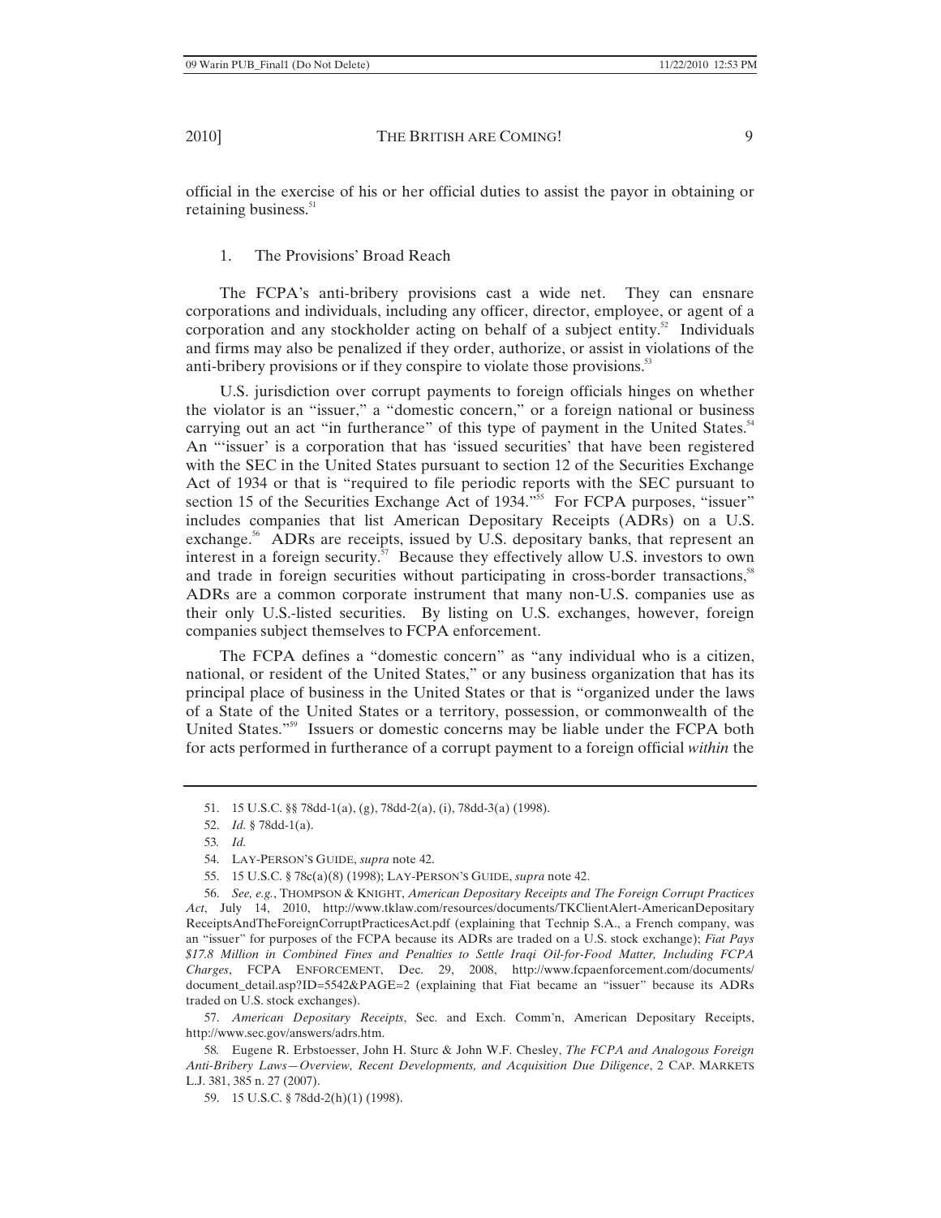official in the exercise of his or her official duties to assist the payor in obtaining or retaining business.[51]

### 1. The Provisions' Broad Reach

The FCPA's anti-bribery provisions cast a wide net. They can ensnare corporations and individuals, including any officer, director, employee, or agent of a corporation and any stockholder acting on behalf of a subject entity.[52] Individuals and firms may also be penalized if they order, authorize, or assist in violations of the anti-bribery provisions or if they conspire to violate those provisions.[53]

U.S. jurisdiction over corrupt payments to foreign officials hinges on whether the violator is an "issuer," a "domestic concern," or a foreign national or business carrying out an act "in furtherance" of this type of payment in the United States.[54] An "'issuer' is a corporation that has 'issued securities' that have been registered with the SEC in the United States pursuant to section 12 of the Securities Exchange Act of 1934 or that is "required to file periodic reports with the SEC pursuant to section 15 of the Securities Exchange Act of 1934."[55] For FCPA purposes, "issuer" includes companies that list American Depositary Receipts (ADRs) on a U.S. exchange.[56] ADRs are receipts, issued by U.S. depositary banks, that represent an interest in a foreign security.[57] Because they effectively allow U.S. investors to own and trade in foreign securities without participating in cross-border transactions,[58] ADRs are a common corporate instrument that many non-U.S. companies use as their only U.S.-listed securities. By listing on U.S. exchanges, however, foreign companies subject themselves to FCPA enforcement.

The FCPA defines a "domestic concern" as "any individual who is a citizen, national, or resident of the United States," or any business organization that has its principal place of business in the United States or that is "organized under the laws of a State of the United States or a territory, possession, or commonwealth of the United States."[59] Issuers or domestic concerns may be liable under the FCPA both for acts performed in furtherance of a corrupt payment to a foreign official *within* the

---

51. 15 U.S.C. §§ 78dd-1(a), (g), 78dd-2(a), (i), 78dd-3(a) (1998).

52. *Id.* § 78dd-1(a).

53. *Id.*

54. LAY-PERSON'S GUIDE, *supra* note 42.

55. 15 U.S.C. § 78c(a)(8) (1998); LAY-PERSON'S GUIDE, *supra* note 42.

56. *See, e.g.*, THOMPSON & KNIGHT, *American Depositary Receipts and The Foreign Corrupt Practices Act*, July 14, 2010, http://www.tklaw.com/resources/documents/TKClientAlert-AmericanDepositaryReceiptsAndTheForeignCorruptPracticesAct.pdf (explaining that Technip S.A., a French company, was an "issuer" for purposes of the FCPA because its ADRs are traded on a U.S. stock exchange); *Fiat Pays $17.8 Million in Combined Fines and Penalties to Settle Iraqi Oil-for-Food Matter, Including FCPA Charges*, FCPA ENFORCEMENT, Dec. 29, 2008, http://www.fcpaenforcement.com/documents/document_detail.asp?ID=5542&PAGE=2 (explaining that Fiat became an "issuer" because its ADRs traded on U.S. stock exchanges).

57. *American Depositary Receipts*, Sec. and Exch. Comm'n, American Depositary Receipts, http://www.sec.gov/answers/adrs.htm.

58. Eugene R. Erbstoesser, John H. Sturc & John W.F. Chesley, *The FCPA and Analogous Foreign Anti-Bribery Laws—Overview, Recent Developments, and Acquisition Due Diligence*, 2 CAP. MARKETS L.J. 381, 385 n. 27 (2007).

59. 15 U.S.C. § 78dd-2(h)(1) (1998).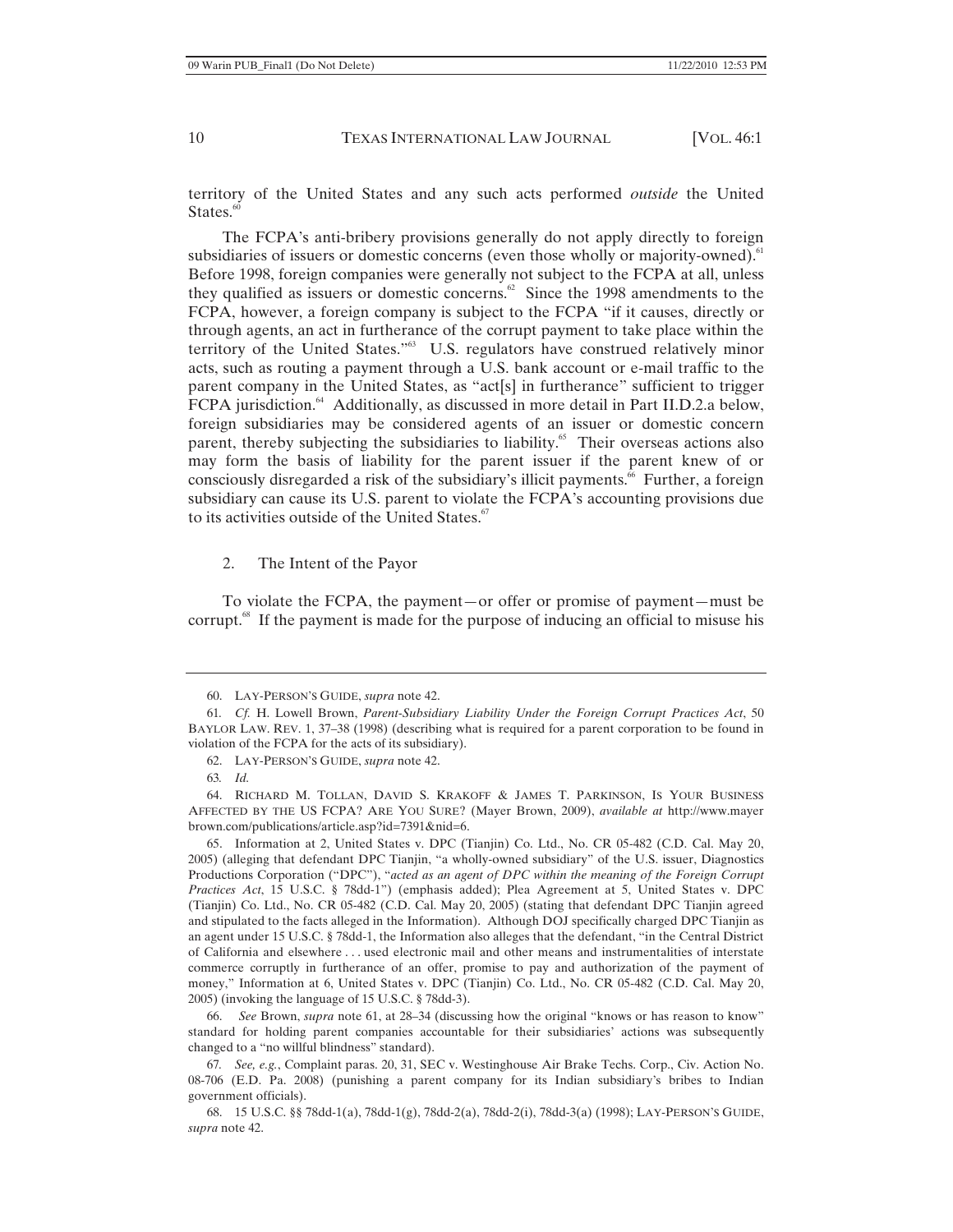territory of the United States and any such acts performed *outside* the United States.[60]

The FCPA's anti-bribery provisions generally do not apply directly to foreign subsidiaries of issuers or domestic concerns (even those wholly or majority-owned).[61] Before 1998, foreign companies were generally not subject to the FCPA at all, unless they qualified as issuers or domestic concerns.[62] Since the 1998 amendments to the FCPA, however, a foreign company is subject to the FCPA "if it causes, directly or through agents, an act in furtherance of the corrupt payment to take place within the territory of the United States."[63] U.S. regulators have construed relatively minor acts, such as routing a payment through a U.S. bank account or e-mail traffic to the parent company in the United States, as "act[s] in furtherance" sufficient to trigger FCPA jurisdiction.[64] Additionally, as discussed in more detail in Part II.D.2.a below, foreign subsidiaries may be considered agents of an issuer or domestic concern parent, thereby subjecting the subsidiaries to liability.[65] Their overseas actions also may form the basis of liability for the parent issuer if the parent knew of or consciously disregarded a risk of the subsidiary's illicit payments.[66] Further, a foreign subsidiary can cause its U.S. parent to violate the FCPA's accounting provisions due to its activities outside of the United States.[67]

### 2. The Intent of the Payor

To violate the FCPA, the payment—or offer or promise of payment—must be corrupt.[68] If the payment is made for the purpose of inducing an official to misuse his

---

60. LAY-PERSON'S GUIDE, *supra* note 42.

61. *Cf.* H. Lowell Brown, *Parent-Subsidiary Liability Under the Foreign Corrupt Practices Act*, 50 BAYLOR LAW. REV. 1, 37–38 (1998) (describing what is required for a parent corporation to be found in violation of the FCPA for the acts of its subsidiary).

62. LAY-PERSON'S GUIDE, *supra* note 42.

63. *Id.*

64. RICHARD M. TOLLAN, DAVID S. KRAKOFF & JAMES T. PARKINSON, IS YOUR BUSINESS AFFECTED BY THE US FCPA? ARE YOU SURE? (Mayer Brown, 2009), *available at* http://www.mayerbrown.com/publications/article.asp?id=7391&nid=6.

65. Information at 2, United States v. DPC (Tianjin) Co. Ltd., No. CR 05-482 (C.D. Cal. May 20, 2005) (alleging that defendant DPC Tianjin, "a wholly-owned subsidiary" of the U.S. issuer, Diagnostics Productions Corporation ("DPC"), "*acted as an agent of DPC within the meaning of the Foreign Corrupt Practices Act*, 15 U.S.C. § 78dd-1") (emphasis added); Plea Agreement at 5, United States v. DPC (Tianjin) Co. Ltd., No. CR 05-482 (C.D. Cal. May 20, 2005) (stating that defendant DPC Tianjin agreed and stipulated to the facts alleged in the Information). Although DOJ specifically charged DPC Tianjin as an agent under 15 U.S.C. § 78dd-1, the Information also alleges that the defendant, "in the Central District of California and elsewhere . . . used electronic mail and other means and instrumentalities of interstate commerce corruptly in furtherance of an offer, promise to pay and authorization of the payment of money," Information at 6, United States v. DPC (Tianjin) Co. Ltd., No. CR 05-482 (C.D. Cal. May 20, 2005) (invoking the language of 15 U.S.C. § 78dd-3).

66. *See* Brown, *supra* note 61, at 28–34 (discussing how the original "knows or has reason to know" standard for holding parent companies accountable for their subsidiaries' actions was subsequently changed to a "no willful blindness" standard).

67. *See, e.g.*, Complaint paras. 20, 31, SEC v. Westinghouse Air Brake Techs. Corp., Civ. Action No. 08-706 (E.D. Pa. 2008) (punishing a parent company for its Indian subsidiary's bribes to Indian government officials).

68. 15 U.S.C. §§ 78dd-1(a), 78dd-1(g), 78dd-2(a), 78dd-2(i), 78dd-3(a) (1998); LAY-PERSON'S GUIDE, *supra* note 42.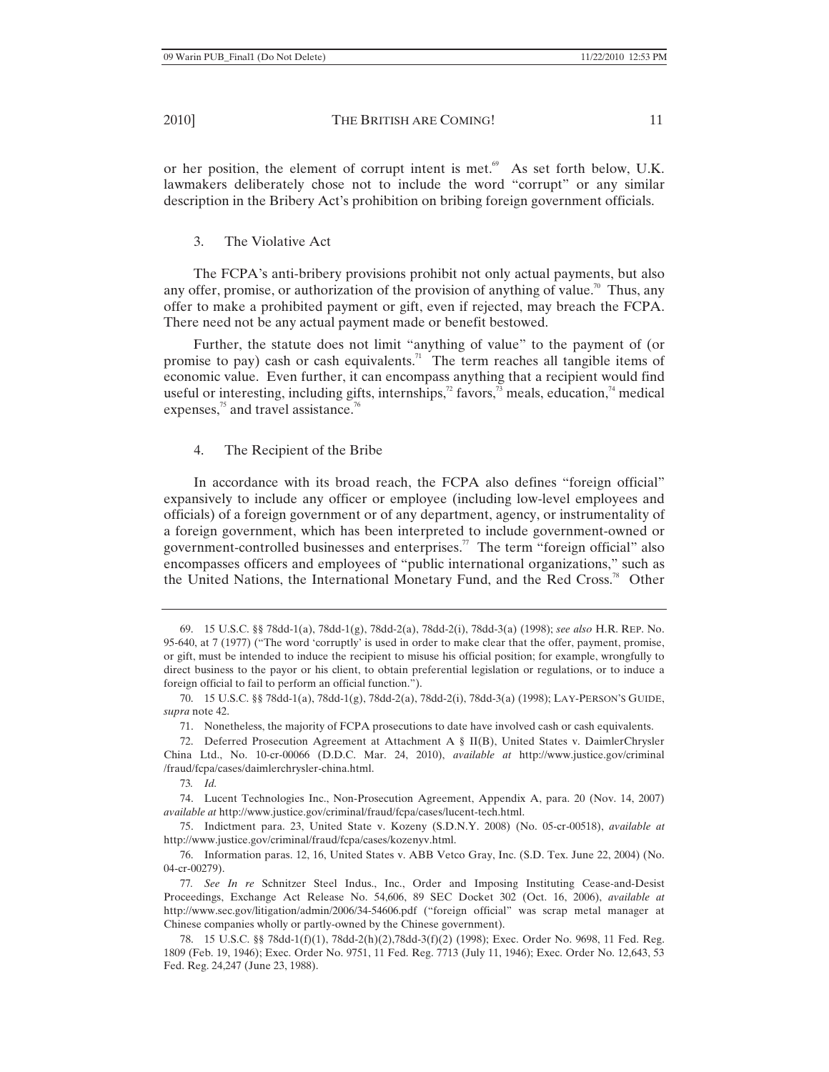or her position, the element of corrupt intent is met.[69] As set forth below, U.K. lawmakers deliberately chose not to include the word "corrupt" or any similar description in the Bribery Act's prohibition on bribing foreign government officials.

### 3. The Violative Act

The FCPA's anti-bribery provisions prohibit not only actual payments, but also any offer, promise, or authorization of the provision of anything of value.[70] Thus, any offer to make a prohibited payment or gift, even if rejected, may breach the FCPA. There need not be any actual payment made or benefit bestowed.

Further, the statute does not limit "anything of value" to the payment of (or promise to pay) cash or cash equivalents.[71] The term reaches all tangible items of economic value. Even further, it can encompass anything that a recipient would find useful or interesting, including gifts, internships,[72] favors,[73] meals, education,[74] medical expenses,[75] and travel assistance.[76]

### 4. The Recipient of the Bribe

In accordance with its broad reach, the FCPA also defines "foreign official" expansively to include any officer or employee (including low-level employees and officials) of a foreign government or of any department, agency, or instrumentality of a foreign government, which has been interpreted to include government-owned or government-controlled businesses and enterprises.[77] The term "foreign official" also encompasses officers and employees of "public international organizations," such as the United Nations, the International Monetary Fund, and the Red Cross.[78] Other

---

69. 15 U.S.C. §§ 78dd-1(a), 78dd-1(g), 78dd-2(a), 78dd-2(i), 78dd-3(a) (1998); *see also* H.R. REP. No. 95-640, at 7 (1977) ("The word 'corruptly' is used in order to make clear that the offer, payment, promise, or gift, must be intended to induce the recipient to misuse his official position; for example, wrongfully to direct business to the payor or his client, to obtain preferential legislation or regulations, or to induce a foreign official to fail to perform an official function.").

70. 15 U.S.C. §§ 78dd-1(a), 78dd-1(g), 78dd-2(a), 78dd-2(i), 78dd-3(a) (1998); LAY-PERSON'S GUIDE, *supra* note 42.

71. Nonetheless, the majority of FCPA prosecutions to date have involved cash or cash equivalents.

72. Deferred Prosecution Agreement at Attachment A § II(B), United States v. DaimlerChrysler China Ltd., No. 10-cr-00066 (D.D.C. Mar. 24, 2010), *available at* http://www.justice.gov/criminal/fraud/fcpa/cases/daimlerchrysler-china.html.

73. *Id.*

74. Lucent Technologies Inc., Non-Prosecution Agreement, Appendix A, para. 20 (Nov. 14, 2007) *available at* http://www.justice.gov/criminal/fraud/fcpa/cases/lucent-tech.html.

75. Indictment para. 23, United State v. Kozeny (S.D.N.Y. 2008) (No. 05-cr-00518), *available at* http://www.justice.gov/criminal/fraud/fcpa/cases/kozenyv.html.

76. Information paras. 12, 16, United States v. ABB Vetco Gray, Inc. (S.D. Tex. June 22, 2004) (No. 04-cr-00279).

77. *See In re* Schnitzer Steel Indus., Inc., Order and Imposing Instituting Cease-and-Desist Proceedings, Exchange Act Release No. 54,606, 89 SEC Docket 302 (Oct. 16, 2006), *available at* http://www.sec.gov/litigation/admin/2006/34-54606.pdf ("foreign official" was scrap metal manager at Chinese companies wholly or partly-owned by the Chinese government).

78. 15 U.S.C. §§ 78dd-1(f)(1), 78dd-2(h)(2),78dd-3(f)(2) (1998); Exec. Order No. 9698, 11 Fed. Reg. 1809 (Feb. 19, 1946); Exec. Order No. 9751, 11 Fed. Reg. 7713 (July 11, 1946); Exec. Order No. 12,643, 53 Fed. Reg. 24,247 (June 23, 1988).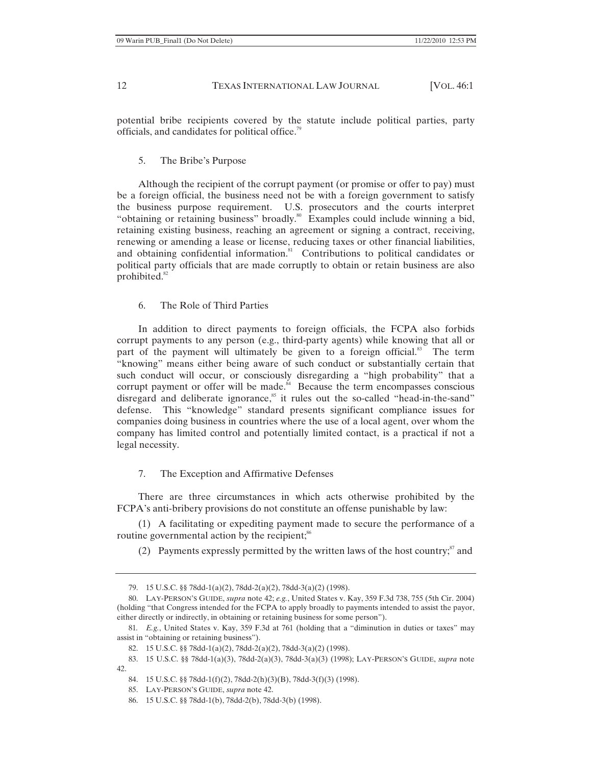potential bribe recipients covered by the statute include political parties, party officials, and candidates for political office.[79]

#### 5. The Bribe's Purpose

Although the recipient of the corrupt payment (or promise or offer to pay) must be a foreign official, the business need not be with a foreign government to satisfy the business purpose requirement. U.S. prosecutors and the courts interpret "obtaining or retaining business" broadly.[80] Examples could include winning a bid, retaining existing business, reaching an agreement or signing a contract, receiving, renewing or amending a lease or license, reducing taxes or other financial liabilities, and obtaining confidential information.[81] Contributions to political candidates or political party officials that are made corruptly to obtain or retain business are also prohibited.[82]

#### 6. The Role of Third Parties

In addition to direct payments to foreign officials, the FCPA also forbids corrupt payments to any person (e.g., third-party agents) while knowing that all or part of the payment will ultimately be given to a foreign official.[83] The term "knowing" means either being aware of such conduct or substantially certain that such conduct will occur, or consciously disregarding a "high probability" that a corrupt payment or offer will be made.[84] Because the term encompasses conscious disregard and deliberate ignorance,[85] it rules out the so-called "head-in-the-sand" defense. This "knowledge" standard presents significant compliance issues for companies doing business in countries where the use of a local agent, over whom the company has limited control and potentially limited contact, is a practical if not a legal necessity.

#### 7. The Exception and Affirmative Defenses

There are three circumstances in which acts otherwise prohibited by the FCPA's anti-bribery provisions do not constitute an offense punishable by law:

(1) A facilitating or expediting payment made to secure the performance of a routine governmental action by the recipient;[86]

(2) Payments expressly permitted by the written laws of the host country;[87] and

---

79. 15 U.S.C. §§ 78dd-1(a)(2), 78dd-2(a)(2), 78dd-3(a)(2) (1998).

80. LAY-PERSON'S GUIDE, *supra* note 42; *e.g.*, United States v. Kay, 359 F.3d 738, 755 (5th Cir. 2004) (holding "that Congress intended for the FCPA to apply broadly to payments intended to assist the payor, either directly or indirectly, in obtaining or retaining business for some person").

81. *E.g.*, United States v. Kay, 359 F.3d at 761 (holding that a "diminution in duties or taxes" may assist in "obtaining or retaining business").

82. 15 U.S.C. §§ 78dd-1(a)(2), 78dd-2(a)(2), 78dd-3(a)(2) (1998).

83. 15 U.S.C. §§ 78dd-1(a)(3), 78dd-2(a)(3), 78dd-3(a)(3) (1998); LAY-PERSON'S GUIDE, *supra* note 42.

84. 15 U.S.C. §§ 78dd-1(f)(2), 78dd-2(h)(3)(B), 78dd-3(f)(3) (1998).

85. LAY-PERSON'S GUIDE, *supra* note 42.

86. 15 U.S.C. §§ 78dd-1(b), 78dd-2(b), 78dd-3(b) (1998).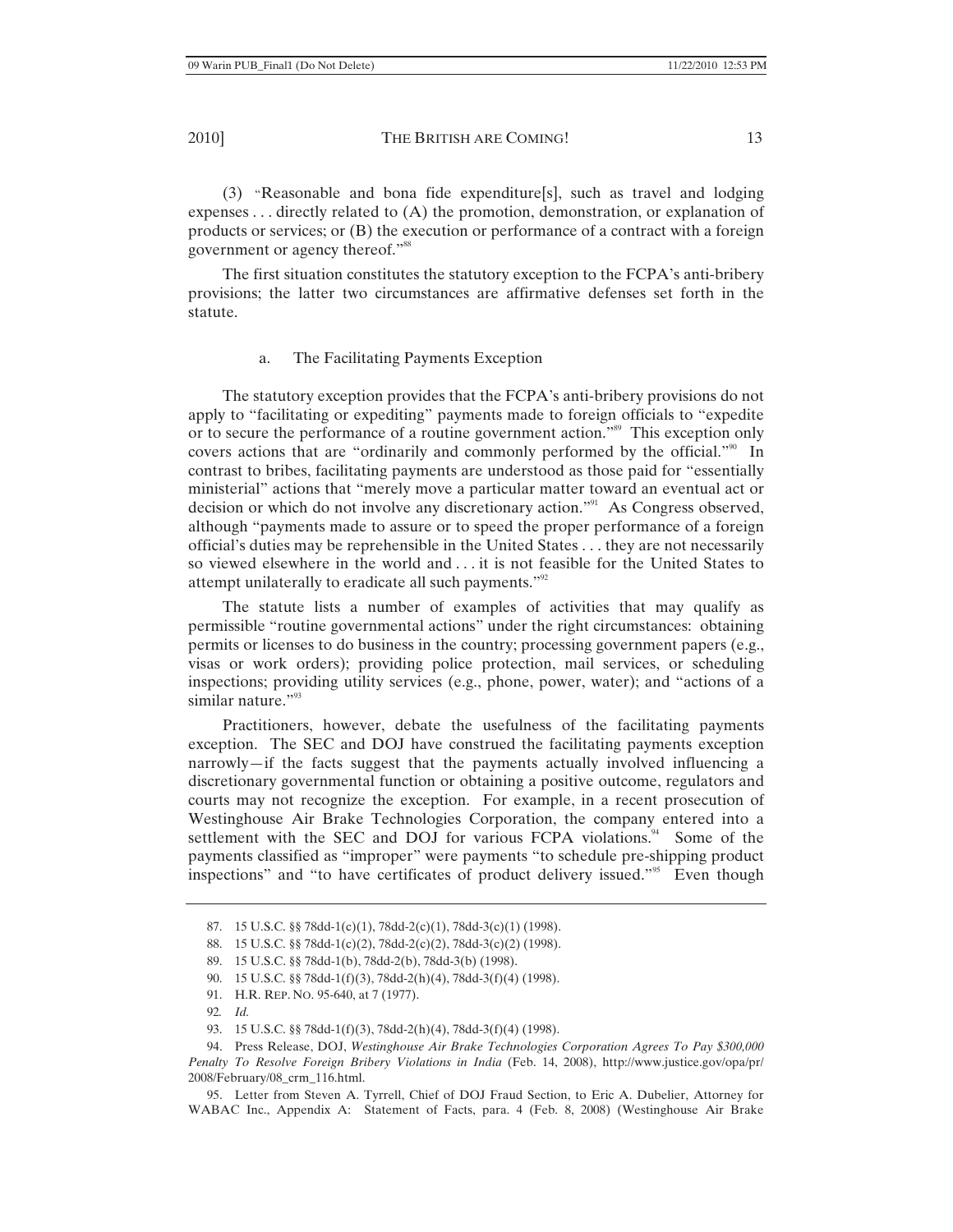(3) "Reasonable and bona fide expenditure[s], such as travel and lodging expenses . . . directly related to (A) the promotion, demonstration, or explanation of products or services; or (B) the execution or performance of a contract with a foreign government or agency thereof."[88]

The first situation constitutes the statutory exception to the FCPA's anti-bribery provisions; the latter two circumstances are affirmative defenses set forth in the statute.

### a. The Facilitating Payments Exception

The statutory exception provides that the FCPA's anti-bribery provisions do not apply to "facilitating or expediting" payments made to foreign officials to "expedite or to secure the performance of a routine government action."[89] This exception only covers actions that are "ordinarily and commonly performed by the official."[90] In contrast to bribes, facilitating payments are understood as those paid for "essentially ministerial" actions that "merely move a particular matter toward an eventual act or decision or which do not involve any discretionary action."[91] As Congress observed, although "payments made to assure or to speed the proper performance of a foreign official's duties may be reprehensible in the United States . . . they are not necessarily so viewed elsewhere in the world and . . . it is not feasible for the United States to attempt unilaterally to eradicate all such payments."[92]

The statute lists a number of examples of activities that may qualify as permissible "routine governmental actions" under the right circumstances: obtaining permits or licenses to do business in the country; processing government papers (e.g., visas or work orders); providing police protection, mail services, or scheduling inspections; providing utility services (e.g., phone, power, water); and "actions of a similar nature."[93]

Practitioners, however, debate the usefulness of the facilitating payments exception. The SEC and DOJ have construed the facilitating payments exception narrowly—if the facts suggest that the payments actually involved influencing a discretionary governmental function or obtaining a positive outcome, regulators and courts may not recognize the exception. For example, in a recent prosecution of Westinghouse Air Brake Technologies Corporation, the company entered into a settlement with the SEC and DOJ for various FCPA violations.[94] Some of the payments classified as "improper" were payments "to schedule pre-shipping product inspections" and "to have certificates of product delivery issued."[95] Even though

---

87. 15 U.S.C. §§ 78dd-1(c)(1), 78dd-2(c)(1), 78dd-3(c)(1) (1998).

88. 15 U.S.C. §§ 78dd-1(c)(2), 78dd-2(c)(2), 78dd-3(c)(2) (1998).

89. 15 U.S.C. §§ 78dd-1(b), 78dd-2(b), 78dd-3(b) (1998).

90. 15 U.S.C. §§ 78dd-1(f)(3), 78dd-2(h)(4), 78dd-3(f)(4) (1998).

91. H.R. REP. NO. 95-640, at 7 (1977).

92. *Id.*

93. 15 U.S.C. §§ 78dd-1(f)(3), 78dd-2(h)(4), 78dd-3(f)(4) (1998).

94. Press Release, DOJ, *Westinghouse Air Brake Technologies Corporation Agrees To Pay $300,000 Penalty To Resolve Foreign Bribery Violations in India* (Feb. 14, 2008), http://www.justice.gov/opa/pr/2008/February/08_crm_116.html.

95. Letter from Steven A. Tyrrell, Chief of DOJ Fraud Section, to Eric A. Dubelier, Attorney for WABAC Inc., Appendix A: Statement of Facts, para. 4 (Feb. 8, 2008) (Westinghouse Air Brake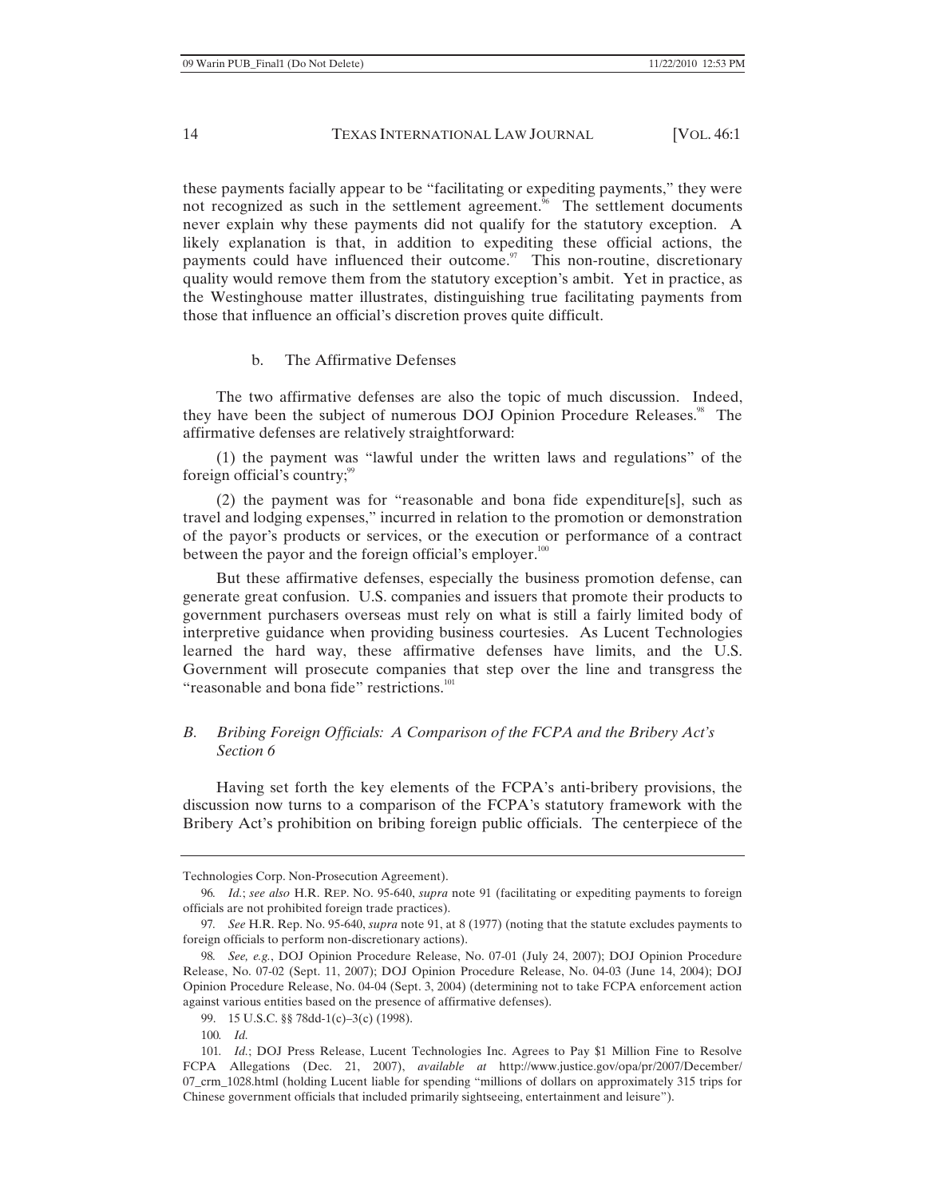these payments facially appear to be "facilitating or expediting payments," they were not recognized as such in the settlement agreement.[96] The settlement documents never explain why these payments did not qualify for the statutory exception. A likely explanation is that, in addition to expediting these official actions, the payments could have influenced their outcome.[97] This non-routine, discretionary quality would remove them from the statutory exception's ambit. Yet in practice, as the Westinghouse matter illustrates, distinguishing true facilitating payments from those that influence an official's discretion proves quite difficult.

#### b. The Affirmative Defenses

The two affirmative defenses are also the topic of much discussion. Indeed, they have been the subject of numerous DOJ Opinion Procedure Releases.[98] The affirmative defenses are relatively straightforward:

(1) the payment was "lawful under the written laws and regulations" of the foreign official's country;[99]

(2) the payment was for "reasonable and bona fide expenditure[s], such as travel and lodging expenses," incurred in relation to the promotion or demonstration of the payor's products or services, or the execution or performance of a contract between the payor and the foreign official's employer.[100]

But these affirmative defenses, especially the business promotion defense, can generate great confusion. U.S. companies and issuers that promote their products to government purchasers overseas must rely on what is still a fairly limited body of interpretive guidance when providing business courtesies. As Lucent Technologies learned the hard way, these affirmative defenses have limits, and the U.S. Government will prosecute companies that step over the line and transgress the "reasonable and bona fide" restrictions.[101]

### *B. Bribing Foreign Officials: A Comparison of the FCPA and the Bribery Act's Section 6*

Having set forth the key elements of the FCPA's anti-bribery provisions, the discussion now turns to a comparison of the FCPA's statutory framework with the Bribery Act's prohibition on bribing foreign public officials. The centerpiece of the

---

Technologies Corp. Non-Prosecution Agreement).

96. *Id.*; *see also* H.R. REP. NO. 95-640, *supra* note 91 (facilitating or expediting payments to foreign officials are not prohibited foreign trade practices).

97. *See* H.R. Rep. No. 95-640, *supra* note 91, at 8 (1977) (noting that the statute excludes payments to foreign officials to perform non-discretionary actions).

98. *See, e.g.*, DOJ Opinion Procedure Release, No. 07-01 (July 24, 2007); DOJ Opinion Procedure Release, No. 07-02 (Sept. 11, 2007); DOJ Opinion Procedure Release, No. 04-03 (June 14, 2004); DOJ Opinion Procedure Release, No. 04-04 (Sept. 3, 2004) (determining not to take FCPA enforcement action against various entities based on the presence of affirmative defenses).

99. 15 U.S.C. §§ 78dd-1(c)–3(c) (1998).

100. *Id.*

101. *Id.*; DOJ Press Release, Lucent Technologies Inc. Agrees to Pay $1 Million Fine to Resolve FCPA Allegations (Dec. 21, 2007), *available at* http://www.justice.gov/opa/pr/2007/December/07_crm_1028.html (holding Lucent liable for spending "millions of dollars on approximately 315 trips for Chinese government officials that included primarily sightseeing, entertainment and leisure").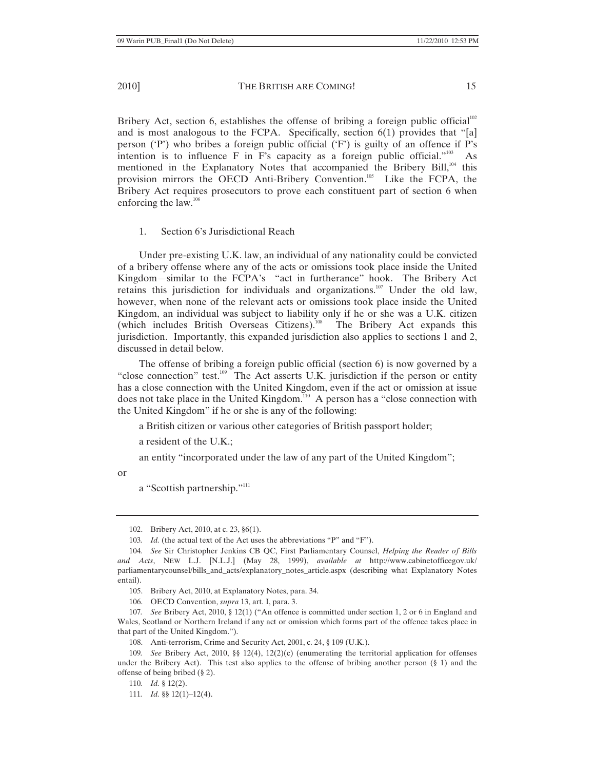Bribery Act, section 6, establishes the offense of bribing a foreign public official[102] and is most analogous to the FCPA. Specifically, section 6(1) provides that "[a] person ('P') who bribes a foreign public official ('F') is guilty of an offence if P's intention is to influence F in F's capacity as a foreign public official."[103] As mentioned in the Explanatory Notes that accompanied the Bribery Bill,[104] this provision mirrors the OECD Anti-Bribery Convention.[105] Like the FCPA, the Bribery Act requires prosecutors to prove each constituent part of section 6 when enforcing the law.[106]

1. Section 6's Jurisdictional Reach

Under pre-existing U.K. law, an individual of any nationality could be convicted of a bribery offense where any of the acts or omissions took place inside the United Kingdom—similar to the FCPA's "act in furtherance" hook. The Bribery Act retains this jurisdiction for individuals and organizations.[107] Under the old law, however, when none of the relevant acts or omissions took place inside the United Kingdom, an individual was subject to liability only if he or she was a U.K. citizen (which includes British Overseas Citizens).[108] The Bribery Act expands this jurisdiction. Importantly, this expanded jurisdiction also applies to sections 1 and 2, discussed in detail below.

The offense of bribing a foreign public official (section 6) is now governed by a "close connection" test.[109] The Act asserts U.K. jurisdiction if the person or entity has a close connection with the United Kingdom, even if the act or omission at issue does not take place in the United Kingdom.[110] A person has a "close connection with the United Kingdom" if he or she is any of the following:

a British citizen or various other categories of British passport holder;

a resident of the U.K.;

an entity "incorporated under the law of any part of the United Kingdom";

or

a "Scottish partnership."[111]

---

102. Bribery Act, 2010, at c. 23, §6(1).

103. *Id.* (the actual text of the Act uses the abbreviations "P" and "F").

104. *See* Sir Christopher Jenkins CB QC, First Parliamentary Counsel, *Helping the Reader of Bills and Acts*, NEW L.J. [N.L.J.] (May 28, 1999), *available at* http://www.cabinetofficegov.uk/parliamentarycounsel/bills_and_acts/explanatory_notes_article.aspx (describing what Explanatory Notes entail).

105. Bribery Act, 2010, at Explanatory Notes, para. 34.

106. OECD Convention, *supra* 13, art. I, para. 3.

107. *See* Bribery Act, 2010, § 12(1) ("An offence is committed under section 1, 2 or 6 in England and Wales, Scotland or Northern Ireland if any act or omission which forms part of the offence takes place in that part of the United Kingdom.").

108. Anti-terrorism, Crime and Security Act, 2001, c. 24, § 109 (U.K.).

109. *See* Bribery Act, 2010, §§ 12(4), 12(2)(c) (enumerating the territorial application for offenses under the Bribery Act). This test also applies to the offense of bribing another person (§ 1) and the offense of being bribed (§ 2).

110. *Id.* § 12(2).

111. *Id.* §§ 12(1)–12(4).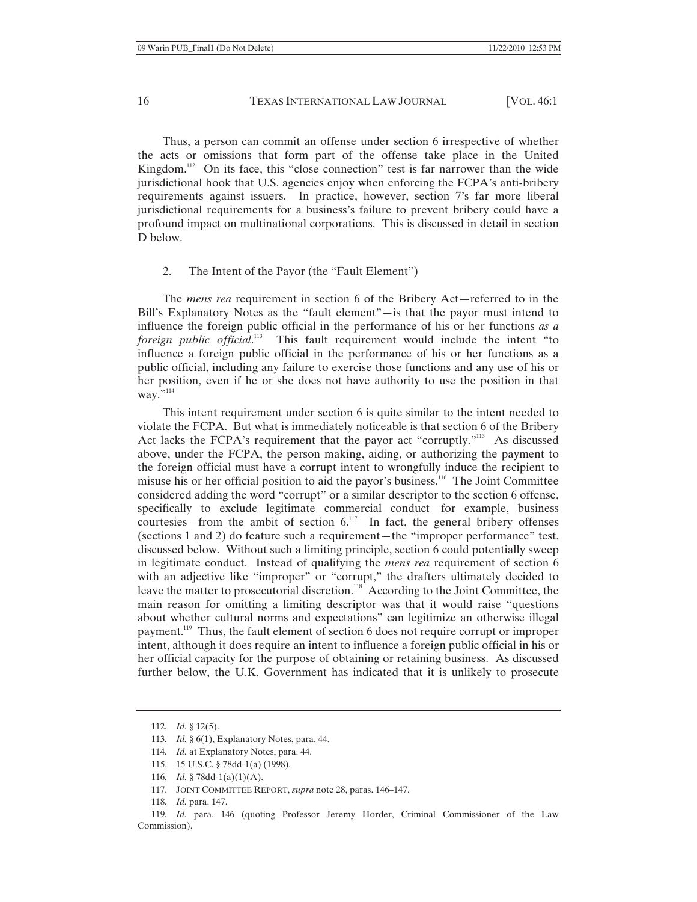Thus, a person can commit an offense under section 6 irrespective of whether the acts or omissions that form part of the offense take place in the United Kingdom.[112] On its face, this "close connection" test is far narrower than the wide jurisdictional hook that U.S. agencies enjoy when enforcing the FCPA's anti-bribery requirements against issuers. In practice, however, section 7's far more liberal jurisdictional requirements for a business's failure to prevent bribery could have a profound impact on multinational corporations. This is discussed in detail in section D below.

2. The Intent of the Payor (the "Fault Element")

The *mens rea* requirement in section 6 of the Bribery Act—referred to in the Bill's Explanatory Notes as the "fault element"—is that the payor must intend to influence the foreign public official in the performance of his or her functions *as a foreign public official*.[113] This fault requirement would include the intent "to influence a foreign public official in the performance of his or her functions as a public official, including any failure to exercise those functions and any use of his or her position, even if he or she does not have authority to use the position in that way."[114]

This intent requirement under section 6 is quite similar to the intent needed to violate the FCPA. But what is immediately noticeable is that section 6 of the Bribery Act lacks the FCPA's requirement that the payor act "corruptly."[115] As discussed above, under the FCPA, the person making, aiding, or authorizing the payment to the foreign official must have a corrupt intent to wrongfully induce the recipient to misuse his or her official position to aid the payor's business.[116] The Joint Committee considered adding the word "corrupt" or a similar descriptor to the section 6 offense, specifically to exclude legitimate commercial conduct—for example, business courtesies—from the ambit of section 6.[117] In fact, the general bribery offenses (sections 1 and 2) do feature such a requirement—the "improper performance" test, discussed below. Without such a limiting principle, section 6 could potentially sweep in legitimate conduct. Instead of qualifying the *mens rea* requirement of section 6 with an adjective like "improper" or "corrupt," the drafters ultimately decided to leave the matter to prosecutorial discretion.[118] According to the Joint Committee, the main reason for omitting a limiting descriptor was that it would raise "questions about whether cultural norms and expectations" can legitimize an otherwise illegal payment.[119] Thus, the fault element of section 6 does not require corrupt or improper intent, although it does require an intent to influence a foreign public official in his or her official capacity for the purpose of obtaining or retaining business. As discussed further below, the U.K. Government has indicated that it is unlikely to prosecute

---

112. *Id.* § 12(5).

113. *Id.* § 6(1), Explanatory Notes, para. 44.

114. *Id.* at Explanatory Notes, para. 44.

115. 15 U.S.C. § 78dd-1(a) (1998).

116. *Id.* § 78dd-1(a)(1)(A).

117. JOINT COMMITTEE REPORT, *supra* note 28, paras. 146–147.

118. *Id.* para. 147.

119. *Id.* para. 146 (quoting Professor Jeremy Horder, Criminal Commissioner of the Law Commission).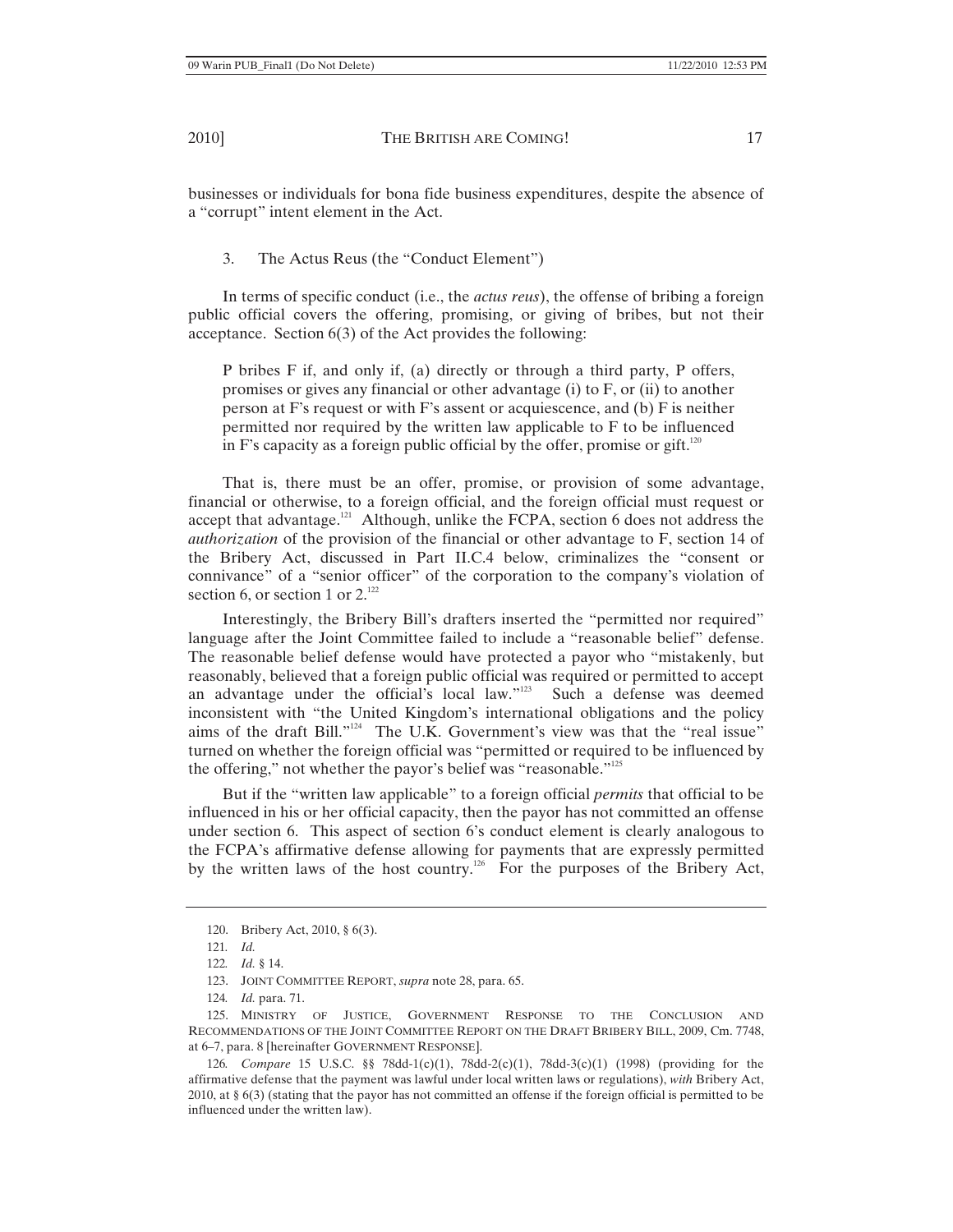businesses or individuals for bona fide business expenditures, despite the absence of a "corrupt" intent element in the Act.

### 3. The Actus Reus (the "Conduct Element")

In terms of specific conduct (i.e., the *actus reus*), the offense of bribing a foreign public official covers the offering, promising, or giving of bribes, but not their acceptance. Section 6(3) of the Act provides the following:

> P bribes F if, and only if, (a) directly or through a third party, P offers, promises or gives any financial or other advantage (i) to F, or (ii) to another person at F's request or with F's assent or acquiescence, and (b) F is neither permitted nor required by the written law applicable to F to be influenced in F's capacity as a foreign public official by the offer, promise or gift.[120]

That is, there must be an offer, promise, or provision of some advantage, financial or otherwise, to a foreign official, and the foreign official must request or accept that advantage.[121] Although, unlike the FCPA, section 6 does not address the *authorization* of the provision of the financial or other advantage to F, section 14 of the Bribery Act, discussed in Part II.C.4 below, criminalizes the "consent or connivance" of a "senior officer" of the corporation to the company's violation of section 6, or section 1 or 2.[122]

Interestingly, the Bribery Bill's drafters inserted the "permitted nor required" language after the Joint Committee failed to include a "reasonable belief" defense. The reasonable belief defense would have protected a payor who "mistakenly, but reasonably, believed that a foreign public official was required or permitted to accept an advantage under the official's local law."[123] Such a defense was deemed inconsistent with "the United Kingdom's international obligations and the policy aims of the draft Bill."[124] The U.K. Government's view was that the "real issue" turned on whether the foreign official was "permitted or required to be influenced by the offering," not whether the payor's belief was "reasonable."[125]

But if the "written law applicable" to a foreign official *permits* that official to be influenced in his or her official capacity, then the payor has not committed an offense under section 6. This aspect of section 6's conduct element is clearly analogous to the FCPA's affirmative defense allowing for payments that are expressly permitted by the written laws of the host country.[126] For the purposes of the Bribery Act,

---

120. Bribery Act, 2010, § 6(3).

121. *Id.*

122. *Id.* § 14.

123. JOINT COMMITTEE REPORT, *supra* note 28, para. 65.

124. *Id.* para. 71.

125. MINISTRY OF JUSTICE, GOVERNMENT RESPONSE TO THE CONCLUSION AND RECOMMENDATIONS OF THE JOINT COMMITTEE REPORT ON THE DRAFT BRIBERY BILL, 2009, Cm. 7748, at 6–7, para. 8 [hereinafter GOVERNMENT RESPONSE].

126. *Compare* 15 U.S.C. §§ 78dd-1(c)(1), 78dd-2(c)(1), 78dd-3(c)(1) (1998) (providing for the affirmative defense that the payment was lawful under local written laws or regulations), *with* Bribery Act, 2010, at § 6(3) (stating that the payor has not committed an offense if the foreign official is permitted to be influenced under the written law).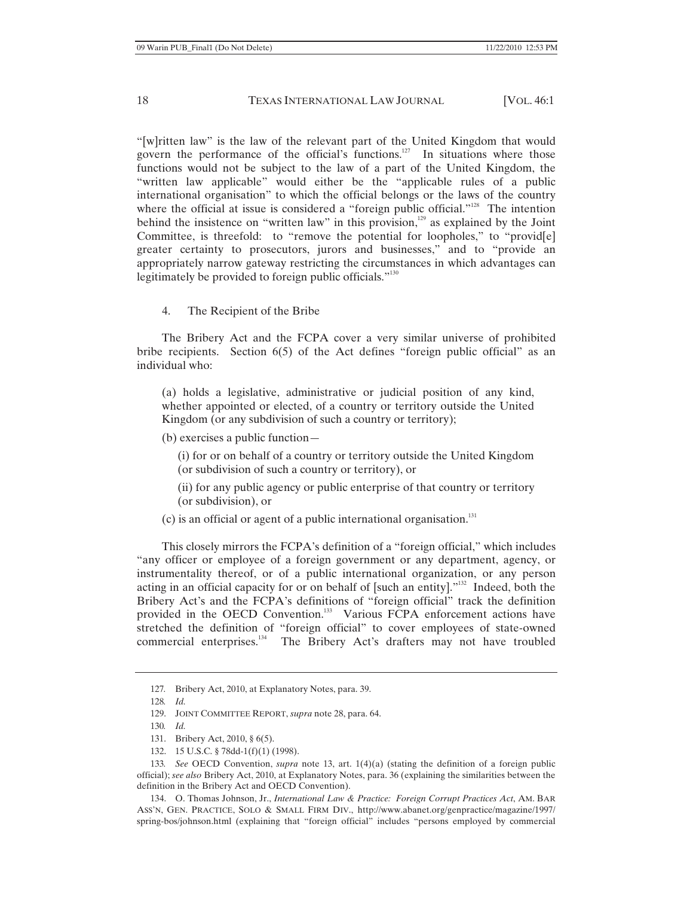"[w]ritten law" is the law of the relevant part of the United Kingdom that would govern the performance of the official's functions.[127] In situations where those functions would not be subject to the law of a part of the United Kingdom, the "written law applicable" would either be the "applicable rules of a public international organisation" to which the official belongs or the laws of the country where the official at issue is considered a "foreign public official."[128] The intention behind the insistence on "written law" in this provision,[129] as explained by the Joint Committee, is threefold: to "remove the potential for loopholes," to "provid[e] greater certainty to prosecutors, jurors and businesses," and to "provide an appropriately narrow gateway restricting the circumstances in which advantages can legitimately be provided to foreign public officials."[130]

4. The Recipient of the Bribe

The Bribery Act and the FCPA cover a very similar universe of prohibited bribe recipients. Section 6(5) of the Act defines "foreign public official" as an individual who:

> (a) holds a legislative, administrative or judicial position of any kind, whether appointed or elected, of a country or territory outside the United Kingdom (or any subdivision of such a country or territory);
>
> (b) exercises a public function—
>
> (i) for or on behalf of a country or territory outside the United Kingdom (or subdivision of such a country or territory), or
>
> (ii) for any public agency or public enterprise of that country or territory (or subdivision), or
>
> (c) is an official or agent of a public international organisation.[131]

This closely mirrors the FCPA's definition of a "foreign official," which includes "any officer or employee of a foreign government or any department, agency, or instrumentality thereof, or of a public international organization, or any person acting in an official capacity for or on behalf of [such an entity]."[132] Indeed, both the Bribery Act's and the FCPA's definitions of "foreign official" track the definition provided in the OECD Convention.[133] Various FCPA enforcement actions have stretched the definition of "foreign official" to cover employees of state-owned commercial enterprises.[134] The Bribery Act's drafters may not have troubled

---

127. Bribery Act, 2010, at Explanatory Notes, para. 39.

128. *Id.*

129. JOINT COMMITTEE REPORT, *supra* note 28, para. 64.

130. *Id.*

131. Bribery Act, 2010, § 6(5).

132. 15 U.S.C. § 78dd-1(f)(1) (1998).

133. *See* OECD Convention, *supra* note 13, art. 1(4)(a) (stating the definition of a foreign public official); *see also* Bribery Act, 2010, at Explanatory Notes, para. 36 (explaining the similarities between the definition in the Bribery Act and OECD Convention).

134. O. Thomas Johnson, Jr., *International Law & Practice: Foreign Corrupt Practices Act*, AM. BAR ASS'N, GEN. PRACTICE, SOLO & SMALL FIRM DIV., http://www.abanet.org/genpractice/magazine/1997/spring-bos/johnson.html (explaining that "foreign official" includes "persons employed by commercial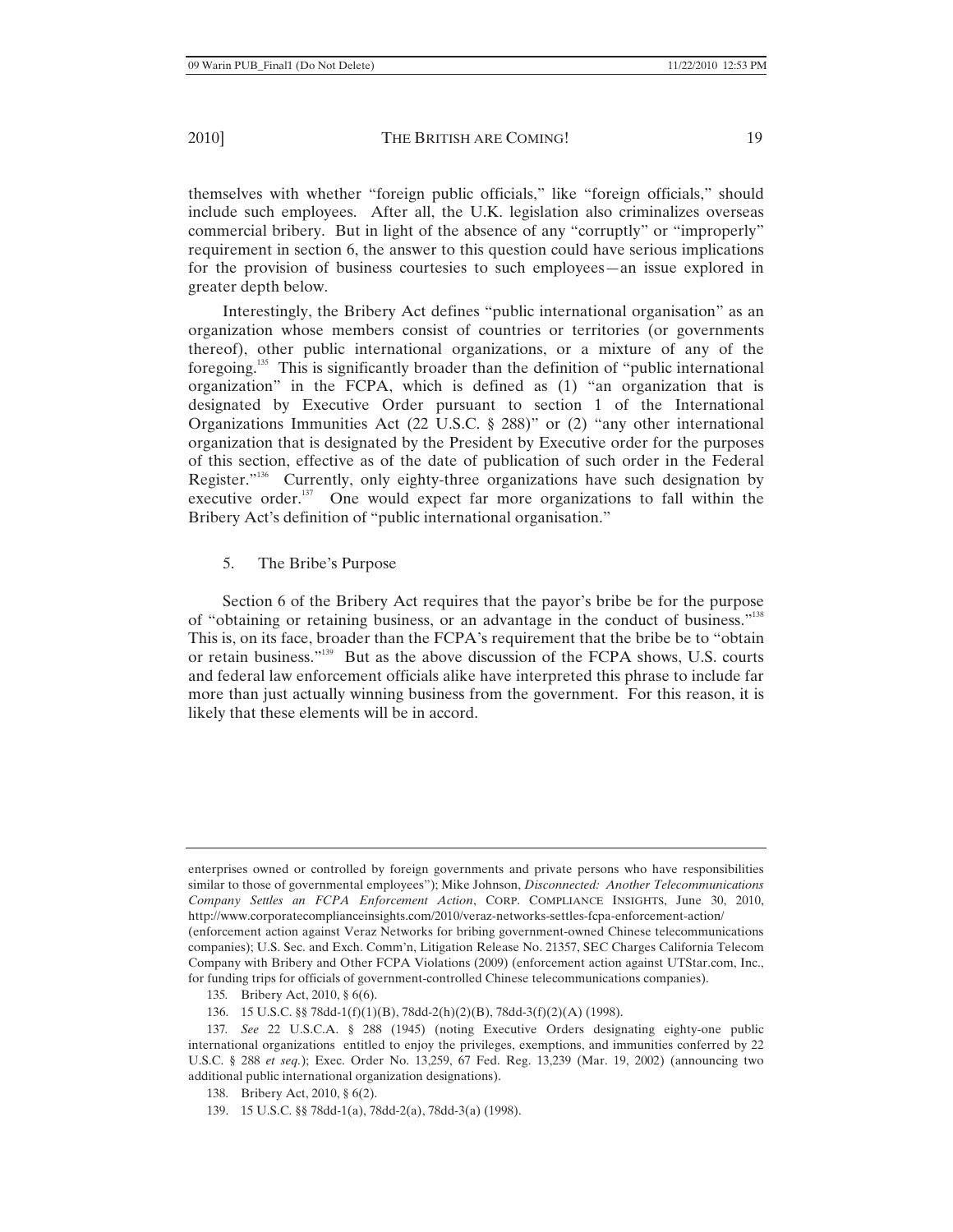themselves with whether "foreign public officials," like "foreign officials," should include such employees. After all, the U.K. legislation also criminalizes overseas commercial bribery. But in light of the absence of any "corruptly" or "improperly" requirement in section 6, the answer to this question could have serious implications for the provision of business courtesies to such employees—an issue explored in greater depth below.

Interestingly, the Bribery Act defines "public international organisation" as an organization whose members consist of countries or territories (or governments thereof), other public international organizations, or a mixture of any of the foregoing.[135] This is significantly broader than the definition of "public international organization" in the FCPA, which is defined as (1) "an organization that is designated by Executive Order pursuant to section 1 of the International Organizations Immunities Act (22 U.S.C. § 288)" or (2) "any other international organization that is designated by the President by Executive order for the purposes of this section, effective as of the date of publication of such order in the Federal Register."[136] Currently, only eighty-three organizations have such designation by executive order.[137] One would expect far more organizations to fall within the Bribery Act's definition of "public international organisation."

5. The Bribe's Purpose

Section 6 of the Bribery Act requires that the payor's bribe be for the purpose of "obtaining or retaining business, or an advantage in the conduct of business."[138] This is, on its face, broader than the FCPA's requirement that the bribe be to "obtain or retain business."[139] But as the above discussion of the FCPA shows, U.S. courts and federal law enforcement officials alike have interpreted this phrase to include far more than just actually winning business from the government. For this reason, it is likely that these elements will be in accord.

---

enterprises owned or controlled by foreign governments and private persons who have responsibilities similar to those of governmental employees"); Mike Johnson, *Disconnected: Another Telecommunications Company Settles an FCPA Enforcement Action*, CORP. COMPLIANCE INSIGHTS, June 30, 2010, http://www.corporatecomplianceinsights.com/2010/veraz-networks-settles-fcpa-enforcement-action/ (enforcement action against Veraz Networks for bribing government-owned Chinese telecommunications companies); U.S. Sec. and Exch. Comm'n, Litigation Release No. 21357, SEC Charges California Telecom Company with Bribery and Other FCPA Violations (2009) (enforcement action against UTStar.com, Inc., for funding trips for officials of government-controlled Chinese telecommunications companies).

135. Bribery Act, 2010, § 6(6).

136. 15 U.S.C. §§ 78dd-1(f)(1)(B), 78dd-2(h)(2)(B), 78dd-3(f)(2)(A) (1998).

137. *See* 22 U.S.C.A. § 288 (1945) (noting Executive Orders designating eighty-one public international organizations entitled to enjoy the privileges, exemptions, and immunities conferred by 22 U.S.C. § 288 *et seq.*); Exec. Order No. 13,259, 67 Fed. Reg. 13,239 (Mar. 19, 2002) (announcing two additional public international organization designations).

138. Bribery Act, 2010, § 6(2).

139. 15 U.S.C. §§ 78dd-1(a), 78dd-2(a), 78dd-3(a) (1998).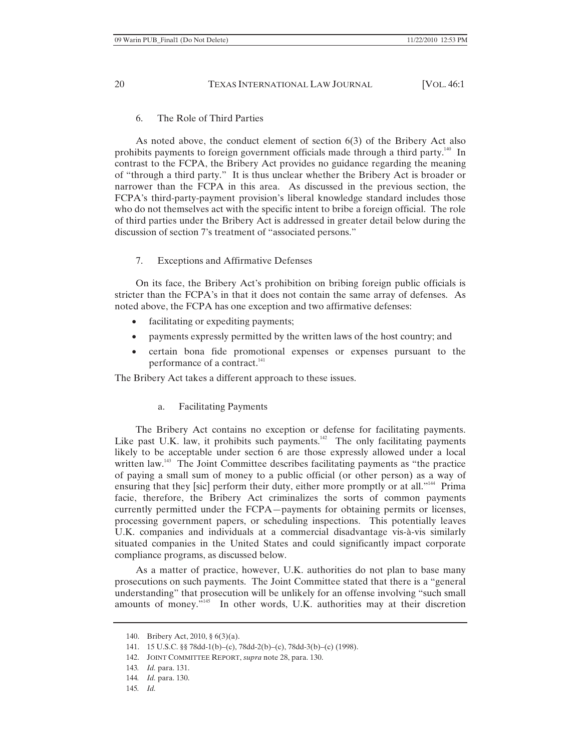### 6. The Role of Third Parties

As noted above, the conduct element of section 6(3) of the Bribery Act also prohibits payments to foreign government officials made through a third party.[140] In contrast to the FCPA, the Bribery Act provides no guidance regarding the meaning of "through a third party." It is thus unclear whether the Bribery Act is broader or narrower than the FCPA in this area. As discussed in the previous section, the FCPA's third-party-payment provision's liberal knowledge standard includes those who do not themselves act with the specific intent to bribe a foreign official. The role of third parties under the Bribery Act is addressed in greater detail below during the discussion of section 7's treatment of "associated persons."

### 7. Exceptions and Affirmative Defenses

On its face, the Bribery Act's prohibition on bribing foreign public officials is stricter than the FCPA's in that it does not contain the same array of defenses. As noted above, the FCPA has one exception and two affirmative defenses:

- facilitating or expediting payments;
- payments expressly permitted by the written laws of the host country; and
- certain bona fide promotional expenses or expenses pursuant to the performance of a contract.[141]

The Bribery Act takes a different approach to these issues.

#### a. Facilitating Payments

The Bribery Act contains no exception or defense for facilitating payments. Like past U.K. law, it prohibits such payments.[142] The only facilitating payments likely to be acceptable under section 6 are those expressly allowed under a local written law.[143] The Joint Committee describes facilitating payments as "the practice of paying a small sum of money to a public official (or other person) as a way of ensuring that they [sic] perform their duty, either more promptly or at all."[144] Prima facie, therefore, the Bribery Act criminalizes the sorts of common payments currently permitted under the FCPA—payments for obtaining permits or licenses, processing government papers, or scheduling inspections. This potentially leaves U.K. companies and individuals at a commercial disadvantage vis-à-vis similarly situated companies in the United States and could significantly impact corporate compliance programs, as discussed below.

As a matter of practice, however, U.K. authorities do not plan to base many prosecutions on such payments. The Joint Committee stated that there is a "general understanding" that prosecution will be unlikely for an offense involving "such small amounts of money."[145] In other words, U.K. authorities may at their discretion

---

140. Bribery Act, 2010, § 6(3)(a).

141. 15 U.S.C. §§ 78dd-1(b)–(c), 78dd-2(b)–(c), 78dd-3(b)–(c) (1998).

142. JOINT COMMITTEE REPORT, *supra* note 28, para. 130.

143. *Id.* para. 131.

144. *Id.* para. 130.

145. *Id.*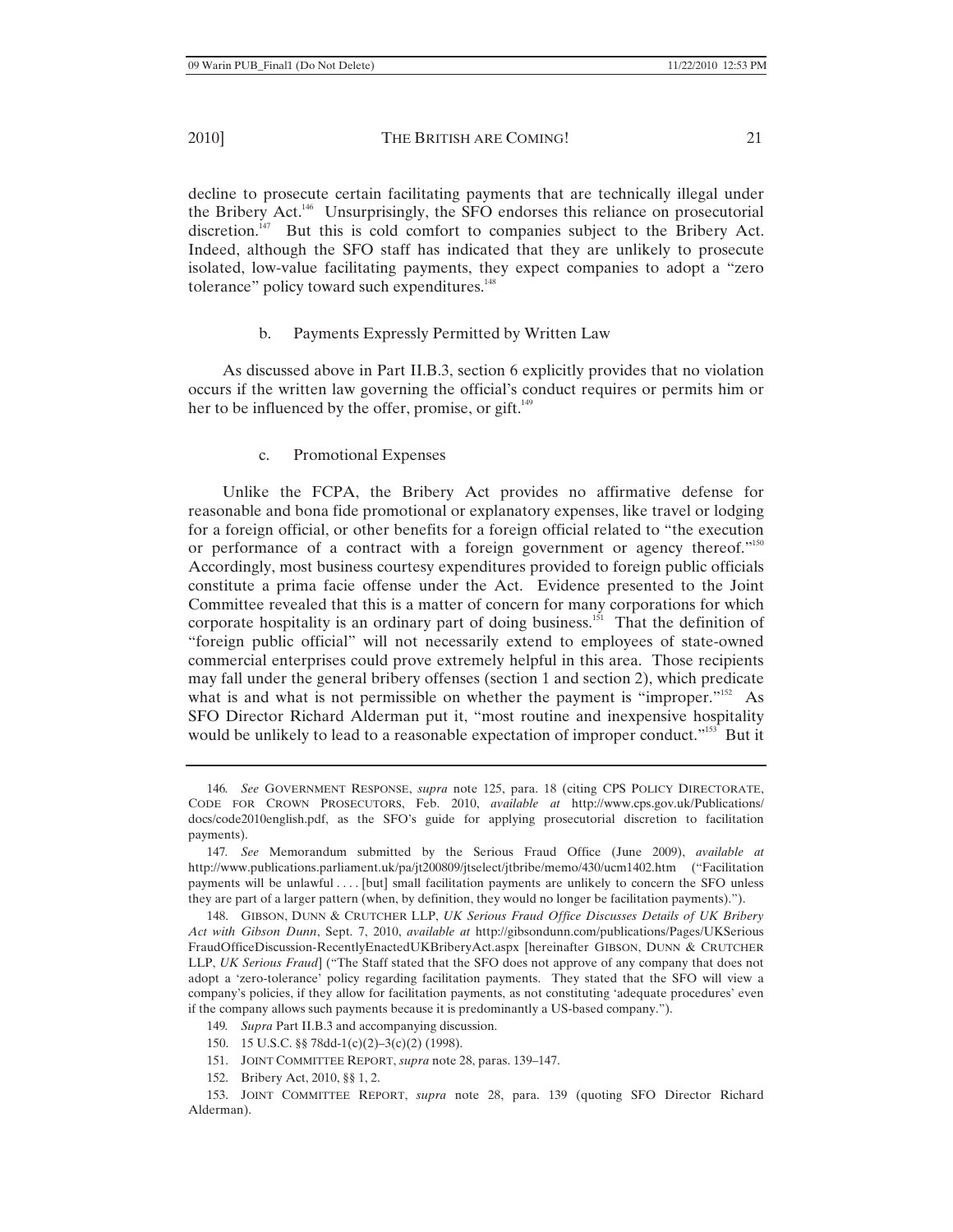decline to prosecute certain facilitating payments that are technically illegal under the Bribery Act.[146] Unsurprisingly, the SFO endorses this reliance on prosecutorial discretion.[147] But this is cold comfort to companies subject to the Bribery Act. Indeed, although the SFO staff has indicated that they are unlikely to prosecute isolated, low-value facilitating payments, they expect companies to adopt a "zero tolerance" policy toward such expenditures.[148]

### b. Payments Expressly Permitted by Written Law

As discussed above in Part II.B.3, section 6 explicitly provides that no violation occurs if the written law governing the official's conduct requires or permits him or her to be influenced by the offer, promise, or gift.[149]

### c. Promotional Expenses

Unlike the FCPA, the Bribery Act provides no affirmative defense for reasonable and bona fide promotional or explanatory expenses, like travel or lodging for a foreign official, or other benefits for a foreign official related to "the execution or performance of a contract with a foreign government or agency thereof."[150] Accordingly, most business courtesy expenditures provided to foreign public officials constitute a prima facie offense under the Act. Evidence presented to the Joint Committee revealed that this is a matter of concern for many corporations for which corporate hospitality is an ordinary part of doing business.[151] That the definition of "foreign public official" will not necessarily extend to employees of state-owned commercial enterprises could prove extremely helpful in this area. Those recipients may fall under the general bribery offenses (section 1 and section 2), which predicate what is and what is not permissible on whether the payment is "improper."[152] As SFO Director Richard Alderman put it, "most routine and inexpensive hospitality would be unlikely to lead to a reasonable expectation of improper conduct."[153] But it

---

146. *See* GOVERNMENT RESPONSE, *supra* note 125, para. 18 (citing CPS POLICY DIRECTORATE, CODE FOR CROWN PROSECUTORS, Feb. 2010, *available at* http://www.cps.gov.uk/Publications/docs/code2010english.pdf, as the SFO's guide for applying prosecutorial discretion to facilitation payments).

147. *See* Memorandum submitted by the Serious Fraud Office (June 2009), *available at* http://www.publications.parliament.uk/pa/jt200809/jtselect/jtbribe/memo/430/ucm1402.htm ("Facilitation payments will be unlawful . . . . [but] small facilitation payments are unlikely to concern the SFO unless they are part of a larger pattern (when, by definition, they would no longer be facilitation payments).").

148. GIBSON, DUNN & CRUTCHER LLP, *UK Serious Fraud Office Discusses Details of UK Bribery Act with Gibson Dunn*, Sept. 7, 2010, *available at* http://gibsondunn.com/publications/Pages/UKSeriousFraudOfficeDiscussion-RecentlyEnactedUKBriberyAct.aspx [hereinafter GIBSON, DUNN & CRUTCHER LLP, *UK Serious Fraud*] ("The Staff stated that the SFO does not approve of any company that does not adopt a 'zero-tolerance' policy regarding facilitation payments. They stated that the SFO will view a company's policies, if they allow for facilitation payments, as not constituting 'adequate procedures' even if the company allows such payments because it is predominantly a US-based company.").

149. *Supra* Part II.B.3 and accompanying discussion.

150. 15 U.S.C. §§ 78dd-1(c)(2)–3(c)(2) (1998).

151. JOINT COMMITTEE REPORT, *supra* note 28, paras. 139–147.

152. Bribery Act, 2010, §§ 1, 2.

153. JOINT COMMITTEE REPORT, *supra* note 28, para. 139 (quoting SFO Director Richard Alderman).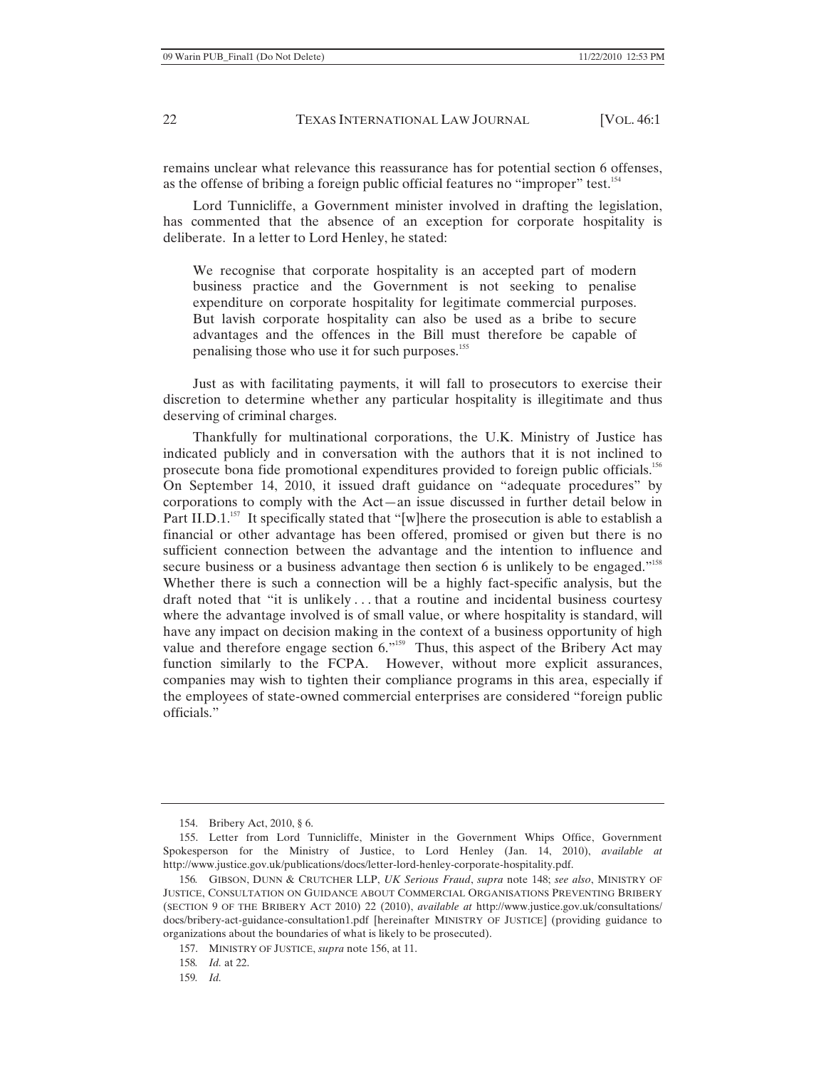remains unclear what relevance this reassurance has for potential section 6 offenses, as the offense of bribing a foreign public official features no "improper" test.[154]

Lord Tunnicliffe, a Government minister involved in drafting the legislation, has commented that the absence of an exception for corporate hospitality is deliberate. In a letter to Lord Henley, he stated:

> We recognise that corporate hospitality is an accepted part of modern business practice and the Government is not seeking to penalise expenditure on corporate hospitality for legitimate commercial purposes. But lavish corporate hospitality can also be used as a bribe to secure advantages and the offences in the Bill must therefore be capable of penalising those who use it for such purposes.[155]

Just as with facilitating payments, it will fall to prosecutors to exercise their discretion to determine whether any particular hospitality is illegitimate and thus deserving of criminal charges.

Thankfully for multinational corporations, the U.K. Ministry of Justice has indicated publicly and in conversation with the authors that it is not inclined to prosecute bona fide promotional expenditures provided to foreign public officials.[156] On September 14, 2010, it issued draft guidance on "adequate procedures" by corporations to comply with the Act—an issue discussed in further detail below in Part II.D.1.[157] It specifically stated that "[w]here the prosecution is able to establish a financial or other advantage has been offered, promised or given but there is no sufficient connection between the advantage and the intention to influence and secure business or a business advantage then section 6 is unlikely to be engaged."[158] Whether there is such a connection will be a highly fact-specific analysis, but the draft noted that "it is unlikely . . . that a routine and incidental business courtesy where the advantage involved is of small value, or where hospitality is standard, will have any impact on decision making in the context of a business opportunity of high value and therefore engage section 6."[159] Thus, this aspect of the Bribery Act may function similarly to the FCPA. However, without more explicit assurances, companies may wish to tighten their compliance programs in this area, especially if the employees of state-owned commercial enterprises are considered "foreign public officials."

---

154. Bribery Act, 2010, § 6.

155. Letter from Lord Tunnicliffe, Minister in the Government Whips Office, Government Spokesperson for the Ministry of Justice, to Lord Henley (Jan. 14, 2010), *available at* http://www.justice.gov.uk/publications/docs/letter-lord-henley-corporate-hospitality.pdf.

156. GIBSON, DUNN & CRUTCHER LLP, *UK Serious Fraud*, *supra* note 148; *see also*, MINISTRY OF JUSTICE, CONSULTATION ON GUIDANCE ABOUT COMMERCIAL ORGANISATIONS PREVENTING BRIBERY (SECTION 9 OF THE BRIBERY ACT 2010) 22 (2010), *available at* http://www.justice.gov.uk/consultations/docs/bribery-act-guidance-consultation1.pdf [hereinafter MINISTRY OF JUSTICE] (providing guidance to organizations about the boundaries of what is likely to be prosecuted).

157. MINISTRY OF JUSTICE, *supra* note 156, at 11.

158. *Id.* at 22.

159. *Id.*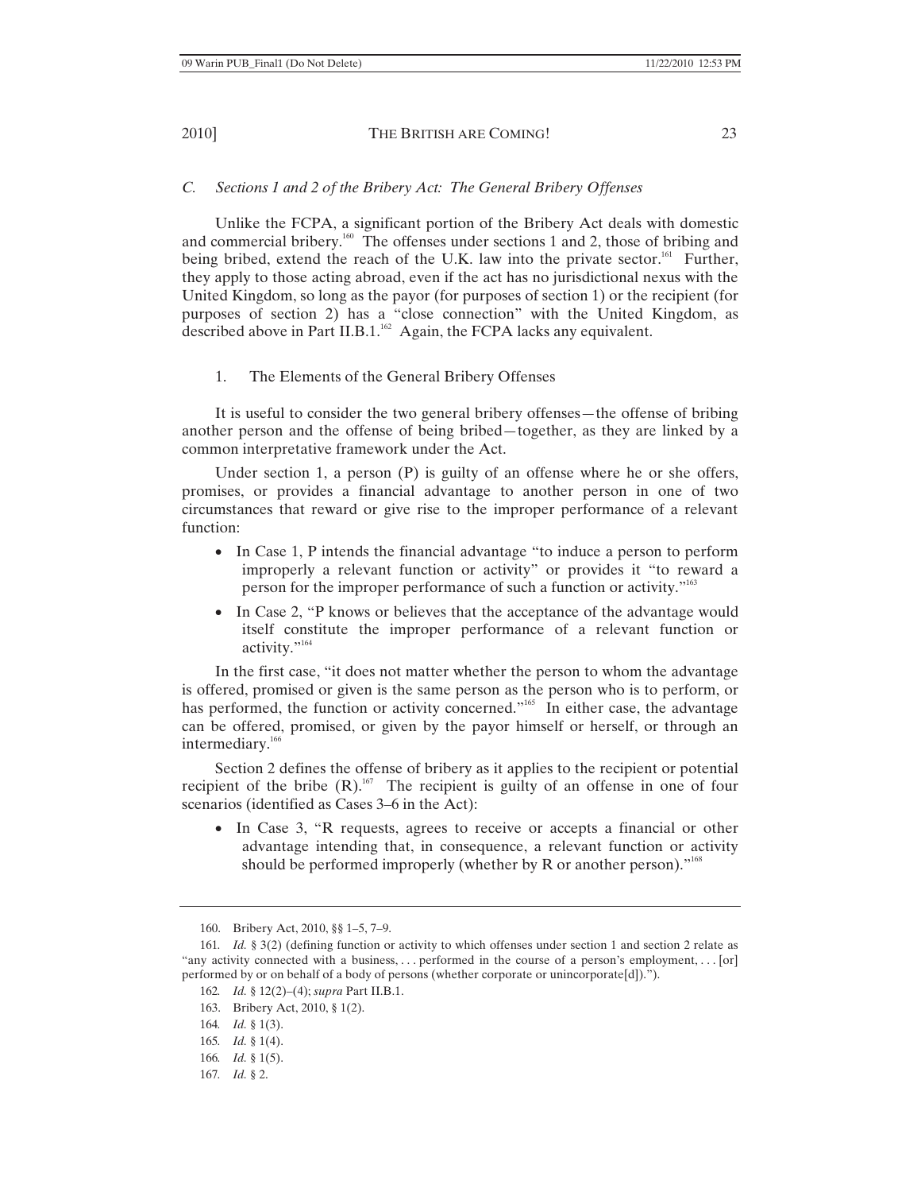### C. *Sections 1 and 2 of the Bribery Act: The General Bribery Offenses*

Unlike the FCPA, a significant portion of the Bribery Act deals with domestic and commercial bribery.[160] The offenses under sections 1 and 2, those of bribing and being bribed, extend the reach of the U.K. law into the private sector.[161] Further, they apply to those acting abroad, even if the act has no jurisdictional nexus with the United Kingdom, so long as the payor (for purposes of section 1) or the recipient (for purposes of section 2) has a "close connection" with the United Kingdom, as described above in Part II.B.1.[162] Again, the FCPA lacks any equivalent.

#### 1. The Elements of the General Bribery Offenses

It is useful to consider the two general bribery offenses—the offense of bribing another person and the offense of being bribed—together, as they are linked by a common interpretative framework under the Act.

Under section 1, a person (P) is guilty of an offense where he or she offers, promises, or provides a financial advantage to another person in one of two circumstances that reward or give rise to the improper performance of a relevant function:

- In Case 1, P intends the financial advantage "to induce a person to perform improperly a relevant function or activity" or provides it "to reward a person for the improper performance of such a function or activity."[163]
- In Case 2, "P knows or believes that the acceptance of the advantage would itself constitute the improper performance of a relevant function or activity."[164]

In the first case, "it does not matter whether the person to whom the advantage is offered, promised or given is the same person as the person who is to perform, or has performed, the function or activity concerned."[165] In either case, the advantage can be offered, promised, or given by the payor himself or herself, or through an intermediary.[166]

Section 2 defines the offense of bribery as it applies to the recipient or potential recipient of the bribe (R).[167] The recipient is guilty of an offense in one of four scenarios (identified as Cases 3–6 in the Act):

- In Case 3, "R requests, agrees to receive or accepts a financial or other advantage intending that, in consequence, a relevant function or activity should be performed improperly (whether by R or another person)."[168]

---

160. Bribery Act, 2010, §§ 1–5, 7–9.

161. *Id.* § 3(2) (defining function or activity to which offenses under section 1 and section 2 relate as "any activity connected with a business, . . . performed in the course of a person's employment, . . . [or] performed by or on behalf of a body of persons (whether corporate or unincorporate[d]).").

162. *Id.* § 12(2)–(4); *supra* Part II.B.1.

163. Bribery Act, 2010, § 1(2).

164. *Id.* § 1(3).

165. *Id.* § 1(4).

166. *Id.* § 1(5).

167. *Id.* § 2.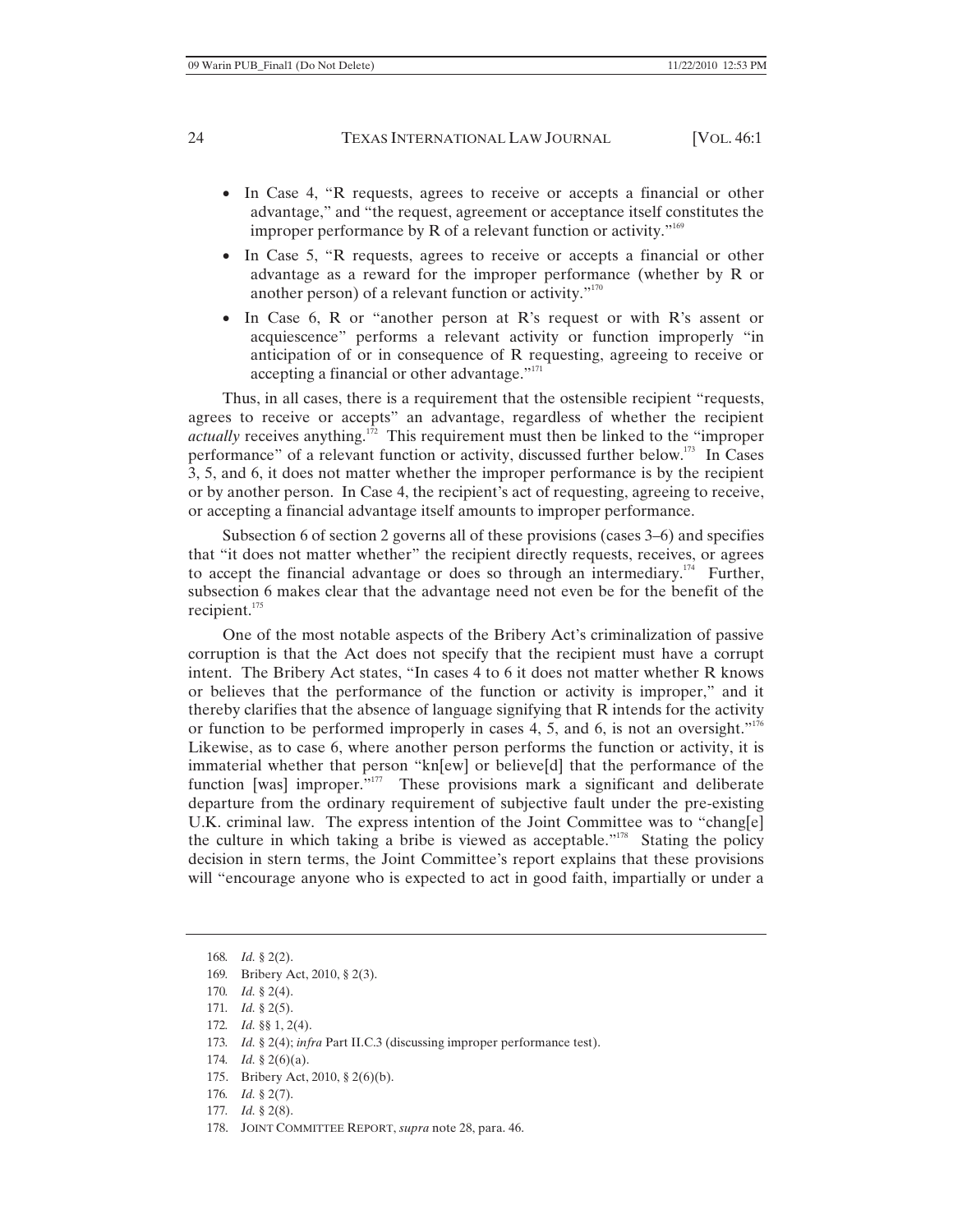- In Case 4, "R requests, agrees to receive or accepts a financial or other advantage," and "the request, agreement or acceptance itself constitutes the improper performance by R of a relevant function or activity."[169]
- In Case 5, "R requests, agrees to receive or accepts a financial or other advantage as a reward for the improper performance (whether by R or another person) of a relevant function or activity."[170]
- In Case 6, R or "another person at R's request or with R's assent or acquiescence" performs a relevant activity or function improperly "in anticipation of or in consequence of R requesting, agreeing to receive or accepting a financial or other advantage."[171]

Thus, in all cases, there is a requirement that the ostensible recipient "requests, agrees to receive or accepts" an advantage, regardless of whether the recipient *actually* receives anything.[172] This requirement must then be linked to the "improper performance" of a relevant function or activity, discussed further below.[173] In Cases 3, 5, and 6, it does not matter whether the improper performance is by the recipient or by another person. In Case 4, the recipient's act of requesting, agreeing to receive, or accepting a financial advantage itself amounts to improper performance.

Subsection 6 of section 2 governs all of these provisions (cases 3–6) and specifies that "it does not matter whether" the recipient directly requests, receives, or agrees to accept the financial advantage or does so through an intermediary.[174] Further, subsection 6 makes clear that the advantage need not even be for the benefit of the recipient.[175]

One of the most notable aspects of the Bribery Act's criminalization of passive corruption is that the Act does not specify that the recipient must have a corrupt intent. The Bribery Act states, "In cases 4 to 6 it does not matter whether R knows or believes that the performance of the function or activity is improper," and it thereby clarifies that the absence of language signifying that R intends for the activity or function to be performed improperly in cases 4, 5, and 6, is not an oversight."[176] Likewise, as to case 6, where another person performs the function or activity, it is immaterial whether that person "kn[ew] or believe[d] that the performance of the function [was] improper."[177] These provisions mark a significant and deliberate departure from the ordinary requirement of subjective fault under the pre-existing U.K. criminal law. The express intention of the Joint Committee was to "chang[e] the culture in which taking a bribe is viewed as acceptable."[178] Stating the policy decision in stern terms, the Joint Committee's report explains that these provisions will "encourage anyone who is expected to act in good faith, impartially or under a

---

168. *Id.* § 2(2).
169. Bribery Act, 2010, § 2(3).
170. *Id.* § 2(4).
171. *Id.* § 2(5).
172. *Id.* §§ 1, 2(4).
173. *Id.* § 2(4); *infra* Part II.C.3 (discussing improper performance test).
174. *Id.* § 2(6)(a).
175. Bribery Act, 2010, § 2(6)(b).
176. *Id.* § 2(7).
177. *Id.* § 2(8).
178. JOINT COMMITTEE REPORT, *supra* note 28, para. 46.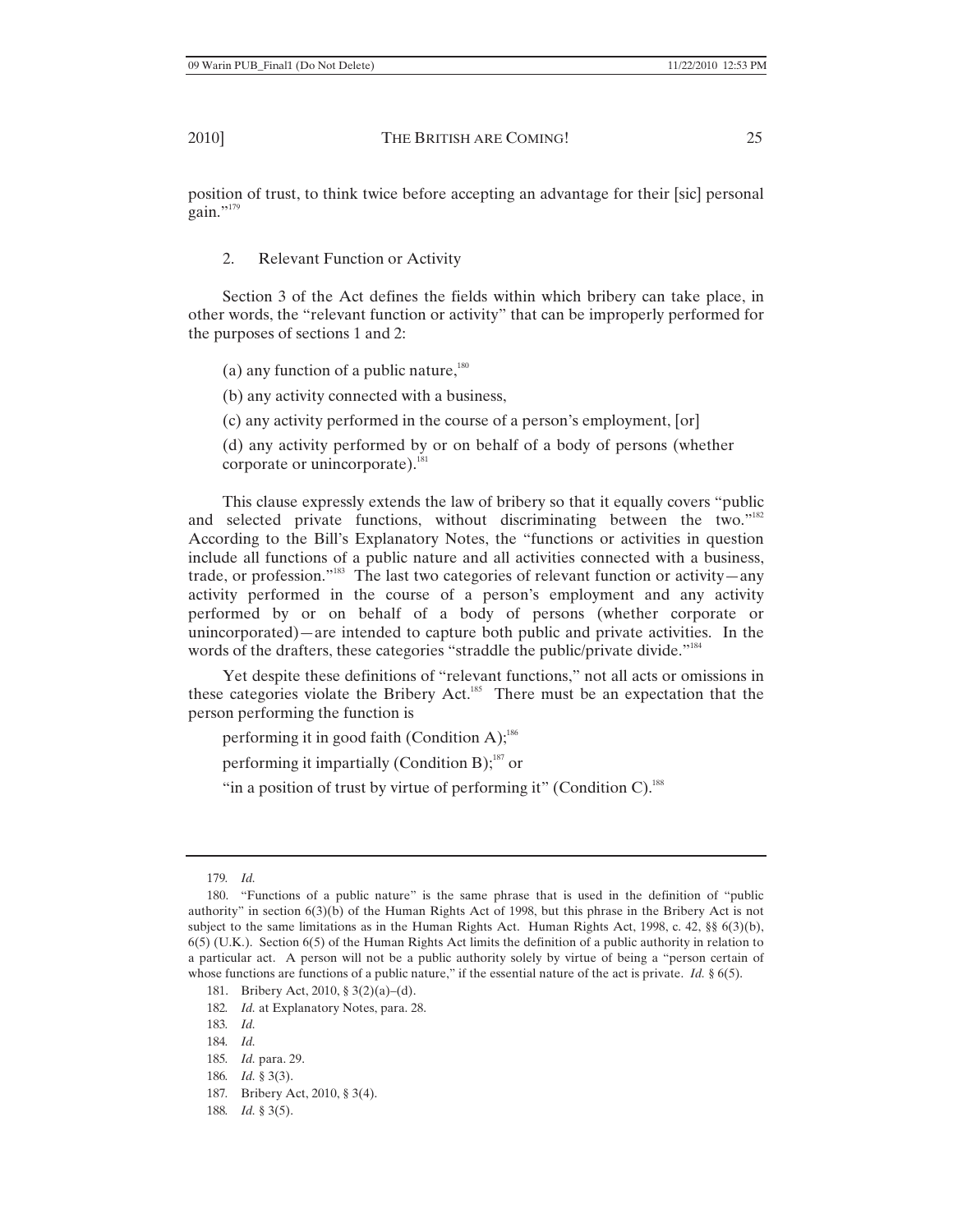position of trust, to think twice before accepting an advantage for their [sic] personal gain."[179]

### 2. Relevant Function or Activity

Section 3 of the Act defines the fields within which bribery can take place, in other words, the "relevant function or activity" that can be improperly performed for the purposes of sections 1 and 2:

> (a) any function of a public nature,[180]
>
> (b) any activity connected with a business,
>
> (c) any activity performed in the course of a person's employment, [or]
>
> (d) any activity performed by or on behalf of a body of persons (whether corporate or unincorporate).[181]

This clause expressly extends the law of bribery so that it equally covers "public and selected private functions, without discriminating between the two."[182] According to the Bill's Explanatory Notes, the "functions or activities in question include all functions of a public nature and all activities connected with a business, trade, or profession."[183] The last two categories of relevant function or activity—any activity performed in the course of a person's employment and any activity performed by or on behalf of a body of persons (whether corporate or unincorporated)—are intended to capture both public and private activities. In the words of the drafters, these categories "straddle the public/private divide."[184]

Yet despite these definitions of "relevant functions," not all acts or omissions in these categories violate the Bribery Act.[185] There must be an expectation that the person performing the function is

> performing it in good faith (Condition A);[186]
>
> performing it impartially (Condition B);[187] or
>
> "in a position of trust by virtue of performing it" (Condition C).[188]

---

179. *Id.*

180. "Functions of a public nature" is the same phrase that is used in the definition of "public authority" in section 6(3)(b) of the Human Rights Act of 1998, but this phrase in the Bribery Act is not subject to the same limitations as in the Human Rights Act. Human Rights Act, 1998, c. 42, §§ 6(3)(b), 6(5) (U.K.). Section 6(5) of the Human Rights Act limits the definition of a public authority in relation to a particular act. A person will not be a public authority solely by virtue of being a "person certain of whose functions are functions of a public nature," if the essential nature of the act is private. *Id.* § 6(5).

181. Bribery Act, 2010, § 3(2)(a)–(d).

182. *Id.* at Explanatory Notes, para. 28.

183. *Id.*

184. *Id.*

185. *Id.* para. 29.

186. *Id.* § 3(3).

187. Bribery Act, 2010, § 3(4).

188. *Id.* § 3(5).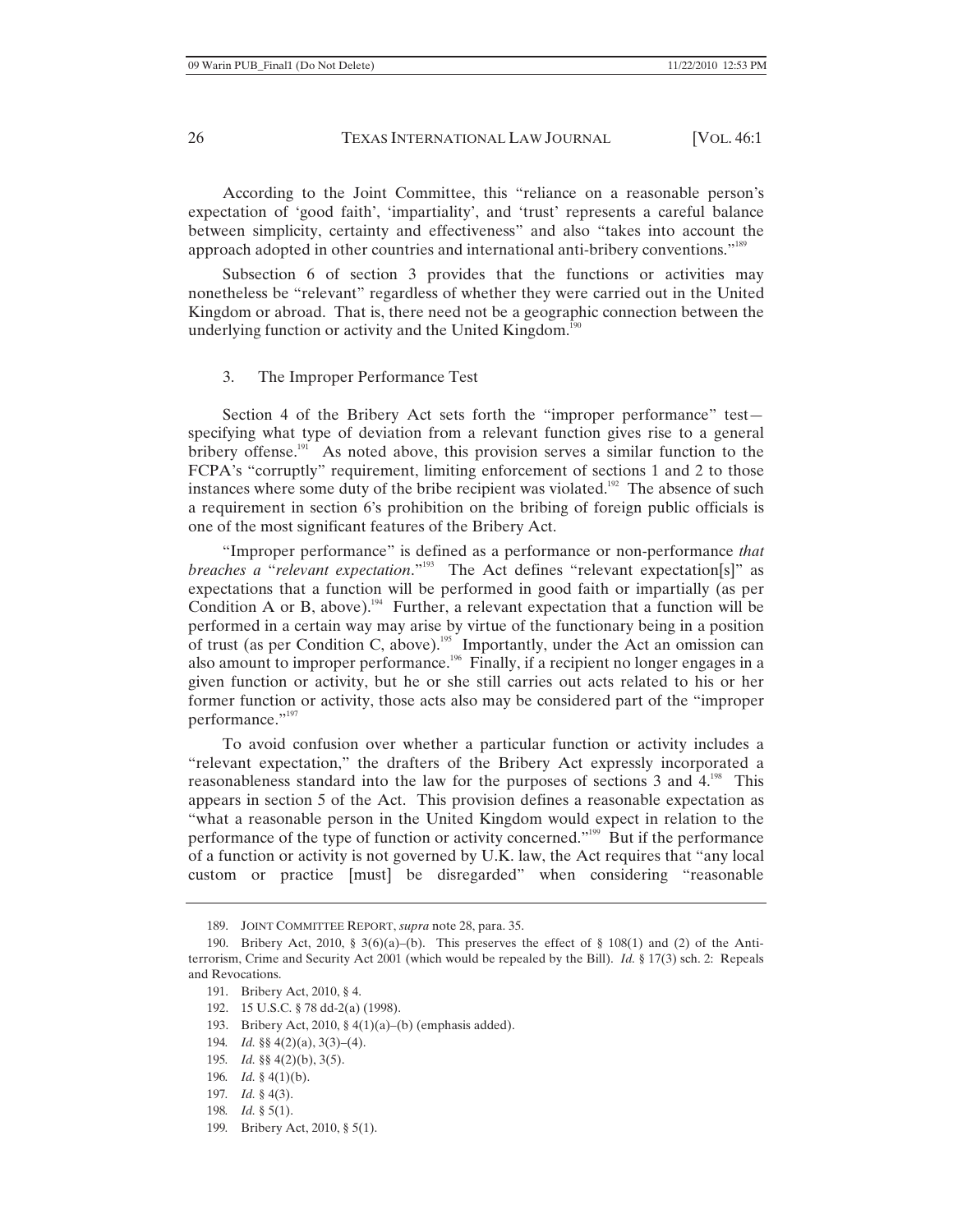According to the Joint Committee, this "reliance on a reasonable person's expectation of 'good faith', 'impartiality', and 'trust' represents a careful balance between simplicity, certainty and effectiveness" and also "takes into account the approach adopted in other countries and international anti-bribery conventions."[189]

Subsection 6 of section 3 provides that the functions or activities may nonetheless be "relevant" regardless of whether they were carried out in the United Kingdom or abroad. That is, there need not be a geographic connection between the underlying function or activity and the United Kingdom.[190]

### 3. The Improper Performance Test

Section 4 of the Bribery Act sets forth the "improper performance" test—specifying what type of deviation from a relevant function gives rise to a general bribery offense.[191] As noted above, this provision serves a similar function to the FCPA's "corruptly" requirement, limiting enforcement of sections 1 and 2 to those instances where some duty of the bribe recipient was violated.[192] The absence of such a requirement in section 6's prohibition on the bribing of foreign public officials is one of the most significant features of the Bribery Act.

"Improper performance" is defined as a performance or non-performance *that breaches a* "*relevant expectation*."[193] The Act defines "relevant expectation[s]" as expectations that a function will be performed in good faith or impartially (as per Condition A or B, above).[194] Further, a relevant expectation that a function will be performed in a certain way may arise by virtue of the functionary being in a position of trust (as per Condition C, above).[195] Importantly, under the Act an omission can also amount to improper performance.[196] Finally, if a recipient no longer engages in a given function or activity, but he or she still carries out acts related to his or her former function or activity, those acts also may be considered part of the "improper performance."[197]

To avoid confusion over whether a particular function or activity includes a "relevant expectation," the drafters of the Bribery Act expressly incorporated a reasonableness standard into the law for the purposes of sections 3 and 4.[198] This appears in section 5 of the Act. This provision defines a reasonable expectation as "what a reasonable person in the United Kingdom would expect in relation to the performance of the type of function or activity concerned."[199] But if the performance of a function or activity is not governed by U.K. law, the Act requires that "any local custom or practice [must] be disregarded" when considering "reasonable

---

189. JOINT COMMITTEE REPORT, *supra* note 28, para. 35.

190. Bribery Act, 2010, § 3(6)(a)–(b). This preserves the effect of § 108(1) and (2) of the Anti-terrorism, Crime and Security Act 2001 (which would be repealed by the Bill). *Id.* § 17(3) sch. 2: Repeals and Revocations.

191. Bribery Act, 2010, § 4.

192. 15 U.S.C. § 78 dd-2(a) (1998).

193. Bribery Act, 2010, § 4(1)(a)–(b) (emphasis added).

194. *Id.* §§ 4(2)(a), 3(3)–(4).

195. *Id.* §§ 4(2)(b), 3(5).

196. *Id.* § 4(1)(b).

197. *Id.* § 4(3).

198. *Id.* § 5(1).

199. Bribery Act, 2010, § 5(1).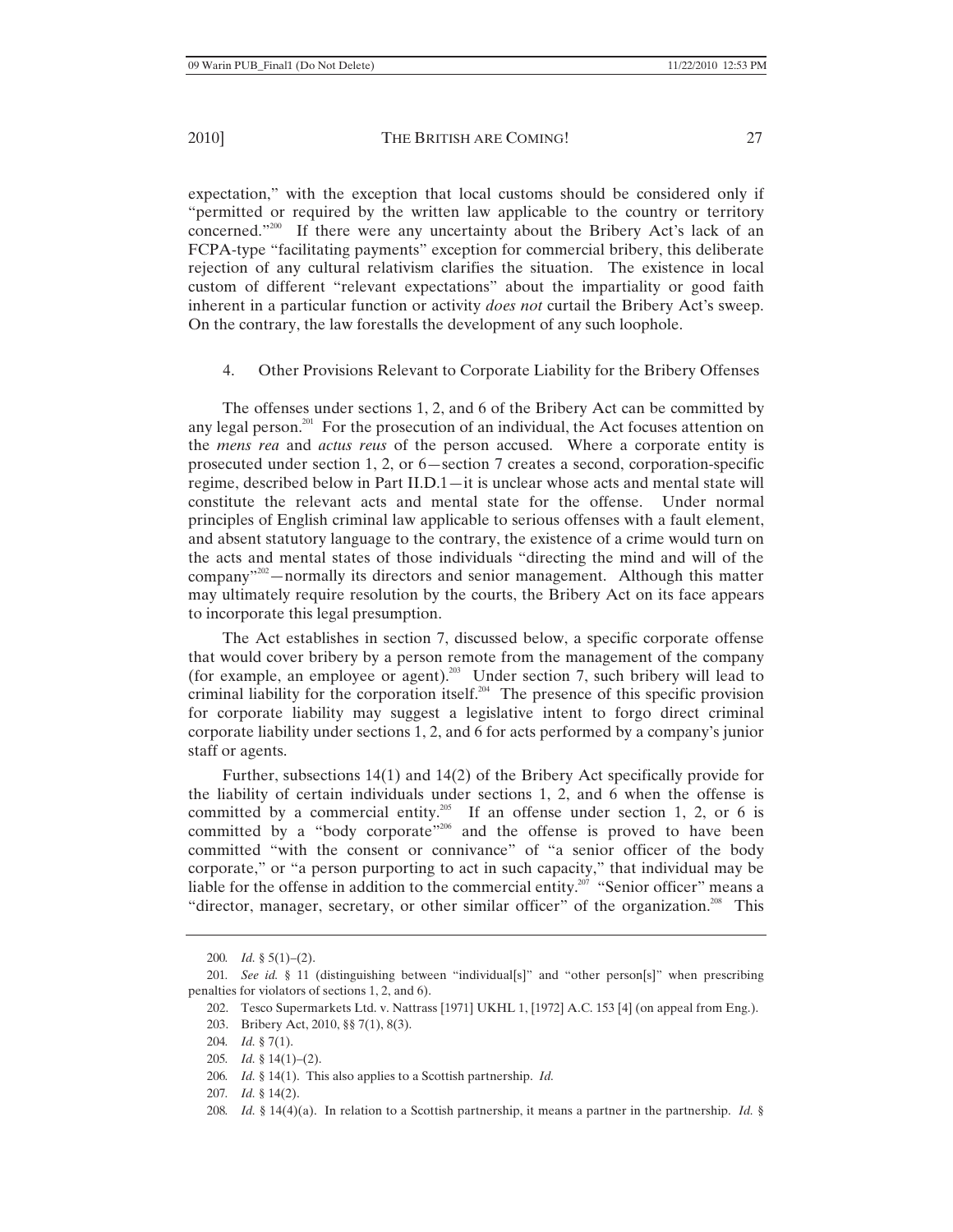expectation," with the exception that local customs should be considered only if "permitted or required by the written law applicable to the country or territory concerned."[200] If there were any uncertainty about the Bribery Act's lack of an FCPA-type "facilitating payments" exception for commercial bribery, this deliberate rejection of any cultural relativism clarifies the situation. The existence in local custom of different "relevant expectations" about the impartiality or good faith inherent in a particular function or activity *does not* curtail the Bribery Act's sweep. On the contrary, the law forestalls the development of any such loophole.

### 4. Other Provisions Relevant to Corporate Liability for the Bribery Offenses

The offenses under sections 1, 2, and 6 of the Bribery Act can be committed by any legal person.[201] For the prosecution of an individual, the Act focuses attention on the *mens rea* and *actus reus* of the person accused. Where a corporate entity is prosecuted under section 1, 2, or 6—section 7 creates a second, corporation-specific regime, described below in Part II.D.1—it is unclear whose acts and mental state will constitute the relevant acts and mental state for the offense. Under normal principles of English criminal law applicable to serious offenses with a fault element, and absent statutory language to the contrary, the existence of a crime would turn on the acts and mental states of those individuals "directing the mind and will of the company"[202]—normally its directors and senior management. Although this matter may ultimately require resolution by the courts, the Bribery Act on its face appears to incorporate this legal presumption.

The Act establishes in section 7, discussed below, a specific corporate offense that would cover bribery by a person remote from the management of the company (for example, an employee or agent).[203] Under section 7, such bribery will lead to criminal liability for the corporation itself.[204] The presence of this specific provision for corporate liability may suggest a legislative intent to forgo direct criminal corporate liability under sections 1, 2, and 6 for acts performed by a company's junior staff or agents.

Further, subsections 14(1) and 14(2) of the Bribery Act specifically provide for the liability of certain individuals under sections 1, 2, and 6 when the offense is committed by a commercial entity.[205] If an offense under section 1, 2, or 6 is committed by a "body corporate"[206] and the offense is proved to have been committed "with the consent or connivance" of "a senior officer of the body corporate," or "a person purporting to act in such capacity," that individual may be liable for the offense in addition to the commercial entity.[207] "Senior officer" means a "director, manager, secretary, or other similar officer" of the organization.[208] This

---

200. *Id.* § 5(1)–(2).

201. *See id.* § 11 (distinguishing between "individual[s]" and "other person[s]" when prescribing penalties for violators of sections 1, 2, and 6).

202. Tesco Supermarkets Ltd. v. Nattrass [1971] UKHL 1, [1972] A.C. 153 [4] (on appeal from Eng.).

203. Bribery Act, 2010, §§ 7(1), 8(3).

204. *Id.* § 7(1).

205. *Id.* § 14(1)–(2).

206. *Id.* § 14(1). This also applies to a Scottish partnership. *Id.*

207. *Id.* § 14(2).

208. *Id.* § 14(4)(a). In relation to a Scottish partnership, it means a partner in the partnership. *Id.* §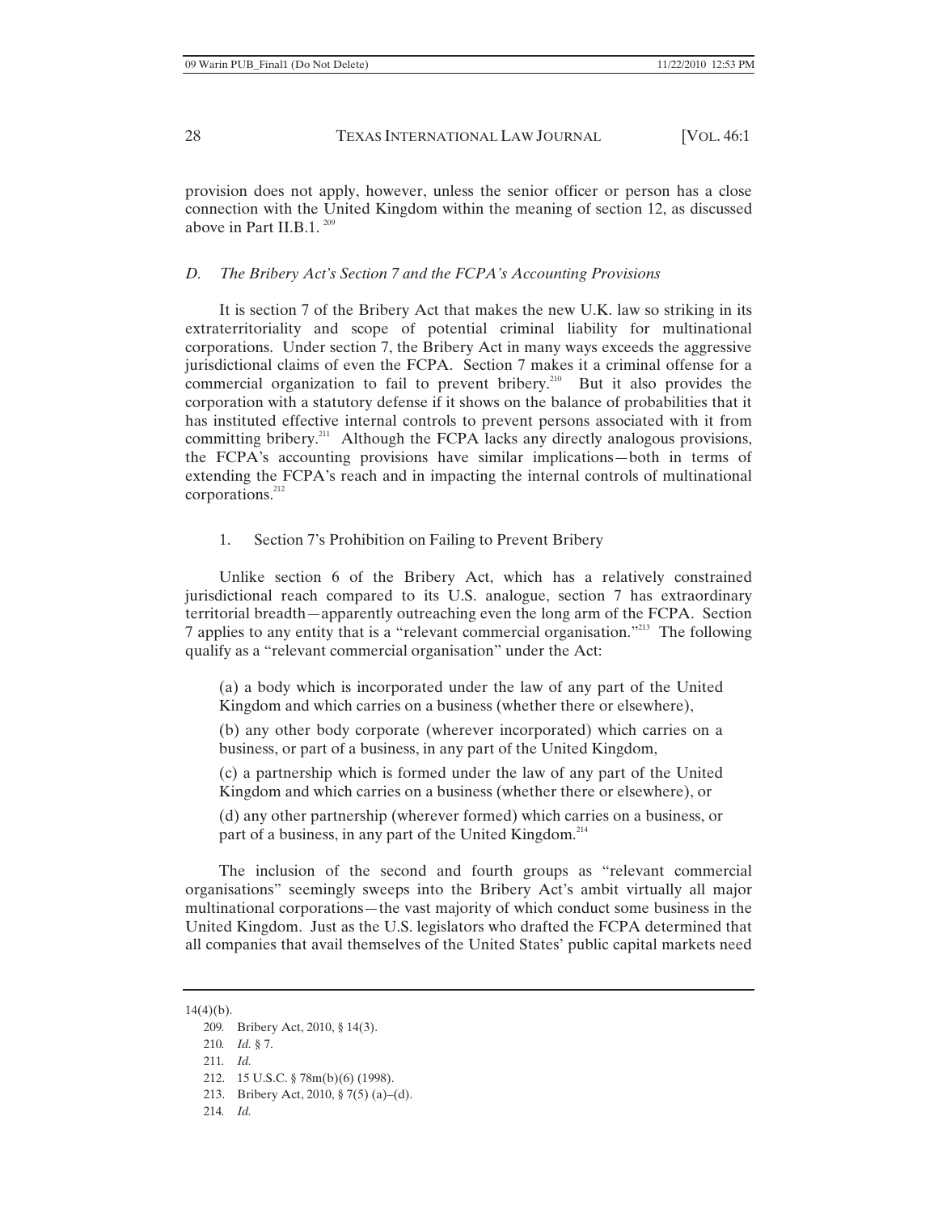provision does not apply, however, unless the senior officer or person has a close connection with the United Kingdom within the meaning of section 12, as discussed above in Part II.B.1. [209]

### *D. The Bribery Act's Section 7 and the FCPA's Accounting Provisions*

It is section 7 of the Bribery Act that makes the new U.K. law so striking in its extraterritoriality and scope of potential criminal liability for multinational corporations. Under section 7, the Bribery Act in many ways exceeds the aggressive jurisdictional claims of even the FCPA. Section 7 makes it a criminal offense for a commercial organization to fail to prevent bribery.[210] But it also provides the corporation with a statutory defense if it shows on the balance of probabilities that it has instituted effective internal controls to prevent persons associated with it from committing bribery.[211] Although the FCPA lacks any directly analogous provisions, the FCPA's accounting provisions have similar implications—both in terms of extending the FCPA's reach and in impacting the internal controls of multinational corporations.[212]

#### 1. Section 7's Prohibition on Failing to Prevent Bribery

Unlike section 6 of the Bribery Act, which has a relatively constrained jurisdictional reach compared to its U.S. analogue, section 7 has extraordinary territorial breadth—apparently outreaching even the long arm of the FCPA. Section 7 applies to any entity that is a "relevant commercial organisation."[213] The following qualify as a "relevant commercial organisation" under the Act:

> (a) a body which is incorporated under the law of any part of the United Kingdom and which carries on a business (whether there or elsewhere),
>
> (b) any other body corporate (wherever incorporated) which carries on a business, or part of a business, in any part of the United Kingdom,
>
> (c) a partnership which is formed under the law of any part of the United Kingdom and which carries on a business (whether there or elsewhere), or
>
> (d) any other partnership (wherever formed) which carries on a business, or part of a business, in any part of the United Kingdom.[214]

The inclusion of the second and fourth groups as "relevant commercial organisations" seemingly sweeps into the Bribery Act's ambit virtually all major multinational corporations—the vast majority of which conduct some business in the United Kingdom. Just as the U.S. legislators who drafted the FCPA determined that all companies that avail themselves of the United States' public capital markets need

---

14(4)(b).

209. Bribery Act, 2010, § 14(3).

210. *Id.* § 7.

211. *Id.*

212. 15 U.S.C. § 78m(b)(6) (1998).

213. Bribery Act, 2010, § 7(5) (a)–(d).

214. *Id.*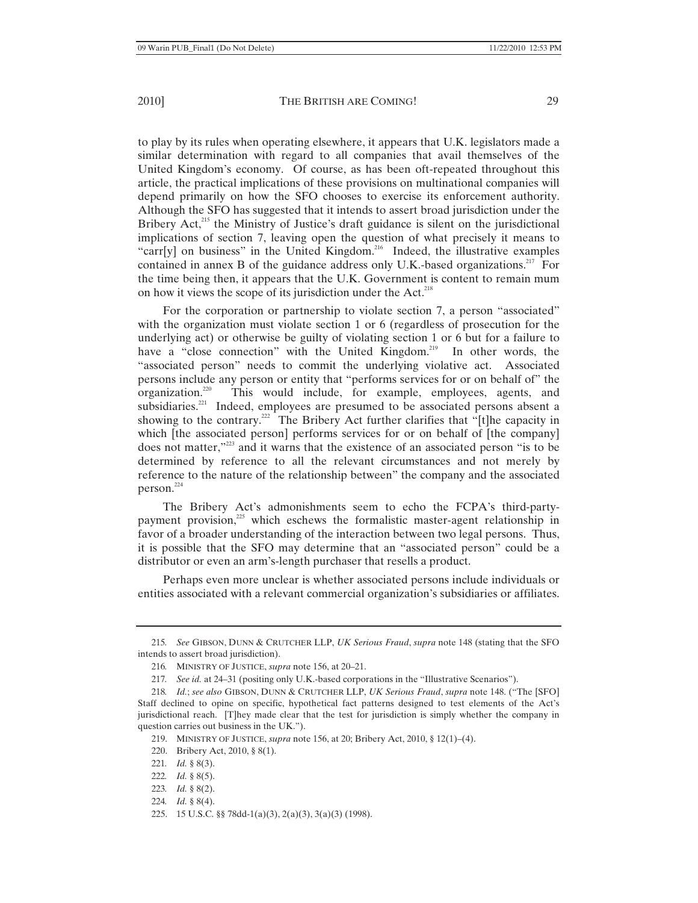to play by its rules when operating elsewhere, it appears that U.K. legislators made a similar determination with regard to all companies that avail themselves of the United Kingdom's economy. Of course, as has been oft-repeated throughout this article, the practical implications of these provisions on multinational companies will depend primarily on how the SFO chooses to exercise its enforcement authority. Although the SFO has suggested that it intends to assert broad jurisdiction under the Bribery Act,[215] the Ministry of Justice's draft guidance is silent on the jurisdictional implications of section 7, leaving open the question of what precisely it means to "carr[y] on business" in the United Kingdom.[216] Indeed, the illustrative examples contained in annex B of the guidance address only U.K.-based organizations.[217] For the time being then, it appears that the U.K. Government is content to remain mum on how it views the scope of its jurisdiction under the Act.[218]

For the corporation or partnership to violate section 7, a person "associated" with the organization must violate section 1 or 6 (regardless of prosecution for the underlying act) or otherwise be guilty of violating section 1 or 6 but for a failure to have a "close connection" with the United Kingdom.[219] In other words, the "associated person" needs to commit the underlying violative act. Associated persons include any person or entity that "performs services for or on behalf of" the organization.[220] This would include, for example, employees, agents, and subsidiaries.[221] Indeed, employees are presumed to be associated persons absent a showing to the contrary.[222] The Bribery Act further clarifies that "[t]he capacity in which [the associated person] performs services for or on behalf of [the company] does not matter,"[223] and it warns that the existence of an associated person "is to be determined by reference to all the relevant circumstances and not merely by reference to the nature of the relationship between" the company and the associated person.[224]

The Bribery Act's admonishments seem to echo the FCPA's third-party-payment provision,[225] which eschews the formalistic master-agent relationship in favor of a broader understanding of the interaction between two legal persons. Thus, it is possible that the SFO may determine that an "associated person" could be a distributor or even an arm's-length purchaser that resells a product.

Perhaps even more unclear is whether associated persons include individuals or entities associated with a relevant commercial organization's subsidiaries or affiliates.

---

215. *See* GIBSON, DUNN & CRUTCHER LLP, *UK Serious Fraud*, *supra* note 148 (stating that the SFO intends to assert broad jurisdiction).

216. MINISTRY OF JUSTICE, *supra* note 156, at 20–21.

217. *See id.* at 24–31 (positing only U.K.-based corporations in the "Illustrative Scenarios").

218. *Id.*; *see also* GIBSON, DUNN & CRUTCHER LLP, *UK Serious Fraud*, *supra* note 148. ("The [SFO] Staff declined to opine on specific, hypothetical fact patterns designed to test elements of the Act's jurisdictional reach. [T]hey made clear that the test for jurisdiction is simply whether the company in question carries out business in the UK.").

219. MINISTRY OF JUSTICE, *supra* note 156, at 20; Bribery Act, 2010, § 12(1)–(4).

220. Bribery Act, 2010, § 8(1).

221. *Id.* § 8(3).

222. *Id.* § 8(5).

223. *Id.* § 8(2).

224. *Id.* § 8(4).

225. 15 U.S.C. §§ 78dd-1(a)(3), 2(a)(3), 3(a)(3) (1998).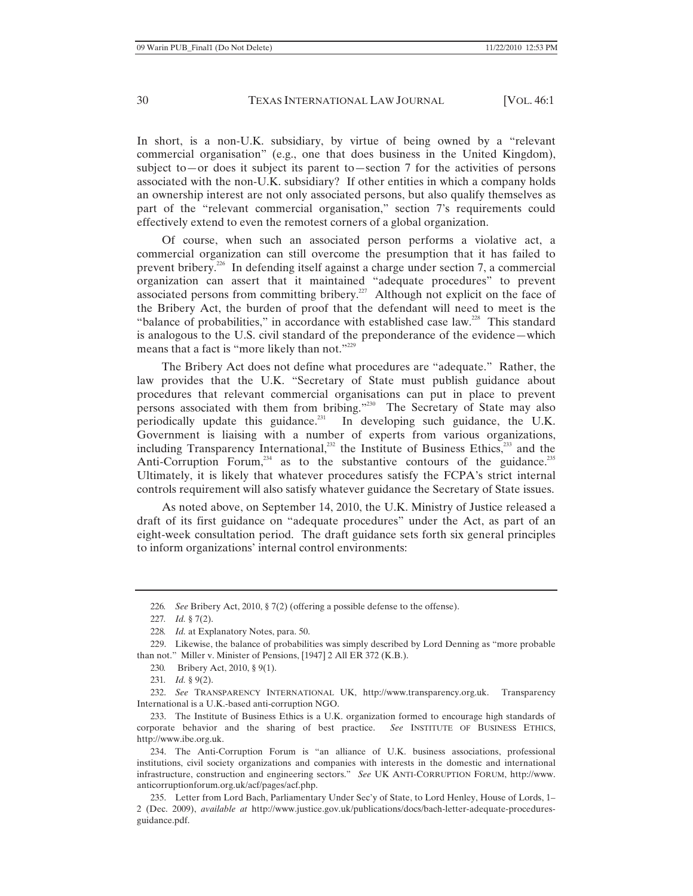In short, is a non-U.K. subsidiary, by virtue of being owned by a "relevant commercial organisation" (e.g., one that does business in the United Kingdom), subject to—or does it subject its parent to—section 7 for the activities of persons associated with the non-U.K. subsidiary? If other entities in which a company holds an ownership interest are not only associated persons, but also qualify themselves as part of the "relevant commercial organisation," section 7's requirements could effectively extend to even the remotest corners of a global organization.

Of course, when such an associated person performs a violative act, a commercial organization can still overcome the presumption that it has failed to prevent bribery.[226] In defending itself against a charge under section 7, a commercial organization can assert that it maintained "adequate procedures" to prevent associated persons from committing bribery.[227] Although not explicit on the face of the Bribery Act, the burden of proof that the defendant will need to meet is the "balance of probabilities," in accordance with established case law.[228] This standard is analogous to the U.S. civil standard of the preponderance of the evidence—which means that a fact is "more likely than not."[229]

The Bribery Act does not define what procedures are "adequate." Rather, the law provides that the U.K. "Secretary of State must publish guidance about procedures that relevant commercial organisations can put in place to prevent persons associated with them from bribing."[230] The Secretary of State may also periodically update this guidance.[231] In developing such guidance, the U.K. Government is liaising with a number of experts from various organizations, including Transparency International,[232] the Institute of Business Ethics,[233] and the Anti-Corruption Forum,[234] as to the substantive contours of the guidance.[235] Ultimately, it is likely that whatever procedures satisfy the FCPA's strict internal controls requirement will also satisfy whatever guidance the Secretary of State issues.

As noted above, on September 14, 2010, the U.K. Ministry of Justice released a draft of its first guidance on "adequate procedures" under the Act, as part of an eight-week consultation period. The draft guidance sets forth six general principles to inform organizations' internal control environments:

---

226. *See* Bribery Act, 2010, § 7(2) (offering a possible defense to the offense).

227. *Id.* § 7(2).

228. *Id.* at Explanatory Notes, para. 50.

229. Likewise, the balance of probabilities was simply described by Lord Denning as "more probable than not." Miller v. Minister of Pensions, [1947] 2 All ER 372 (K.B.).

230. Bribery Act, 2010, § 9(1).

231. *Id.* § 9(2).

232. *See* TRANSPARENCY INTERNATIONAL UK, http://www.transparency.org.uk. Transparency International is a U.K.-based anti-corruption NGO.

233. The Institute of Business Ethics is a U.K. organization formed to encourage high standards of corporate behavior and the sharing of best practice. *See* INSTITUTE OF BUSINESS ETHICS, http://www.ibe.org.uk.

234. The Anti-Corruption Forum is "an alliance of U.K. business associations, professional institutions, civil society organizations and companies with interests in the domestic and international infrastructure, construction and engineering sectors." *See* UK ANTI-CORRUPTION FORUM, http://www.anticorruptionforum.org.uk/acf/pages/acf.php.

235. Letter from Lord Bach, Parliamentary Under Sec'y of State, to Lord Henley, House of Lords, 1–2 (Dec. 2009), *available at* http://www.justice.gov.uk/publications/docs/bach-letter-adequate-procedures-guidance.pdf.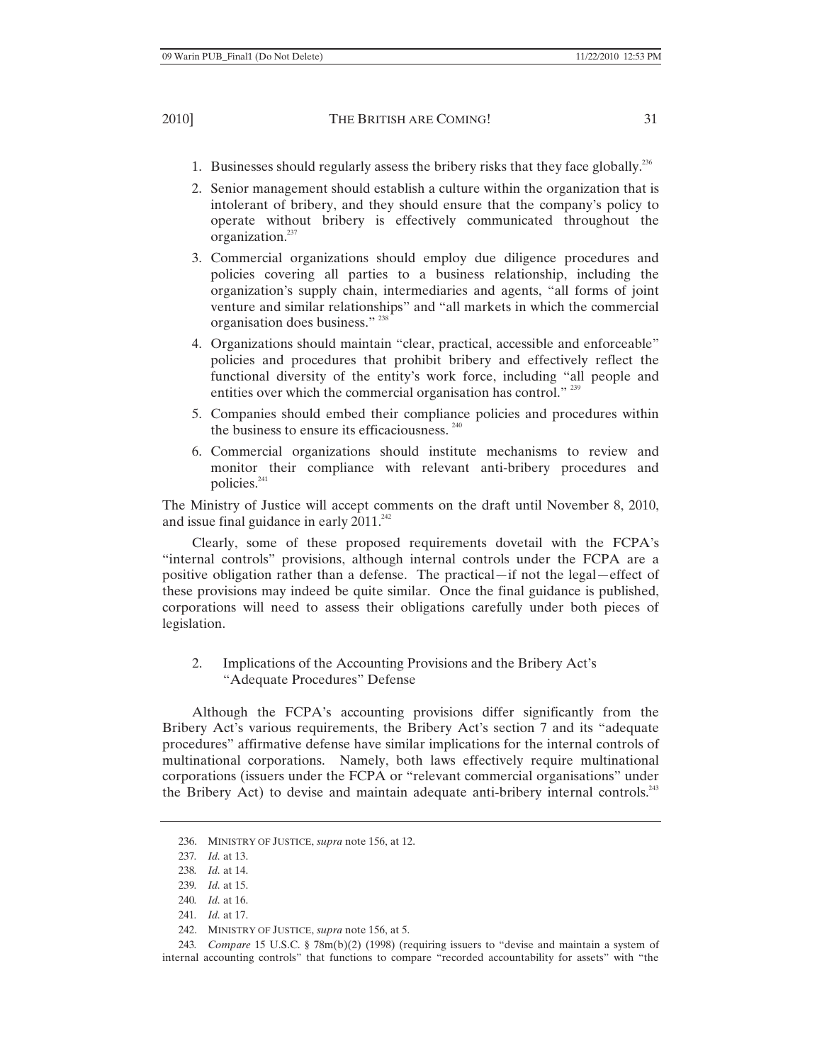1. Businesses should regularly assess the bribery risks that they face globally.[236]
2. Senior management should establish a culture within the organization that is intolerant of bribery, and they should ensure that the company's policy to operate without bribery is effectively communicated throughout the organization.[237]
3. Commercial organizations should employ due diligence procedures and policies covering all parties to a business relationship, including the organization's supply chain, intermediaries and agents, "all forms of joint venture and similar relationships" and "all markets in which the commercial organisation does business." [238]
4. Organizations should maintain "clear, practical, accessible and enforceable" policies and procedures that prohibit bribery and effectively reflect the functional diversity of the entity's work force, including "all people and entities over which the commercial organisation has control." [239]
5. Companies should embed their compliance policies and procedures within the business to ensure its efficaciousness. [240]
6. Commercial organizations should institute mechanisms to review and monitor their compliance with relevant anti-bribery procedures and policies.[241]

The Ministry of Justice will accept comments on the draft until November 8, 2010, and issue final guidance in early 2011.[242]

Clearly, some of these proposed requirements dovetail with the FCPA's "internal controls" provisions, although internal controls under the FCPA are a positive obligation rather than a defense. The practical—if not the legal—effect of these provisions may indeed be quite similar. Once the final guidance is published, corporations will need to assess their obligations carefully under both pieces of legislation.

### 2. Implications of the Accounting Provisions and the Bribery Act's "Adequate Procedures" Defense

Although the FCPA's accounting provisions differ significantly from the Bribery Act's various requirements, the Bribery Act's section 7 and its "adequate procedures" affirmative defense have similar implications for the internal controls of multinational corporations. Namely, both laws effectively require multinational corporations (issuers under the FCPA or "relevant commercial organisations" under the Bribery Act) to devise and maintain adequate anti-bribery internal controls.[243]

---

236. MINISTRY OF JUSTICE, *supra* note 156, at 12.

237. *Id.* at 13.

238. *Id.* at 14.

239. *Id.* at 15.

240. *Id.* at 16.

241. *Id.* at 17.

242. MINISTRY OF JUSTICE, *supra* note 156, at 5.

243. *Compare* 15 U.S.C. § 78m(b)(2) (1998) (requiring issuers to "devise and maintain a system of internal accounting controls" that functions to compare "recorded accountability for assets" with "the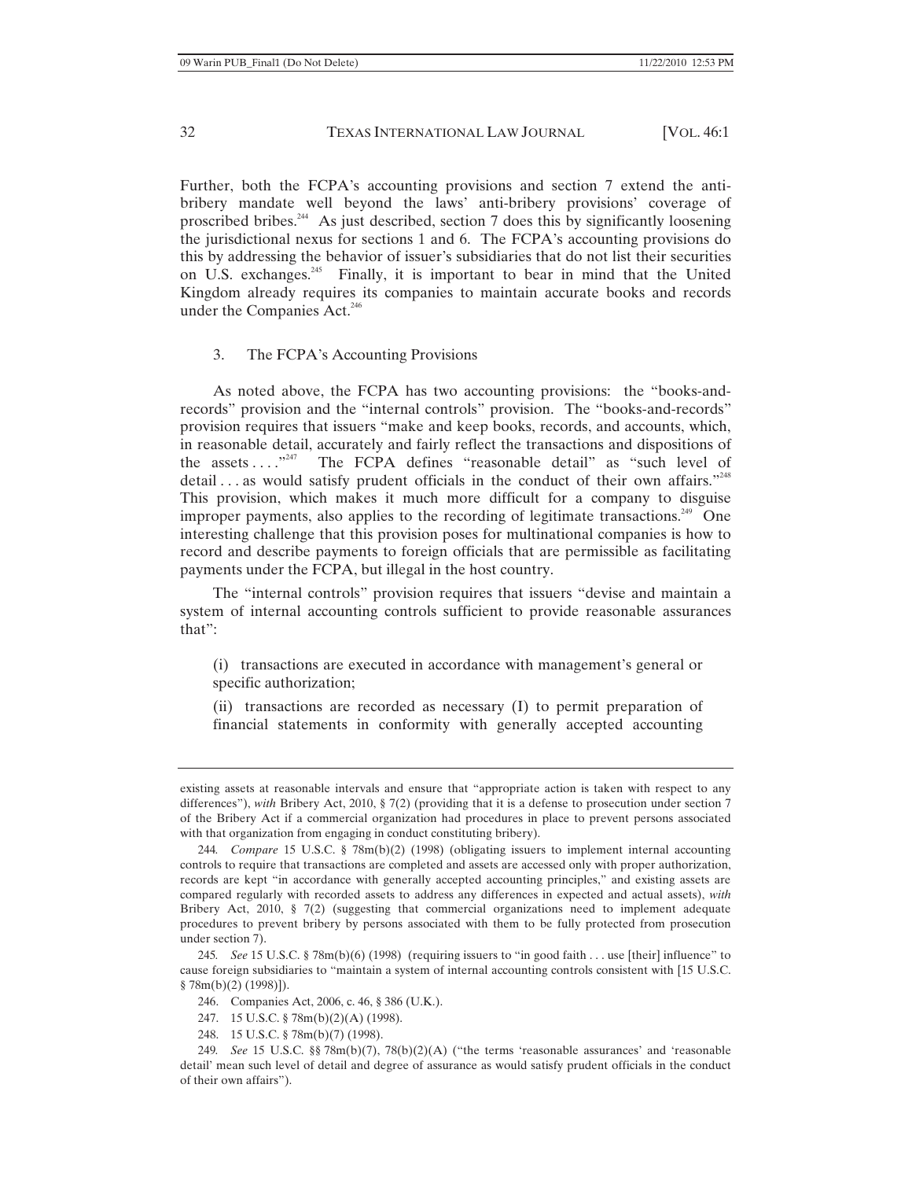Further, both the FCPA's accounting provisions and section 7 extend the anti-bribery mandate well beyond the laws' anti-bribery provisions' coverage of proscribed bribes.[244] As just described, section 7 does this by significantly loosening the jurisdictional nexus for sections 1 and 6. The FCPA's accounting provisions do this by addressing the behavior of issuer's subsidiaries that do not list their securities on U.S. exchanges.[245] Finally, it is important to bear in mind that the United Kingdom already requires its companies to maintain accurate books and records under the Companies Act.[246]

### 3. The FCPA's Accounting Provisions

As noted above, the FCPA has two accounting provisions: the "books-and-records" provision and the "internal controls" provision. The "books-and-records" provision requires that issuers "make and keep books, records, and accounts, which, in reasonable detail, accurately and fairly reflect the transactions and dispositions of the assets . . . ."[247] The FCPA defines "reasonable detail" as "such level of detail . . . as would satisfy prudent officials in the conduct of their own affairs."[248] This provision, which makes it much more difficult for a company to disguise improper payments, also applies to the recording of legitimate transactions.[249] One interesting challenge that this provision poses for multinational companies is how to record and describe payments to foreign officials that are permissible as facilitating payments under the FCPA, but illegal in the host country.

The "internal controls" provision requires that issuers "devise and maintain a system of internal accounting controls sufficient to provide reasonable assurances that":

> (i) transactions are executed in accordance with management's general or specific authorization;
>
> (ii) transactions are recorded as necessary (I) to permit preparation of financial statements in conformity with generally accepted accounting

---

existing assets at reasonable intervals and ensure that "appropriate action is taken with respect to any differences"), *with* Bribery Act, 2010, § 7(2) (providing that it is a defense to prosecution under section 7 of the Bribery Act if a commercial organization had procedures in place to prevent persons associated with that organization from engaging in conduct constituting bribery).

244. *Compare* 15 U.S.C. § 78m(b)(2) (1998) (obligating issuers to implement internal accounting controls to require that transactions are completed and assets are accessed only with proper authorization, records are kept "in accordance with generally accepted accounting principles," and existing assets are compared regularly with recorded assets to address any differences in expected and actual assets), *with* Bribery Act, 2010, § 7(2) (suggesting that commercial organizations need to implement adequate procedures to prevent bribery by persons associated with them to be fully protected from prosecution under section 7).

245. *See* 15 U.S.C. § 78m(b)(6) (1998) (requiring issuers to "in good faith . . . use [their] influence" to cause foreign subsidiaries to "maintain a system of internal accounting controls consistent with [15 U.S.C. § 78m(b)(2) (1998)]).

246. Companies Act, 2006, c. 46, § 386 (U.K.).

247. 15 U.S.C. § 78m(b)(2)(A) (1998).

248. 15 U.S.C. § 78m(b)(7) (1998).

249. *See* 15 U.S.C. §§ 78m(b)(7), 78(b)(2)(A) ("the terms 'reasonable assurances' and 'reasonable detail' mean such level of detail and degree of assurance as would satisfy prudent officials in the conduct of their own affairs").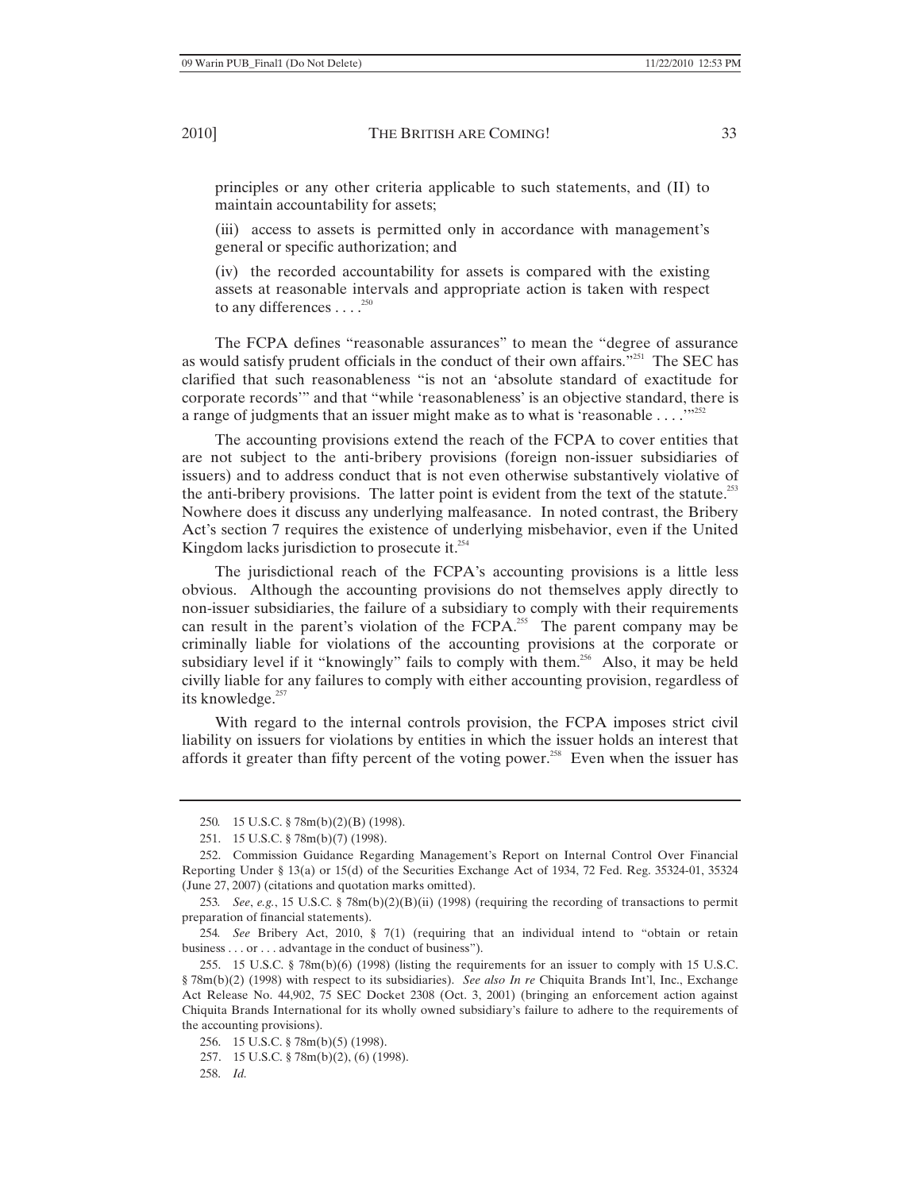principles or any other criteria applicable to such statements, and (II) to maintain accountability for assets;

(iii) access to assets is permitted only in accordance with management's general or specific authorization; and

(iv) the recorded accountability for assets is compared with the existing assets at reasonable intervals and appropriate action is taken with respect to any differences . . . .[250]

The FCPA defines "reasonable assurances" to mean the "degree of assurance as would satisfy prudent officials in the conduct of their own affairs."[251] The SEC has clarified that such reasonableness "is not an 'absolute standard of exactitude for corporate records'" and that "while 'reasonableness' is an objective standard, there is a range of judgments that an issuer might make as to what is 'reasonable . . . .'"[252]

The accounting provisions extend the reach of the FCPA to cover entities that are not subject to the anti-bribery provisions (foreign non-issuer subsidiaries of issuers) and to address conduct that is not even otherwise substantively violative of the anti-bribery provisions. The latter point is evident from the text of the statute.[253] Nowhere does it discuss any underlying malfeasance. In noted contrast, the Bribery Act's section 7 requires the existence of underlying misbehavior, even if the United Kingdom lacks jurisdiction to prosecute it.[254]

The jurisdictional reach of the FCPA's accounting provisions is a little less obvious. Although the accounting provisions do not themselves apply directly to non-issuer subsidiaries, the failure of a subsidiary to comply with their requirements can result in the parent's violation of the FCPA.[255] The parent company may be criminally liable for violations of the accounting provisions at the corporate or subsidiary level if it "knowingly" fails to comply with them.[256] Also, it may be held civilly liable for any failures to comply with either accounting provision, regardless of its knowledge.[257]

With regard to the internal controls provision, the FCPA imposes strict civil liability on issuers for violations by entities in which the issuer holds an interest that affords it greater than fifty percent of the voting power.[258] Even when the issuer has

---

250. 15 U.S.C. § 78m(b)(2)(B) (1998).

251. 15 U.S.C. § 78m(b)(7) (1998).

252. Commission Guidance Regarding Management's Report on Internal Control Over Financial Reporting Under § 13(a) or 15(d) of the Securities Exchange Act of 1934, 72 Fed. Reg. 35324-01, 35324 (June 27, 2007) (citations and quotation marks omitted).

253. *See*, *e.g.*, 15 U.S.C. § 78m(b)(2)(B)(ii) (1998) (requiring the recording of transactions to permit preparation of financial statements).

254. *See* Bribery Act, 2010, § 7(1) (requiring that an individual intend to "obtain or retain business . . . or . . . advantage in the conduct of business").

255. 15 U.S.C. § 78m(b)(6) (1998) (listing the requirements for an issuer to comply with 15 U.S.C. § 78m(b)(2) (1998) with respect to its subsidiaries). *See also In re* Chiquita Brands Int'l, Inc., Exchange Act Release No. 44,902, 75 SEC Docket 2308 (Oct. 3, 2001) (bringing an enforcement action against Chiquita Brands International for its wholly owned subsidiary's failure to adhere to the requirements of the accounting provisions).

256. 15 U.S.C. § 78m(b)(5) (1998).

257. 15 U.S.C. § 78m(b)(2), (6) (1998).

258. *Id.*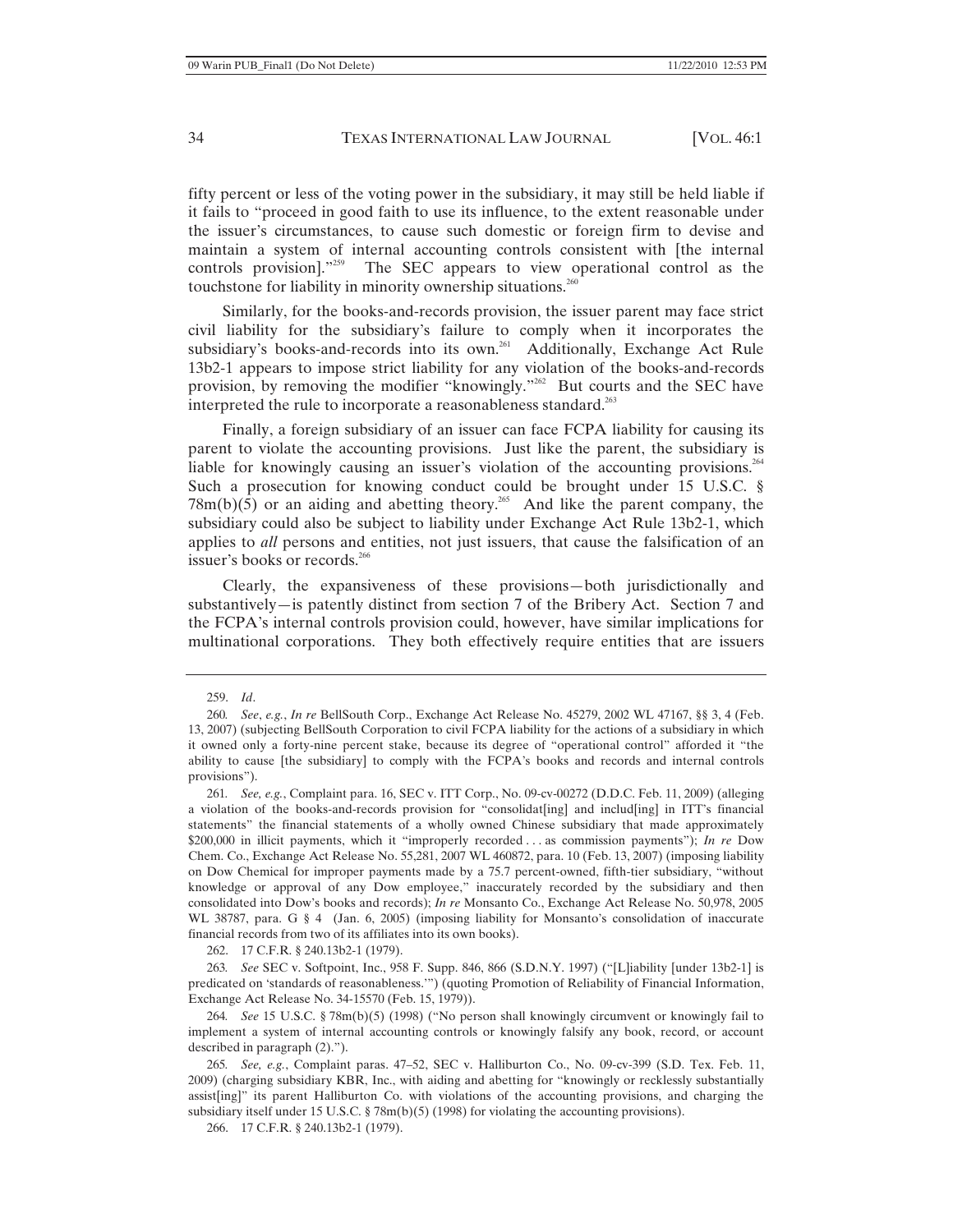fifty percent or less of the voting power in the subsidiary, it may still be held liable if it fails to "proceed in good faith to use its influence, to the extent reasonable under the issuer's circumstances, to cause such domestic or foreign firm to devise and maintain a system of internal accounting controls consistent with [the internal controls provision]."[259] The SEC appears to view operational control as the touchstone for liability in minority ownership situations.[260]

Similarly, for the books-and-records provision, the issuer parent may face strict civil liability for the subsidiary's failure to comply when it incorporates the subsidiary's books-and-records into its own.[261] Additionally, Exchange Act Rule 13b2-1 appears to impose strict liability for any violation of the books-and-records provision, by removing the modifier "knowingly."[262] But courts and the SEC have interpreted the rule to incorporate a reasonableness standard.[263]

Finally, a foreign subsidiary of an issuer can face FCPA liability for causing its parent to violate the accounting provisions. Just like the parent, the subsidiary is liable for knowingly causing an issuer's violation of the accounting provisions.[264] Such a prosecution for knowing conduct could be brought under 15 U.S.C. § 78m(b)(5) or an aiding and abetting theory.[265] And like the parent company, the subsidiary could also be subject to liability under Exchange Act Rule 13b2-1, which applies to *all* persons and entities, not just issuers, that cause the falsification of an issuer's books or records.[266]

Clearly, the expansiveness of these provisions—both jurisdictionally and substantively—is patently distinct from section 7 of the Bribery Act. Section 7 and the FCPA's internal controls provision could, however, have similar implications for multinational corporations. They both effectively require entities that are issuers

---

259. *Id*.

260. *See*, *e.g.*, *In re* BellSouth Corp., Exchange Act Release No. 45279, 2002 WL 47167, §§ 3, 4 (Feb. 13, 2007) (subjecting BellSouth Corporation to civil FCPA liability for the actions of a subsidiary in which it owned only a forty-nine percent stake, because its degree of "operational control" afforded it "the ability to cause [the subsidiary] to comply with the FCPA's books and records and internal controls provisions").

261. *See, e.g.*, Complaint para. 16, SEC v. ITT Corp., No. 09-cv-00272 (D.D.C. Feb. 11, 2009) (alleging a violation of the books-and-records provision for "consolidat[ing] and includ[ing] in ITT's financial statements" the financial statements of a wholly owned Chinese subsidiary that made approximately $200,000 in illicit payments, which it "improperly recorded . . . as commission payments"); *In re* Dow Chem. Co., Exchange Act Release No. 55,281, 2007 WL 460872, para. 10 (Feb. 13, 2007) (imposing liability on Dow Chemical for improper payments made by a 75.7 percent-owned, fifth-tier subsidiary, "without knowledge or approval of any Dow employee," inaccurately recorded by the subsidiary and then consolidated into Dow's books and records); *In re* Monsanto Co., Exchange Act Release No. 50,978, 2005 WL 38787, para. G § 4 (Jan. 6, 2005) (imposing liability for Monsanto's consolidation of inaccurate financial records from two of its affiliates into its own books).

262. 17 C.F.R. § 240.13b2-1 (1979).

263. *See* SEC v. Softpoint, Inc., 958 F. Supp. 846, 866 (S.D.N.Y. 1997) ("[L]iability [under 13b2-1] is predicated on 'standards of reasonableness.'") (quoting Promotion of Reliability of Financial Information, Exchange Act Release No. 34-15570 (Feb. 15, 1979)).

264. *See* 15 U.S.C. § 78m(b)(5) (1998) ("No person shall knowingly circumvent or knowingly fail to implement a system of internal accounting controls or knowingly falsify any book, record, or account described in paragraph (2).").

265. *See, e.g.*, Complaint paras. 47–52, SEC v. Halliburton Co., No. 09-cv-399 (S.D. Tex. Feb. 11, 2009) (charging subsidiary KBR, Inc., with aiding and abetting for "knowingly or recklessly substantially assist[ing]" its parent Halliburton Co. with violations of the accounting provisions, and charging the subsidiary itself under 15 U.S.C. § 78m(b)(5) (1998) for violating the accounting provisions).

266. 17 C.F.R. § 240.13b2-1 (1979).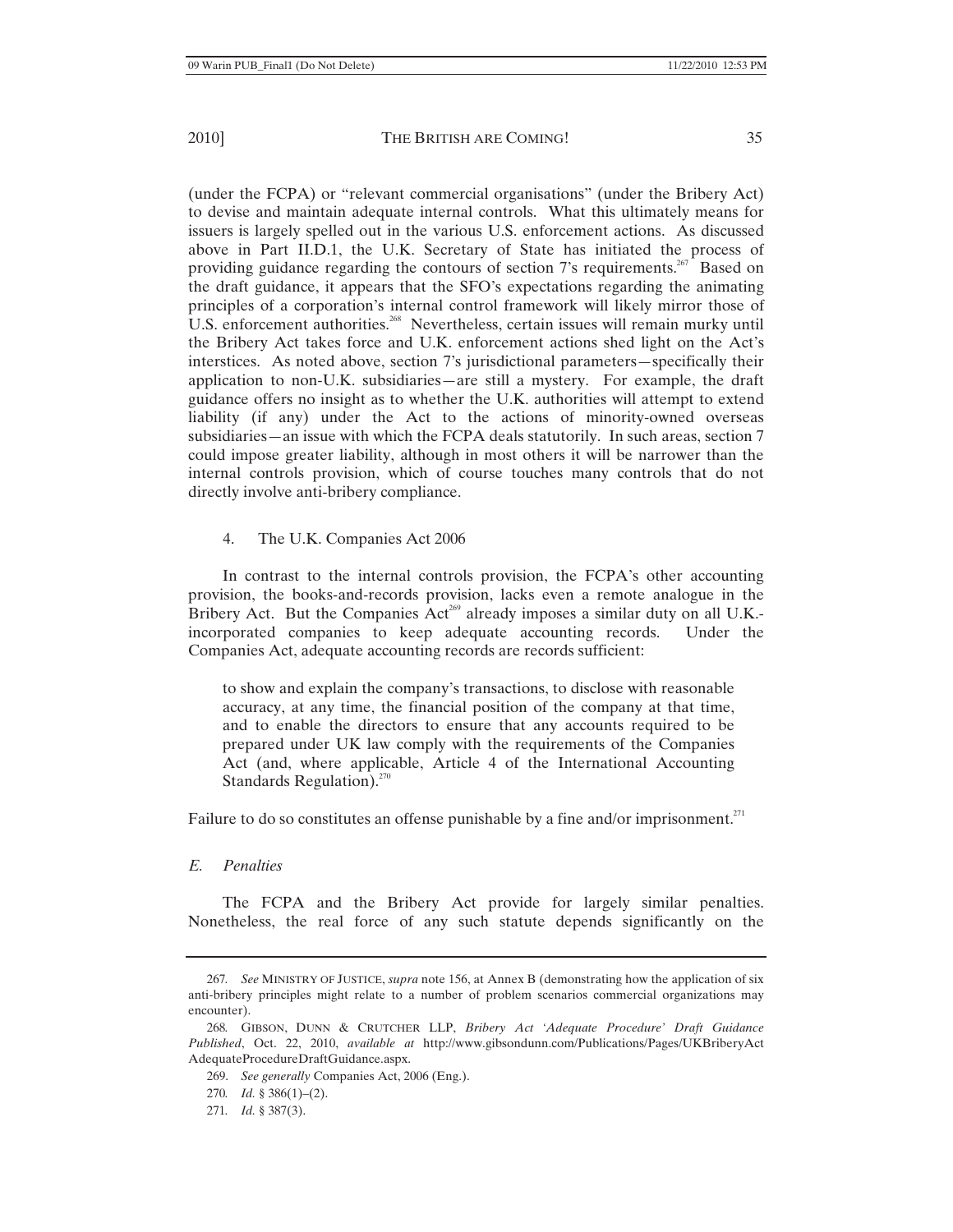(under the FCPA) or "relevant commercial organisations" (under the Bribery Act) to devise and maintain adequate internal controls. What this ultimately means for issuers is largely spelled out in the various U.S. enforcement actions. As discussed above in Part II.D.1, the U.K. Secretary of State has initiated the process of providing guidance regarding the contours of section 7's requirements.[267] Based on the draft guidance, it appears that the SFO's expectations regarding the animating principles of a corporation's internal control framework will likely mirror those of U.S. enforcement authorities.[268] Nevertheless, certain issues will remain murky until the Bribery Act takes force and U.K. enforcement actions shed light on the Act's interstices. As noted above, section 7's jurisdictional parameters—specifically their application to non-U.K. subsidiaries—are still a mystery. For example, the draft guidance offers no insight as to whether the U.K. authorities will attempt to extend liability (if any) under the Act to the actions of minority-owned overseas subsidiaries—an issue with which the FCPA deals statutorily. In such areas, section 7 could impose greater liability, although in most others it will be narrower than the internal controls provision, which of course touches many controls that do not directly involve anti-bribery compliance.

#### 4. The U.K. Companies Act 2006

In contrast to the internal controls provision, the FCPA's other accounting provision, the books-and-records provision, lacks even a remote analogue in the Bribery Act. But the Companies Act[269] already imposes a similar duty on all U.K.-incorporated companies to keep adequate accounting records. Under the Companies Act, adequate accounting records are records sufficient:

> to show and explain the company's transactions, to disclose with reasonable accuracy, at any time, the financial position of the company at that time, and to enable the directors to ensure that any accounts required to be prepared under UK law comply with the requirements of the Companies Act (and, where applicable, Article 4 of the International Accounting Standards Regulation).[270]

Failure to do so constitutes an offense punishable by a fine and/or imprisonment.[271]

### *E. Penalties*

The FCPA and the Bribery Act provide for largely similar penalties. Nonetheless, the real force of any such statute depends significantly on the

---

267. *See* MINISTRY OF JUSTICE, *supra* note 156, at Annex B (demonstrating how the application of six anti-bribery principles might relate to a number of problem scenarios commercial organizations may encounter).

268. GIBSON, DUNN & CRUTCHER LLP, *Bribery Act 'Adequate Procedure' Draft Guidance Published*, Oct. 22, 2010, *available at* http://www.gibsondunn.com/Publications/Pages/UKBriberyAct AdequateProcedureDraftGuidance.aspx.

269. *See generally* Companies Act, 2006 (Eng.).

270. *Id.* § 386(1)–(2).

271. *Id.* § 387(3).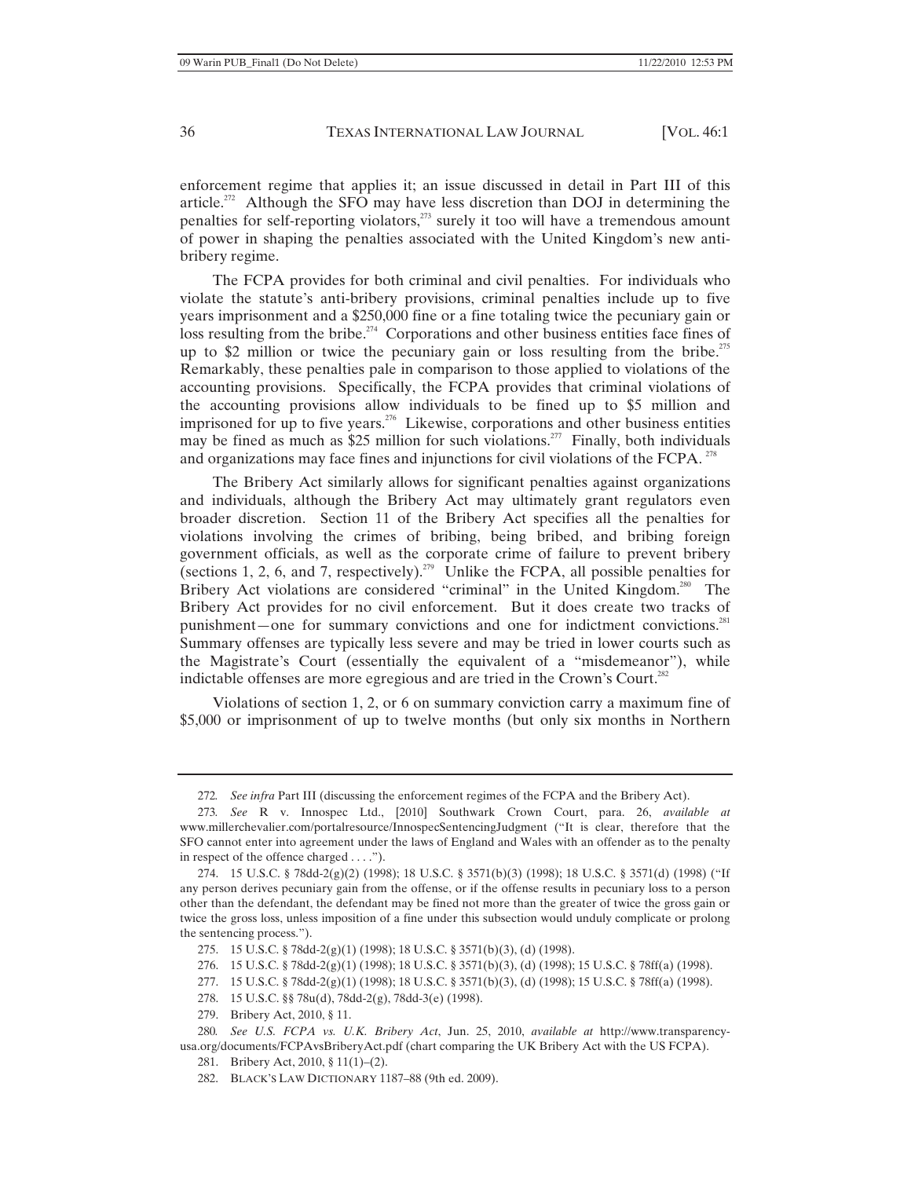enforcement regime that applies it; an issue discussed in detail in Part III of this article.[272] Although the SFO may have less discretion than DOJ in determining the penalties for self-reporting violators,[273] surely it too will have a tremendous amount of power in shaping the penalties associated with the United Kingdom's new anti-bribery regime.

The FCPA provides for both criminal and civil penalties. For individuals who violate the statute's anti-bribery provisions, criminal penalties include up to five years imprisonment and a $250,000 fine or a fine totaling twice the pecuniary gain or loss resulting from the bribe.[274] Corporations and other business entities face fines of up to $2 million or twice the pecuniary gain or loss resulting from the bribe.[275] Remarkably, these penalties pale in comparison to those applied to violations of the accounting provisions. Specifically, the FCPA provides that criminal violations of the accounting provisions allow individuals to be fined up to $5 million and imprisoned for up to five years.[276] Likewise, corporations and other business entities may be fined as much as $25 million for such violations.[277] Finally, both individuals and organizations may face fines and injunctions for civil violations of the FCPA.[278]

The Bribery Act similarly allows for significant penalties against organizations and individuals, although the Bribery Act may ultimately grant regulators even broader discretion. Section 11 of the Bribery Act specifies all the penalties for violations involving the crimes of bribing, being bribed, and bribing foreign government officials, as well as the corporate crime of failure to prevent bribery (sections 1, 2, 6, and 7, respectively).[279] Unlike the FCPA, all possible penalties for Bribery Act violations are considered "criminal" in the United Kingdom.[280] The Bribery Act provides for no civil enforcement. But it does create two tracks of punishment—one for summary convictions and one for indictment convictions.[281] Summary offenses are typically less severe and may be tried in lower courts such as the Magistrate's Court (essentially the equivalent of a "misdemeanor"), while indictable offenses are more egregious and are tried in the Crown's Court.[282]

Violations of section 1, 2, or 6 on summary conviction carry a maximum fine of $5,000 or imprisonment of up to twelve months (but only six months in Northern

---

272. *See infra* Part III (discussing the enforcement regimes of the FCPA and the Bribery Act).

273. *See* R v. Innospec Ltd., [2010] Southwark Crown Court, para. 26, *available at* www.millerchevalier.com/portalresource/InnospecSentencingJudgment ("It is clear, therefore that the SFO cannot enter into agreement under the laws of England and Wales with an offender as to the penalty in respect of the offence charged . . . .").

274. 15 U.S.C. § 78dd-2(g)(2) (1998); 18 U.S.C. § 3571(b)(3) (1998); 18 U.S.C. § 3571(d) (1998) ("If any person derives pecuniary gain from the offense, or if the offense results in pecuniary loss to a person other than the defendant, the defendant may be fined not more than the greater of twice the gross gain or twice the gross loss, unless imposition of a fine under this subsection would unduly complicate or prolong the sentencing process.").

275. 15 U.S.C. § 78dd-2(g)(1) (1998); 18 U.S.C. § 3571(b)(3), (d) (1998).

276. 15 U.S.C. § 78dd-2(g)(1) (1998); 18 U.S.C. § 3571(b)(3), (d) (1998); 15 U.S.C. § 78ff(a) (1998).

277. 15 U.S.C. § 78dd-2(g)(1) (1998); 18 U.S.C. § 3571(b)(3), (d) (1998); 15 U.S.C. § 78ff(a) (1998).

278. 15 U.S.C. §§ 78u(d), 78dd-2(g), 78dd-3(e) (1998).

279. Bribery Act, 2010, § 11.

280. *See U.S. FCPA vs. U.K. Bribery Act*, Jun. 25, 2010, *available at* http://www.transparency-usa.org/documents/FCPAvsBriberyAct.pdf (chart comparing the UK Bribery Act with the US FCPA).

281. Bribery Act, 2010, § 11(1)–(2).

282. BLACK'S LAW DICTIONARY 1187–88 (9th ed. 2009).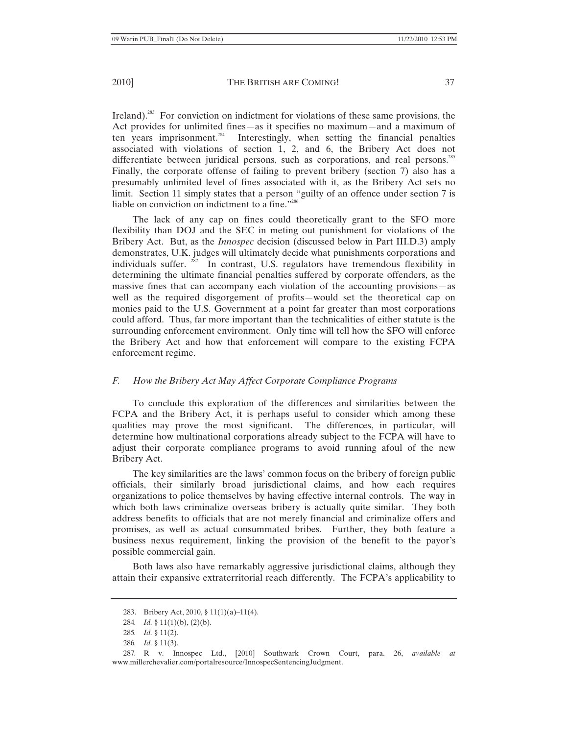Ireland).[283] For conviction on indictment for violations of these same provisions, the Act provides for unlimited fines—as it specifies no maximum—and a maximum of ten years imprisonment.[284] Interestingly, when setting the financial penalties associated with violations of section 1, 2, and 6, the Bribery Act does not differentiate between juridical persons, such as corporations, and real persons.[285] Finally, the corporate offense of failing to prevent bribery (section 7) also has a presumably unlimited level of fines associated with it, as the Bribery Act sets no limit. Section 11 simply states that a person "guilty of an offence under section 7 is liable on conviction on indictment to a fine."[286]

The lack of any cap on fines could theoretically grant to the SFO more flexibility than DOJ and the SEC in meting out punishment for violations of the Bribery Act. But, as the *Innospec* decision (discussed below in Part III.D.3) amply demonstrates, U.K. judges will ultimately decide what punishments corporations and individuals suffer.[287] In contrast, U.S. regulators have tremendous flexibility in determining the ultimate financial penalties suffered by corporate offenders, as the massive fines that can accompany each violation of the accounting provisions—as well as the required disgorgement of profits—would set the theoretical cap on monies paid to the U.S. Government at a point far greater than most corporations could afford. Thus, far more important than the technicalities of either statute is the surrounding enforcement environment. Only time will tell how the SFO will enforce the Bribery Act and how that enforcement will compare to the existing FCPA enforcement regime.

### *F. How the Bribery Act May Affect Corporate Compliance Programs*

To conclude this exploration of the differences and similarities between the FCPA and the Bribery Act, it is perhaps useful to consider which among these qualities may prove the most significant. The differences, in particular, will determine how multinational corporations already subject to the FCPA will have to adjust their corporate compliance programs to avoid running afoul of the new Bribery Act.

The key similarities are the laws' common focus on the bribery of foreign public officials, their similarly broad jurisdictional claims, and how each requires organizations to police themselves by having effective internal controls. The way in which both laws criminalize overseas bribery is actually quite similar. They both address benefits to officials that are not merely financial and criminalize offers and promises, as well as actual consummated bribes. Further, they both feature a business nexus requirement, linking the provision of the benefit to the payor's possible commercial gain.

Both laws also have remarkably aggressive jurisdictional claims, although they attain their expansive extraterritorial reach differently. The FCPA's applicability to

---

283. Bribery Act, 2010, § 11(1)(a)–11(4).

284. *Id.* § 11(1)(b), (2)(b).

285. *Id.* § 11(2).

286. *Id.* § 11(3).

287. R v. Innospec Ltd., [2010] Southwark Crown Court, para. 26, *available at* www.millerchevalier.com/portalresource/InnospecSentencingJudgment.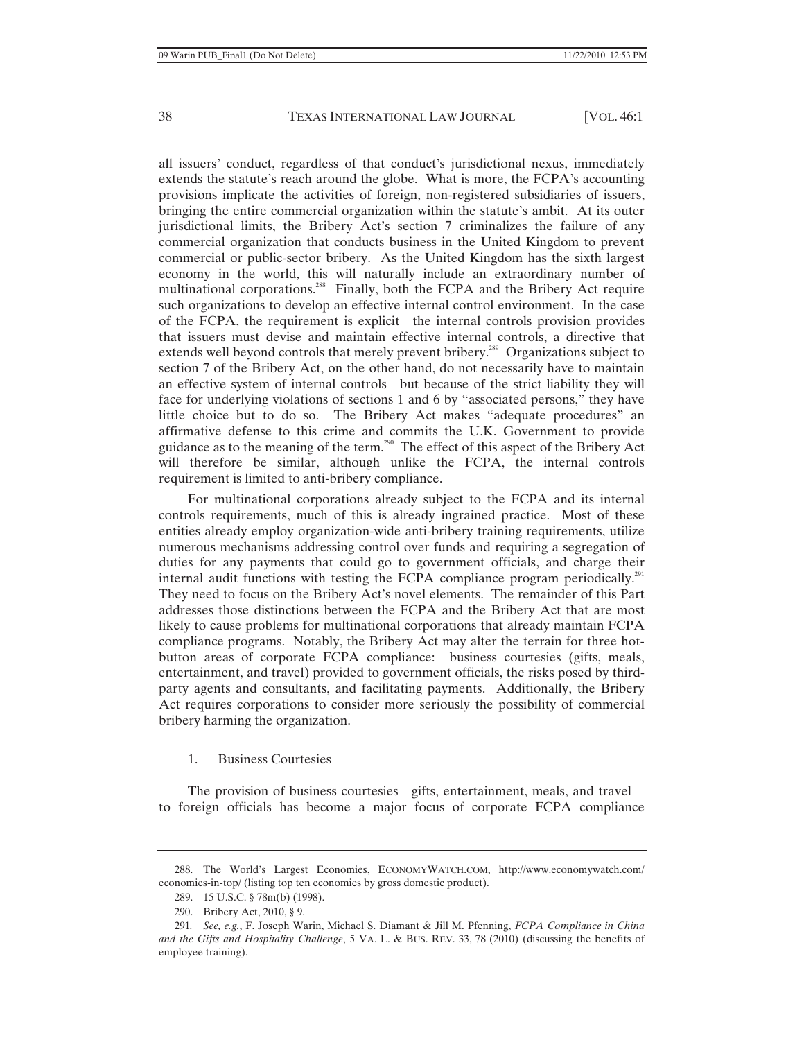all issuers' conduct, regardless of that conduct's jurisdictional nexus, immediately extends the statute's reach around the globe. What is more, the FCPA's accounting provisions implicate the activities of foreign, non-registered subsidiaries of issuers, bringing the entire commercial organization within the statute's ambit. At its outer jurisdictional limits, the Bribery Act's section 7 criminalizes the failure of any commercial organization that conducts business in the United Kingdom to prevent commercial or public-sector bribery. As the United Kingdom has the sixth largest economy in the world, this will naturally include an extraordinary number of multinational corporations.[288] Finally, both the FCPA and the Bribery Act require such organizations to develop an effective internal control environment. In the case of the FCPA, the requirement is explicit—the internal controls provision provides that issuers must devise and maintain effective internal controls, a directive that extends well beyond controls that merely prevent bribery.[289] Organizations subject to section 7 of the Bribery Act, on the other hand, do not necessarily have to maintain an effective system of internal controls—but because of the strict liability they will face for underlying violations of sections 1 and 6 by "associated persons," they have little choice but to do so. The Bribery Act makes "adequate procedures" an affirmative defense to this crime and commits the U.K. Government to provide guidance as to the meaning of the term.[290] The effect of this aspect of the Bribery Act will therefore be similar, although unlike the FCPA, the internal controls requirement is limited to anti-bribery compliance.

For multinational corporations already subject to the FCPA and its internal controls requirements, much of this is already ingrained practice. Most of these entities already employ organization-wide anti-bribery training requirements, utilize numerous mechanisms addressing control over funds and requiring a segregation of duties for any payments that could go to government officials, and charge their internal audit functions with testing the FCPA compliance program periodically.[291] They need to focus on the Bribery Act's novel elements. The remainder of this Part addresses those distinctions between the FCPA and the Bribery Act that are most likely to cause problems for multinational corporations that already maintain FCPA compliance programs. Notably, the Bribery Act may alter the terrain for three hot-button areas of corporate FCPA compliance: business courtesies (gifts, meals, entertainment, and travel) provided to government officials, the risks posed by third-party agents and consultants, and facilitating payments. Additionally, the Bribery Act requires corporations to consider more seriously the possibility of commercial bribery harming the organization.

### 1. Business Courtesies

The provision of business courtesies—gifts, entertainment, meals, and travel—to foreign officials has become a major focus of corporate FCPA compliance

---

288. The World's Largest Economies, ECONOMYWATCH.COM, http://www.economywatch.com/economies-in-top/ (listing top ten economies by gross domestic product).

289. 15 U.S.C. § 78m(b) (1998).

290. Bribery Act, 2010, § 9.

291. *See, e.g.*, F. Joseph Warin, Michael S. Diamant & Jill M. Pfenning, *FCPA Compliance in China and the Gifts and Hospitality Challenge*, 5 VA. L. & BUS. REV. 33, 78 (2010) (discussing the benefits of employee training).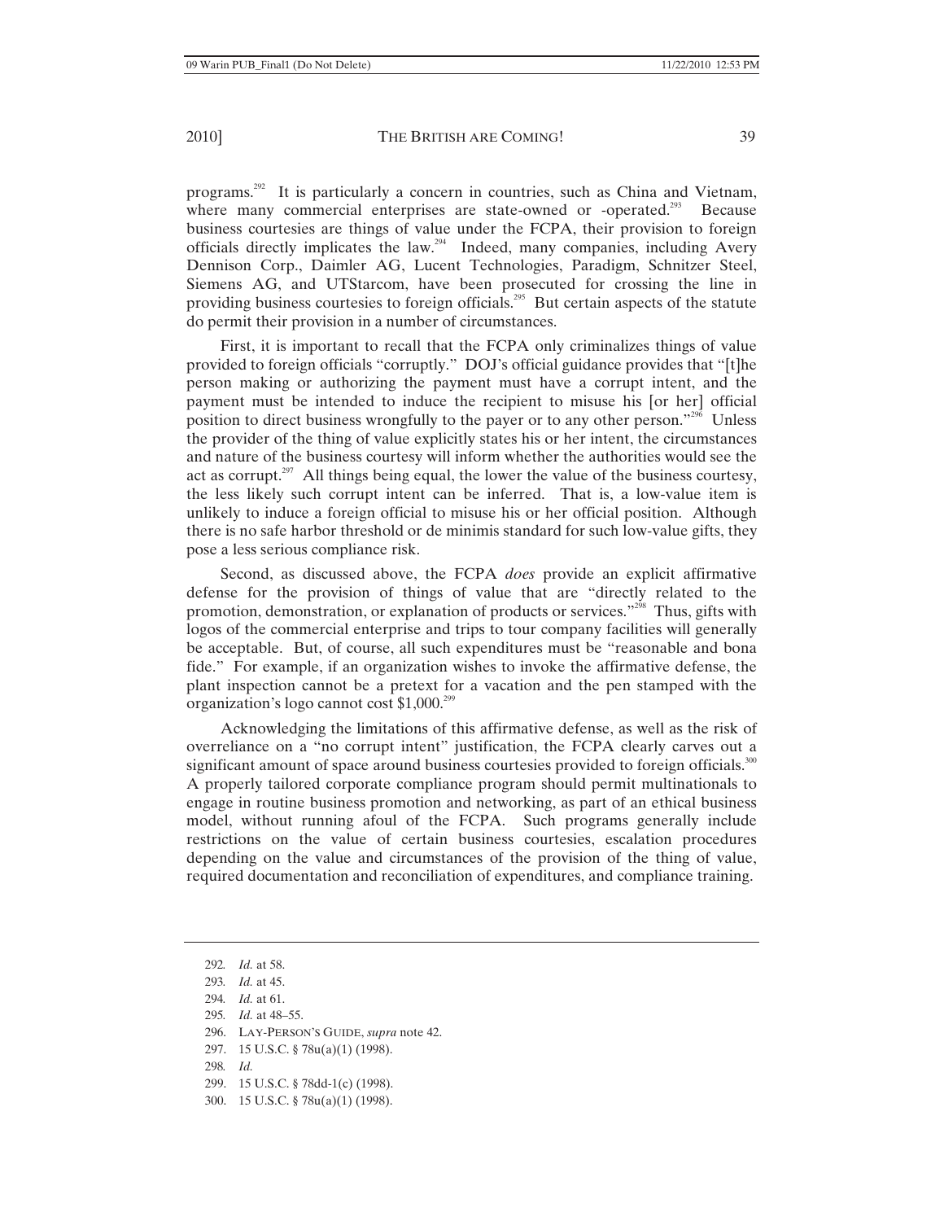programs.[292] It is particularly a concern in countries, such as China and Vietnam, where many commercial enterprises are state-owned or -operated.[293] Because business courtesies are things of value under the FCPA, their provision to foreign officials directly implicates the law.[294] Indeed, many companies, including Avery Dennison Corp., Daimler AG, Lucent Technologies, Paradigm, Schnitzer Steel, Siemens AG, and UTStarcom, have been prosecuted for crossing the line in providing business courtesies to foreign officials.[295] But certain aspects of the statute do permit their provision in a number of circumstances.

First, it is important to recall that the FCPA only criminalizes things of value provided to foreign officials "corruptly." DOJ's official guidance provides that "[t]he person making or authorizing the payment must have a corrupt intent, and the payment must be intended to induce the recipient to misuse his [or her] official position to direct business wrongfully to the payer or to any other person."[296] Unless the provider of the thing of value explicitly states his or her intent, the circumstances and nature of the business courtesy will inform whether the authorities would see the act as corrupt.[297] All things being equal, the lower the value of the business courtesy, the less likely such corrupt intent can be inferred. That is, a low-value item is unlikely to induce a foreign official to misuse his or her official position. Although there is no safe harbor threshold or de minimis standard for such low-value gifts, they pose a less serious compliance risk.

Second, as discussed above, the FCPA *does* provide an explicit affirmative defense for the provision of things of value that are "directly related to the promotion, demonstration, or explanation of products or services."[298] Thus, gifts with logos of the commercial enterprise and trips to tour company facilities will generally be acceptable. But, of course, all such expenditures must be "reasonable and bona fide." For example, if an organization wishes to invoke the affirmative defense, the plant inspection cannot be a pretext for a vacation and the pen stamped with the organization's logo cannot cost $1,000.[299]

Acknowledging the limitations of this affirmative defense, as well as the risk of overreliance on a "no corrupt intent" justification, the FCPA clearly carves out a significant amount of space around business courtesies provided to foreign officials.[300] A properly tailored corporate compliance program should permit multinationals to engage in routine business promotion and networking, as part of an ethical business model, without running afoul of the FCPA. Such programs generally include restrictions on the value of certain business courtesies, escalation procedures depending on the value and circumstances of the provision of the thing of value, required documentation and reconciliation of expenditures, and compliance training.

---

292. *Id.* at 58.
293. *Id.* at 45.
294. *Id.* at 61.
295. *Id.* at 48–55.
296. LAY-PERSON'S GUIDE, *supra* note 42.
297. 15 U.S.C. § 78u(a)(1) (1998).
298. *Id.*
299. 15 U.S.C. § 78dd-1(c) (1998).
300. 15 U.S.C. § 78u(a)(1) (1998).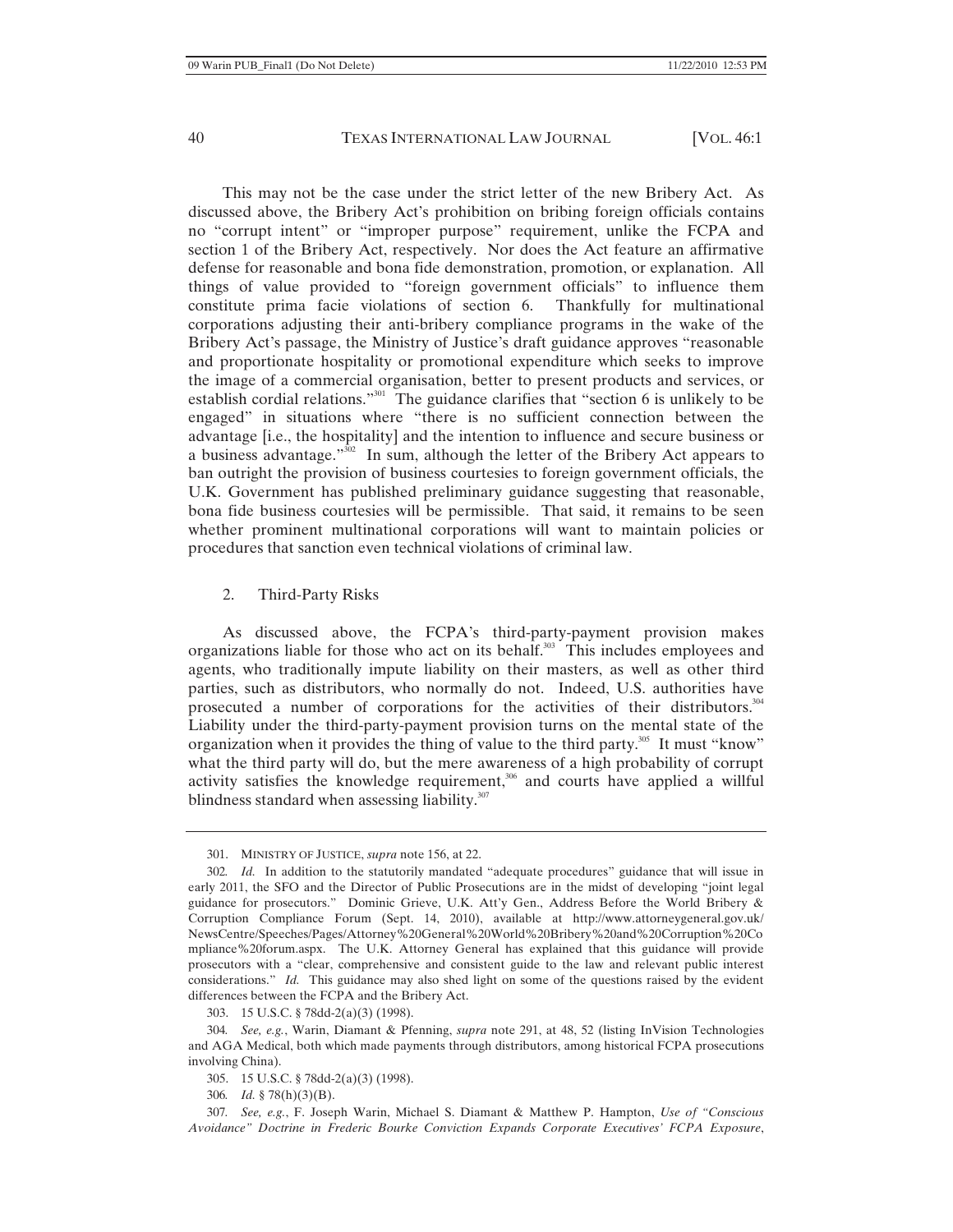This may not be the case under the strict letter of the new Bribery Act. As discussed above, the Bribery Act's prohibition on bribing foreign officials contains no "corrupt intent" or "improper purpose" requirement, unlike the FCPA and section 1 of the Bribery Act, respectively. Nor does the Act feature an affirmative defense for reasonable and bona fide demonstration, promotion, or explanation. All things of value provided to "foreign government officials" to influence them constitute prima facie violations of section 6. Thankfully for multinational corporations adjusting their anti-bribery compliance programs in the wake of the Bribery Act's passage, the Ministry of Justice's draft guidance approves "reasonable and proportionate hospitality or promotional expenditure which seeks to improve the image of a commercial organisation, better to present products and services, or establish cordial relations."[301] The guidance clarifies that "section 6 is unlikely to be engaged" in situations where "there is no sufficient connection between the advantage [i.e., the hospitality] and the intention to influence and secure business or a business advantage."[302] In sum, although the letter of the Bribery Act appears to ban outright the provision of business courtesies to foreign government officials, the U.K. Government has published preliminary guidance suggesting that reasonable, bona fide business courtesies will be permissible. That said, it remains to be seen whether prominent multinational corporations will want to maintain policies or procedures that sanction even technical violations of criminal law.

### 2. Third-Party Risks

As discussed above, the FCPA's third-party-payment provision makes organizations liable for those who act on its behalf.[303] This includes employees and agents, who traditionally impute liability on their masters, as well as other third parties, such as distributors, who normally do not. Indeed, U.S. authorities have prosecuted a number of corporations for the activities of their distributors.[304] Liability under the third-party-payment provision turns on the mental state of the organization when it provides the thing of value to the third party.[305] It must "know" what the third party will do, but the mere awareness of a high probability of corrupt activity satisfies the knowledge requirement,[306] and courts have applied a willful blindness standard when assessing liability.[307]

---

301. MINISTRY OF JUSTICE, *supra* note 156, at 22.

302. *Id.* In addition to the statutorily mandated "adequate procedures" guidance that will issue in early 2011, the SFO and the Director of Public Prosecutions are in the midst of developing "joint legal guidance for prosecutors." Dominic Grieve, U.K. Att'y Gen., Address Before the World Bribery & Corruption Compliance Forum (Sept. 14, 2010), available at http://www.attorneygeneral.gov.uk/NewsCentre/Speeches/Pages/Attorney%20General%20World%20Bribery%20and%20Corruption%20Compliance%20forum.aspx. The U.K. Attorney General has explained that this guidance will provide prosecutors with a "clear, comprehensive and consistent guide to the law and relevant public interest considerations." *Id.* This guidance may also shed light on some of the questions raised by the evident differences between the FCPA and the Bribery Act.

303. 15 U.S.C. § 78dd-2(a)(3) (1998).

304. *See, e.g.*, Warin, Diamant & Pfenning, *supra* note 291, at 48, 52 (listing InVision Technologies and AGA Medical, both which made payments through distributors, among historical FCPA prosecutions involving China).

305. 15 U.S.C. § 78dd-2(a)(3) (1998).

306. *Id.* § 78(h)(3)(B).

307. *See, e.g.*, F. Joseph Warin, Michael S. Diamant & Matthew P. Hampton, *Use of "Conscious Avoidance" Doctrine in Frederic Bourke Conviction Expands Corporate Executives' FCPA Exposure*,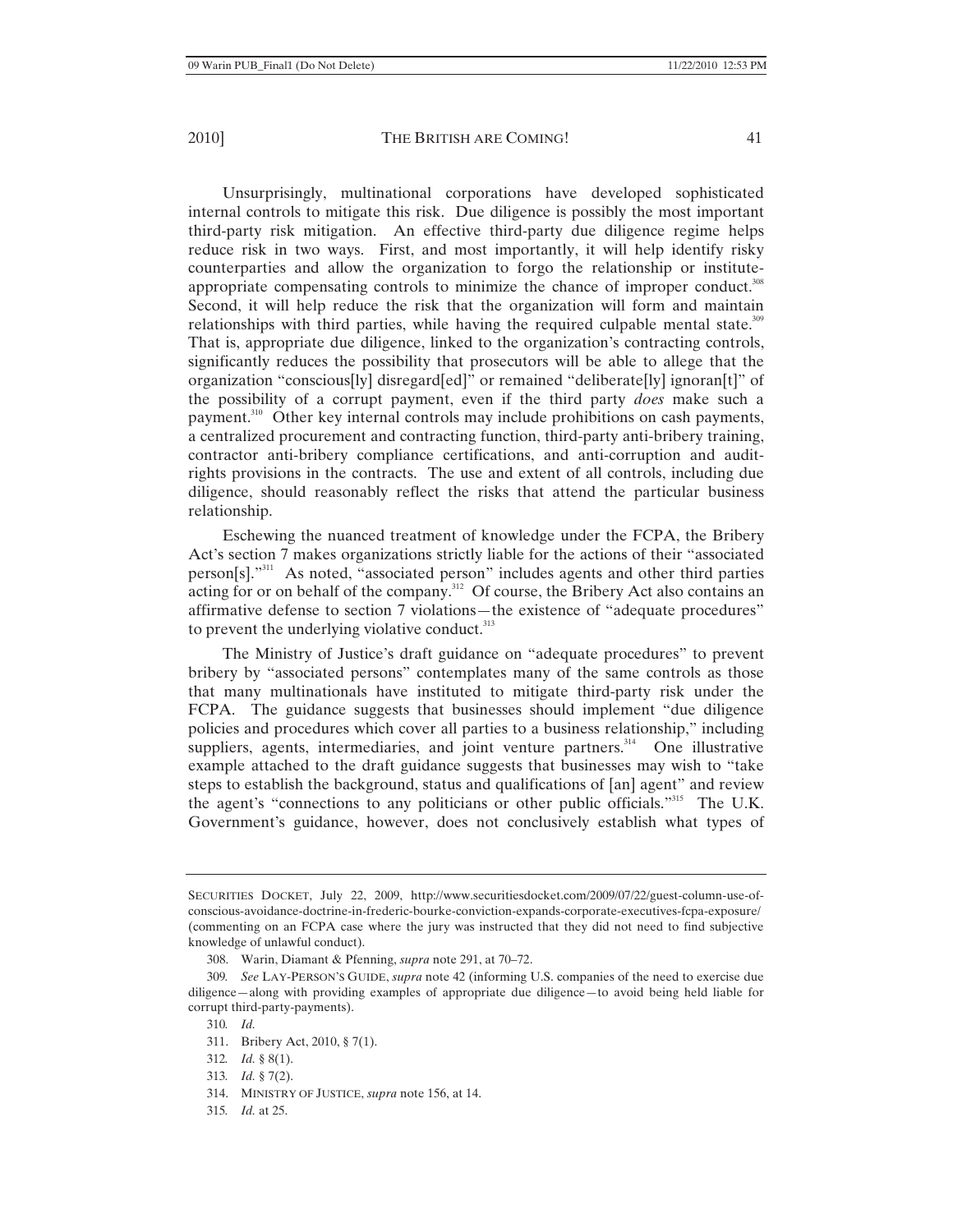Unsurprisingly, multinational corporations have developed sophisticated internal controls to mitigate this risk. Due diligence is possibly the most important third-party risk mitigation. An effective third-party due diligence regime helps reduce risk in two ways. First, and most importantly, it will help identify risky counterparties and allow the organization to forgo the relationship or institute-appropriate compensating controls to minimize the chance of improper conduct.[308] Second, it will help reduce the risk that the organization will form and maintain relationships with third parties, while having the required culpable mental state.[309] That is, appropriate due diligence, linked to the organization's contracting controls, significantly reduces the possibility that prosecutors will be able to allege that the organization "conscious[ly] disregard[ed]" or remained "deliberate[ly] ignoran[t]" of the possibility of a corrupt payment, even if the third party *does* make such a payment.[310] Other key internal controls may include prohibitions on cash payments, a centralized procurement and contracting function, third-party anti-bribery training, contractor anti-bribery compliance certifications, and anti-corruption and audit-rights provisions in the contracts. The use and extent of all controls, including due diligence, should reasonably reflect the risks that attend the particular business relationship.

Eschewing the nuanced treatment of knowledge under the FCPA, the Bribery Act's section 7 makes organizations strictly liable for the actions of their "associated person[s]."[311] As noted, "associated person" includes agents and other third parties acting for or on behalf of the company.[312] Of course, the Bribery Act also contains an affirmative defense to section 7 violations—the existence of "adequate procedures" to prevent the underlying violative conduct.[313]

The Ministry of Justice's draft guidance on "adequate procedures" to prevent bribery by "associated persons" contemplates many of the same controls as those that many multinationals have instituted to mitigate third-party risk under the FCPA. The guidance suggests that businesses should implement "due diligence policies and procedures which cover all parties to a business relationship," including suppliers, agents, intermediaries, and joint venture partners.[314] One illustrative example attached to the draft guidance suggests that businesses may wish to "take steps to establish the background, status and qualifications of [an] agent" and review the agent's "connections to any politicians or other public officials."[315] The U.K. Government's guidance, however, does not conclusively establish what types of

---

SECURITIES DOCKET, July 22, 2009, http://www.securitiesdocket.com/2009/07/22/guest-column-use-of-conscious-avoidance-doctrine-in-frederic-bourke-conviction-expands-corporate-executives-fcpa-exposure/ (commenting on an FCPA case where the jury was instructed that they did not need to find subjective knowledge of unlawful conduct).

308. Warin, Diamant & Pfenning, *supra* note 291, at 70–72.

309. *See* LAY-PERSON'S GUIDE, *supra* note 42 (informing U.S. companies of the need to exercise due diligence—along with providing examples of appropriate due diligence—to avoid being held liable for corrupt third-party-payments).

310. *Id.*

311. Bribery Act, 2010, § 7(1).

312. *Id.* § 8(1).

313. *Id.* § 7(2).

314. MINISTRY OF JUSTICE, *supra* note 156, at 14.

315. *Id.* at 25.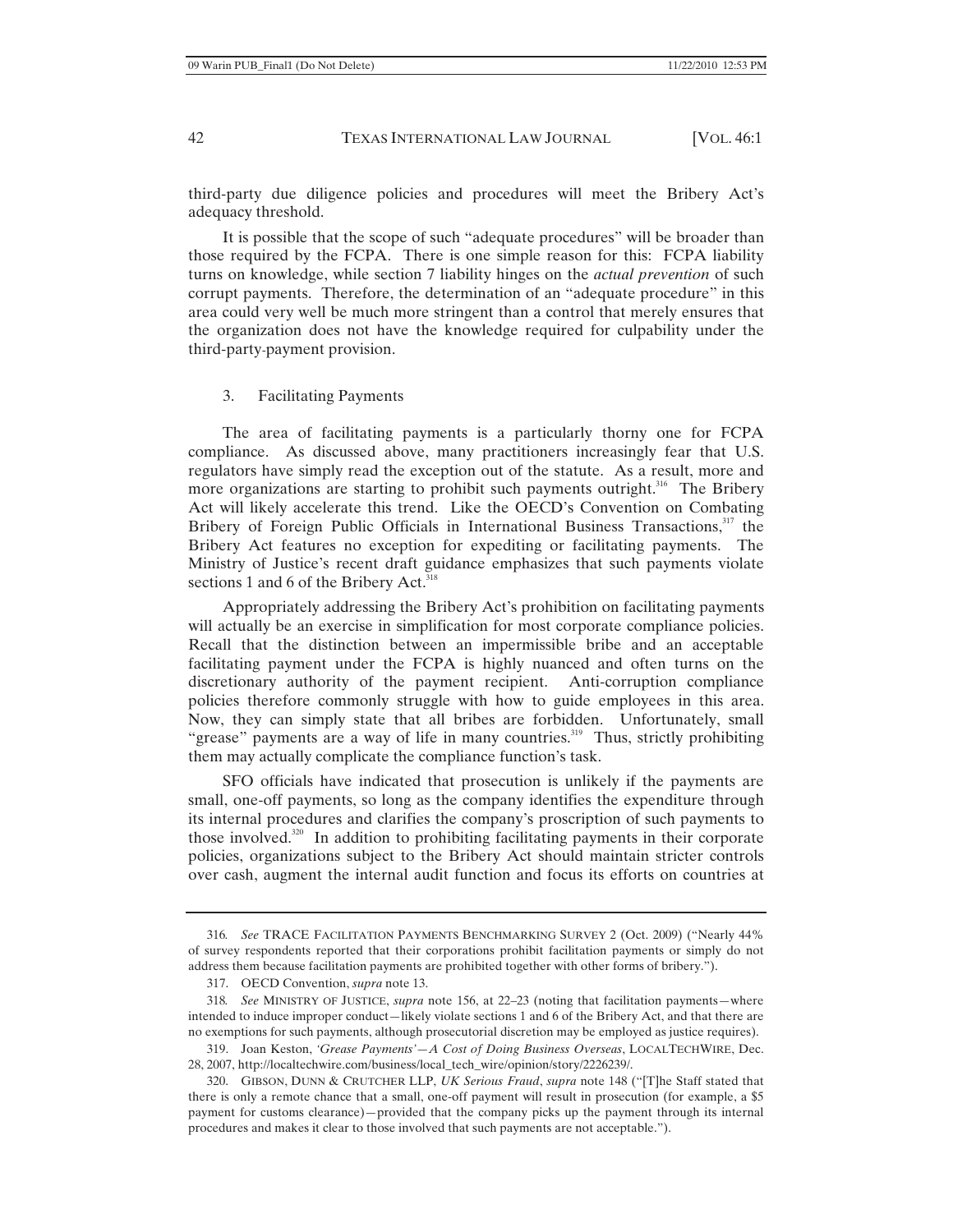third-party due diligence policies and procedures will meet the Bribery Act's adequacy threshold.

It is possible that the scope of such "adequate procedures" will be broader than those required by the FCPA. There is one simple reason for this: FCPA liability turns on knowledge, while section 7 liability hinges on the *actual prevention* of such corrupt payments. Therefore, the determination of an "adequate procedure" in this area could very well be much more stringent than a control that merely ensures that the organization does not have the knowledge required for culpability under the third-party-payment provision.

### 3. Facilitating Payments

The area of facilitating payments is a particularly thorny one for FCPA compliance. As discussed above, many practitioners increasingly fear that U.S. regulators have simply read the exception out of the statute. As a result, more and more organizations are starting to prohibit such payments outright.[316] The Bribery Act will likely accelerate this trend. Like the OECD's Convention on Combating Bribery of Foreign Public Officials in International Business Transactions,[317] the Bribery Act features no exception for expediting or facilitating payments. The Ministry of Justice's recent draft guidance emphasizes that such payments violate sections 1 and 6 of the Bribery Act.[318]

Appropriately addressing the Bribery Act's prohibition on facilitating payments will actually be an exercise in simplification for most corporate compliance policies. Recall that the distinction between an impermissible bribe and an acceptable facilitating payment under the FCPA is highly nuanced and often turns on the discretionary authority of the payment recipient. Anti-corruption compliance policies therefore commonly struggle with how to guide employees in this area. Now, they can simply state that all bribes are forbidden. Unfortunately, small "grease" payments are a way of life in many countries.[319] Thus, strictly prohibiting them may actually complicate the compliance function's task.

SFO officials have indicated that prosecution is unlikely if the payments are small, one-off payments, so long as the company identifies the expenditure through its internal procedures and clarifies the company's proscription of such payments to those involved.[320] In addition to prohibiting facilitating payments in their corporate policies, organizations subject to the Bribery Act should maintain stricter controls over cash, augment the internal audit function and focus its efforts on countries at

---

316. *See* TRACE FACILITATION PAYMENTS BENCHMARKING SURVEY 2 (Oct. 2009) ("Nearly 44% of survey respondents reported that their corporations prohibit facilitation payments or simply do not address them because facilitation payments are prohibited together with other forms of bribery.").

317. OECD Convention, *supra* note 13.

318. *See* MINISTRY OF JUSTICE, *supra* note 156, at 22–23 (noting that facilitation payments—where intended to induce improper conduct—likely violate sections 1 and 6 of the Bribery Act, and that there are no exemptions for such payments, although prosecutorial discretion may be employed as justice requires).

319. Joan Keston, *'Grease Payments'—A Cost of Doing Business Overseas*, LOCALTECHWIRE, Dec. 28, 2007, http://localtechwire.com/business/local_tech_wire/opinion/story/2226239/.

320. GIBSON, DUNN & CRUTCHER LLP, *UK Serious Fraud*, *supra* note 148 ("[T]he Staff stated that there is only a remote chance that a small, one-off payment will result in prosecution (for example, a $5 payment for customs clearance)—provided that the company picks up the payment through its internal procedures and makes it clear to those involved that such payments are not acceptable.").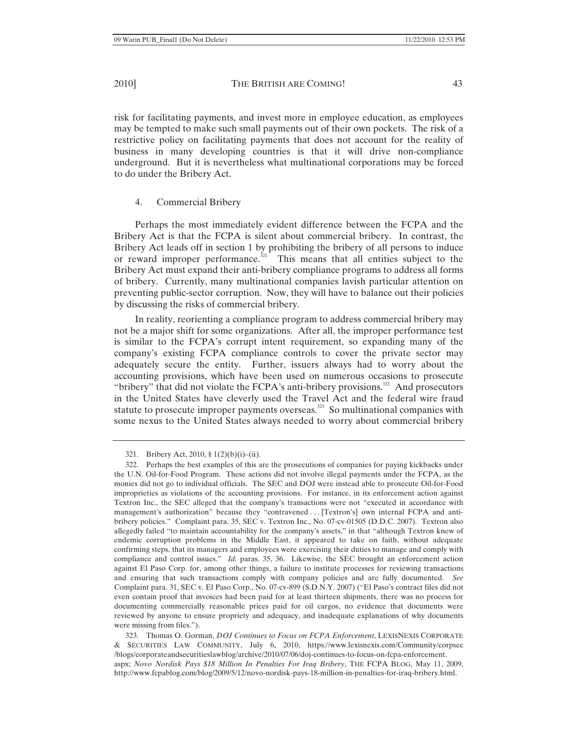risk for facilitating payments, and invest more in employee education, as employees may be tempted to make such small payments out of their own pockets. The risk of a restrictive policy on facilitating payments that does not account for the reality of business in many developing countries is that it will drive non-compliance underground. But it is nevertheless what multinational corporations may be forced to do under the Bribery Act.

### 4. Commercial Bribery

Perhaps the most immediately evident difference between the FCPA and the Bribery Act is that the FCPA is silent about commercial bribery. In contrast, the Bribery Act leads off in section 1 by prohibiting the bribery of all persons to induce or reward improper performance.[321] This means that all entities subject to the Bribery Act must expand their anti-bribery compliance programs to address all forms of bribery. Currently, many multinational companies lavish particular attention on preventing public-sector corruption. Now, they will have to balance out their policies by discussing the risks of commercial bribery.

In reality, reorienting a compliance program to address commercial bribery may not be a major shift for some organizations. After all, the improper performance test is similar to the FCPA's corrupt intent requirement, so expanding many of the company's existing FCPA compliance controls to cover the private sector may adequately secure the entity. Further, issuers always had to worry about the accounting provisions, which have been used on numerous occasions to prosecute "bribery" that did not violate the FCPA's anti-bribery provisions.[322] And prosecutors in the United States have cleverly used the Travel Act and the federal wire fraud statute to prosecute improper payments overseas.[323] So multinational companies with some nexus to the United States always needed to worry about commercial bribery

---

321. Bribery Act, 2010, § 1(2)(b)(i)–(ii).

322. Perhaps the best examples of this are the prosecutions of companies for paying kickbacks under the U.N. Oil-for-Food Program. These actions did not involve illegal payments under the FCPA, as the monies did not go to individual officials. The SEC and DOJ were instead able to prosecute Oil-for-Food improprieties as violations of the accounting provisions. For instance, in its enforcement action against Textron Inc., the SEC alleged that the company's transactions were not "executed in accordance with management's authorization" because they "contravened . . . [Textron's] own internal FCPA and anti-bribery policies." Complaint para. 35, SEC v. Textron Inc., No. 07-cv-01505 (D.D.C. 2007). Textron also allegedly failed "to maintain accountability for the company's assets," in that "although Textron knew of endemic corruption problems in the Middle East, it appeared to take on faith, without adequate confirming steps, that its managers and employees were exercising their duties to manage and comply with compliance and control issues." *Id.* paras. 35, 36. Likewise, the SEC brought an enforcement action against El Paso Corp. for, among other things, a failure to institute processes for reviewing transactions and ensuring that such transactions comply with company policies and are fully documented. *See* Complaint para. 31, SEC v. El Paso Corp., No. 07-cv-899 (S.D.N.Y. 2007) ("El Paso's contract files did not even contain proof that invoices had been paid for at least thirteen shipments, there was no process for documenting commercially reasonable prices paid for oil cargos, no evidence that documents were reviewed by anyone to ensure propriety and adequacy, and inadequate explanations of why documents were missing from files.").

323. Thomas O. Gorman, *DOJ Continues to Focus on FCPA Enforcement*, LEXISNEXIS CORPORATE & SECURITIES LAW COMMUNITY, July 6, 2010, https://www.lexisnexis.com/Community/corpsec/blogs/corporateandsecuritieslawblog/archive/2010/07/06/doj-continues-to-focus-on-fcpa-enforcement.aspx; *Novo Nordisk Pays $18 Million In Penalties For Iraq Bribery*, THE FCPA BLOG, May 11, 2009, http://www.fcpablog.com/blog/2009/5/12/novo-nordisk-pays-18-million-in-penalties-for-iraq-bribery.html.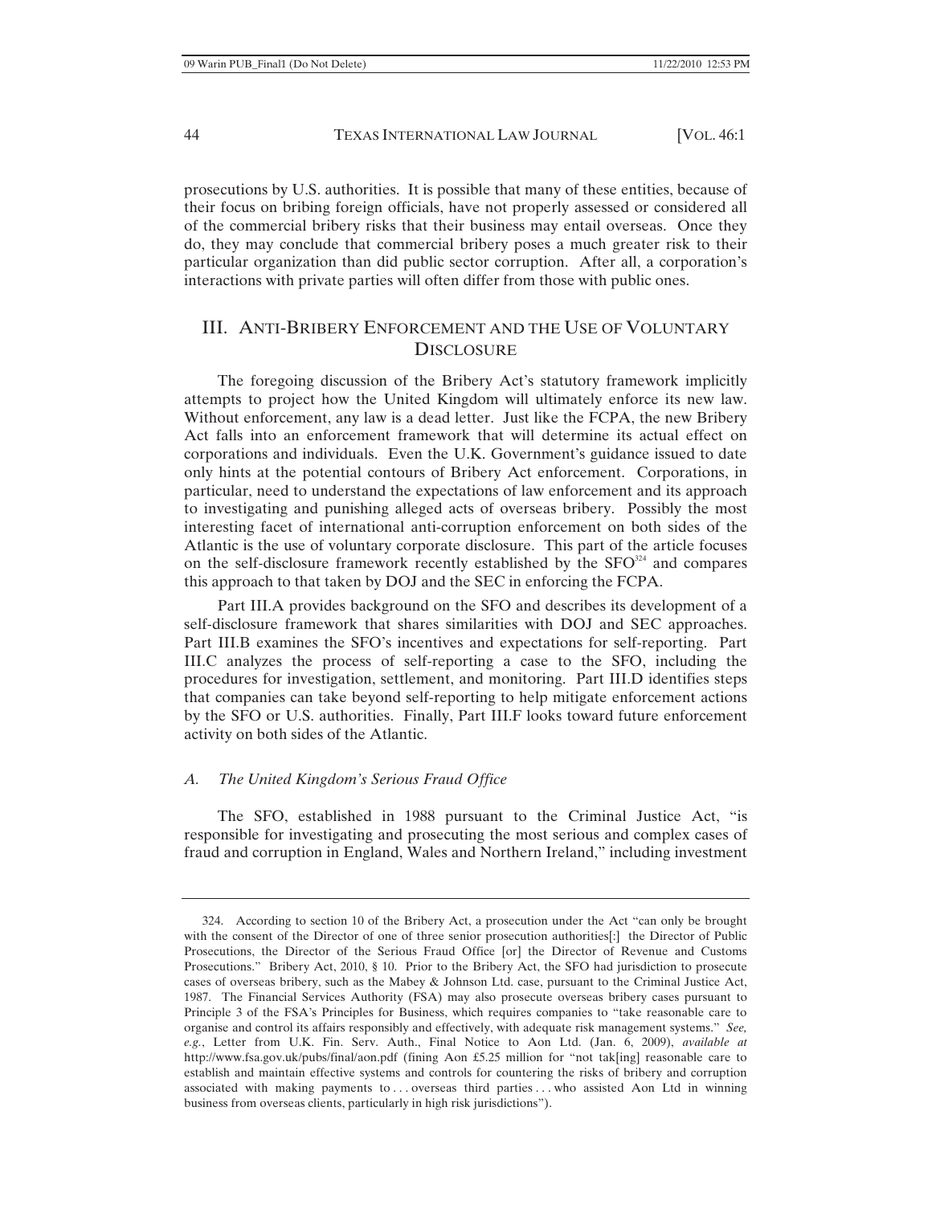prosecutions by U.S. authorities. It is possible that many of these entities, because of their focus on bribing foreign officials, have not properly assessed or considered all of the commercial bribery risks that their business may entail overseas. Once they do, they may conclude that commercial bribery poses a much greater risk to their particular organization than did public sector corruption. After all, a corporation's interactions with private parties will often differ from those with public ones.

## III. ANTI-BRIBERY ENFORCEMENT AND THE USE OF VOLUNTARY DISCLOSURE

The foregoing discussion of the Bribery Act's statutory framework implicitly attempts to project how the United Kingdom will ultimately enforce its new law. Without enforcement, any law is a dead letter. Just like the FCPA, the new Bribery Act falls into an enforcement framework that will determine its actual effect on corporations and individuals. Even the U.K. Government's guidance issued to date only hints at the potential contours of Bribery Act enforcement. Corporations, in particular, need to understand the expectations of law enforcement and its approach to investigating and punishing alleged acts of overseas bribery. Possibly the most interesting facet of international anti-corruption enforcement on both sides of the Atlantic is the use of voluntary corporate disclosure. This part of the article focuses on the self-disclosure framework recently established by the SFO[324] and compares this approach to that taken by DOJ and the SEC in enforcing the FCPA.

Part III.A provides background on the SFO and describes its development of a self-disclosure framework that shares similarities with DOJ and SEC approaches. Part III.B examines the SFO's incentives and expectations for self-reporting. Part III.C analyzes the process of self-reporting a case to the SFO, including the procedures for investigation, settlement, and monitoring. Part III.D identifies steps that companies can take beyond self-reporting to help mitigate enforcement actions by the SFO or U.S. authorities. Finally, Part III.F looks toward future enforcement activity on both sides of the Atlantic.

### *A. The United Kingdom's Serious Fraud Office*

The SFO, established in 1988 pursuant to the Criminal Justice Act, "is responsible for investigating and prosecuting the most serious and complex cases of fraud and corruption in England, Wales and Northern Ireland," including investment

---

324. According to section 10 of the Bribery Act, a prosecution under the Act "can only be brought with the consent of the Director of one of three senior prosecution authorities[:] the Director of Public Prosecutions, the Director of the Serious Fraud Office [or] the Director of Revenue and Customs Prosecutions." Bribery Act, 2010, § 10. Prior to the Bribery Act, the SFO had jurisdiction to prosecute cases of overseas bribery, such as the Mabey & Johnson Ltd. case, pursuant to the Criminal Justice Act, 1987. The Financial Services Authority (FSA) may also prosecute overseas bribery cases pursuant to Principle 3 of the FSA's Principles for Business, which requires companies to "take reasonable care to organise and control its affairs responsibly and effectively, with adequate risk management systems." *See, e.g.*, Letter from U.K. Fin. Serv. Auth., Final Notice to Aon Ltd. (Jan. 6, 2009), *available at* http://www.fsa.gov.uk/pubs/final/aon.pdf (fining Aon £5.25 million for "not tak[ing] reasonable care to establish and maintain effective systems and controls for countering the risks of bribery and corruption associated with making payments to . . . overseas third parties . . . who assisted Aon Ltd in winning business from overseas clients, particularly in high risk jurisdictions").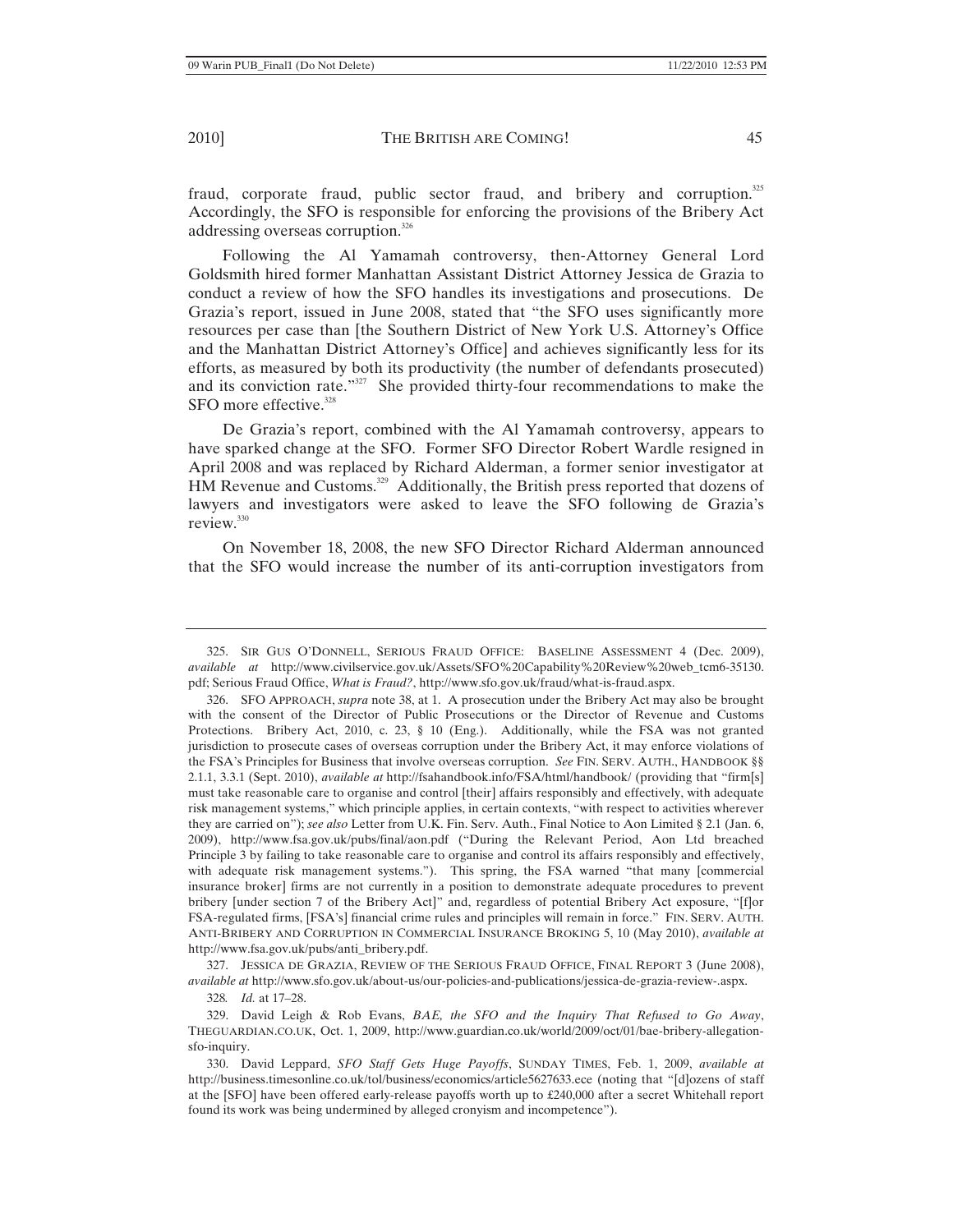fraud, corporate fraud, public sector fraud, and bribery and corruption.[325] Accordingly, the SFO is responsible for enforcing the provisions of the Bribery Act addressing overseas corruption.[326]

Following the Al Yamamah controversy, then-Attorney General Lord Goldsmith hired former Manhattan Assistant District Attorney Jessica de Grazia to conduct a review of how the SFO handles its investigations and prosecutions. De Grazia's report, issued in June 2008, stated that "the SFO uses significantly more resources per case than [the Southern District of New York U.S. Attorney's Office and the Manhattan District Attorney's Office] and achieves significantly less for its efforts, as measured by both its productivity (the number of defendants prosecuted) and its conviction rate."[327] She provided thirty-four recommendations to make the SFO more effective.[328]

De Grazia's report, combined with the Al Yamamah controversy, appears to have sparked change at the SFO. Former SFO Director Robert Wardle resigned in April 2008 and was replaced by Richard Alderman, a former senior investigator at HM Revenue and Customs.[329] Additionally, the British press reported that dozens of lawyers and investigators were asked to leave the SFO following de Grazia's review.[330]

On November 18, 2008, the new SFO Director Richard Alderman announced that the SFO would increase the number of its anti-corruption investigators from

---

325. SIR GUS O'DONNELL, SERIOUS FRAUD OFFICE: BASELINE ASSESSMENT 4 (Dec. 2009), *available at* http://www.civilservice.gov.uk/Assets/SFO%20Capability%20Review%20web_tcm6-35130.pdf; Serious Fraud Office, *What is Fraud?*, http://www.sfo.gov.uk/fraud/what-is-fraud.aspx.

326. SFO APPROACH, *supra* note 38, at 1. A prosecution under the Bribery Act may also be brought with the consent of the Director of Public Prosecutions or the Director of Revenue and Customs Protections. Bribery Act, 2010, c. 23, § 10 (Eng.). Additionally, while the FSA was not granted jurisdiction to prosecute cases of overseas corruption under the Bribery Act, it may enforce violations of the FSA's Principles for Business that involve overseas corruption. *See* FIN. SERV. AUTH., HANDBOOK §§ 2.1.1, 3.3.1 (Sept. 2010), *available at* http://fsahandbook.info/FSA/html/handbook/ (providing that "firm[s] must take reasonable care to organise and control [their] affairs responsibly and effectively, with adequate risk management systems," which principle applies, in certain contexts, "with respect to activities wherever they are carried on"); *see also* Letter from U.K. Fin. Serv. Auth., Final Notice to Aon Limited § 2.1 (Jan. 6, 2009), http://www.fsa.gov.uk/pubs/final/aon.pdf ("During the Relevant Period, Aon Ltd breached Principle 3 by failing to take reasonable care to organise and control its affairs responsibly and effectively, with adequate risk management systems."). This spring, the FSA warned "that many [commercial insurance broker] firms are not currently in a position to demonstrate adequate procedures to prevent bribery [under section 7 of the Bribery Act]" and, regardless of potential Bribery Act exposure, "[f]or FSA-regulated firms, [FSA's] financial crime rules and principles will remain in force." FIN. SERV. AUTH. ANTI-BRIBERY AND CORRUPTION IN COMMERCIAL INSURANCE BROKING 5, 10 (May 2010), *available at* http://www.fsa.gov.uk/pubs/anti_bribery.pdf.

327. JESSICA DE GRAZIA, REVIEW OF THE SERIOUS FRAUD OFFICE, FINAL REPORT 3 (June 2008), *available at* http://www.sfo.gov.uk/about-us/our-policies-and-publications/jessica-de-grazia-review-.aspx.

328. *Id.* at 17–28.

329. David Leigh & Rob Evans, *BAE, the SFO and the Inquiry That Refused to Go Away*, THEGUARDIAN.CO.UK, Oct. 1, 2009, http://www.guardian.co.uk/world/2009/oct/01/bae-bribery-allegation-sfo-inquiry.

330. David Leppard, *SFO Staff Gets Huge Payoffs*, SUNDAY TIMES, Feb. 1, 2009, *available at* http://business.timesonline.co.uk/tol/business/economics/article5627633.ece (noting that "[d]ozens of staff at the [SFO] have been offered early-release payoffs worth up to £240,000 after a secret Whitehall report found its work was being undermined by alleged cronyism and incompetence").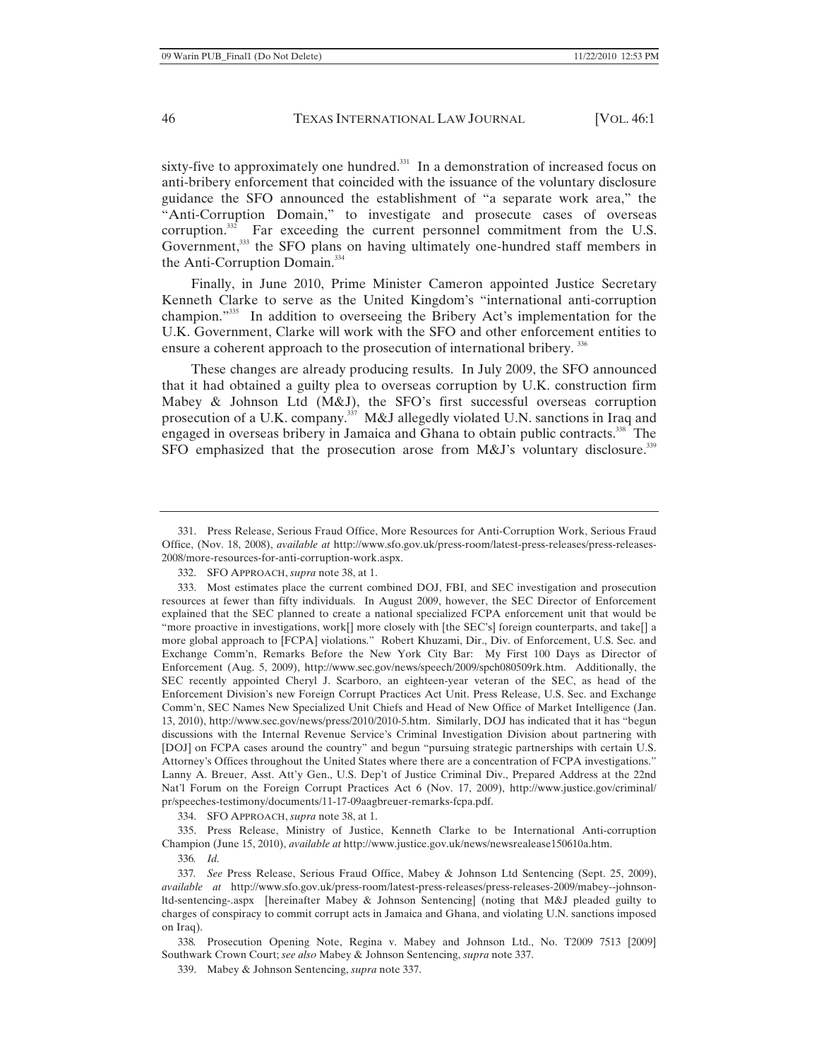sixty-five to approximately one hundred.[331] In a demonstration of increased focus on anti-bribery enforcement that coincided with the issuance of the voluntary disclosure guidance the SFO announced the establishment of "a separate work area," the "Anti-Corruption Domain," to investigate and prosecute cases of overseas corruption.[332] Far exceeding the current personnel commitment from the U.S. Government,[333] the SFO plans on having ultimately one-hundred staff members in the Anti-Corruption Domain.[334]

Finally, in June 2010, Prime Minister Cameron appointed Justice Secretary Kenneth Clarke to serve as the United Kingdom's "international anti-corruption champion."[335] In addition to overseeing the Bribery Act's implementation for the U.K. Government, Clarke will work with the SFO and other enforcement entities to ensure a coherent approach to the prosecution of international bribery.[336]

These changes are already producing results. In July 2009, the SFO announced that it had obtained a guilty plea to overseas corruption by U.K. construction firm Mabey & Johnson Ltd (M&J), the SFO's first successful overseas corruption prosecution of a U.K. company.[337] M&J allegedly violated U.N. sanctions in Iraq and engaged in overseas bribery in Jamaica and Ghana to obtain public contracts.[338] The SFO emphasized that the prosecution arose from M&J's voluntary disclosure.[339]

---

331. Press Release, Serious Fraud Office, More Resources for Anti-Corruption Work, Serious Fraud Office, (Nov. 18, 2008), *available at* http://www.sfo.gov.uk/press-room/latest-press-releases/press-releases-2008/more-resources-for-anti-corruption-work.aspx.

332. SFO APPROACH, *supra* note 38, at 1.

333. Most estimates place the current combined DOJ, FBI, and SEC investigation and prosecution resources at fewer than fifty individuals. In August 2009, however, the SEC Director of Enforcement explained that the SEC planned to create a national specialized FCPA enforcement unit that would be "more proactive in investigations, work[] more closely with [the SEC's] foreign counterparts, and take[] a more global approach to [FCPA] violations." Robert Khuzami, Dir., Div. of Enforcement, U.S. Sec. and Exchange Comm'n, Remarks Before the New York City Bar: My First 100 Days as Director of Enforcement (Aug. 5, 2009), http://www.sec.gov/news/speech/2009/spch080509rk.htm. Additionally, the SEC recently appointed Cheryl J. Scarboro, an eighteen-year veteran of the SEC, as head of the Enforcement Division's new Foreign Corrupt Practices Act Unit. Press Release, U.S. Sec. and Exchange Comm'n, SEC Names New Specialized Unit Chiefs and Head of New Office of Market Intelligence (Jan. 13, 2010), http://www.sec.gov/news/press/2010/2010-5.htm. Similarly, DOJ has indicated that it has "begun discussions with the Internal Revenue Service's Criminal Investigation Division about partnering with [DOJ] on FCPA cases around the country" and begun "pursuing strategic partnerships with certain U.S. Attorney's Offices throughout the United States where there are a concentration of FCPA investigations." Lanny A. Breuer, Asst. Att'y Gen., U.S. Dep't of Justice Criminal Div., Prepared Address at the 22nd Nat'l Forum on the Foreign Corrupt Practices Act 6 (Nov. 17, 2009), http://www.justice.gov/criminal/pr/speeches-testimony/documents/11-17-09aagbreuer-remarks-fcpa.pdf.

334. SFO APPROACH, *supra* note 38, at 1.

335. Press Release, Ministry of Justice, Kenneth Clarke to be International Anti-corruption Champion (June 15, 2010), *available at* http://www.justice.gov.uk/news/newsrealease150610a.htm.

336. *Id.*

337. *See* Press Release, Serious Fraud Office, Mabey & Johnson Ltd Sentencing (Sept. 25, 2009), *available at* http://www.sfo.gov.uk/press-room/latest-press-releases/press-releases-2009/mabey--johnson-ltd-sentencing-.aspx [hereinafter Mabey & Johnson Sentencing] (noting that M&J pleaded guilty to charges of conspiracy to commit corrupt acts in Jamaica and Ghana, and violating U.N. sanctions imposed on Iraq).

338. Prosecution Opening Note, Regina v. Mabey and Johnson Ltd., No. T2009 7513 [2009] Southwark Crown Court; *see also* Mabey & Johnson Sentencing, *supra* note 337.

339. Mabey & Johnson Sentencing, *supra* note 337.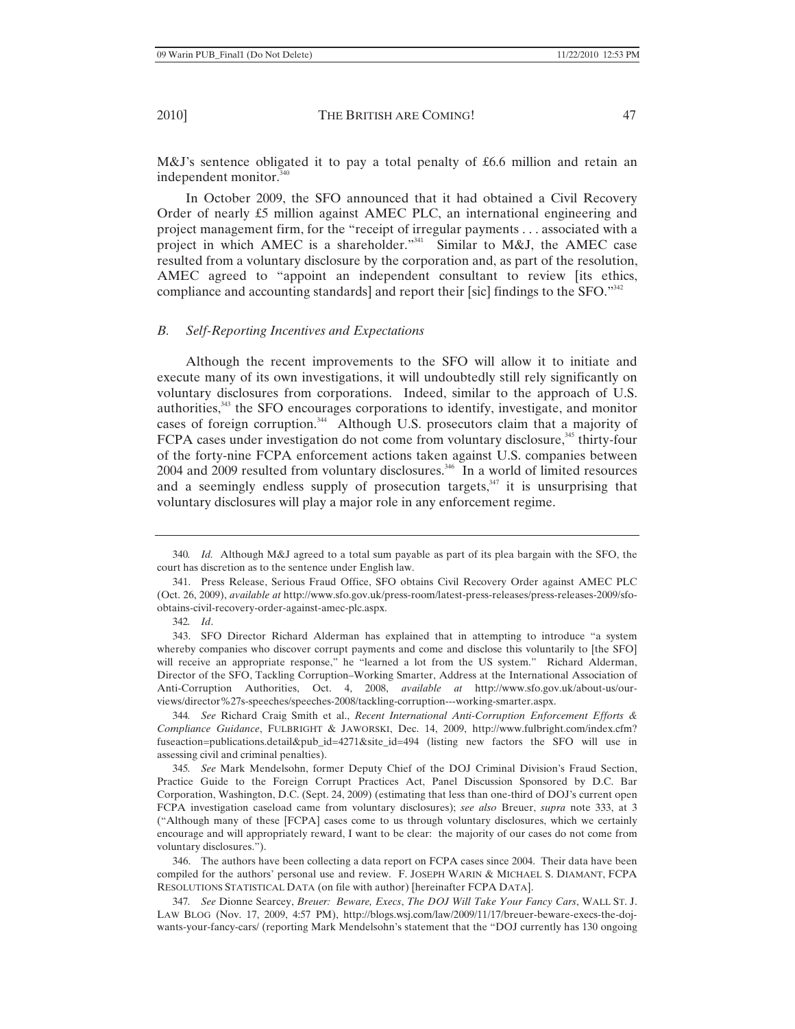M&J's sentence obligated it to pay a total penalty of £6.6 million and retain an independent monitor.[340]

In October 2009, the SFO announced that it had obtained a Civil Recovery Order of nearly £5 million against AMEC PLC, an international engineering and project management firm, for the "receipt of irregular payments . . . associated with a project in which AMEC is a shareholder."[341] Similar to M&J, the AMEC case resulted from a voluntary disclosure by the corporation and, as part of the resolution, AMEC agreed to "appoint an independent consultant to review [its ethics, compliance and accounting standards] and report their [sic] findings to the SFO."[342]

### *B. Self-Reporting Incentives and Expectations*

Although the recent improvements to the SFO will allow it to initiate and execute many of its own investigations, it will undoubtedly still rely significantly on voluntary disclosures from corporations. Indeed, similar to the approach of U.S. authorities,[343] the SFO encourages corporations to identify, investigate, and monitor cases of foreign corruption.[344] Although U.S. prosecutors claim that a majority of FCPA cases under investigation do not come from voluntary disclosure,[345] thirty-four of the forty-nine FCPA enforcement actions taken against U.S. companies between 2004 and 2009 resulted from voluntary disclosures.[346] In a world of limited resources and a seemingly endless supply of prosecution targets,[347] it is unsurprising that voluntary disclosures will play a major role in any enforcement regime.

---

340. *Id.* Although M&J agreed to a total sum payable as part of its plea bargain with the SFO, the court has discretion as to the sentence under English law.

341. Press Release, Serious Fraud Office, SFO obtains Civil Recovery Order against AMEC PLC (Oct. 26, 2009), *available at* http://www.sfo.gov.uk/press-room/latest-press-releases/press-releases-2009/sfo-obtains-civil-recovery-order-against-amec-plc.aspx.

342. *Id*.

343. SFO Director Richard Alderman has explained that in attempting to introduce "a system whereby companies who discover corrupt payments and come and disclose this voluntarily to [the SFO] will receive an appropriate response," he "learned a lot from the US system." Richard Alderman, Director of the SFO, Tackling Corruption–Working Smarter, Address at the International Association of Anti-Corruption Authorities, Oct. 4, 2008, *available at* http://www.sfo.gov.uk/about-us/our-views/director%27s-speeches/speeches-2008/tackling-corruption---working-smarter.aspx.

344. *See* Richard Craig Smith et al., *Recent International Anti-Corruption Enforcement Efforts & Compliance Guidance*, FULBRIGHT & JAWORSKI, Dec. 14, 2009, http://www.fulbright.com/index.cfm?fuseaction=publications.detail&pub_id=4271&site_id=494 (listing new factors the SFO will use in assessing civil and criminal penalties).

345. *See* Mark Mendelsohn, former Deputy Chief of the DOJ Criminal Division's Fraud Section, Practice Guide to the Foreign Corrupt Practices Act, Panel Discussion Sponsored by D.C. Bar Corporation, Washington, D.C. (Sept. 24, 2009) (estimating that less than one-third of DOJ's current open FCPA investigation caseload came from voluntary disclosures); *see also* Breuer, *supra* note 333, at 3 ("Although many of these [FCPA] cases come to us through voluntary disclosures, which we certainly encourage and will appropriately reward, I want to be clear: the majority of our cases do not come from voluntary disclosures.").

346. The authors have been collecting a data report on FCPA cases since 2004. Their data have been compiled for the authors' personal use and review. F. JOSEPH WARIN & MICHAEL S. DIAMANT, FCPA RESOLUTIONS STATISTICAL DATA (on file with author) [hereinafter FCPA DATA].

347. *See* Dionne Searcey, *Breuer: Beware, Execs*, *The DOJ Will Take Your Fancy Cars*, WALL ST. J. LAW BLOG (Nov. 17, 2009, 4:57 PM), http://blogs.wsj.com/law/2009/11/17/breuer-beware-execs-the-doj-wants-your-fancy-cars/ (reporting Mark Mendelsohn's statement that the "DOJ currently has 130 ongoing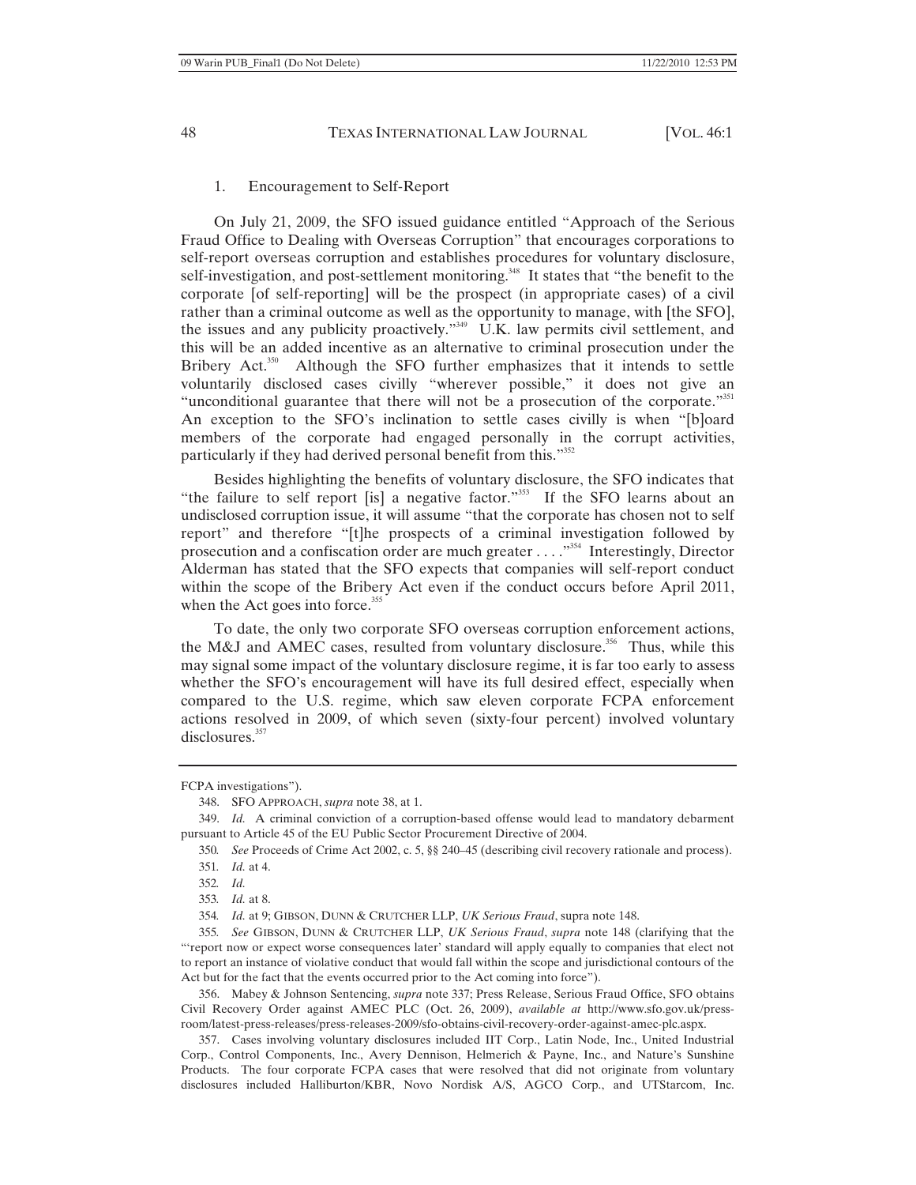### 1. Encouragement to Self-Report

On July 21, 2009, the SFO issued guidance entitled "Approach of the Serious Fraud Office to Dealing with Overseas Corruption" that encourages corporations to self-report overseas corruption and establishes procedures for voluntary disclosure, self-investigation, and post-settlement monitoring.[348] It states that "the benefit to the corporate [of self-reporting] will be the prospect (in appropriate cases) of a civil rather than a criminal outcome as well as the opportunity to manage, with [the SFO], the issues and any publicity proactively."[349] U.K. law permits civil settlement, and this will be an added incentive as an alternative to criminal prosecution under the Bribery Act.[350] Although the SFO further emphasizes that it intends to settle voluntarily disclosed cases civilly "wherever possible," it does not give an "unconditional guarantee that there will not be a prosecution of the corporate."[351] An exception to the SFO's inclination to settle cases civilly is when "[b]oard members of the corporate had engaged personally in the corrupt activities, particularly if they had derived personal benefit from this."[352]

Besides highlighting the benefits of voluntary disclosure, the SFO indicates that "the failure to self report [is] a negative factor."[353] If the SFO learns about an undisclosed corruption issue, it will assume "that the corporate has chosen not to self report" and therefore "[t]he prospects of a criminal investigation followed by prosecution and a confiscation order are much greater . . . ."[354] Interestingly, Director Alderman has stated that the SFO expects that companies will self-report conduct within the scope of the Bribery Act even if the conduct occurs before April 2011, when the Act goes into force.[355]

To date, the only two corporate SFO overseas corruption enforcement actions, the M&J and AMEC cases, resulted from voluntary disclosure.[356] Thus, while this may signal some impact of the voluntary disclosure regime, it is far too early to assess whether the SFO's encouragement will have its full desired effect, especially when compared to the U.S. regime, which saw eleven corporate FCPA enforcement actions resolved in 2009, of which seven (sixty-four percent) involved voluntary disclosures.[357]

---

FCPA investigations").

348. SFO APPROACH, *supra* note 38, at 1.

349. *Id.* A criminal conviction of a corruption-based offense would lead to mandatory debarment pursuant to Article 45 of the EU Public Sector Procurement Directive of 2004.

350. *See* Proceeds of Crime Act 2002, c. 5, §§ 240–45 (describing civil recovery rationale and process).

351. *Id.* at 4.

352. *Id.*

353. *Id.* at 8.

354. *Id.* at 9; GIBSON, DUNN & CRUTCHER LLP, *UK Serious Fraud*, supra note 148.

355. *See* GIBSON, DUNN & CRUTCHER LLP, *UK Serious Fraud*, *supra* note 148 (clarifying that the "'report now or expect worse consequences later' standard will apply equally to companies that elect not to report an instance of violative conduct that would fall within the scope and jurisdictional contours of the Act but for the fact that the events occurred prior to the Act coming into force").

356. Mabey & Johnson Sentencing, *supra* note 337; Press Release, Serious Fraud Office, SFO obtains Civil Recovery Order against AMEC PLC (Oct. 26, 2009), *available at* http://www.sfo.gov.uk/press-room/latest-press-releases/press-releases-2009/sfo-obtains-civil-recovery-order-against-amec-plc.aspx.

357. Cases involving voluntary disclosures included IIT Corp., Latin Node, Inc., United Industrial Corp., Control Components, Inc., Avery Dennison, Helmerich & Payne, Inc., and Nature's Sunshine Products. The four corporate FCPA cases that were resolved that did not originate from voluntary disclosures included Halliburton/KBR, Novo Nordisk A/S, AGCO Corp., and UTStarcom, Inc.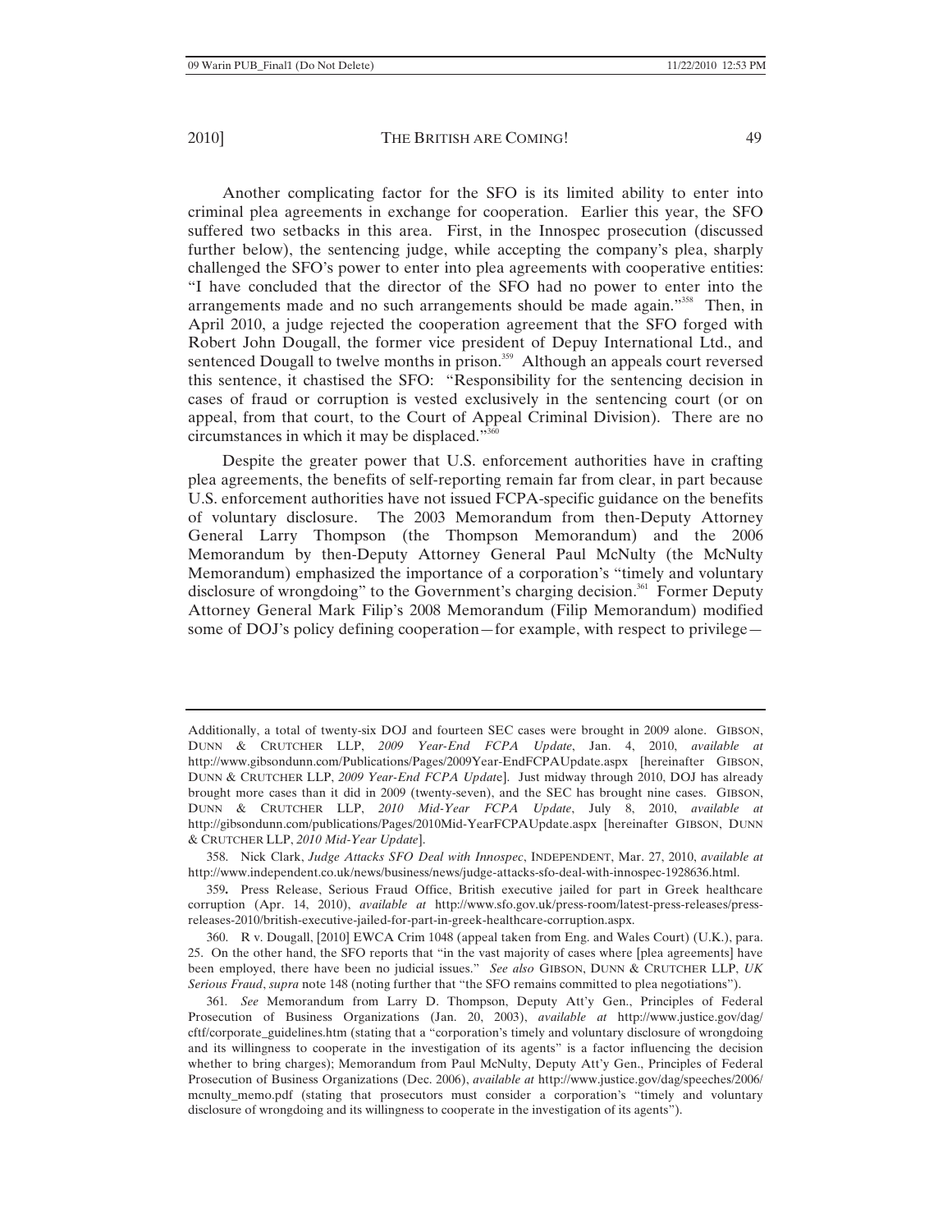Another complicating factor for the SFO is its limited ability to enter into criminal plea agreements in exchange for cooperation. Earlier this year, the SFO suffered two setbacks in this area. First, in the Innospec prosecution (discussed further below), the sentencing judge, while accepting the company's plea, sharply challenged the SFO's power to enter into plea agreements with cooperative entities: "I have concluded that the director of the SFO had no power to enter into the arrangements made and no such arrangements should be made again."[358] Then, in April 2010, a judge rejected the cooperation agreement that the SFO forged with Robert John Dougall, the former vice president of Depuy International Ltd., and sentenced Dougall to twelve months in prison.[359] Although an appeals court reversed this sentence, it chastised the SFO: "Responsibility for the sentencing decision in cases of fraud or corruption is vested exclusively in the sentencing court (or on appeal, from that court, to the Court of Appeal Criminal Division). There are no circumstances in which it may be displaced."[360]

Despite the greater power that U.S. enforcement authorities have in crafting plea agreements, the benefits of self-reporting remain far from clear, in part because U.S. enforcement authorities have not issued FCPA-specific guidance on the benefits of voluntary disclosure. The 2003 Memorandum from then-Deputy Attorney General Larry Thompson (the Thompson Memorandum) and the 2006 Memorandum by then-Deputy Attorney General Paul McNulty (the McNulty Memorandum) emphasized the importance of a corporation's "timely and voluntary disclosure of wrongdoing" to the Government's charging decision.[361] Former Deputy Attorney General Mark Filip's 2008 Memorandum (Filip Memorandum) modified some of DOJ's policy defining cooperation—for example, with respect to privilege—

---

Additionally, a total of twenty-six DOJ and fourteen SEC cases were brought in 2009 alone. GIBSON, DUNN & CRUTCHER LLP, *2009 Year-End FCPA Update*, Jan. 4, 2010, *available at* http://www.gibsondunn.com/Publications/Pages/2009Year-EndFCPAUpdate.aspx [hereinafter GIBSON, DUNN & CRUTCHER LLP, *2009 Year-End FCPA Update*]. Just midway through 2010, DOJ has already brought more cases than it did in 2009 (twenty-seven), and the SEC has brought nine cases. GIBSON, DUNN & CRUTCHER LLP, *2010 Mid-Year FCPA Update*, July 8, 2010, *available at* http://gibsondunn.com/publications/Pages/2010Mid-YearFCPAUpdate.aspx [hereinafter GIBSON, DUNN & CRUTCHER LLP, *2010 Mid-Year Update*].

358. Nick Clark, *Judge Attacks SFO Deal with Innospec*, INDEPENDENT, Mar. 27, 2010, *available at* http://www.independent.co.uk/news/business/news/judge-attacks-sfo-deal-with-innospec-1928636.html.

359. Press Release, Serious Fraud Office, British executive jailed for part in Greek healthcare corruption (Apr. 14, 2010), *available at* http://www.sfo.gov.uk/press-room/latest-press-releases/press-releases-2010/british-executive-jailed-for-part-in-greek-healthcare-corruption.aspx.

360. R v. Dougall, [2010] EWCA Crim 1048 (appeal taken from Eng. and Wales Court) (U.K.), para. 25. On the other hand, the SFO reports that "in the vast majority of cases where [plea agreements] have been employed, there have been no judicial issues." *See also* GIBSON, DUNN & CRUTCHER LLP, *UK Serious Fraud*, *supra* note 148 (noting further that "the SFO remains committed to plea negotiations").

361. *See* Memorandum from Larry D. Thompson, Deputy Att'y Gen., Principles of Federal Prosecution of Business Organizations (Jan. 20, 2003), *available at* http://www.justice.gov/dag/cftf/corporate_guidelines.htm (stating that a "corporation's timely and voluntary disclosure of wrongdoing and its willingness to cooperate in the investigation of its agents" is a factor influencing the decision whether to bring charges); Memorandum from Paul McNulty, Deputy Att'y Gen., Principles of Federal Prosecution of Business Organizations (Dec. 2006), *available at* http://www.justice.gov/dag/speeches/2006/mcnulty_memo.pdf (stating that prosecutors must consider a corporation's "timely and voluntary disclosure of wrongdoing and its willingness to cooperate in the investigation of its agents").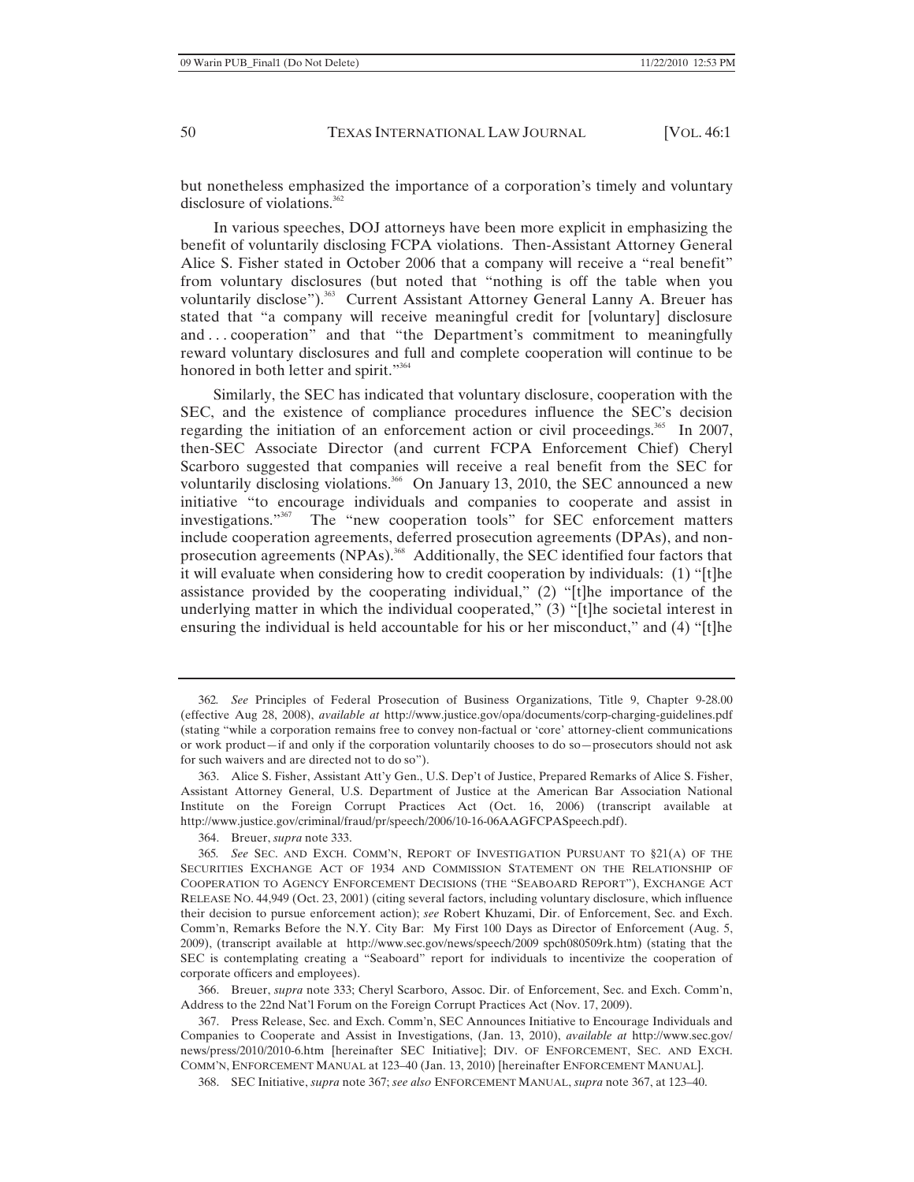but nonetheless emphasized the importance of a corporation's timely and voluntary disclosure of violations.[362]

In various speeches, DOJ attorneys have been more explicit in emphasizing the benefit of voluntarily disclosing FCPA violations. Then-Assistant Attorney General Alice S. Fisher stated in October 2006 that a company will receive a "real benefit" from voluntary disclosures (but noted that "nothing is off the table when you voluntarily disclose").[363] Current Assistant Attorney General Lanny A. Breuer has stated that "a company will receive meaningful credit for [voluntary] disclosure and . . . cooperation" and that "the Department's commitment to meaningfully reward voluntary disclosures and full and complete cooperation will continue to be honored in both letter and spirit."[364]

Similarly, the SEC has indicated that voluntary disclosure, cooperation with the SEC, and the existence of compliance procedures influence the SEC's decision regarding the initiation of an enforcement action or civil proceedings.[365] In 2007, then-SEC Associate Director (and current FCPA Enforcement Chief) Cheryl Scarboro suggested that companies will receive a real benefit from the SEC for voluntarily disclosing violations.[366] On January 13, 2010, the SEC announced a new initiative "to encourage individuals and companies to cooperate and assist in investigations."[367] The "new cooperation tools" for SEC enforcement matters include cooperation agreements, deferred prosecution agreements (DPAs), and non-prosecution agreements (NPAs).[368] Additionally, the SEC identified four factors that it will evaluate when considering how to credit cooperation by individuals: (1) "[t]he assistance provided by the cooperating individual," (2) "[t]he importance of the underlying matter in which the individual cooperated," (3) "[t]he societal interest in ensuring the individual is held accountable for his or her misconduct," and (4) "[t]he

---

362. *See* Principles of Federal Prosecution of Business Organizations, Title 9, Chapter 9-28.00 (effective Aug 28, 2008), *available at* http://www.justice.gov/opa/documents/corp-charging-guidelines.pdf (stating "while a corporation remains free to convey non-factual or 'core' attorney-client communications or work product—if and only if the corporation voluntarily chooses to do so—prosecutors should not ask for such waivers and are directed not to do so").

363. Alice S. Fisher, Assistant Att'y Gen., U.S. Dep't of Justice, Prepared Remarks of Alice S. Fisher, Assistant Attorney General, U.S. Department of Justice at the American Bar Association National Institute on the Foreign Corrupt Practices Act (Oct. 16, 2006) (transcript available at http://www.justice.gov/criminal/fraud/pr/speech/2006/10-16-06AAGFCPASpeech.pdf).

364. Breuer, *supra* note 333.

365. *See* SEC. AND EXCH. COMM'N, REPORT OF INVESTIGATION PURSUANT TO §21(A) OF THE SECURITIES EXCHANGE ACT OF 1934 AND COMMISSION STATEMENT ON THE RELATIONSHIP OF COOPERATION TO AGENCY ENFORCEMENT DECISIONS (THE "SEABOARD REPORT"), EXCHANGE ACT RELEASE NO. 44,949 (Oct. 23, 2001) (citing several factors, including voluntary disclosure, which influence their decision to pursue enforcement action); *see* Robert Khuzami, Dir. of Enforcement, Sec. and Exch. Comm'n, Remarks Before the N.Y. City Bar: My First 100 Days as Director of Enforcement (Aug. 5, 2009), (transcript available at http://www.sec.gov/news/speech/2009 spch080509rk.htm) (stating that the SEC is contemplating creating a "Seaboard" report for individuals to incentivize the cooperation of corporate officers and employees).

366. Breuer, *supra* note 333; Cheryl Scarboro, Assoc. Dir. of Enforcement, Sec. and Exch. Comm'n, Address to the 22nd Nat'l Forum on the Foreign Corrupt Practices Act (Nov. 17, 2009).

367. Press Release, Sec. and Exch. Comm'n, SEC Announces Initiative to Encourage Individuals and Companies to Cooperate and Assist in Investigations, (Jan. 13, 2010), *available at* http://www.sec.gov/news/press/2010/2010-6.htm [hereinafter SEC Initiative]; DIV. OF ENFORCEMENT, SEC. AND EXCH. COMM'N, ENFORCEMENT MANUAL at 123–40 (Jan. 13, 2010) [hereinafter ENFORCEMENT MANUAL].

368. SEC Initiative, *supra* note 367; *see also* ENFORCEMENT MANUAL, *supra* note 367, at 123–40.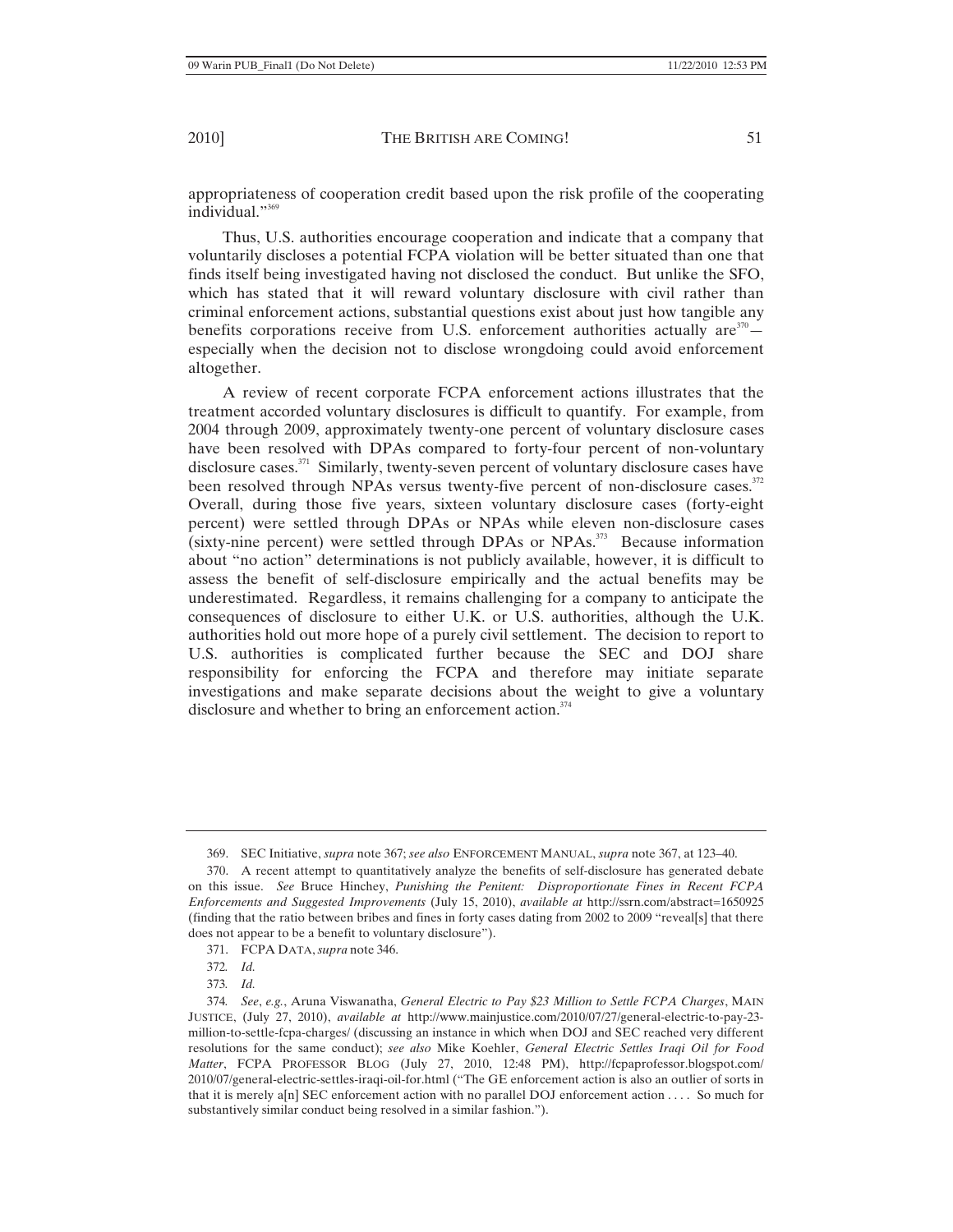appropriateness of cooperation credit based upon the risk profile of the cooperating individual."[369]

Thus, U.S. authorities encourage cooperation and indicate that a company that voluntarily discloses a potential FCPA violation will be better situated than one that finds itself being investigated having not disclosed the conduct. But unlike the SFO, which has stated that it will reward voluntary disclosure with civil rather than criminal enforcement actions, substantial questions exist about just how tangible any benefits corporations receive from U.S. enforcement authorities actually are[370]—especially when the decision not to disclose wrongdoing could avoid enforcement altogether.

A review of recent corporate FCPA enforcement actions illustrates that the treatment accorded voluntary disclosures is difficult to quantify. For example, from 2004 through 2009, approximately twenty-one percent of voluntary disclosure cases have been resolved with DPAs compared to forty-four percent of non-voluntary disclosure cases.[371] Similarly, twenty-seven percent of voluntary disclosure cases have been resolved through NPAs versus twenty-five percent of non-disclosure cases.[372] Overall, during those five years, sixteen voluntary disclosure cases (forty-eight percent) were settled through DPAs or NPAs while eleven non-disclosure cases (sixty-nine percent) were settled through DPAs or NPAs.[373] Because information about "no action" determinations is not publicly available, however, it is difficult to assess the benefit of self-disclosure empirically and the actual benefits may be underestimated. Regardless, it remains challenging for a company to anticipate the consequences of disclosure to either U.K. or U.S. authorities, although the U.K. authorities hold out more hope of a purely civil settlement. The decision to report to U.S. authorities is complicated further because the SEC and DOJ share responsibility for enforcing the FCPA and therefore may initiate separate investigations and make separate decisions about the weight to give a voluntary disclosure and whether to bring an enforcement action.[374]

---

369. SEC Initiative, *supra* note 367; *see also* ENFORCEMENT MANUAL, *supra* note 367, at 123–40.

370. A recent attempt to quantitatively analyze the benefits of self-disclosure has generated debate on this issue. *See* Bruce Hinchey, *Punishing the Penitent: Disproportionate Fines in Recent FCPA Enforcements and Suggested Improvements* (July 15, 2010), *available at* http://ssrn.com/abstract=1650925 (finding that the ratio between bribes and fines in forty cases dating from 2002 to 2009 "reveal[s] that there does not appear to be a benefit to voluntary disclosure").

371. FCPA DATA, *supra* note 346.

372. *Id.*

373. *Id.*

374. *See*, *e.g.*, Aruna Viswanatha, *General Electric to Pay $23 Million to Settle FCPA Charges*, MAIN JUSTICE, (July 27, 2010), *available at* http://www.mainjustice.com/2010/07/27/general-electric-to-pay-23-million-to-settle-fcpa-charges/ (discussing an instance in which when DOJ and SEC reached very different resolutions for the same conduct); *see also* Mike Koehler, *General Electric Settles Iraqi Oil for Food Matter*, FCPA PROFESSOR BLOG (July 27, 2010, 12:48 PM), http://fcpaprofessor.blogspot.com/2010/07/general-electric-settles-iraqi-oil-for.html ("The GE enforcement action is also an outlier of sorts in that it is merely a[n] SEC enforcement action with no parallel DOJ enforcement action . . . . So much for substantively similar conduct being resolved in a similar fashion.").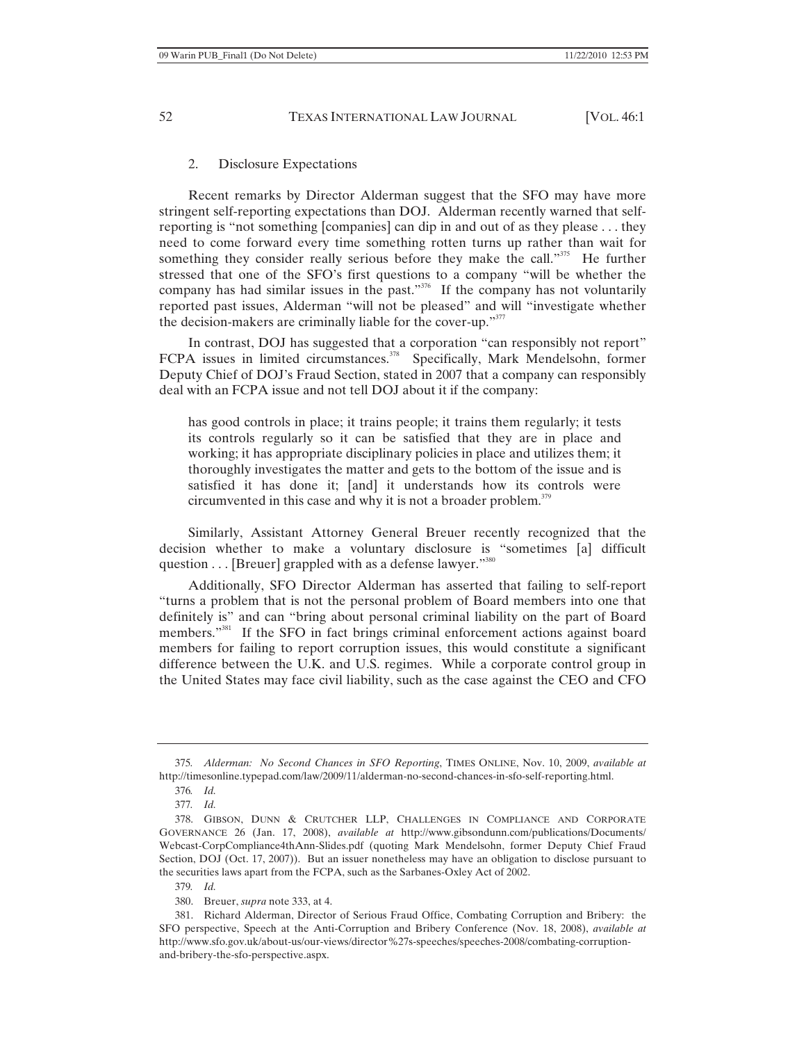### 2. Disclosure Expectations

Recent remarks by Director Alderman suggest that the SFO may have more stringent self-reporting expectations than DOJ. Alderman recently warned that self-reporting is "not something [companies] can dip in and out of as they please . . . they need to come forward every time something rotten turns up rather than wait for something they consider really serious before they make the call."[375] He further stressed that one of the SFO's first questions to a company "will be whether the company has had similar issues in the past."[376] If the company has not voluntarily reported past issues, Alderman "will not be pleased" and will "investigate whether the decision-makers are criminally liable for the cover-up."[377]

In contrast, DOJ has suggested that a corporation "can responsibly not report" FCPA issues in limited circumstances.[378] Specifically, Mark Mendelsohn, former Deputy Chief of DOJ's Fraud Section, stated in 2007 that a company can responsibly deal with an FCPA issue and not tell DOJ about it if the company:

> has good controls in place; it trains people; it trains them regularly; it tests its controls regularly so it can be satisfied that they are in place and working; it has appropriate disciplinary policies in place and utilizes them; it thoroughly investigates the matter and gets to the bottom of the issue and is satisfied it has done it; [and] it understands how its controls were circumvented in this case and why it is not a broader problem.[379]

Similarly, Assistant Attorney General Breuer recently recognized that the decision whether to make a voluntary disclosure is "sometimes [a] difficult question . . . [Breuer] grappled with as a defense lawyer."[380]

Additionally, SFO Director Alderman has asserted that failing to self-report "turns a problem that is not the personal problem of Board members into one that definitely is" and can "bring about personal criminal liability on the part of Board members."[381] If the SFO in fact brings criminal enforcement actions against board members for failing to report corruption issues, this would constitute a significant difference between the U.K. and U.S. regimes. While a corporate control group in the United States may face civil liability, such as the case against the CEO and CFO

---

375. *Alderman: No Second Chances in SFO Reporting*, TIMES ONLINE, Nov. 10, 2009, *available at* http://timesonline.typepad.com/law/2009/11/alderman-no-second-chances-in-sfo-self-reporting.html.

376. *Id.*

377. *Id.*

378. GIBSON, DUNN & CRUTCHER LLP, CHALLENGES IN COMPLIANCE AND CORPORATE GOVERNANCE 26 (Jan. 17, 2008), *available at* http://www.gibsondunn.com/publications/Documents/Webcast-CorpCompliance4thAnn-Slides.pdf (quoting Mark Mendelsohn, former Deputy Chief Fraud Section, DOJ (Oct. 17, 2007)). But an issuer nonetheless may have an obligation to disclose pursuant to the securities laws apart from the FCPA, such as the Sarbanes-Oxley Act of 2002.

379. *Id.*

380. Breuer, *supra* note 333, at 4.

381. Richard Alderman, Director of Serious Fraud Office, Combating Corruption and Bribery: the SFO perspective, Speech at the Anti-Corruption and Bribery Conference (Nov. 18, 2008), *available at* http://www.sfo.gov.uk/about-us/our-views/director%27s-speeches/speeches-2008/combating-corruption-and-bribery-the-sfo-perspective.aspx.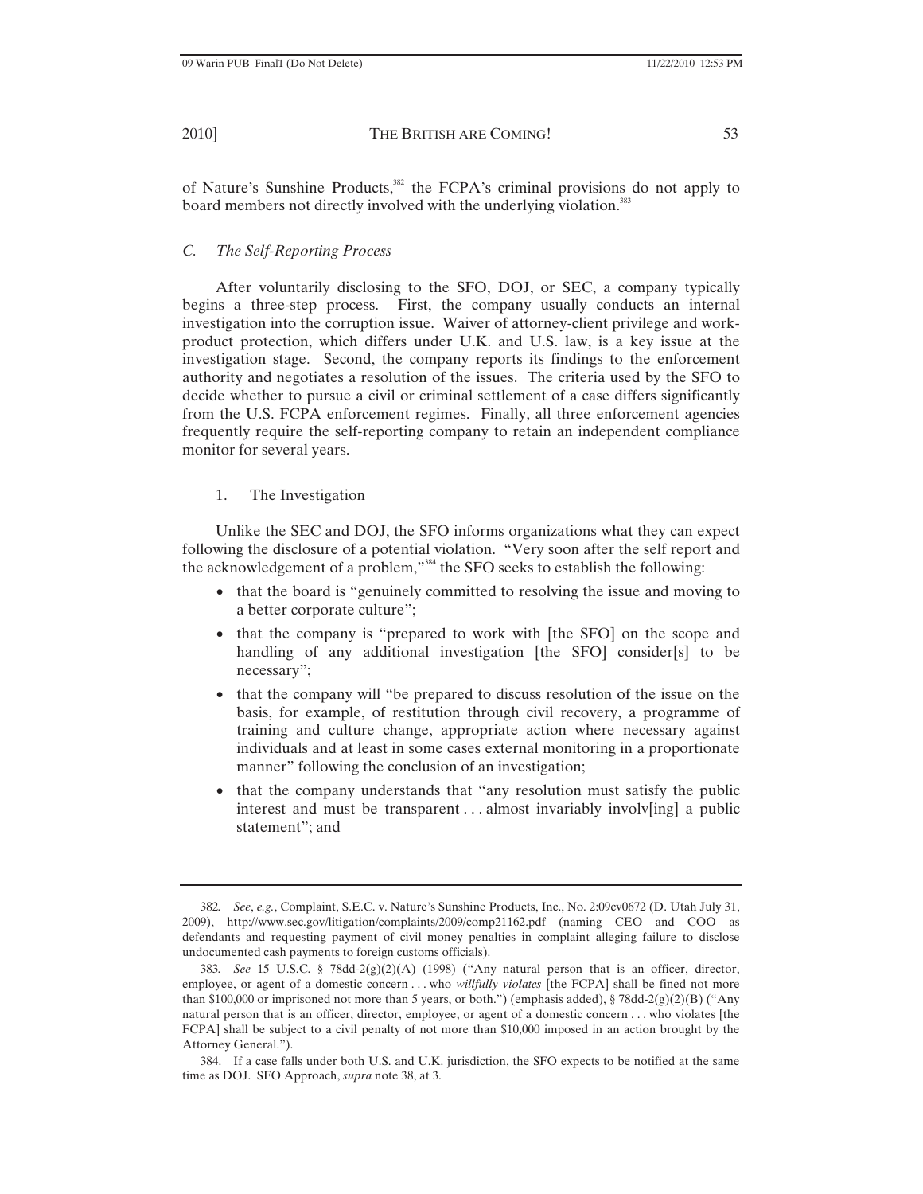of Nature's Sunshine Products,[382] the FCPA's criminal provisions do not apply to board members not directly involved with the underlying violation.[383]

### *C. The Self-Reporting Process*

After voluntarily disclosing to the SFO, DOJ, or SEC, a company typically begins a three-step process. First, the company usually conducts an internal investigation into the corruption issue. Waiver of attorney-client privilege and work-product protection, which differs under U.K. and U.S. law, is a key issue at the investigation stage. Second, the company reports its findings to the enforcement authority and negotiates a resolution of the issues. The criteria used by the SFO to decide whether to pursue a civil or criminal settlement of a case differs significantly from the U.S. FCPA enforcement regimes. Finally, all three enforcement agencies frequently require the self-reporting company to retain an independent compliance monitor for several years.

#### 1. The Investigation

Unlike the SEC and DOJ, the SFO informs organizations what they can expect following the disclosure of a potential violation. "Very soon after the self report and the acknowledgement of a problem,"[384] the SFO seeks to establish the following:

- that the board is "genuinely committed to resolving the issue and moving to a better corporate culture";
- that the company is "prepared to work with [the SFO] on the scope and handling of any additional investigation [the SFO] consider[s] to be necessary";
- that the company will "be prepared to discuss resolution of the issue on the basis, for example, of restitution through civil recovery, a programme of training and culture change, appropriate action where necessary against individuals and at least in some cases external monitoring in a proportionate manner" following the conclusion of an investigation;
- that the company understands that "any resolution must satisfy the public interest and must be transparent . . . almost invariably involv[ing] a public statement"; and

---

382. *See*, *e.g.*, Complaint, S.E.C. v. Nature's Sunshine Products, Inc., No. 2:09cv0672 (D. Utah July 31, 2009), http://www.sec.gov/litigation/complaints/2009/comp21162.pdf (naming CEO and COO as defendants and requesting payment of civil money penalties in complaint alleging failure to disclose undocumented cash payments to foreign customs officials).

383. *See* 15 U.S.C. § 78dd-2(g)(2)(A) (1998) ("Any natural person that is an officer, director, employee, or agent of a domestic concern . . . who *willfully violates* [the FCPA] shall be fined not more than $100,000 or imprisoned not more than 5 years, or both.") (emphasis added), § 78dd-2(g)(2)(B) ("Any natural person that is an officer, director, employee, or agent of a domestic concern . . . who violates [the FCPA] shall be subject to a civil penalty of not more than $10,000 imposed in an action brought by the Attorney General.").

384. If a case falls under both U.S. and U.K. jurisdiction, the SFO expects to be notified at the same time as DOJ. SFO Approach, *supra* note 38, at 3.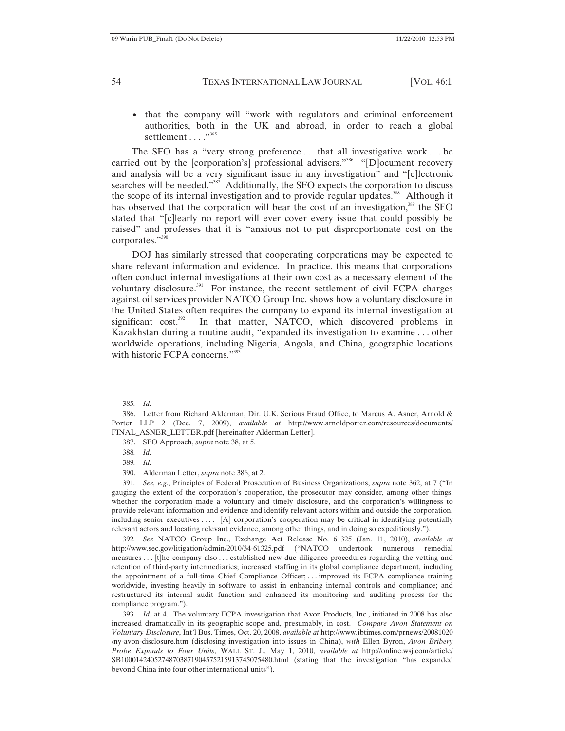- that the company will "work with regulators and criminal enforcement authorities, both in the UK and abroad, in order to reach a global settlement . . . ."[385]

The SFO has a "very strong preference . . . that all investigative work . . . be carried out by the [corporation's] professional advisers."[386] "[D]ocument recovery and analysis will be a very significant issue in any investigation" and "[e]lectronic searches will be needed."[387] Additionally, the SFO expects the corporation to discuss the scope of its internal investigation and to provide regular updates.[388] Although it has observed that the corporation will bear the cost of an investigation,[389] the SFO stated that "[c]learly no report will ever cover every issue that could possibly be raised" and professes that it is "anxious not to put disproportionate cost on the corporates."[390]

DOJ has similarly stressed that cooperating corporations may be expected to share relevant information and evidence. In practice, this means that corporations often conduct internal investigations at their own cost as a necessary element of the voluntary disclosure.[391] For instance, the recent settlement of civil FCPA charges against oil services provider NATCO Group Inc. shows how a voluntary disclosure in the United States often requires the company to expand its internal investigation at significant cost.[392] In that matter, NATCO, which discovered problems in Kazakhstan during a routine audit, "expanded its investigation to examine . . . other worldwide operations, including Nigeria, Angola, and China, geographic locations with historic FCPA concerns."[393]

---

385. *Id.*

386. Letter from Richard Alderman, Dir. U.K. Serious Fraud Office, to Marcus A. Asner, Arnold & Porter LLP 2 (Dec. 7, 2009), *available at* http://www.arnoldporter.com/resources/documents/FINAL_ASNER_LETTER.pdf [hereinafter Alderman Letter].

387. SFO Approach, *supra* note 38, at 5.

388. *Id.*

389. *Id.*

390. Alderman Letter, *supra* note 386, at 2.

391. *See, e.g.*, Principles of Federal Prosecution of Business Organizations, *supra* note 362, at 7 ("In gauging the extent of the corporation's cooperation, the prosecutor may consider, among other things, whether the corporation made a voluntary and timely disclosure, and the corporation's willingness to provide relevant information and evidence and identify relevant actors within and outside the corporation, including senior executives . . . . [A] corporation's cooperation may be critical in identifying potentially relevant actors and locating relevant evidence, among other things, and in doing so expeditiously.").

392. *See* NATCO Group Inc., Exchange Act Release No. 61325 (Jan. 11, 2010), *available at* http://www.sec.gov/litigation/admin/2010/34-61325.pdf ("NATCO undertook numerous remedial measures . . . [t]he company also . . . established new due diligence procedures regarding the vetting and retention of third-party intermediaries; increased staffing in its global compliance department, including the appointment of a full-time Chief Compliance Officer; . . . improved its FCPA compliance training worldwide, investing heavily in software to assist in enhancing internal controls and compliance; and restructured its internal audit function and enhanced its monitoring and auditing process for the compliance program.").

393. *Id.* at 4. The voluntary FCPA investigation that Avon Products, Inc., initiated in 2008 has also increased dramatically in its geographic scope and, presumably, in cost. *Compare Avon Statement on Voluntary Disclosure*, Int'l Bus. Times, Oct. 20, 2008, *available at* http://www.ibtimes.com/prnews/20081020/ny-avon-disclosure.htm (disclosing investigation into issues in China), *with* Ellen Byron, *Avon Bribery Probe Expands to Four Units*, WALL ST. J., May 1, 2010, *available at* http://online.wsj.com/article/SB10001424052748703871904575215913745075480.html (stating that the investigation "has expanded beyond China into four other international units").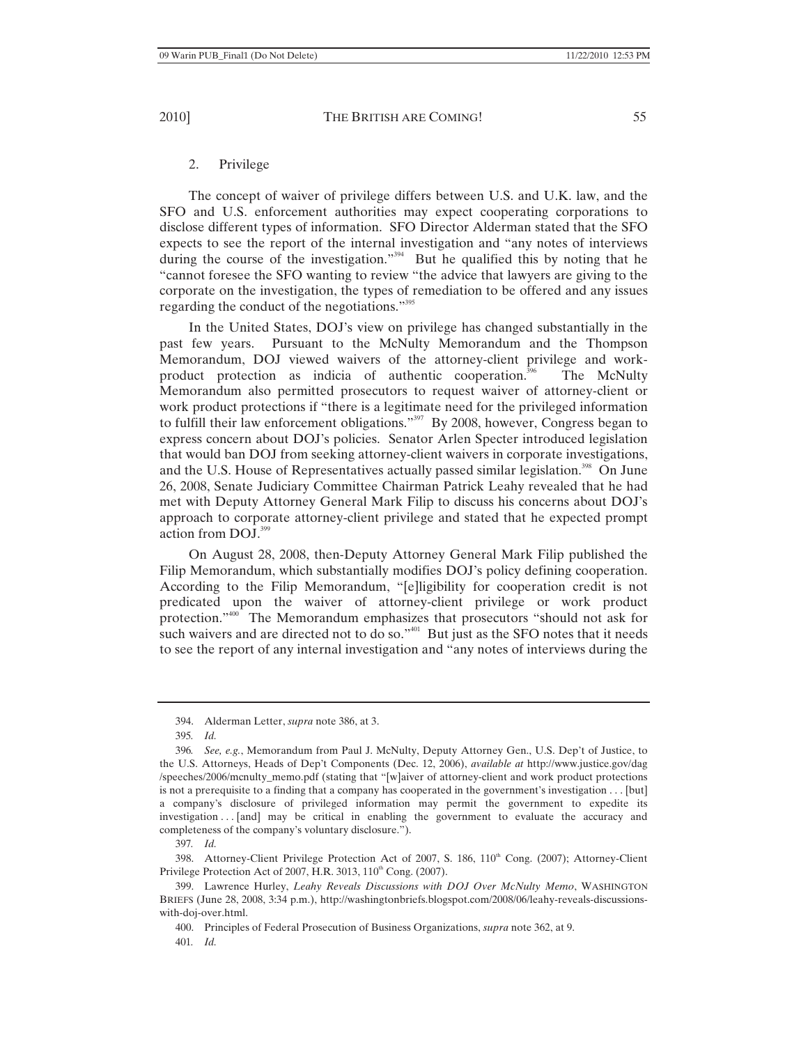### 2. Privilege

The concept of waiver of privilege differs between U.S. and U.K. law, and the SFO and U.S. enforcement authorities may expect cooperating corporations to disclose different types of information. SFO Director Alderman stated that the SFO expects to see the report of the internal investigation and "any notes of interviews during the course of the investigation."[394] But he qualified this by noting that he "cannot foresee the SFO wanting to review "the advice that lawyers are giving to the corporate on the investigation, the types of remediation to be offered and any issues regarding the conduct of the negotiations."[395]

In the United States, DOJ's view on privilege has changed substantially in the past few years. Pursuant to the McNulty Memorandum and the Thompson Memorandum, DOJ viewed waivers of the attorney-client privilege and work-product protection as indicia of authentic cooperation.[396] The McNulty Memorandum also permitted prosecutors to request waiver of attorney-client or work product protections if "there is a legitimate need for the privileged information to fulfill their law enforcement obligations."[397] By 2008, however, Congress began to express concern about DOJ's policies. Senator Arlen Specter introduced legislation that would ban DOJ from seeking attorney-client waivers in corporate investigations, and the U.S. House of Representatives actually passed similar legislation.[398] On June 26, 2008, Senate Judiciary Committee Chairman Patrick Leahy revealed that he had met with Deputy Attorney General Mark Filip to discuss his concerns about DOJ's approach to corporate attorney-client privilege and stated that he expected prompt action from DOJ.[399]

On August 28, 2008, then-Deputy Attorney General Mark Filip published the Filip Memorandum, which substantially modifies DOJ's policy defining cooperation. According to the Filip Memorandum, "[e]ligibility for cooperation credit is not predicated upon the waiver of attorney-client privilege or work product protection."[400] The Memorandum emphasizes that prosecutors "should not ask for such waivers and are directed not to do so."[401] But just as the SFO notes that it needs to see the report of any internal investigation and "any notes of interviews during the

---

394. Alderman Letter, *supra* note 386, at 3.

395. *Id.*

396. *See, e.g.*, Memorandum from Paul J. McNulty, Deputy Attorney Gen., U.S. Dep't of Justice, to the U.S. Attorneys, Heads of Dep't Components (Dec. 12, 2006), *available at* http://www.justice.gov/dag/speeches/2006/mcnulty_memo.pdf (stating that "[w]aiver of attorney-client and work product protections is not a prerequisite to a finding that a company has cooperated in the government's investigation . . . [but] a company's disclosure of privileged information may permit the government to expedite its investigation . . . [and] may be critical in enabling the government to evaluate the accuracy and completeness of the company's voluntary disclosure.").

397. *Id.*

398. Attorney-Client Privilege Protection Act of 2007, S. 186, 110th Cong. (2007); Attorney-Client Privilege Protection Act of 2007, H.R. 3013, 110th Cong. (2007).

399. Lawrence Hurley, *Leahy Reveals Discussions with DOJ Over McNulty Memo*, WASHINGTON BRIEFS (June 28, 2008, 3:34 p.m.), http://washingtonbriefs.blogspot.com/2008/06/leahy-reveals-discussions-with-doj-over.html.

400. Principles of Federal Prosecution of Business Organizations, *supra* note 362, at 9.

401. *Id.*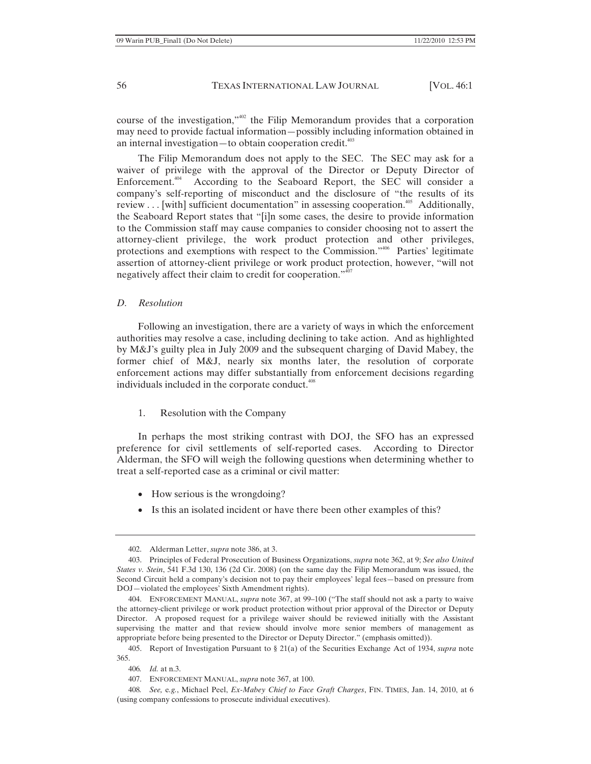course of the investigation,"[402] the Filip Memorandum provides that a corporation may need to provide factual information—possibly including information obtained in an internal investigation—to obtain cooperation credit.[403]

The Filip Memorandum does not apply to the SEC. The SEC may ask for a waiver of privilege with the approval of the Director or Deputy Director of Enforcement.[404] According to the Seaboard Report, the SEC will consider a company's self-reporting of misconduct and the disclosure of "the results of its review . . . [with] sufficient documentation" in assessing cooperation.[405] Additionally, the Seaboard Report states that "[i]n some cases, the desire to provide information to the Commission staff may cause companies to consider choosing not to assert the attorney-client privilege, the work product protection and other privileges, protections and exemptions with respect to the Commission."[406] Parties' legitimate assertion of attorney-client privilege or work product protection, however, "will not negatively affect their claim to credit for cooperation."[407]

### *D. Resolution*

Following an investigation, there are a variety of ways in which the enforcement authorities may resolve a case, including declining to take action. And as highlighted by M&J's guilty plea in July 2009 and the subsequent charging of David Mabey, the former chief of M&J, nearly six months later, the resolution of corporate enforcement actions may differ substantially from enforcement decisions regarding individuals included in the corporate conduct.[408]

#### 1. Resolution with the Company

In perhaps the most striking contrast with DOJ, the SFO has an expressed preference for civil settlements of self-reported cases. According to Director Alderman, the SFO will weigh the following questions when determining whether to treat a self-reported case as a criminal or civil matter:

- How serious is the wrongdoing?
- Is this an isolated incident or have there been other examples of this?

---

402. Alderman Letter, *supra* note 386, at 3.

403. Principles of Federal Prosecution of Business Organizations, *supra* note 362, at 9; *See also United States v. Stein*, 541 F.3d 130, 136 (2d Cir. 2008) (on the same day the Filip Memorandum was issued, the Second Circuit held a company's decision not to pay their employees' legal fees—based on pressure from DOJ—violated the employees' Sixth Amendment rights).

404. ENFORCEMENT MANUAL, *supra* note 367, at 99–100 ("The staff should not ask a party to waive the attorney-client privilege or work product protection without prior approval of the Director or Deputy Director. A proposed request for a privilege waiver should be reviewed initially with the Assistant supervising the matter and that review should involve more senior members of management as appropriate before being presented to the Director or Deputy Director." (emphasis omitted)).

405. Report of Investigation Pursuant to § 21(a) of the Securities Exchange Act of 1934, *supra* note 365.

406. *Id.* at n.3.

407. ENFORCEMENT MANUAL, *supra* note 367, at 100.

408. *See, e.g.*, Michael Peel, *Ex-Mabey Chief to Face Graft Charges*, FIN. TIMES, Jan. 14, 2010, at 6 (using company confessions to prosecute individual executives).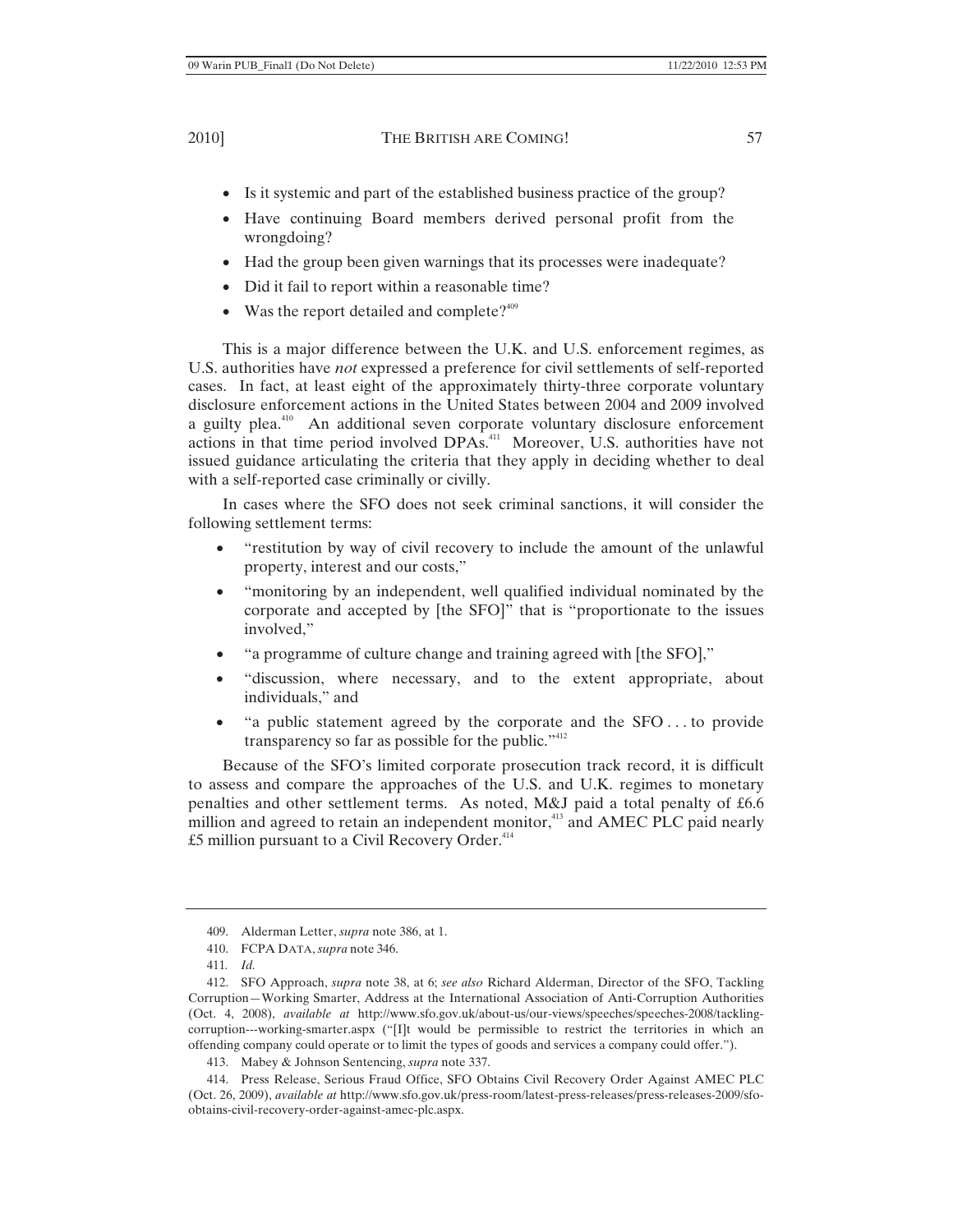- Is it systemic and part of the established business practice of the group?
- Have continuing Board members derived personal profit from the wrongdoing?
- Had the group been given warnings that its processes were inadequate?
- Did it fail to report within a reasonable time?
- Was the report detailed and complete?[409]

This is a major difference between the U.K. and U.S. enforcement regimes, as U.S. authorities have *not* expressed a preference for civil settlements of self-reported cases. In fact, at least eight of the approximately thirty-three corporate voluntary disclosure enforcement actions in the United States between 2004 and 2009 involved a guilty plea.[410] An additional seven corporate voluntary disclosure enforcement actions in that time period involved DPAs.[411] Moreover, U.S. authorities have not issued guidance articulating the criteria that they apply in deciding whether to deal with a self-reported case criminally or civilly.

In cases where the SFO does not seek criminal sanctions, it will consider the following settlement terms:

- "restitution by way of civil recovery to include the amount of the unlawful property, interest and our costs,"
- "monitoring by an independent, well qualified individual nominated by the corporate and accepted by [the SFO]" that is "proportionate to the issues involved,"
- "a programme of culture change and training agreed with [the SFO],"
- "discussion, where necessary, and to the extent appropriate, about individuals," and
- "a public statement agreed by the corporate and the SFO . . . to provide transparency so far as possible for the public."[412]

Because of the SFO's limited corporate prosecution track record, it is difficult to assess and compare the approaches of the U.S. and U.K. regimes to monetary penalties and other settlement terms. As noted, M&J paid a total penalty of £6.6 million and agreed to retain an independent monitor,[413] and AMEC PLC paid nearly £5 million pursuant to a Civil Recovery Order.[414]

---

409. Alderman Letter, *supra* note 386, at 1.

410. FCPA DATA, *supra* note 346.

411. *Id.*

412. SFO Approach, *supra* note 38, at 6; *see also* Richard Alderman, Director of the SFO, Tackling Corruption—Working Smarter, Address at the International Association of Anti-Corruption Authorities (Oct. 4, 2008), *available at* http://www.sfo.gov.uk/about-us/our-views/speeches/speeches-2008/tackling-corruption---working-smarter.aspx ("[I]t would be permissible to restrict the territories in which an offending company could operate or to limit the types of goods and services a company could offer.").

413. Mabey & Johnson Sentencing, *supra* note 337.

414. Press Release, Serious Fraud Office, SFO Obtains Civil Recovery Order Against AMEC PLC (Oct. 26, 2009), *available at* http://www.sfo.gov.uk/press-room/latest-press-releases/press-releases-2009/sfo-obtains-civil-recovery-order-against-amec-plc.aspx.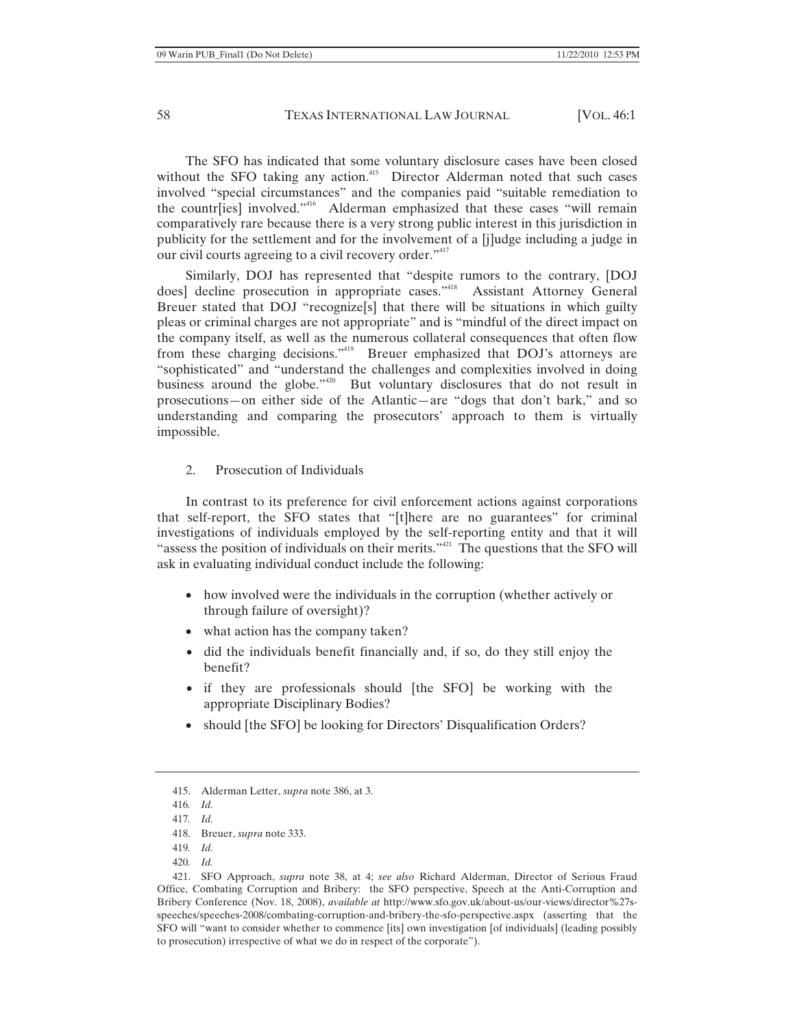The SFO has indicated that some voluntary disclosure cases have been closed without the SFO taking any action.[415] Director Alderman noted that such cases involved "special circumstances" and the companies paid "suitable remediation to the countr[ies] involved."[416] Alderman emphasized that these cases "will remain comparatively rare because there is a very strong public interest in this jurisdiction in publicity for the settlement and for the involvement of a [j]udge including a judge in our civil courts agreeing to a civil recovery order."[417]

Similarly, DOJ has represented that "despite rumors to the contrary, [DOJ does] decline prosecution in appropriate cases."[418] Assistant Attorney General Breuer stated that DOJ "recognize[s] that there will be situations in which guilty pleas or criminal charges are not appropriate" and is "mindful of the direct impact on the company itself, as well as the numerous collateral consequences that often flow from these charging decisions."[419] Breuer emphasized that DOJ's attorneys are "sophisticated" and "understand the challenges and complexities involved in doing business around the globe."[420] But voluntary disclosures that do not result in prosecutions—on either side of the Atlantic—are "dogs that don't bark," and so understanding and comparing the prosecutors' approach to them is virtually impossible.

### 2. Prosecution of Individuals

In contrast to its preference for civil enforcement actions against corporations that self-report, the SFO states that "[t]here are no guarantees" for criminal investigations of individuals employed by the self-reporting entity and that it will "assess the position of individuals on their merits."[421] The questions that the SFO will ask in evaluating individual conduct include the following:

- how involved were the individuals in the corruption (whether actively or through failure of oversight)?
- what action has the company taken?
- did the individuals benefit financially and, if so, do they still enjoy the benefit?
- if they are professionals should [the SFO] be working with the appropriate Disciplinary Bodies?
- should [the SFO] be looking for Directors' Disqualification Orders?

---

415. Alderman Letter, *supra* note 386, at 3.

416. *Id.*

417. *Id.*

418. Breuer, *supra* note 333.

419. *Id.*

420. *Id.*

421. SFO Approach, *supra* note 38, at 4; *see also* Richard Alderman, Director of Serious Fraud Office, Combating Corruption and Bribery: the SFO perspective, Speech at the Anti-Corruption and Bribery Conference (Nov. 18, 2008), *available at* http://www.sfo.gov.uk/about-us/our-views/director%27s-speeches/speeches-2008/combating-corruption-and-bribery-the-sfo-perspective.aspx (asserting that the SFO will "want to consider whether to commence [its] own investigation [of individuals] (leading possibly to prosecution) irrespective of what we do in respect of the corporate").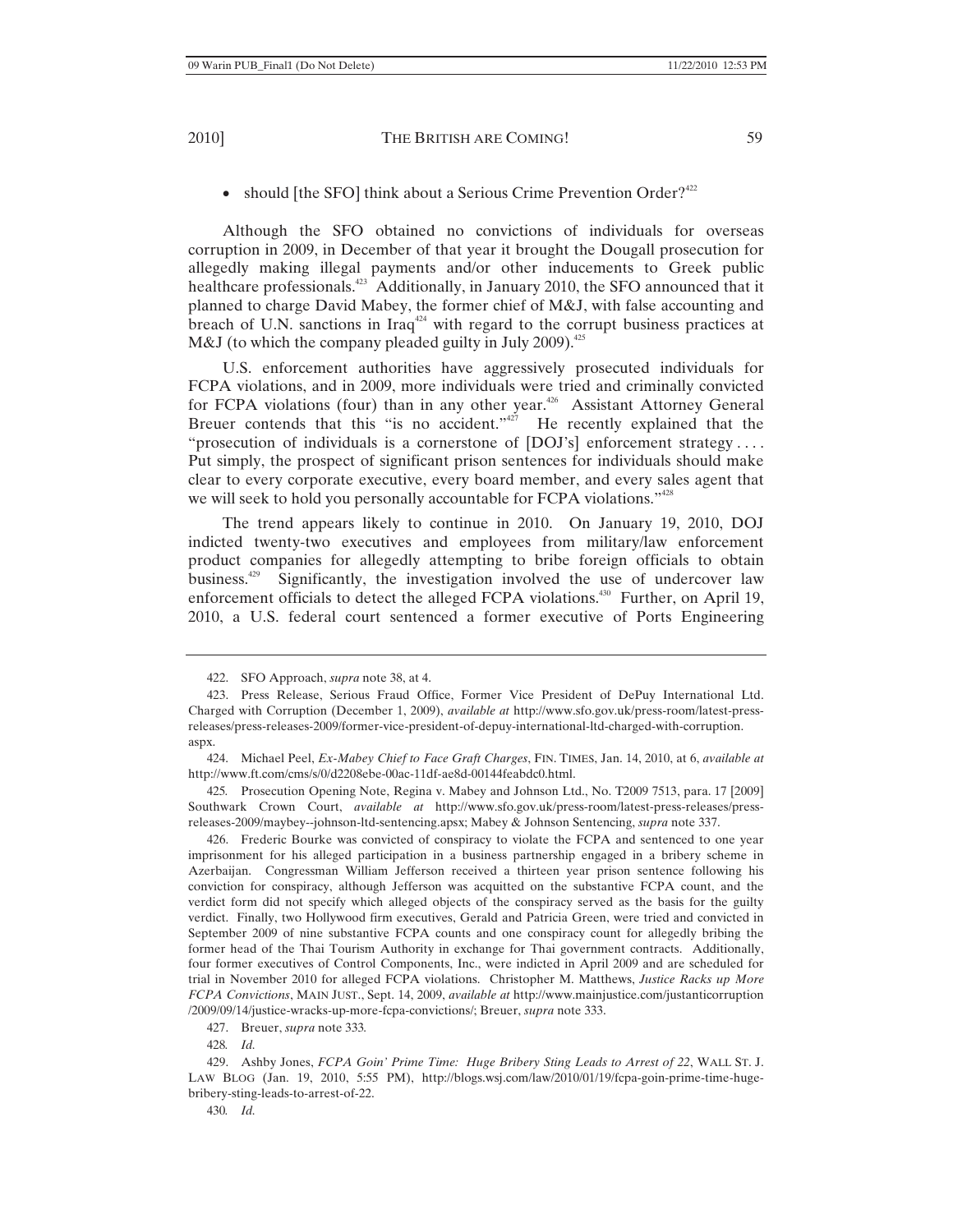- should [the SFO] think about a Serious Crime Prevention Order?[422]

Although the SFO obtained no convictions of individuals for overseas corruption in 2009, in December of that year it brought the Dougall prosecution for allegedly making illegal payments and/or other inducements to Greek public healthcare professionals.[423] Additionally, in January 2010, the SFO announced that it planned to charge David Mabey, the former chief of M&J, with false accounting and breach of U.N. sanctions in Iraq[424] with regard to the corrupt business practices at M&J (to which the company pleaded guilty in July 2009).[425]

U.S. enforcement authorities have aggressively prosecuted individuals for FCPA violations, and in 2009, more individuals were tried and criminally convicted for FCPA violations (four) than in any other year.[426] Assistant Attorney General Breuer contends that this "is no accident."[427] He recently explained that the "prosecution of individuals is a cornerstone of [DOJ's] enforcement strategy . . . . Put simply, the prospect of significant prison sentences for individuals should make clear to every corporate executive, every board member, and every sales agent that we will seek to hold you personally accountable for FCPA violations."[428]

The trend appears likely to continue in 2010. On January 19, 2010, DOJ indicted twenty-two executives and employees from military/law enforcement product companies for allegedly attempting to bribe foreign officials to obtain business.[429] Significantly, the investigation involved the use of undercover law enforcement officials to detect the alleged FCPA violations.[430] Further, on April 19, 2010, a U.S. federal court sentenced a former executive of Ports Engineering

---

422. SFO Approach, *supra* note 38, at 4.

423. Press Release, Serious Fraud Office, Former Vice President of DePuy International Ltd. Charged with Corruption (December 1, 2009), *available at* http://www.sfo.gov.uk/press-room/latest-press-releases/press-releases-2009/former-vice-president-of-depuy-international-ltd-charged-with-corruption.aspx.

424. Michael Peel, *Ex-Mabey Chief to Face Graft Charges*, FIN. TIMES, Jan. 14, 2010, at 6, *available at* http://www.ft.com/cms/s/0/d2208ebe-00ac-11df-ae8d-00144feabdc0.html.

425. Prosecution Opening Note, Regina v. Mabey and Johnson Ltd., No. T2009 7513, para. 17 [2009] Southwark Crown Court, *available at* http://www.sfo.gov.uk/press-room/latest-press-releases/press-releases-2009/maybey--johnson-ltd-sentencing.apsx; Mabey & Johnson Sentencing, *supra* note 337.

426. Frederic Bourke was convicted of conspiracy to violate the FCPA and sentenced to one year imprisonment for his alleged participation in a business partnership engaged in a bribery scheme in Azerbaijan. Congressman William Jefferson received a thirteen year prison sentence following his conviction for conspiracy, although Jefferson was acquitted on the substantive FCPA count, and the verdict form did not specify which alleged objects of the conspiracy served as the basis for the guilty verdict. Finally, two Hollywood firm executives, Gerald and Patricia Green, were tried and convicted in September 2009 of nine substantive FCPA counts and one conspiracy count for allegedly bribing the former head of the Thai Tourism Authority in exchange for Thai government contracts. Additionally, four former executives of Control Components, Inc., were indicted in April 2009 and are scheduled for trial in November 2010 for alleged FCPA violations. Christopher M. Matthews, *Justice Racks up More FCPA Convictions*, MAIN JUST., Sept. 14, 2009, *available at* http://www.mainjustice.com/justanticorruption/2009/09/14/justice-wracks-up-more-fcpa-convictions/; Breuer, *supra* note 333.

427. Breuer, *supra* note 333.

428. *Id.*

429. Ashby Jones, *FCPA Goin' Prime Time: Huge Bribery Sting Leads to Arrest of 22*, WALL ST. J. LAW BLOG (Jan. 19, 2010, 5:55 PM), http://blogs.wsj.com/law/2010/01/19/fcpa-goin-prime-time-huge-bribery-sting-leads-to-arrest-of-22.

430. *Id.*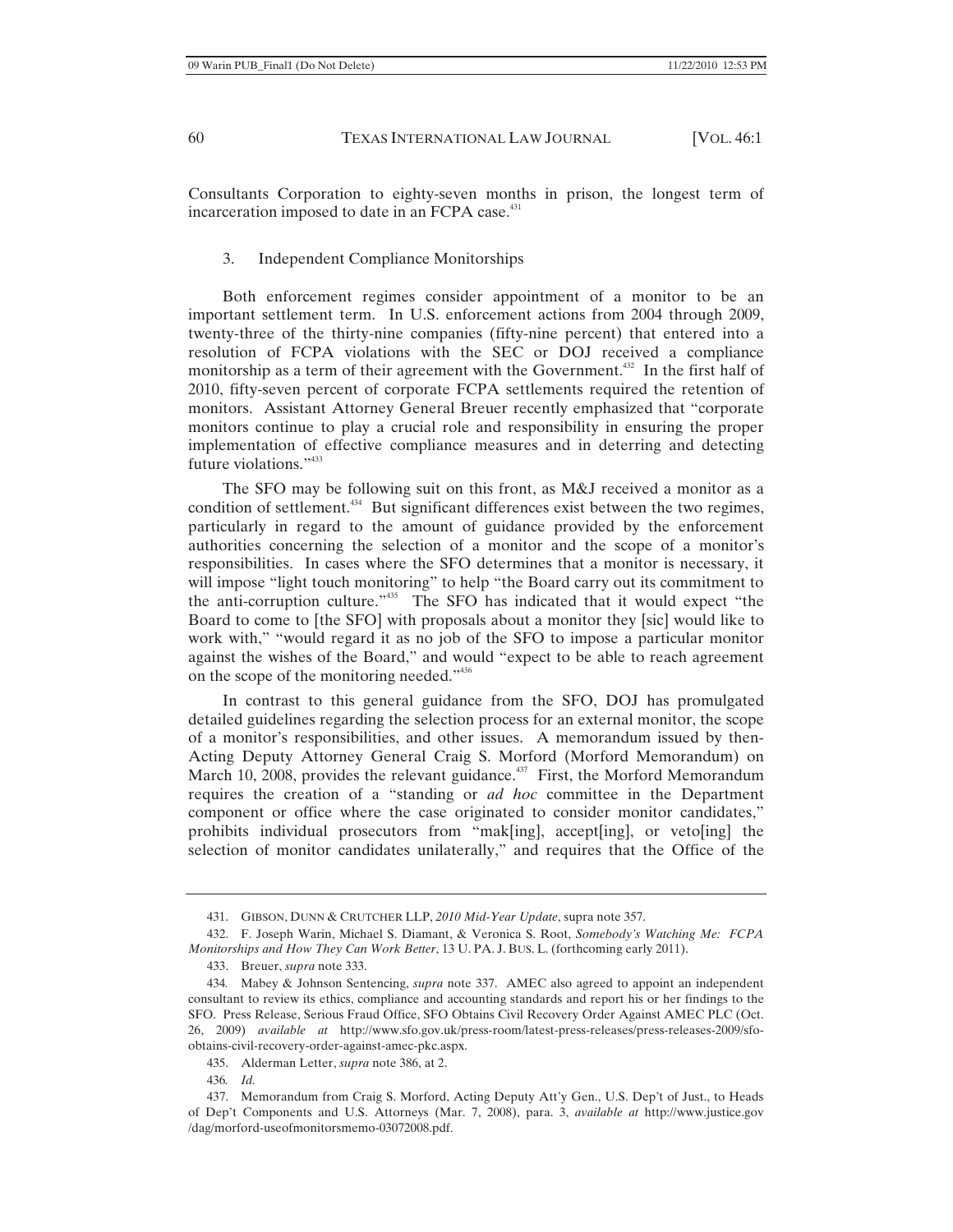Consultants Corporation to eighty-seven months in prison, the longest term of incarceration imposed to date in an FCPA case.[431]

### 3. Independent Compliance Monitorships

Both enforcement regimes consider appointment of a monitor to be an important settlement term. In U.S. enforcement actions from 2004 through 2009, twenty-three of the thirty-nine companies (fifty-nine percent) that entered into a resolution of FCPA violations with the SEC or DOJ received a compliance monitorship as a term of their agreement with the Government.[432] In the first half of 2010, fifty-seven percent of corporate FCPA settlements required the retention of monitors. Assistant Attorney General Breuer recently emphasized that "corporate monitors continue to play a crucial role and responsibility in ensuring the proper implementation of effective compliance measures and in deterring and detecting future violations."[433]

The SFO may be following suit on this front, as M&J received a monitor as a condition of settlement.[434] But significant differences exist between the two regimes, particularly in regard to the amount of guidance provided by the enforcement authorities concerning the selection of a monitor and the scope of a monitor's responsibilities. In cases where the SFO determines that a monitor is necessary, it will impose "light touch monitoring" to help "the Board carry out its commitment to the anti-corruption culture."[435] The SFO has indicated that it would expect "the Board to come to [the SFO] with proposals about a monitor they [sic] would like to work with," "would regard it as no job of the SFO to impose a particular monitor against the wishes of the Board," and would "expect to be able to reach agreement on the scope of the monitoring needed."[436]

In contrast to this general guidance from the SFO, DOJ has promulgated detailed guidelines regarding the selection process for an external monitor, the scope of a monitor's responsibilities, and other issues. A memorandum issued by then-Acting Deputy Attorney General Craig S. Morford (Morford Memorandum) on March 10, 2008, provides the relevant guidance.[437] First, the Morford Memorandum requires the creation of a "standing or *ad hoc* committee in the Department component or office where the case originated to consider monitor candidates," prohibits individual prosecutors from "mak[ing], accept[ing], or veto[ing] the selection of monitor candidates unilaterally," and requires that the Office of the

---

431. GIBSON, DUNN & CRUTCHER LLP, *2010 Mid-Year Update*, supra note 357.

432. F. Joseph Warin, Michael S. Diamant, & Veronica S. Root, *Somebody's Watching Me: FCPA Monitorships and How They Can Work Better*, 13 U. PA. J. BUS. L. (forthcoming early 2011).

433. Breuer, *supra* note 333.

434. Mabey & Johnson Sentencing, *supra* note 337. AMEC also agreed to appoint an independent consultant to review its ethics, compliance and accounting standards and report his or her findings to the SFO. Press Release, Serious Fraud Office, SFO Obtains Civil Recovery Order Against AMEC PLC (Oct. 26, 2009) *available at* http://www.sfo.gov.uk/press-room/latest-press-releases/press-releases-2009/sfo-obtains-civil-recovery-order-against-amec-pkc.aspx.

435. Alderman Letter, *supra* note 386, at 2.

436. *Id.*

437. Memorandum from Craig S. Morford, Acting Deputy Att'y Gen., U.S. Dep't of Just., to Heads of Dep't Components and U.S. Attorneys (Mar. 7, 2008), para. 3, *available at* http://www.justice.gov /dag/morford-useofmonitorsmemo-03072008.pdf.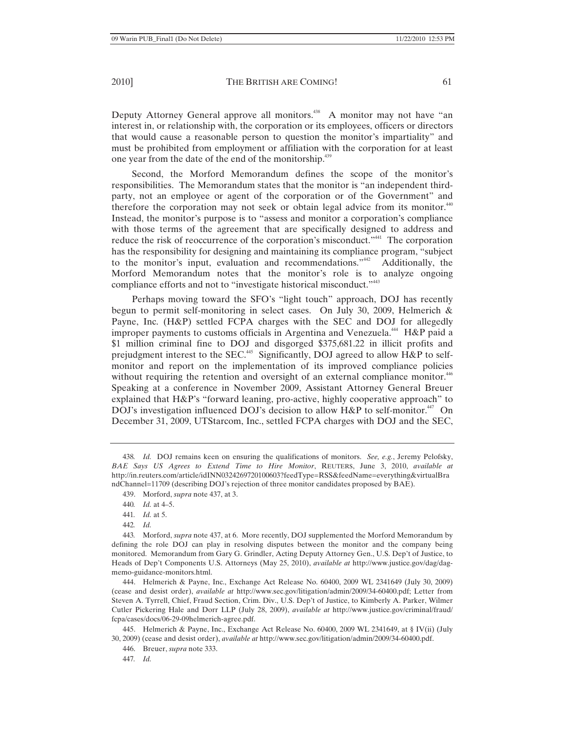Deputy Attorney General approve all monitors.[438] A monitor may not have "an interest in, or relationship with, the corporation or its employees, officers or directors that would cause a reasonable person to question the monitor's impartiality" and must be prohibited from employment or affiliation with the corporation for at least one year from the date of the end of the monitorship.[439]

Second, the Morford Memorandum defines the scope of the monitor's responsibilities. The Memorandum states that the monitor is "an independent third-party, not an employee or agent of the corporation or of the Government" and therefore the corporation may not seek or obtain legal advice from its monitor.[440] Instead, the monitor's purpose is to "assess and monitor a corporation's compliance with those terms of the agreement that are specifically designed to address and reduce the risk of reoccurrence of the corporation's misconduct."[441] The corporation has the responsibility for designing and maintaining its compliance program, "subject to the monitor's input, evaluation and recommendations."[442] Additionally, the Morford Memorandum notes that the monitor's role is to analyze ongoing compliance efforts and not to "investigate historical misconduct."[443]

Perhaps moving toward the SFO's "light touch" approach, DOJ has recently begun to permit self-monitoring in select cases. On July 30, 2009, Helmerich & Payne, Inc. (H&P) settled FCPA charges with the SEC and DOJ for allegedly improper payments to customs officials in Argentina and Venezuela.[444] H&P paid a $1 million criminal fine to DOJ and disgorged $375,681.22 in illicit profits and prejudgment interest to the SEC.[445] Significantly, DOJ agreed to allow H&P to self-monitor and report on the implementation of its improved compliance policies without requiring the retention and oversight of an external compliance monitor.[446] Speaking at a conference in November 2009, Assistant Attorney General Breuer explained that H&P's "forward leaning, pro-active, highly cooperative approach" to DOJ's investigation influenced DOJ's decision to allow H&P to self-monitor.[447] On December 31, 2009, UTStarcom, Inc., settled FCPA charges with DOJ and the SEC,

---

438. *Id.* DOJ remains keen on ensuring the qualifications of monitors. *See, e.g.*, Jeremy Pelofsky, *BAE Says US Agrees to Extend Time to Hire Monitor*, REUTERS, June 3, 2010, *available at* http://in.reuters.com/article/idINN0324269720100603?feedType=RSS&feedName=everything&virtualBrandChannel=11709 (describing DOJ's rejection of three monitor candidates proposed by BAE).

439. Morford, *supra* note 437, at 3.

440. *Id.* at 4–5.

441. *Id.* at 5.

442. *Id.*

443. Morford, *supra* note 437, at 6. More recently, DOJ supplemented the Morford Memorandum by defining the role DOJ can play in resolving disputes between the monitor and the company being monitored. Memorandum from Gary G. Grindler, Acting Deputy Attorney Gen., U.S. Dep't of Justice, to Heads of Dep't Components U.S. Attorneys (May 25, 2010), *available at* http://www.justice.gov/dag/dag-memo-guidance-monitors.html.

444. Helmerich & Payne, Inc., Exchange Act Release No. 60400, 2009 WL 2341649 (July 30, 2009) (cease and desist order), *available at* http://www.sec.gov/litigation/admin/2009/34-60400.pdf; Letter from Steven A. Tyrrell, Chief, Fraud Section, Crim. Div., U.S. Dep't of Justice, to Kimberly A. Parker, Wilmer Cutler Pickering Hale and Dorr LLP (July 28, 2009), *available at* http://www.justice.gov/criminal/fraud/fcpa/cases/docs/06-29-09helmerich-agree.pdf.

445. Helmerich & Payne, Inc., Exchange Act Release No. 60400, 2009 WL 2341649, at § IV(ii) (July 30, 2009) (cease and desist order), *available at* http://www.sec.gov/litigation/admin/2009/34-60400.pdf.

446. Breuer, *supra* note 333.

447. *Id.*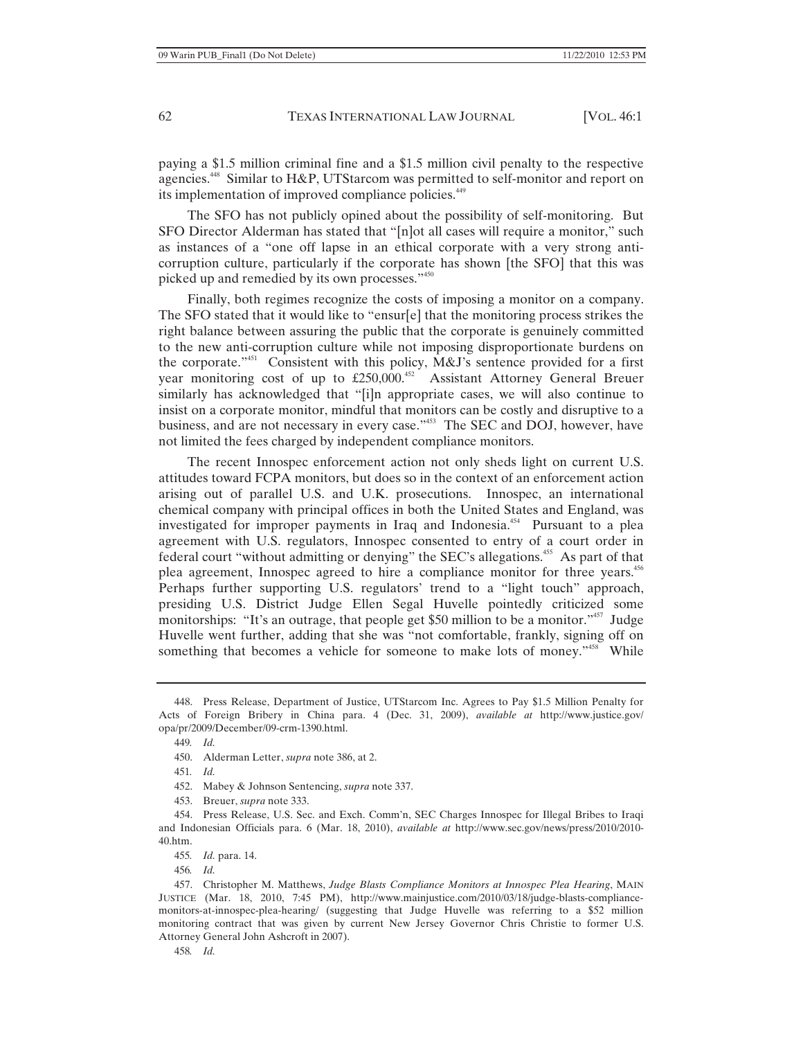paying a $1.5 million criminal fine and a $1.5 million civil penalty to the respective agencies.[448] Similar to H&P, UTStarcom was permitted to self-monitor and report on its implementation of improved compliance policies.[449]

The SFO has not publicly opined about the possibility of self-monitoring. But SFO Director Alderman has stated that "[n]ot all cases will require a monitor," such as instances of a "one off lapse in an ethical corporate with a very strong anti-corruption culture, particularly if the corporate has shown [the SFO] that this was picked up and remedied by its own processes."[450]

Finally, both regimes recognize the costs of imposing a monitor on a company. The SFO stated that it would like to "ensur[e] that the monitoring process strikes the right balance between assuring the public that the corporate is genuinely committed to the new anti-corruption culture while not imposing disproportionate burdens on the corporate."[451] Consistent with this policy, M&J's sentence provided for a first year monitoring cost of up to £250,000.[452] Assistant Attorney General Breuer similarly has acknowledged that "[i]n appropriate cases, we will also continue to insist on a corporate monitor, mindful that monitors can be costly and disruptive to a business, and are not necessary in every case."[453] The SEC and DOJ, however, have not limited the fees charged by independent compliance monitors.

The recent Innospec enforcement action not only sheds light on current U.S. attitudes toward FCPA monitors, but does so in the context of an enforcement action arising out of parallel U.S. and U.K. prosecutions. Innospec, an international chemical company with principal offices in both the United States and England, was investigated for improper payments in Iraq and Indonesia.[454] Pursuant to a plea agreement with U.S. regulators, Innospec consented to entry of a court order in federal court "without admitting or denying" the SEC's allegations.[455] As part of that plea agreement, Innospec agreed to hire a compliance monitor for three years.[456] Perhaps further supporting U.S. regulators' trend to a "light touch" approach, presiding U.S. District Judge Ellen Segal Huvelle pointedly criticized some monitorships: "It's an outrage, that people get $50 million to be a monitor."[457] Judge Huvelle went further, adding that she was "not comfortable, frankly, signing off on something that becomes a vehicle for someone to make lots of money."[458] While

---

448. Press Release, Department of Justice, UTStarcom Inc. Agrees to Pay $1.5 Million Penalty for Acts of Foreign Bribery in China para. 4 (Dec. 31, 2009), *available at* http://www.justice.gov/opa/pr/2009/December/09-crm-1390.html.

449. *Id.*

450. Alderman Letter, *supra* note 386, at 2.

451. *Id.*

452. Mabey & Johnson Sentencing, *supra* note 337.

453. Breuer, *supra* note 333.

454. Press Release, U.S. Sec. and Exch. Comm'n, SEC Charges Innospec for Illegal Bribes to Iraqi and Indonesian Officials para. 6 (Mar. 18, 2010), *available at* http://www.sec.gov/news/press/2010/2010-40.htm.

455. *Id.* para. 14.

456. *Id.*

457. Christopher M. Matthews, *Judge Blasts Compliance Monitors at Innospec Plea Hearing*, MAIN JUSTICE (Mar. 18, 2010, 7:45 PM), http://www.mainjustice.com/2010/03/18/judge-blasts-compliance-monitors-at-innospec-plea-hearing/ (suggesting that Judge Huvelle was referring to a $52 million monitoring contract that was given by current New Jersey Governor Chris Christie to former U.S. Attorney General John Ashcroft in 2007).

458. *Id.*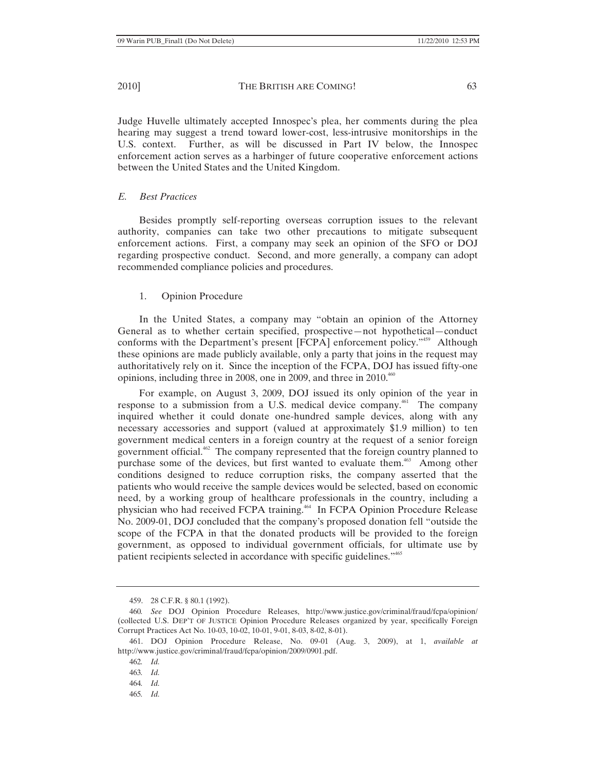Judge Huvelle ultimately accepted Innospec's plea, her comments during the plea hearing may suggest a trend toward lower-cost, less-intrusive monitorships in the U.S. context. Further, as will be discussed in Part IV below, the Innospec enforcement action serves as a harbinger of future cooperative enforcement actions between the United States and the United Kingdom.

### *E. Best Practices*

Besides promptly self-reporting overseas corruption issues to the relevant authority, companies can take two other precautions to mitigate subsequent enforcement actions. First, a company may seek an opinion of the SFO or DOJ regarding prospective conduct. Second, and more generally, a company can adopt recommended compliance policies and procedures.

#### 1. Opinion Procedure

In the United States, a company may "obtain an opinion of the Attorney General as to whether certain specified, prospective—not hypothetical—conduct conforms with the Department's present [FCPA] enforcement policy."[459] Although these opinions are made publicly available, only a party that joins in the request may authoritatively rely on it. Since the inception of the FCPA, DOJ has issued fifty-one opinions, including three in 2008, one in 2009, and three in 2010.[460]

For example, on August 3, 2009, DOJ issued its only opinion of the year in response to a submission from a U.S. medical device company.[461] The company inquired whether it could donate one-hundred sample devices, along with any necessary accessories and support (valued at approximately $1.9 million) to ten government medical centers in a foreign country at the request of a senior foreign government official.[462] The company represented that the foreign country planned to purchase some of the devices, but first wanted to evaluate them.[463] Among other conditions designed to reduce corruption risks, the company asserted that the patients who would receive the sample devices would be selected, based on economic need, by a working group of healthcare professionals in the country, including a physician who had received FCPA training.[464] In FCPA Opinion Procedure Release No. 2009-01, DOJ concluded that the company's proposed donation fell "outside the scope of the FCPA in that the donated products will be provided to the foreign government, as opposed to individual government officials, for ultimate use by patient recipients selected in accordance with specific guidelines."[465]

---

459. 28 C.F.R. § 80.1 (1992).

460. *See* DOJ Opinion Procedure Releases, http://www.justice.gov/criminal/fraud/fcpa/opinion/ (collected U.S. DEP'T OF JUSTICE Opinion Procedure Releases organized by year, specifically Foreign Corrupt Practices Act No. 10-03, 10-02, 10-01, 9-01, 8-03, 8-02, 8-01).

461. DOJ Opinion Procedure Release, No. 09-01 (Aug. 3, 2009), at 1, *available at* http://www.justice.gov/criminal/fraud/fcpa/opinion/2009/0901.pdf.

462. *Id.*

463. *Id.*

464. *Id.*

465. *Id.*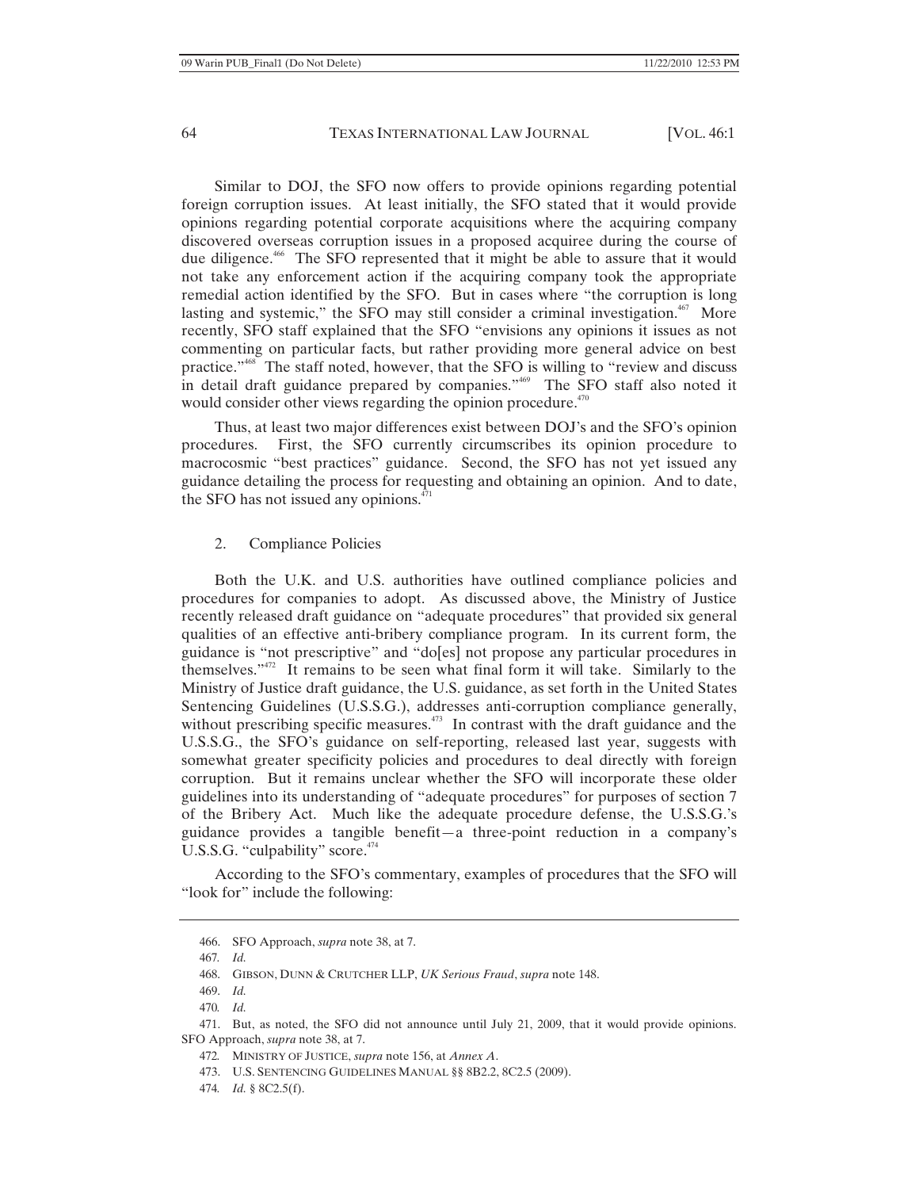Similar to DOJ, the SFO now offers to provide opinions regarding potential foreign corruption issues. At least initially, the SFO stated that it would provide opinions regarding potential corporate acquisitions where the acquiring company discovered overseas corruption issues in a proposed acquiree during the course of due diligence.[466] The SFO represented that it might be able to assure that it would not take any enforcement action if the acquiring company took the appropriate remedial action identified by the SFO. But in cases where "the corruption is long lasting and systemic," the SFO may still consider a criminal investigation.[467] More recently, SFO staff explained that the SFO "envisions any opinions it issues as not commenting on particular facts, but rather providing more general advice on best practice."[468] The staff noted, however, that the SFO is willing to "review and discuss in detail draft guidance prepared by companies."[469] The SFO staff also noted it would consider other views regarding the opinion procedure.[470]

Thus, at least two major differences exist between DOJ's and the SFO's opinion procedures. First, the SFO currently circumscribes its opinion procedure to macrocosmic "best practices" guidance. Second, the SFO has not yet issued any guidance detailing the process for requesting and obtaining an opinion. And to date, the SFO has not issued any opinions.[471]

### 2. Compliance Policies

Both the U.K. and U.S. authorities have outlined compliance policies and procedures for companies to adopt. As discussed above, the Ministry of Justice recently released draft guidance on "adequate procedures" that provided six general qualities of an effective anti-bribery compliance program. In its current form, the guidance is "not prescriptive" and "do[es] not propose any particular procedures in themselves."[472] It remains to be seen what final form it will take. Similarly to the Ministry of Justice draft guidance, the U.S. guidance, as set forth in the United States Sentencing Guidelines (U.S.S.G.), addresses anti-corruption compliance generally, without prescribing specific measures.[473] In contrast with the draft guidance and the U.S.S.G., the SFO's guidance on self-reporting, released last year, suggests with somewhat greater specificity policies and procedures to deal directly with foreign corruption. But it remains unclear whether the SFO will incorporate these older guidelines into its understanding of "adequate procedures" for purposes of section 7 of the Bribery Act. Much like the adequate procedure defense, the U.S.S.G.'s guidance provides a tangible benefit—a three-point reduction in a company's U.S.S.G. "culpability" score.[474]

According to the SFO's commentary, examples of procedures that the SFO will "look for" include the following:

---

466. SFO Approach, *supra* note 38, at 7.

467. *Id.*

468. GIBSON, DUNN & CRUTCHER LLP, *UK Serious Fraud*, *supra* note 148.

469. *Id.*

470. *Id.*

471. But, as noted, the SFO did not announce until July 21, 2009, that it would provide opinions. SFO Approach, *supra* note 38, at 7.

472. MINISTRY OF JUSTICE, *supra* note 156, at *Annex A*.

473. U.S. SENTENCING GUIDELINES MANUAL §§ 8B2.2, 8C2.5 (2009).

474. *Id.* § 8C2.5(f).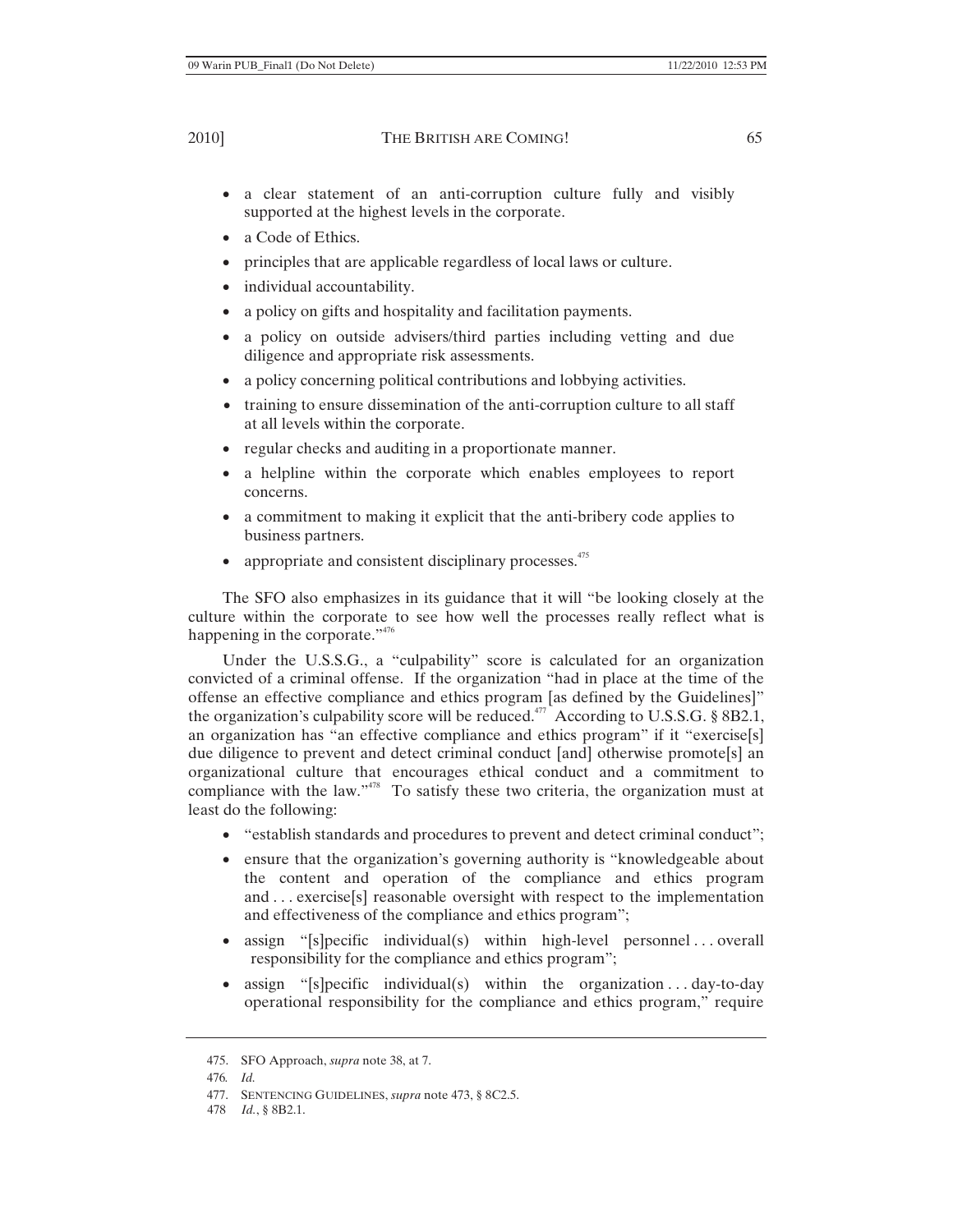- a clear statement of an anti-corruption culture fully and visibly supported at the highest levels in the corporate.
- a Code of Ethics.
- principles that are applicable regardless of local laws or culture.
- individual accountability.
- a policy on gifts and hospitality and facilitation payments.
- a policy on outside advisers/third parties including vetting and due diligence and appropriate risk assessments.
- a policy concerning political contributions and lobbying activities.
- training to ensure dissemination of the anti-corruption culture to all staff at all levels within the corporate.
- regular checks and auditing in a proportionate manner.
- a helpline within the corporate which enables employees to report concerns.
- a commitment to making it explicit that the anti-bribery code applies to business partners.
- appropriate and consistent disciplinary processes.[475]

The SFO also emphasizes in its guidance that it will "be looking closely at the culture within the corporate to see how well the processes really reflect what is happening in the corporate."[476]

Under the U.S.S.G., a "culpability" score is calculated for an organization convicted of a criminal offense. If the organization "had in place at the time of the offense an effective compliance and ethics program [as defined by the Guidelines]" the organization's culpability score will be reduced.[477] According to U.S.S.G. § 8B2.1, an organization has "an effective compliance and ethics program" if it "exercise[s] due diligence to prevent and detect criminal conduct [and] otherwise promote[s] an organizational culture that encourages ethical conduct and a commitment to compliance with the law."[478] To satisfy these two criteria, the organization must at least do the following:

- "establish standards and procedures to prevent and detect criminal conduct";
- ensure that the organization's governing authority is "knowledgeable about the content and operation of the compliance and ethics program and . . . exercise[s] reasonable oversight with respect to the implementation and effectiveness of the compliance and ethics program";
- assign "[s]pecific individual(s) within high-level personnel . . . overall responsibility for the compliance and ethics program";
- assign "[s]pecific individual(s) within the organization . . . day-to-day operational responsibility for the compliance and ethics program," require

475. SFO Approach, *supra* note 38, at 7.

476. *Id.*

477. SENTENCING GUIDELINES, *supra* note 473, § 8C2.5.

478 *Id.*, § 8B2.1.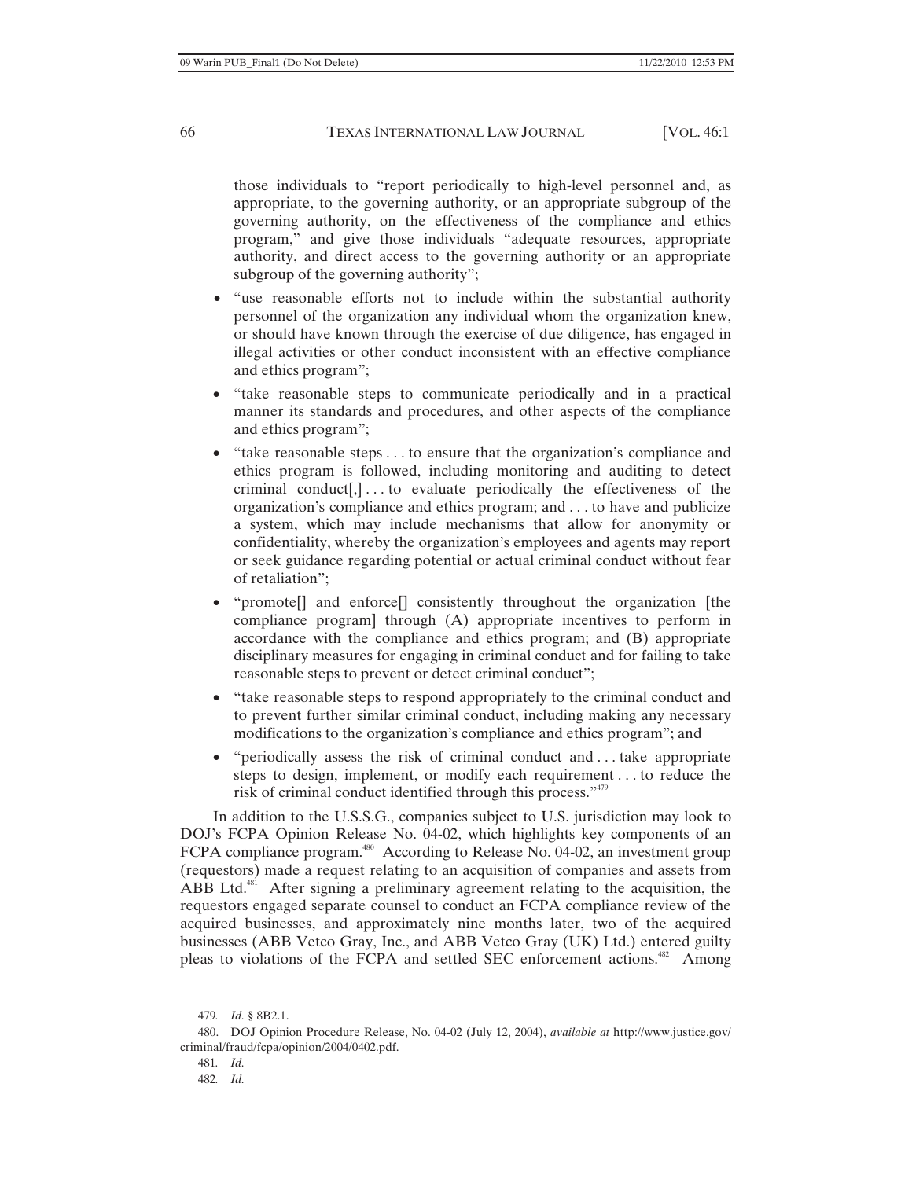those individuals to "report periodically to high-level personnel and, as appropriate, to the governing authority, or an appropriate subgroup of the governing authority, on the effectiveness of the compliance and ethics program," and give those individuals "adequate resources, appropriate authority, and direct access to the governing authority or an appropriate subgroup of the governing authority";

- "use reasonable efforts not to include within the substantial authority personnel of the organization any individual whom the organization knew, or should have known through the exercise of due diligence, has engaged in illegal activities or other conduct inconsistent with an effective compliance and ethics program";
- "take reasonable steps to communicate periodically and in a practical manner its standards and procedures, and other aspects of the compliance and ethics program";
- "take reasonable steps . . . to ensure that the organization's compliance and ethics program is followed, including monitoring and auditing to detect criminal conduct[,] . . . to evaluate periodically the effectiveness of the organization's compliance and ethics program; and . . . to have and publicize a system, which may include mechanisms that allow for anonymity or confidentiality, whereby the organization's employees and agents may report or seek guidance regarding potential or actual criminal conduct without fear of retaliation";
- "promote[] and enforce[] consistently throughout the organization [the compliance program] through (A) appropriate incentives to perform in accordance with the compliance and ethics program; and (B) appropriate disciplinary measures for engaging in criminal conduct and for failing to take reasonable steps to prevent or detect criminal conduct";
- "take reasonable steps to respond appropriately to the criminal conduct and to prevent further similar criminal conduct, including making any necessary modifications to the organization's compliance and ethics program"; and
- "periodically assess the risk of criminal conduct and . . . take appropriate steps to design, implement, or modify each requirement . . . to reduce the risk of criminal conduct identified through this process."[479]

In addition to the U.S.S.G., companies subject to U.S. jurisdiction may look to DOJ's FCPA Opinion Release No. 04-02, which highlights key components of an FCPA compliance program.[480] According to Release No. 04-02, an investment group (requestors) made a request relating to an acquisition of companies and assets from ABB Ltd.[481] After signing a preliminary agreement relating to the acquisition, the requestors engaged separate counsel to conduct an FCPA compliance review of the acquired businesses, and approximately nine months later, two of the acquired businesses (ABB Vetco Gray, Inc., and ABB Vetco Gray (UK) Ltd.) entered guilty pleas to violations of the FCPA and settled SEC enforcement actions.[482] Among

---

479. *Id.* § 8B2.1.

480. DOJ Opinion Procedure Release, No. 04-02 (July 12, 2004), *available at* http://www.justice.gov/criminal/fraud/fcpa/opinion/2004/0402.pdf.

481. *Id.*

482. *Id.*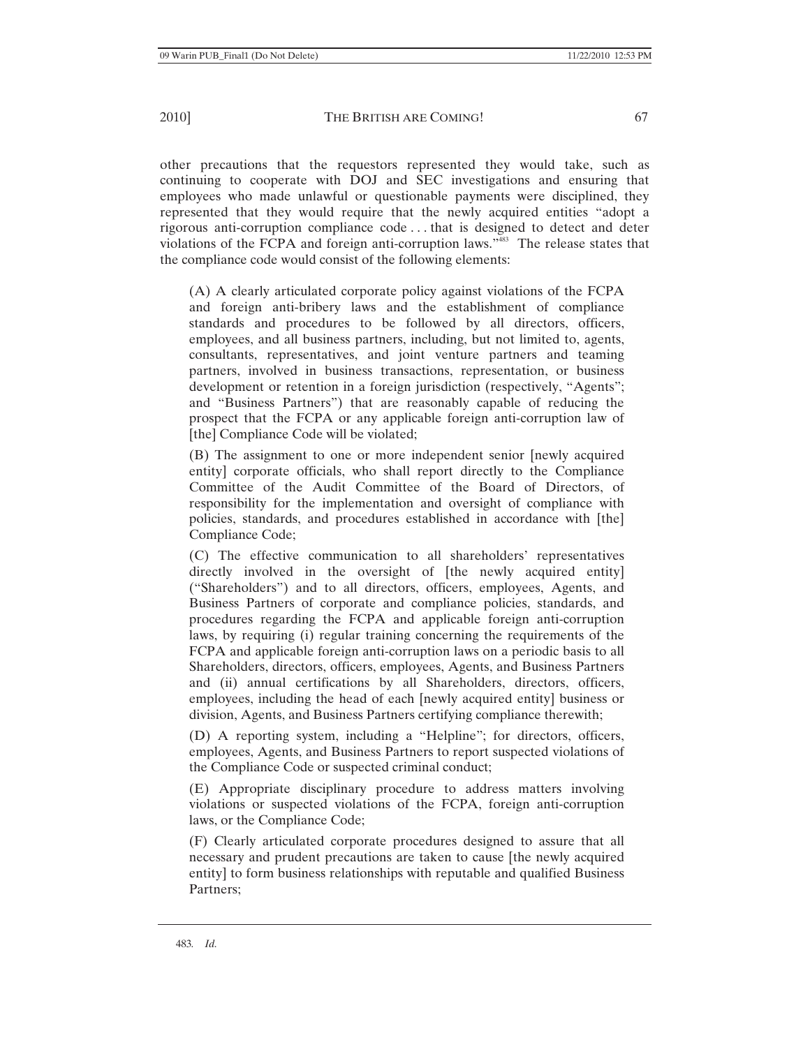other precautions that the requestors represented they would take, such as continuing to cooperate with DOJ and SEC investigations and ensuring that employees who made unlawful or questionable payments were disciplined, they represented that they would require that the newly acquired entities "adopt a rigorous anti-corruption compliance code . . . that is designed to detect and deter violations of the FCPA and foreign anti-corruption laws."[483] The release states that the compliance code would consist of the following elements:

> (A) A clearly articulated corporate policy against violations of the FCPA and foreign anti-bribery laws and the establishment of compliance standards and procedures to be followed by all directors, officers, employees, and all business partners, including, but not limited to, agents, consultants, representatives, and joint venture partners and teaming partners, involved in business transactions, representation, or business development or retention in a foreign jurisdiction (respectively, "Agents"; and "Business Partners") that are reasonably capable of reducing the prospect that the FCPA or any applicable foreign anti-corruption law of [the] Compliance Code will be violated;
>
> (B) The assignment to one or more independent senior [newly acquired entity] corporate officials, who shall report directly to the Compliance Committee of the Audit Committee of the Board of Directors, of responsibility for the implementation and oversight of compliance with policies, standards, and procedures established in accordance with [the] Compliance Code;
>
> (C) The effective communication to all shareholders' representatives directly involved in the oversight of [the newly acquired entity] ("Shareholders") and to all directors, officers, employees, Agents, and Business Partners of corporate and compliance policies, standards, and procedures regarding the FCPA and applicable foreign anti-corruption laws, by requiring (i) regular training concerning the requirements of the FCPA and applicable foreign anti-corruption laws on a periodic basis to all Shareholders, directors, officers, employees, Agents, and Business Partners and (ii) annual certifications by all Shareholders, directors, officers, employees, including the head of each [newly acquired entity] business or division, Agents, and Business Partners certifying compliance therewith;
>
> (D) A reporting system, including a "Helpline"; for directors, officers, employees, Agents, and Business Partners to report suspected violations of the Compliance Code or suspected criminal conduct;
>
> (E) Appropriate disciplinary procedure to address matters involving violations or suspected violations of the FCPA, foreign anti-corruption laws, or the Compliance Code;
>
> (F) Clearly articulated corporate procedures designed to assure that all necessary and prudent precautions are taken to cause [the newly acquired entity] to form business relationships with reputable and qualified Business Partners;

---

483. *Id.*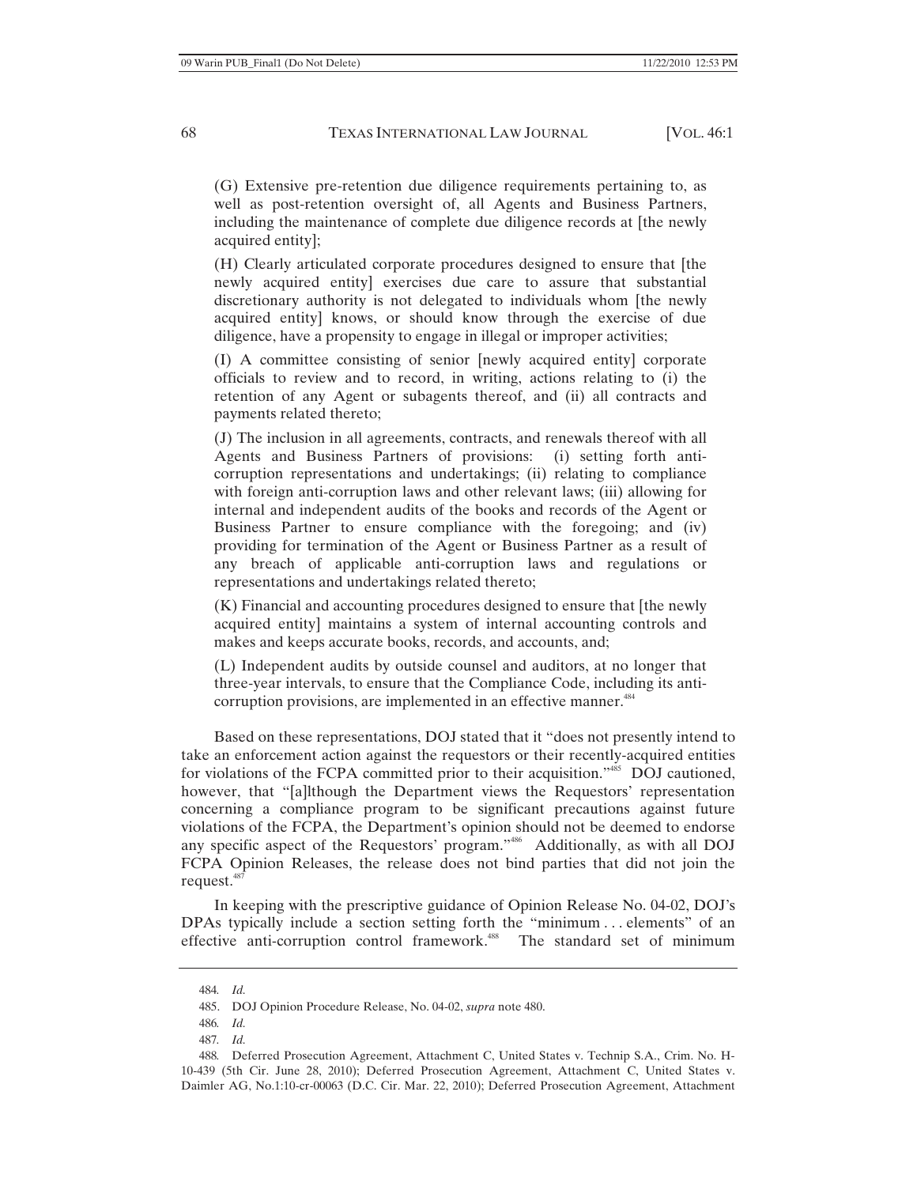(G) Extensive pre-retention due diligence requirements pertaining to, as well as post-retention oversight of, all Agents and Business Partners, including the maintenance of complete due diligence records at [the newly acquired entity];

(H) Clearly articulated corporate procedures designed to ensure that [the newly acquired entity] exercises due care to assure that substantial discretionary authority is not delegated to individuals whom [the newly acquired entity] knows, or should know through the exercise of due diligence, have a propensity to engage in illegal or improper activities;

(I) A committee consisting of senior [newly acquired entity] corporate officials to review and to record, in writing, actions relating to (i) the retention of any Agent or subagents thereof, and (ii) all contracts and payments related thereto;

(J) The inclusion in all agreements, contracts, and renewals thereof with all Agents and Business Partners of provisions: (i) setting forth anti-corruption representations and undertakings; (ii) relating to compliance with foreign anti-corruption laws and other relevant laws; (iii) allowing for internal and independent audits of the books and records of the Agent or Business Partner to ensure compliance with the foregoing; and (iv) providing for termination of the Agent or Business Partner as a result of any breach of applicable anti-corruption laws and regulations or representations and undertakings related thereto;

(K) Financial and accounting procedures designed to ensure that [the newly acquired entity] maintains a system of internal accounting controls and makes and keeps accurate books, records, and accounts, and;

(L) Independent audits by outside counsel and auditors, at no longer that three-year intervals, to ensure that the Compliance Code, including its anti-corruption provisions, are implemented in an effective manner.[484]

Based on these representations, DOJ stated that it "does not presently intend to take an enforcement action against the requestors or their recently-acquired entities for violations of the FCPA committed prior to their acquisition."[485] DOJ cautioned, however, that "[a]lthough the Department views the Requestors' representation concerning a compliance program to be significant precautions against future violations of the FCPA, the Department's opinion should not be deemed to endorse any specific aspect of the Requestors' program."[486] Additionally, as with all DOJ FCPA Opinion Releases, the release does not bind parties that did not join the request.[487]

In keeping with the prescriptive guidance of Opinion Release No. 04-02, DOJ's DPAs typically include a section setting forth the "minimum . . . elements" of an effective anti-corruption control framework.[488] The standard set of minimum

---

484. *Id.*

485. DOJ Opinion Procedure Release, No. 04-02, *supra* note 480.

486. *Id.*

487. *Id.*

488. Deferred Prosecution Agreement, Attachment C, United States v. Technip S.A., Crim. No. H-10-439 (5th Cir. June 28, 2010); Deferred Prosecution Agreement, Attachment C, United States v. Daimler AG, No.1:10-cr-00063 (D.C. Cir. Mar. 22, 2010); Deferred Prosecution Agreement, Attachment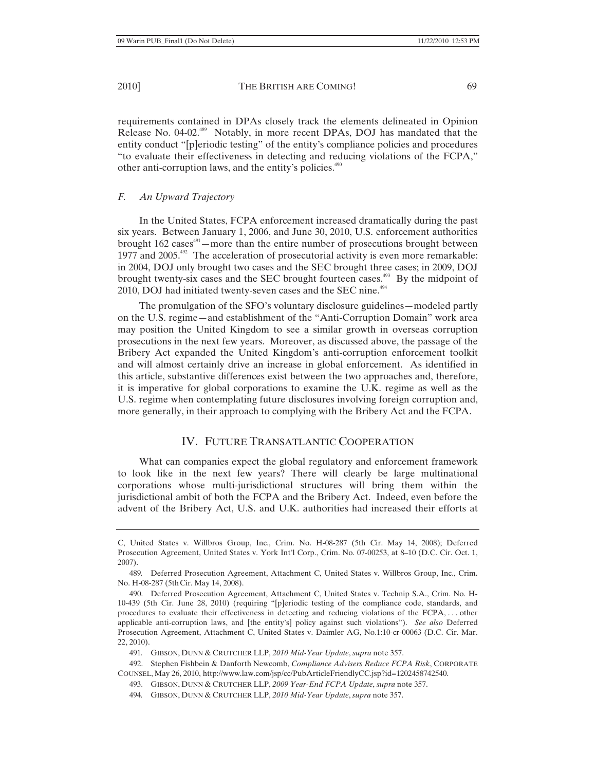requirements contained in DPAs closely track the elements delineated in Opinion Release No. 04-02.[489] Notably, in more recent DPAs, DOJ has mandated that the entity conduct "[p]eriodic testing" of the entity's compliance policies and procedures "to evaluate their effectiveness in detecting and reducing violations of the FCPA," other anti-corruption laws, and the entity's policies.[490]

### *F. An Upward Trajectory*

In the United States, FCPA enforcement increased dramatically during the past six years. Between January 1, 2006, and June 30, 2010, U.S. enforcement authorities brought 162 cases[491]—more than the entire number of prosecutions brought between 1977 and 2005.[492] The acceleration of prosecutorial activity is even more remarkable: in 2004, DOJ only brought two cases and the SEC brought three cases; in 2009, DOJ brought twenty-six cases and the SEC brought fourteen cases.[493] By the midpoint of 2010, DOJ had initiated twenty-seven cases and the SEC nine.[494]

The promulgation of the SFO's voluntary disclosure guidelines—modeled partly on the U.S. regime—and establishment of the "Anti-Corruption Domain" work area may position the United Kingdom to see a similar growth in overseas corruption prosecutions in the next few years. Moreover, as discussed above, the passage of the Bribery Act expanded the United Kingdom's anti-corruption enforcement toolkit and will almost certainly drive an increase in global enforcement. As identified in this article, substantive differences exist between the two approaches and, therefore, it is imperative for global corporations to examine the U.K. regime as well as the U.S. regime when contemplating future disclosures involving foreign corruption and, more generally, in their approach to complying with the Bribery Act and the FCPA.

## IV. Future Transatlantic Cooperation

What can companies expect the global regulatory and enforcement framework to look like in the next few years? There will clearly be large multinational corporations whose multi-jurisdictional structures will bring them within the jurisdictional ambit of both the FCPA and the Bribery Act. Indeed, even before the advent of the Bribery Act, U.S. and U.K. authorities had increased their efforts at

---

C, United States v. Willbros Group, Inc., Crim. No. H-08-287 (5th Cir. May 14, 2008); Deferred Prosecution Agreement, United States v. York Int'l Corp., Crim. No. 07-00253, at 8–10 (D.C. Cir. Oct. 1, 2007).

489. Deferred Prosecution Agreement, Attachment C, United States v. Willbros Group, Inc., Crim. No. H-08-287 (5th Cir. May 14, 2008).

490. Deferred Prosecution Agreement, Attachment C, United States v. Technip S.A., Crim. No. H-10-439 (5th Cir. June 28, 2010) (requiring "[p]eriodic testing of the compliance code, standards, and procedures to evaluate their effectiveness in detecting and reducing violations of the FCPA, . . . other applicable anti-corruption laws, and [the entity's] policy against such violations"). *See also* Deferred Prosecution Agreement, Attachment C, United States v. Daimler AG, No.1:10-cr-00063 (D.C. Cir. Mar. 22, 2010).

491. GIBSON, DUNN & CRUTCHER LLP, *2010 Mid-Year Update*, *supra* note 357.

492. Stephen Fishbein & Danforth Newcomb, *Compliance Advisers Reduce FCPA Risk*, CORPORATE COUNSEL, May 26, 2010, http://www.law.com/jsp/cc/PubArticleFriendlyCC.jsp?id=1202458742540.

493. GIBSON, DUNN & CRUTCHER LLP, *2009 Year-End FCPA Update*, *supra* note 357.

494. GIBSON, DUNN & CRUTCHER LLP, *2010 Mid-Year Update*, *supra* note 357.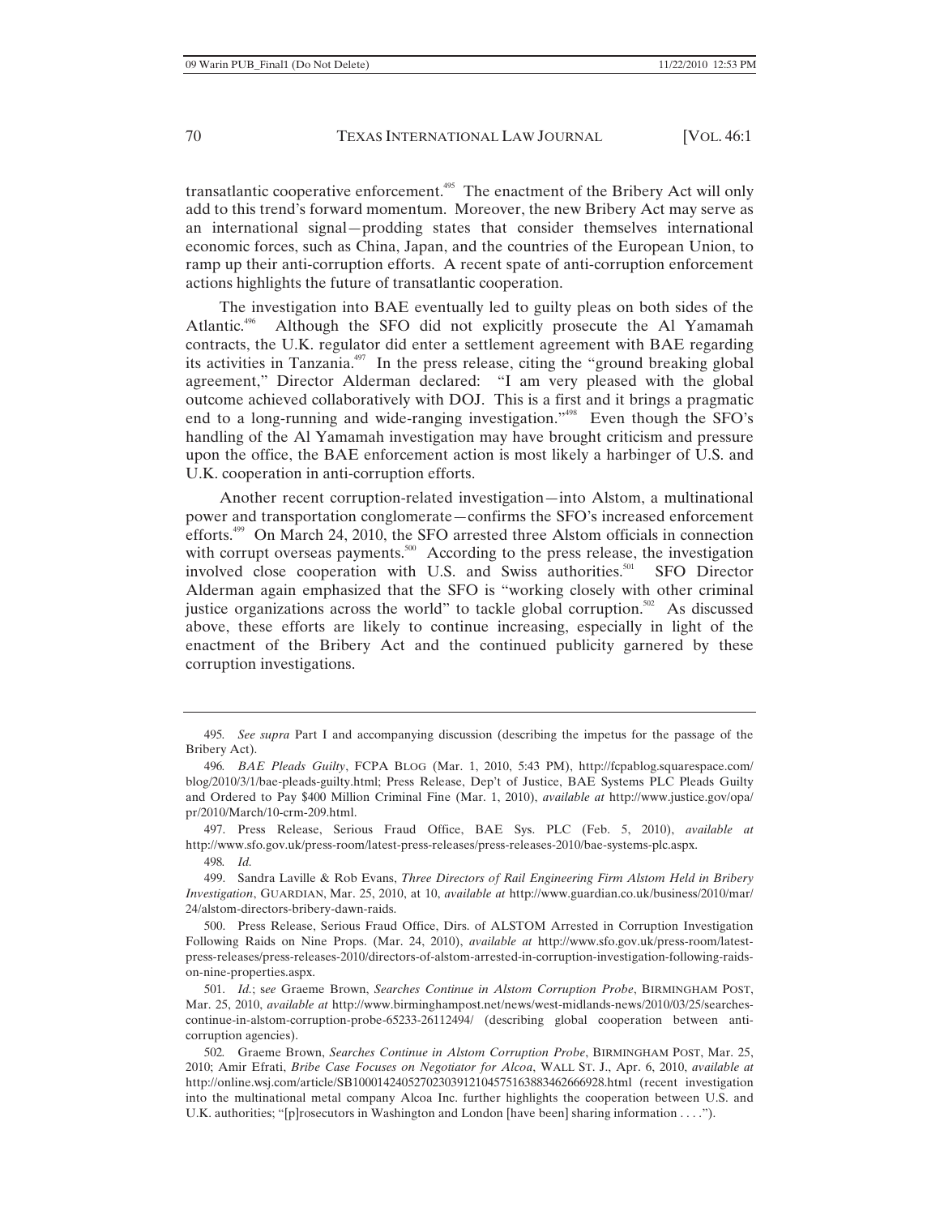transatlantic cooperative enforcement.[495] The enactment of the Bribery Act will only add to this trend's forward momentum. Moreover, the new Bribery Act may serve as an international signal—prodding states that consider themselves international economic forces, such as China, Japan, and the countries of the European Union, to ramp up their anti-corruption efforts. A recent spate of anti-corruption enforcement actions highlights the future of transatlantic cooperation.

The investigation into BAE eventually led to guilty pleas on both sides of the Atlantic.[496] Although the SFO did not explicitly prosecute the Al Yamamah contracts, the U.K. regulator did enter a settlement agreement with BAE regarding its activities in Tanzania.[497] In the press release, citing the "ground breaking global agreement," Director Alderman declared: "I am very pleased with the global outcome achieved collaboratively with DOJ. This is a first and it brings a pragmatic end to a long-running and wide-ranging investigation."[498] Even though the SFO's handling of the Al Yamamah investigation may have brought criticism and pressure upon the office, the BAE enforcement action is most likely a harbinger of U.S. and U.K. cooperation in anti-corruption efforts.

Another recent corruption-related investigation—into Alstom, a multinational power and transportation conglomerate—confirms the SFO's increased enforcement efforts.[499] On March 24, 2010, the SFO arrested three Alstom officials in connection with corrupt overseas payments.[500] According to the press release, the investigation involved close cooperation with U.S. and Swiss authorities.[501] SFO Director Alderman again emphasized that the SFO is "working closely with other criminal justice organizations across the world" to tackle global corruption.[502] As discussed above, these efforts are likely to continue increasing, especially in light of the enactment of the Bribery Act and the continued publicity garnered by these corruption investigations.

---

495. *See supra* Part I and accompanying discussion (describing the impetus for the passage of the Bribery Act).

496. *BAE Pleads Guilty*, FCPA BLOG (Mar. 1, 2010, 5:43 PM), http://fcpablog.squarespace.com/blog/2010/3/1/bae-pleads-guilty.html; Press Release, Dep't of Justice, BAE Systems PLC Pleads Guilty and Ordered to Pay $400 Million Criminal Fine (Mar. 1, 2010), *available at* http://www.justice.gov/opa/pr/2010/March/10-crm-209.html.

497. Press Release, Serious Fraud Office, BAE Sys. PLC (Feb. 5, 2010), *available at* http://www.sfo.gov.uk/press-room/latest-press-releases/press-releases-2010/bae-systems-plc.aspx.

498. *Id.*

499. Sandra Laville & Rob Evans, *Three Directors of Rail Engineering Firm Alstom Held in Bribery Investigation*, GUARDIAN, Mar. 25, 2010, at 10, *available at* http://www.guardian.co.uk/business/2010/mar/24/alstom-directors-bribery-dawn-raids.

500. Press Release, Serious Fraud Office, Dirs. of ALSTOM Arrested in Corruption Investigation Following Raids on Nine Props. (Mar. 24, 2010), *available at* http://www.sfo.gov.uk/press-room/latest-press-releases/press-releases-2010/directors-of-alstom-arrested-in-corruption-investigation-following-raids-on-nine-properties.aspx.

501. *Id.*; s*ee* Graeme Brown, *Searches Continue in Alstom Corruption Probe*, BIRMINGHAM POST, Mar. 25, 2010, *available at* http://www.birminghampost.net/news/west-midlands-news/2010/03/25/searches-continue-in-alstom-corruption-probe-65233-26112494/ (describing global cooperation between anti-corruption agencies).

502. Graeme Brown, *Searches Continue in Alstom Corruption Probe*, BIRMINGHAM POST, Mar. 25, 2010; Amir Efrati, *Bribe Case Focuses on Negotiator for Alcoa*, WALL ST. J., Apr. 6, 2010, *available at* http://online.wsj.com/article/SB10001424052702303912104575163883462666928.html (recent investigation into the multinational metal company Alcoa Inc. further highlights the cooperation between U.S. and U.K. authorities; "[p]rosecutors in Washington and London [have been] sharing information . . . .").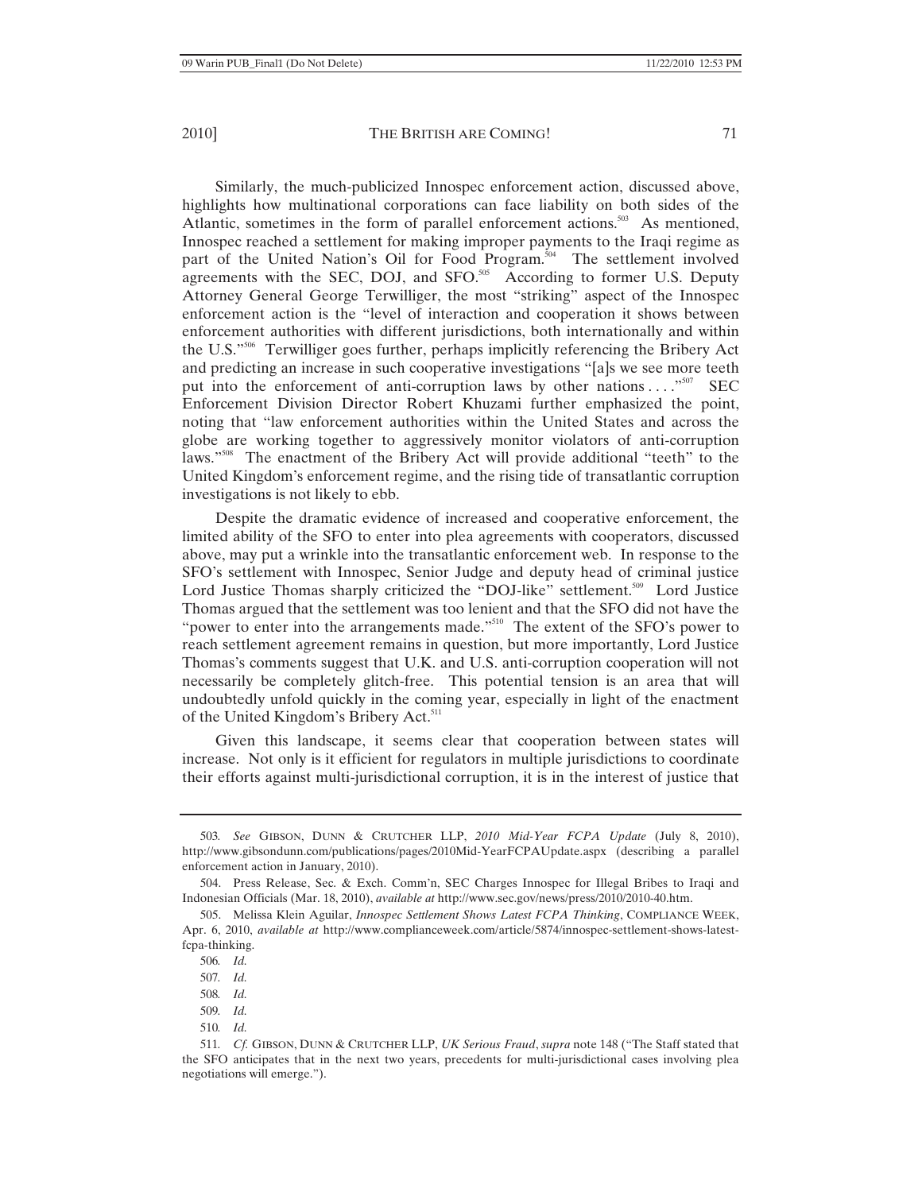Similarly, the much-publicized Innospec enforcement action, discussed above, highlights how multinational corporations can face liability on both sides of the Atlantic, sometimes in the form of parallel enforcement actions.[503] As mentioned, Innospec reached a settlement for making improper payments to the Iraqi regime as part of the United Nation's Oil for Food Program.[504] The settlement involved agreements with the SEC, DOJ, and SFO.[505] According to former U.S. Deputy Attorney General George Terwilliger, the most "striking" aspect of the Innospec enforcement action is the "level of interaction and cooperation it shows between enforcement authorities with different jurisdictions, both internationally and within the U.S."[506] Terwilliger goes further, perhaps implicitly referencing the Bribery Act and predicting an increase in such cooperative investigations "[a]s we see more teeth put into the enforcement of anti-corruption laws by other nations . . . ."[507] SEC Enforcement Division Director Robert Khuzami further emphasized the point, noting that "law enforcement authorities within the United States and across the globe are working together to aggressively monitor violators of anti-corruption laws."[508] The enactment of the Bribery Act will provide additional "teeth" to the United Kingdom's enforcement regime, and the rising tide of transatlantic corruption investigations is not likely to ebb.

Despite the dramatic evidence of increased and cooperative enforcement, the limited ability of the SFO to enter into plea agreements with cooperators, discussed above, may put a wrinkle into the transatlantic enforcement web. In response to the SFO's settlement with Innospec, Senior Judge and deputy head of criminal justice Lord Justice Thomas sharply criticized the "DOJ-like" settlement.[509] Lord Justice Thomas argued that the settlement was too lenient and that the SFO did not have the "power to enter into the arrangements made."[510] The extent of the SFO's power to reach settlement agreement remains in question, but more importantly, Lord Justice Thomas's comments suggest that U.K. and U.S. anti-corruption cooperation will not necessarily be completely glitch-free. This potential tension is an area that will undoubtedly unfold quickly in the coming year, especially in light of the enactment of the United Kingdom's Bribery Act.[511]

Given this landscape, it seems clear that cooperation between states will increase. Not only is it efficient for regulators in multiple jurisdictions to coordinate their efforts against multi-jurisdictional corruption, it is in the interest of justice that

---

503. *See* GIBSON, DUNN & CRUTCHER LLP, *2010 Mid-Year FCPA Update* (July 8, 2010), http://www.gibsondunn.com/publications/pages/2010Mid-YearFCPAUpdate.aspx (describing a parallel enforcement action in January, 2010).

504. Press Release, Sec. & Exch. Comm'n, SEC Charges Innospec for Illegal Bribes to Iraqi and Indonesian Officials (Mar. 18, 2010), *available at* http://www.sec.gov/news/press/2010/2010-40.htm.

505. Melissa Klein Aguilar, *Innospec Settlement Shows Latest FCPA Thinking*, COMPLIANCE WEEK, Apr. 6, 2010, *available at* http://www.complianceweek.com/article/5874/innospec-settlement-shows-latest-fcpa-thinking.

506. *Id.*

507. *Id.*

508. *Id.*

509. *Id.*

510. *Id.*

511. *Cf.* GIBSON, DUNN & CRUTCHER LLP, *UK Serious Fraud*, *supra* note 148 ("The Staff stated that the SFO anticipates that in the next two years, precedents for multi-jurisdictional cases involving plea negotiations will emerge.").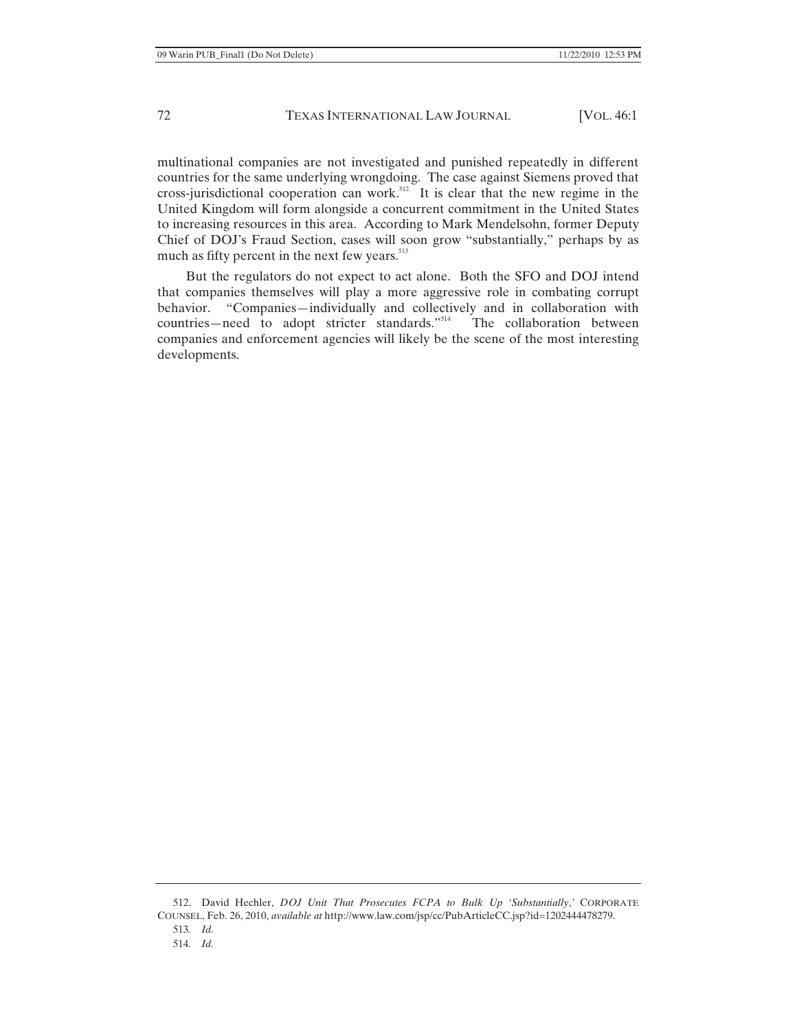multinational companies are not investigated and punished repeatedly in different countries for the same underlying wrongdoing. The case against Siemens proved that cross-jurisdictional cooperation can work.[512] It is clear that the new regime in the United Kingdom will form alongside a concurrent commitment in the United States to increasing resources in this area. According to Mark Mendelsohn, former Deputy Chief of DOJ's Fraud Section, cases will soon grow "substantially," perhaps by as much as fifty percent in the next few years.[513]

But the regulators do not expect to act alone. Both the SFO and DOJ intend that companies themselves will play a more aggressive role in combating corrupt behavior. "Companies—individually and collectively and in collaboration with countries—need to adopt stricter standards."[514] The collaboration between companies and enforcement agencies will likely be the scene of the most interesting developments.

---

512. David Hechler, *DOJ Unit That Prosecutes FCPA to Bulk Up 'Substantially*,' CORPORATE COUNSEL, Feb. 26, 2010, *available at* http://www.law.com/jsp/cc/PubArticleCC.jsp?id=1202444478279.

513. *Id.*

514. *Id.*